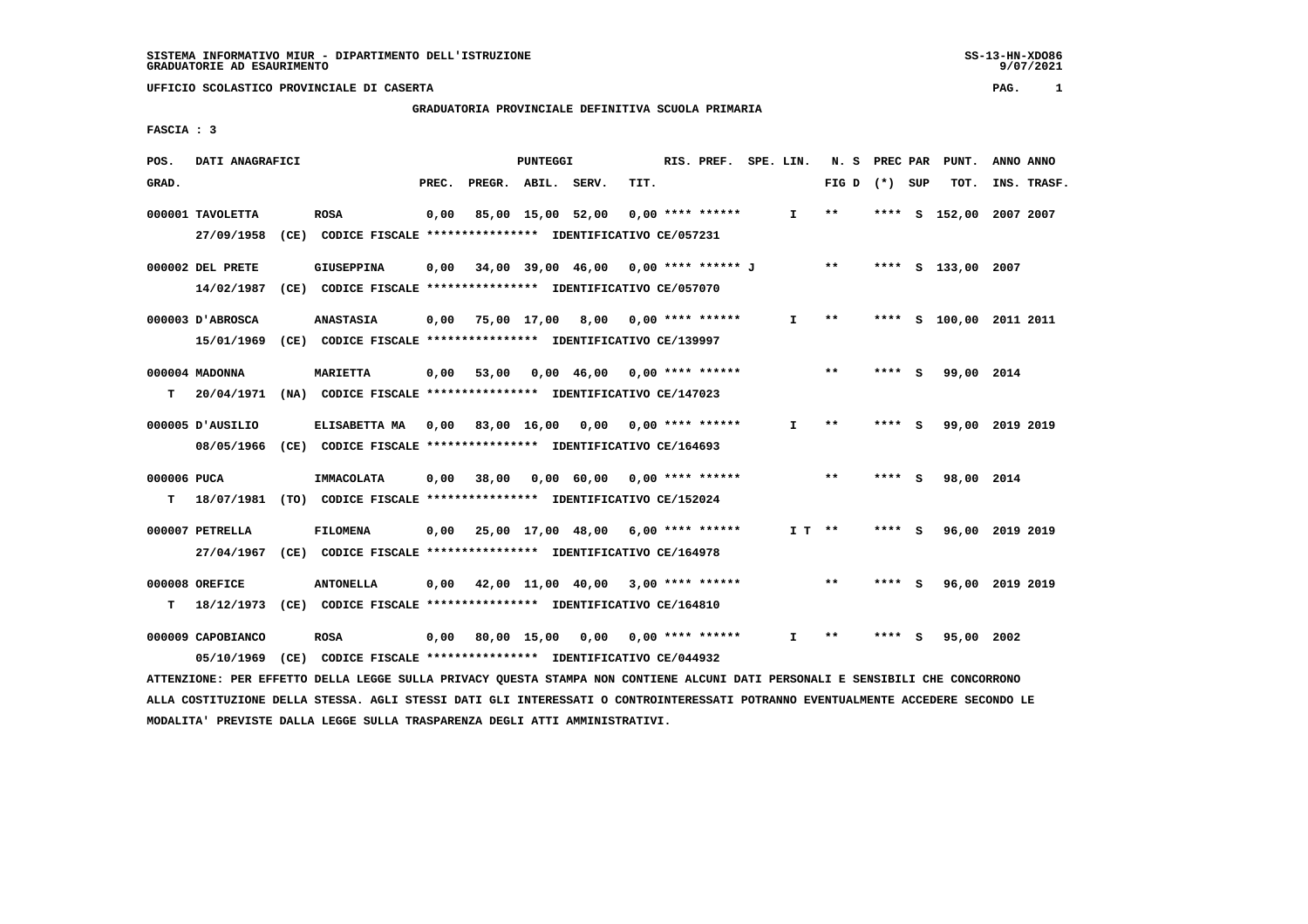SISTEMA INFORMATIVO MIUR - DIPARTIMENTO DELL'ISTRUZIONE
GRADUATORIE AD ESAURIMENTO

UFFICIO SCOLASTICO PROVINCIALE DI CASERTA

## GRADUATORIA PROVINCIALE DEFINITIVA SCUOLA PRIMARIA

FASCIA : 3

| POS. GRAD. | DATI ANAGRAFICI | | PREC. | PREGR. | ABIL. | SERV. | TIT. | RIS. PREF. | SPE. LIN. | N. S FIG D | PREC PAR (*) SUP | PUNT. TOT. | ANNO ANNO INS. TRASF. |
|---|---|---|---|---|---|---|---|---|---|---|---|---|---|
| 000001 | TAVOLETTA 27/09/1958 (CE) CODICE FISCALE **************** IDENTIFICATIVO CE/057231 | ROSA | 0,00 | 85,00 | 15,00 | 52,00 | 0,00 | **** ****** | I | ** | **** S | 152,00 | 2007 2007 |
| 000002 | DEL PRETE 14/02/1987 (CE) CODICE FISCALE **************** IDENTIFICATIVO CE/057070 | GIUSEPPINA | 0,00 | 34,00 | 39,00 | 46,00 | 0,00 | **** ****** J | | ** | **** S | 133,00 | 2007 |
| 000003 | D'ABROSCA 15/01/1969 (CE) CODICE FISCALE **************** IDENTIFICATIVO CE/139997 | ANASTASIA | 0,00 | 75,00 | 17,00 | 8,00 | 0,00 | **** ****** | I | ** | **** S | 100,00 | 2011 2011 |
| 000004 | MADONNA T 20/04/1971 (NA) CODICE FISCALE **************** IDENTIFICATIVO CE/147023 | MARIETTA | 0,00 | 53,00 | 0,00 | 46,00 | 0,00 | **** ****** | | ** | **** S | 99,00 | 2014 |
| 000005 | D'AUSILIO 08/05/1966 (CE) CODICE FISCALE **************** IDENTIFICATIVO CE/164693 | ELISABETTA MA | 0,00 | 83,00 | 16,00 | 0,00 | 0,00 | **** ****** | I | ** | **** S | 99,00 | 2019 2019 |
| 000006 | PUCA T 18/07/1981 (TO) CODICE FISCALE **************** IDENTIFICATIVO CE/152024 | IMMACOLATA | 0,00 | 38,00 | 0,00 | 60,00 | 0,00 | **** ****** | | ** | **** S | 98,00 | 2014 |
| 000007 | PETRELLA 27/04/1967 (CE) CODICE FISCALE **************** IDENTIFICATIVO CE/164978 | FILOMENA | 0,00 | 25,00 | 17,00 | 48,00 | 6,00 | **** ****** | I T | ** | **** S | 96,00 | 2019 2019 |
| 000008 | OREFICE T 18/12/1973 (CE) CODICE FISCALE **************** IDENTIFICATIVO CE/164810 | ANTONELLA | 0,00 | 42,00 | 11,00 | 40,00 | 3,00 | **** ****** | | ** | **** S | 96,00 | 2019 2019 |
| 000009 | CAPOBIANCO 05/10/1969 (CE) CODICE FISCALE **************** IDENTIFICATIVO CE/044932 | ROSA | 0,00 | 80,00 | 15,00 | 0,00 | 0,00 | **** ****** | I | ** | **** S | 95,00 | 2002 |

ATTENZIONE: PER EFFETTO DELLA LEGGE SULLA PRIVACY QUESTA STAMPA NON CONTIENE ALCUNI DATI PERSONALI E SENSIBILI CHE CONCORRONO ALLA COSTITUZIONE DELLA STESSA. AGLI STESSI DATI GLI INTERESSATI O CONTROINTERESSATI POTRANNO EVENTUALMENTE ACCEDERE SECONDO LE MODALITA' PREVISTE DALLA LEGGE SULLA TRASPARENZA DEGLI ATTI AMMINISTRATIVI.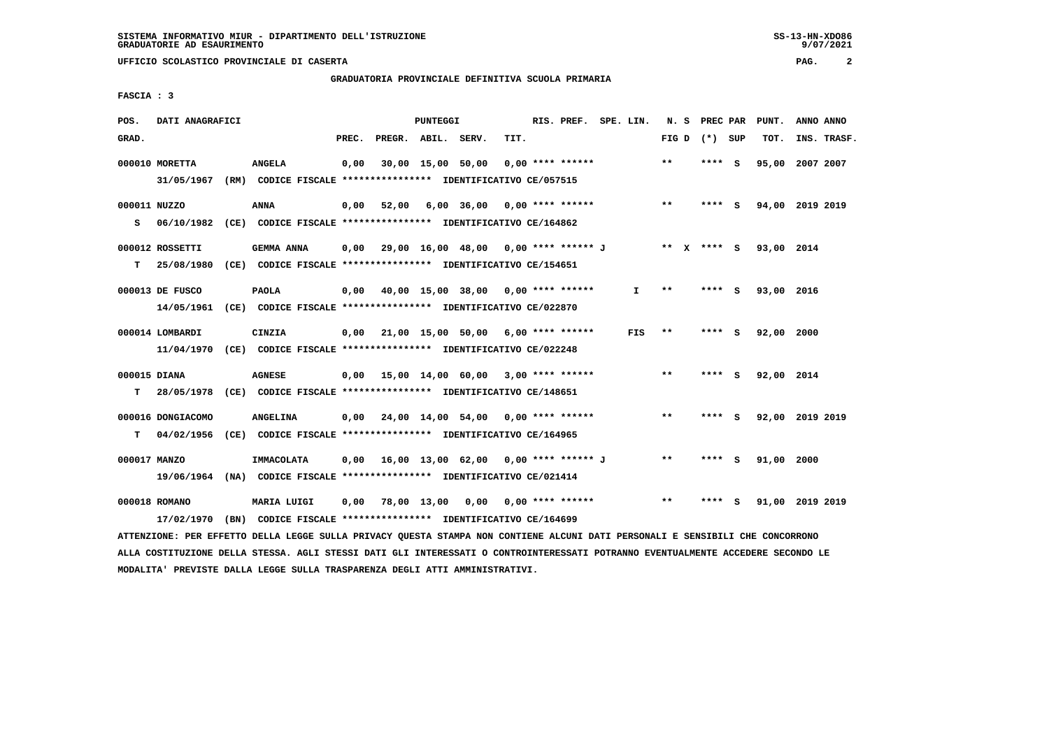SISTEMA INFORMATIVO MIUR - DIPARTIMENTO DELL'ISTRUZIONE
GRADUATORIE AD ESAURIMENTO

UFFICIO SCOLASTICO PROVINCIALE DI CASERTA

GRADUATORIA PROVINCIALE DEFINITIVA SCUOLA PRIMARIA

FASCIA : 3

| POS. GRAD. | DATI ANAGRAFICI | | PREC. | PREGR. | ABIL. | SERV. | TIT. | RIS. PREF. | SPE. LIN. | N. S FIG D | PREC PAR (*) SUP | PUNT. TOT. | ANNO INS. | ANNO TRASF. |
|---|---|---|---|---|---|---|---|---|---|---|---|---|---|---|
| 000010 | MORETTA | ANGELA | 0,00 | 30,00 | 15,00 | 50,00 | 0,00 | **** ****** | | ** | **** S | 95,00 | 2007 | 2007 |
| | 31/05/1967 (RM) | CODICE FISCALE **************** IDENTIFICATIVO CE/057515 | | | | | | | | | | | | |
| 000011 | NUZZO | ANNA | 0,00 | 52,00 | 6,00 | 36,00 | 0,00 | **** ****** | | ** | **** S | 94,00 | 2019 | 2019 |
| S | 06/10/1982 (CE) | CODICE FISCALE **************** IDENTIFICATIVO CE/164862 | | | | | | | | | | | | |
| 000012 | ROSSETTI | GEMMA ANNA | 0,00 | 29,00 | 16,00 | 48,00 | 0,00 | **** ****** J | | ** X | **** S | 93,00 | 2014 | |
| T | 25/08/1980 (CE) | CODICE FISCALE **************** IDENTIFICATIVO CE/154651 | | | | | | | | | | | | |
| 000013 | DE FUSCO | PAOLA | 0,00 | 40,00 | 15,00 | 38,00 | 0,00 | **** ****** | I | ** | **** S | 93,00 | 2016 | |
| | 14/05/1961 (CE) | CODICE FISCALE **************** IDENTIFICATIVO CE/022870 | | | | | | | | | | | | |
| 000014 | LOMBARDI | CINZIA | 0,00 | 21,00 | 15,00 | 50,00 | 6,00 | **** ****** | FIS | ** | **** S | 92,00 | 2000 | |
| | 11/04/1970 (CE) | CODICE FISCALE **************** IDENTIFICATIVO CE/022248 | | | | | | | | | | | | |
| 000015 | DIANA | AGNESE | 0,00 | 15,00 | 14,00 | 60,00 | 3,00 | **** ****** | | ** | **** S | 92,00 | 2014 | |
| T | 28/05/1978 (CE) | CODICE FISCALE **************** IDENTIFICATIVO CE/148651 | | | | | | | | | | | | |
| 000016 | DONGIACOMO | ANGELINA | 0,00 | 24,00 | 14,00 | 54,00 | 0,00 | **** ****** | | ** | **** S | 92,00 | 2019 | 2019 |
| T | 04/02/1956 (CE) | CODICE FISCALE **************** IDENTIFICATIVO CE/164965 | | | | | | | | | | | | |
| 000017 | MANZO | IMMACOLATA | 0,00 | 16,00 | 13,00 | 62,00 | 0,00 | **** ****** J | | ** | **** S | 91,00 | 2000 | |
| | 19/06/1964 (NA) | CODICE FISCALE **************** IDENTIFICATIVO CE/021414 | | | | | | | | | | | | |
| 000018 | ROMANO | MARIA LUIGI | 0,00 | 78,00 | 13,00 | 0,00 | 0,00 | **** ****** | | ** | **** S | 91,00 | 2019 | 2019 |
| | 17/02/1970 (BN) | CODICE FISCALE **************** IDENTIFICATIVO CE/164699 | | | | | | | | | | | | |

ATTENZIONE: PER EFFETTO DELLA LEGGE SULLA PRIVACY QUESTA STAMPA NON CONTIENE ALCUNI DATI PERSONALI E SENSIBILI CHE CONCORRONO ALLA COSTITUZIONE DELLA STESSA. AGLI STESSI DATI GLI INTERESSATI O CONTROINTERESSATI POTRANNO EVENTUALMENTE ACCEDERE SECONDO LE MODALITA' PREVISTE DALLA LEGGE SULLA TRASPARENZA DEGLI ATTI AMMINISTRATIVI.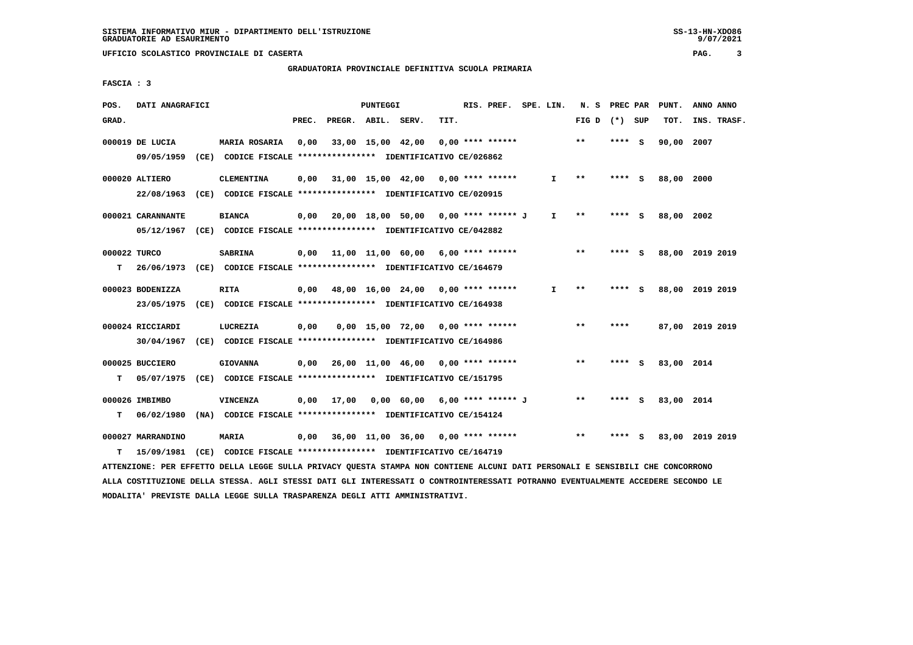SISTEMA INFORMATIVO MIUR - DIPARTIMENTO DELL'ISTRUZIONE
GRADUATORIE AD ESAURIMENTO

UFFICIO SCOLASTICO PROVINCIALE DI CASERTA

GRADUATORIA PROVINCIALE DEFINITIVA SCUOLA PRIMARIA

FASCIA : 3

| POS. GRAD. | DATI ANAGRAFICI | | PREC. | PREGR. | ABIL. | SERV. | TIT. | RIS. PREF. | SPE. LIN. | N. S FIG D | PREC PAR (*) | SUP | PUNT. TOT. | ANNO INS. | ANNO TRASF. |
|---|---|---|---|---|---|---|---|---|---|---|---|---|---|---|---|
| 000019 | DE LUCIA | MARIA ROSARIA | 0,00 | 33,00 | 15,00 | 42,00 | 0,00 | **** ****** | | ** | **** | S | 90,00 | 2007 | |
| | 09/05/1959 (CE) CODICE FISCALE **************** IDENTIFICATIVO CE/026862 | | | | | | | | | | | | | | |
| 000020 | ALTIERO | CLEMENTINA | 0,00 | 31,00 | 15,00 | 42,00 | 0,00 | **** ****** | I | ** | **** | S | 88,00 | 2000 | |
| | 22/08/1963 (CE) CODICE FISCALE **************** IDENTIFICATIVO CE/020915 | | | | | | | | | | | | | | |
| 000021 | CARANNANTE | BIANCA | 0,00 | 20,00 | 18,00 | 50,00 | 0,00 | **** ****** J | I | ** | **** | S | 88,00 | 2002 | |
| | 05/12/1967 (CE) CODICE FISCALE **************** IDENTIFICATIVO CE/042882 | | | | | | | | | | | | | | |
| 000022 | TURCO | SABRINA | 0,00 | 11,00 | 11,00 | 60,00 | 6,00 | **** ****** | | ** | **** | S | 88,00 | 2019 | 2019 |
| T | 26/06/1973 (CE) CODICE FISCALE **************** IDENTIFICATIVO CE/164679 | | | | | | | | | | | | | | |
| 000023 | BODENIZZA | RITA | 0,00 | 48,00 | 16,00 | 24,00 | 0,00 | **** ****** | I | ** | **** | S | 88,00 | 2019 | 2019 |
| | 23/05/1975 (CE) CODICE FISCALE **************** IDENTIFICATIVO CE/164938 | | | | | | | | | | | | | | |
| 000024 | RICCIARDI | LUCREZIA | 0,00 | 0,00 | 15,00 | 72,00 | 0,00 | **** ****** | | ** | **** | | 87,00 | 2019 | 2019 |
| | 30/04/1967 (CE) CODICE FISCALE **************** IDENTIFICATIVO CE/164986 | | | | | | | | | | | | | | |
| 000025 | BUCCIERO | GIOVANNA | 0,00 | 26,00 | 11,00 | 46,00 | 0,00 | **** ****** | | ** | **** | S | 83,00 | 2014 | |
| T | 05/07/1975 (CE) CODICE FISCALE **************** IDENTIFICATIVO CE/151795 | | | | | | | | | | | | | | |
| 000026 | IMBIMBO | VINCENZA | 0,00 | 17,00 | 0,00 | 60,00 | 6,00 | **** ****** J | | ** | **** | S | 83,00 | 2014 | |
| T | 06/02/1980 (NA) CODICE FISCALE **************** IDENTIFICATIVO CE/154124 | | | | | | | | | | | | | | |
| 000027 | MARRANDINO | MARIA | 0,00 | 36,00 | 11,00 | 36,00 | 0,00 | **** ****** | | ** | **** | S | 83,00 | 2019 | 2019 |
| T | 15/09/1981 (CE) CODICE FISCALE **************** IDENTIFICATIVO CE/164719 | | | | | | | | | | | | | | |

ATTENZIONE: PER EFFETTO DELLA LEGGE SULLA PRIVACY QUESTA STAMPA NON CONTIENE ALCUNI DATI PERSONALI E SENSIBILI CHE CONCORRONO ALLA COSTITUZIONE DELLA STESSA. AGLI STESSI DATI GLI INTERESSATI O CONTROINTERESSATI POTRANNO EVENTUALMENTE ACCEDERE SECONDO LE MODALITA' PREVISTE DALLA LEGGE SULLA TRASPARENZA DEGLI ATTI AMMINISTRATIVI.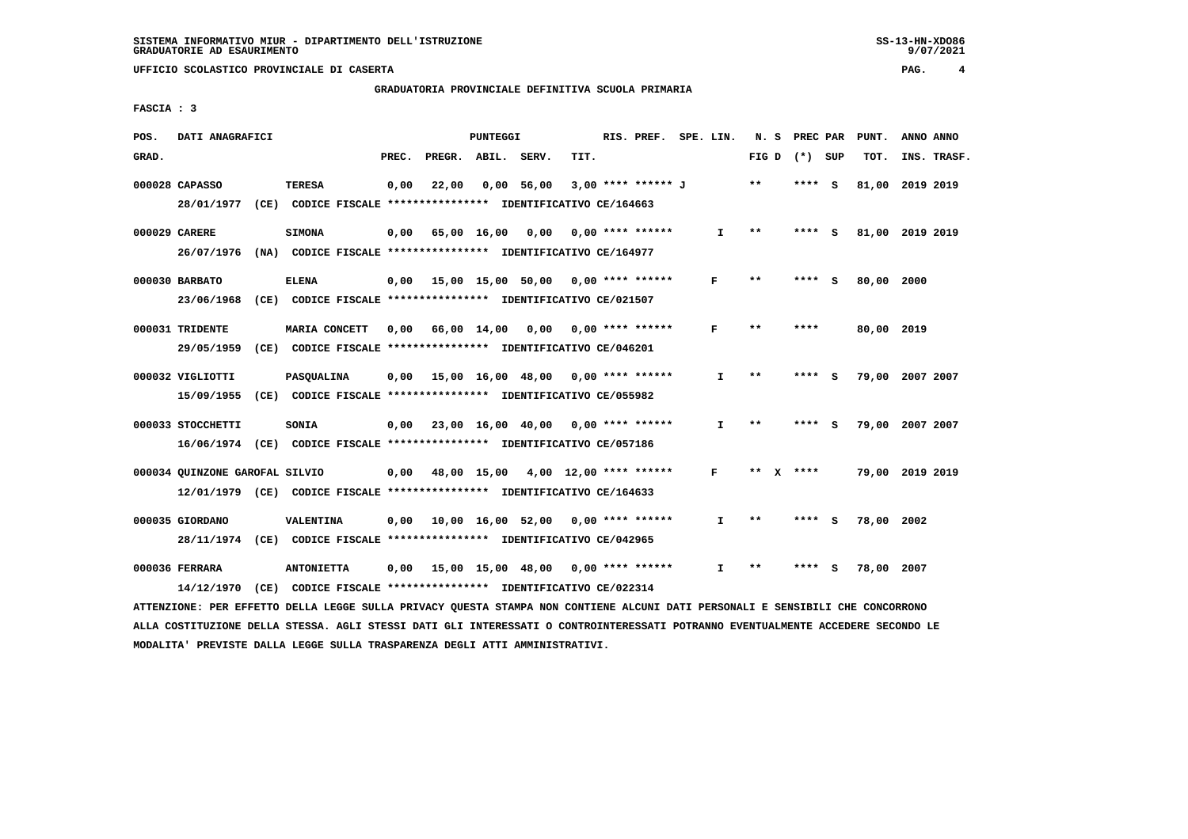UFFICIO SCOLASTICO PROVINCIALE DI CASERTA

GRADUATORIA PROVINCIALE DEFINITIVA SCUOLA PRIMARIA

FASCIA : 3

| POS. GRAD. | DATI ANAGRAFICI | | PREC. | PREGR. | ABIL. | SERV. | TIT. | RIS. PREF. | SPE. LIN. | N. S FIG D | PREC PAR (*) SUP | PUNT. TOT. | ANNO INS. | ANNO TRASF. |
|---|---|---|---|---|---|---|---|---|---|---|---|---|---|---|
| 000028 | CAPASSO 28/01/1977 (CE) CODICE FISCALE **************** IDENTIFICATIVO CE/164663 | TERESA | 0,00 | 22,00 | 0,00 | 56,00 | 3,00 | **** ****** J | | ** | **** S | 81,00 | 2019 | 2019 |
| 000029 | CARERE 26/07/1976 (NA) CODICE FISCALE **************** IDENTIFICATIVO CE/164977 | SIMONA | 0,00 | 65,00 | 16,00 | 0,00 | 0,00 | **** ****** | I | ** | **** S | 81,00 | 2019 | 2019 |
| 000030 | BARBATO 23/06/1968 (CE) CODICE FISCALE **************** IDENTIFICATIVO CE/021507 | ELENA | 0,00 | 15,00 | 15,00 | 50,00 | 0,00 | **** ****** | F | ** | **** S | 80,00 | 2000 | |
| 000031 | TRIDENTE 29/05/1959 (CE) CODICE FISCALE **************** IDENTIFICATIVO CE/046201 | MARIA CONCETT | 0,00 | 66,00 | 14,00 | 0,00 | 0,00 | **** ****** | F | ** | **** | 80,00 | 2019 | |
| 000032 | VIGLIOTTI 15/09/1955 (CE) CODICE FISCALE **************** IDENTIFICATIVO CE/055982 | PASQUALINA | 0,00 | 15,00 | 16,00 | 48,00 | 0,00 | **** ****** | I | ** | **** S | 79,00 | 2007 | 2007 |
| 000033 | STOCCHETTI 16/06/1974 (CE) CODICE FISCALE **************** IDENTIFICATIVO CE/057186 | SONIA | 0,00 | 23,00 | 16,00 | 40,00 | 0,00 | **** ****** | I | ** | **** S | 79,00 | 2007 | 2007 |
| 000034 | QUINZONE GAROFAL 12/01/1979 (CE) CODICE FISCALE **************** IDENTIFICATIVO CE/164633 | SILVIO | 0,00 | 48,00 | 15,00 | 4,00 | 12,00 | **** ****** | F | ** X | **** | 79,00 | 2019 | 2019 |
| 000035 | GIORDANO 28/11/1974 (CE) CODICE FISCALE **************** IDENTIFICATIVO CE/042965 | VALENTINA | 0,00 | 10,00 | 16,00 | 52,00 | 0,00 | **** ****** | I | ** | **** S | 78,00 | 2002 | |
| 000036 | FERRARA 14/12/1970 (CE) CODICE FISCALE **************** IDENTIFICATIVO CE/022314 | ANTONIETTA | 0,00 | 15,00 | 15,00 | 48,00 | 0,00 | **** ****** | I | ** | **** S | 78,00 | 2007 | |

ATTENZIONE: PER EFFETTO DELLA LEGGE SULLA PRIVACY QUESTA STAMPA NON CONTIENE ALCUNI DATI PERSONALI E SENSIBILI CHE CONCORRONO ALLA COSTITUZIONE DELLA STESSA. AGLI STESSI DATI GLI INTERESSATI O CONTROINTERESSATI POTRANNO EVENTUALMENTE ACCEDERE SECONDO LE MODALITA' PREVISTE DALLA LEGGE SULLA TRASPARENZA DEGLI ATTI AMMINISTRATIVI.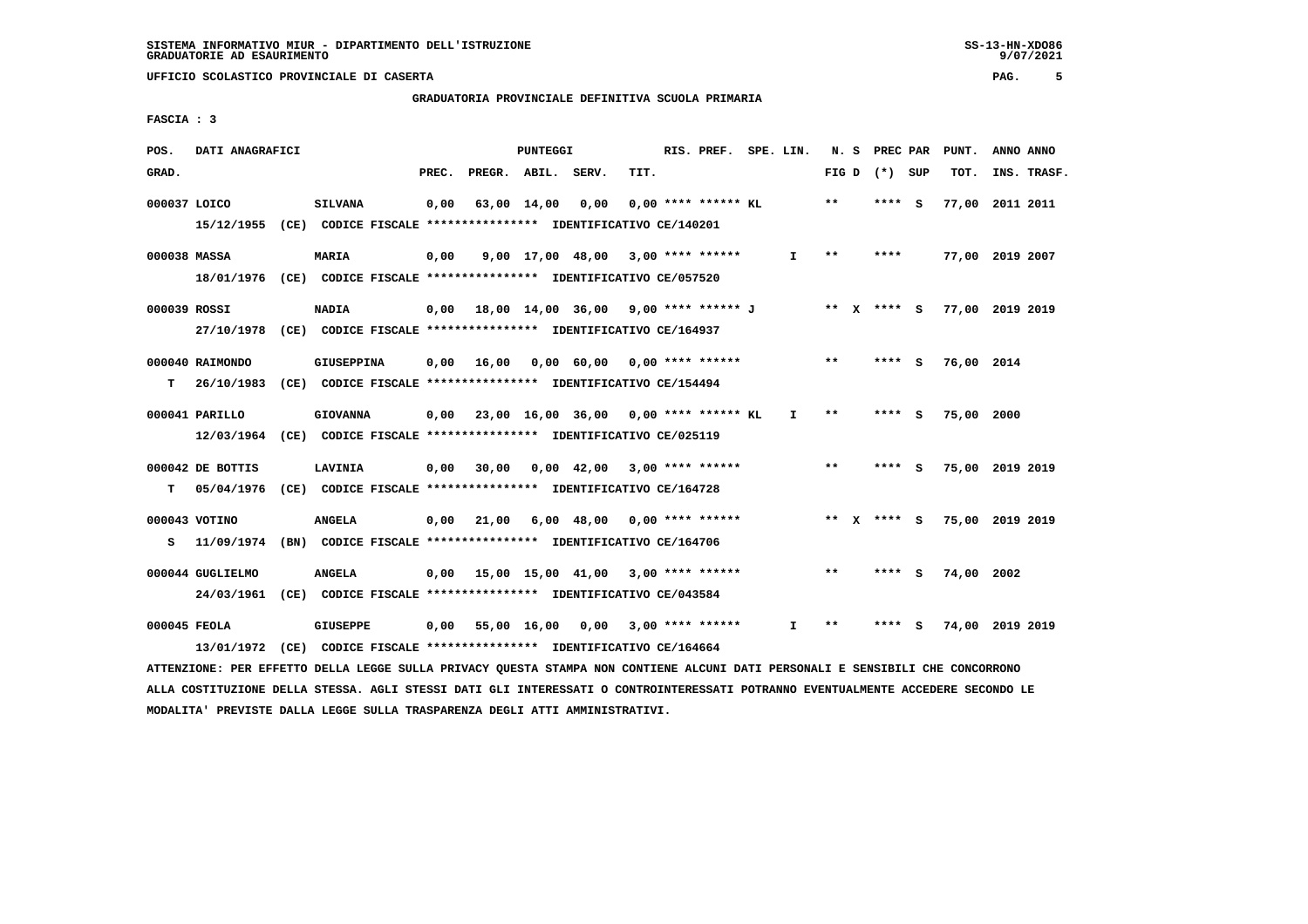SISTEMA INFORMATIVO MIUR - DIPARTIMENTO DELL'ISTRUZIONE
GRADUATORIE AD ESAURIMENTO

UFFICIO SCOLASTICO PROVINCIALE DI CASERTA

GRADUATORIA PROVINCIALE DEFINITIVA SCUOLA PRIMARIA

FASCIA : 3

| POS. GRAD. | DATI ANAGRAFICI | | PREC. | PREGR. | ABIL. | SERV. | TIT. | RIS. PREF. | SPE. LIN. | N. S FIG D | PREC PAR (*) | SUP | PUNT. TOT. | ANNO INS. | ANNO TRASF. |
|---|---|---|---|---|---|---|---|---|---|---|---|---|---|---|---|
| 000037 | LOICO | SILVANA | 0,00 | 63,00 | 14,00 | 0,00 | 0,00 | **** ****** KL | | ** | **** | S | 77,00 | 2011 | 2011 |
| | 15/12/1955 (CE) CODICE FISCALE **************** IDENTIFICATIVO CE/140201 | | | | | | | | | | | | | | |
| 000038 | MASSA | MARIA | 0,00 | 9,00 | 17,00 | 48,00 | 3,00 | **** ****** | I | ** | **** | | 77,00 | 2019 | 2007 |
| | 18/01/1976 (CE) CODICE FISCALE **************** IDENTIFICATIVO CE/057520 | | | | | | | | | | | | | | |
| 000039 | ROSSI | NADIA | 0,00 | 18,00 | 14,00 | 36,00 | 9,00 | **** ****** J | | ** X | **** | S | 77,00 | 2019 | 2019 |
| | 27/10/1978 (CE) CODICE FISCALE **************** IDENTIFICATIVO CE/164937 | | | | | | | | | | | | | | |
| 000040 | RAIMONDO | GIUSEPPINA | 0,00 | 16,00 | 0,00 | 60,00 | 0,00 | **** ****** | | ** | **** | S | 76,00 | 2014 | |
| T | 26/10/1983 (CE) CODICE FISCALE **************** IDENTIFICATIVO CE/154494 | | | | | | | | | | | | | | |
| 000041 | PARILLO | GIOVANNA | 0,00 | 23,00 | 16,00 | 36,00 | 0,00 | **** ****** KL | I | ** | **** | S | 75,00 | 2000 | |
| | 12/03/1964 (CE) CODICE FISCALE **************** IDENTIFICATIVO CE/025119 | | | | | | | | | | | | | | |
| 000042 | DE BOTTIS | LAVINIA | 0,00 | 30,00 | 0,00 | 42,00 | 3,00 | **** ****** | | ** | **** | S | 75,00 | 2019 | 2019 |
| T | 05/04/1976 (CE) CODICE FISCALE **************** IDENTIFICATIVO CE/164728 | | | | | | | | | | | | | | |
| 000043 | VOTINO | ANGELA | 0,00 | 21,00 | 6,00 | 48,00 | 0,00 | **** ****** | | ** X | **** | S | 75,00 | 2019 | 2019 |
| S | 11/09/1974 (BN) CODICE FISCALE **************** IDENTIFICATIVO CE/164706 | | | | | | | | | | | | | | |
| 000044 | GUGLIELMO | ANGELA | 0,00 | 15,00 | 15,00 | 41,00 | 3,00 | **** ****** | | ** | **** | S | 74,00 | 2002 | |
| | 24/03/1961 (CE) CODICE FISCALE **************** IDENTIFICATIVO CE/043584 | | | | | | | | | | | | | | |
| 000045 | FEOLA | GIUSEPPE | 0,00 | 55,00 | 16,00 | 0,00 | 3,00 | **** ****** | I | ** | **** | S | 74,00 | 2019 | 2019 |
| | 13/01/1972 (CE) CODICE FISCALE **************** IDENTIFICATIVO CE/164664 | | | | | | | | | | | | | | |

ATTENZIONE: PER EFFETTO DELLA LEGGE SULLA PRIVACY QUESTA STAMPA NON CONTIENE ALCUNI DATI PERSONALI E SENSIBILI CHE CONCORRONO ALLA COSTITUZIONE DELLA STESSA. AGLI STESSI DATI GLI INTERESSATI O CONTROINTERESSATI POTRANNO EVENTUALMENTE ACCEDERE SECONDO LE MODALITA' PREVISTE DALLA LEGGE SULLA TRASPARENZA DEGLI ATTI AMMINISTRATIVI.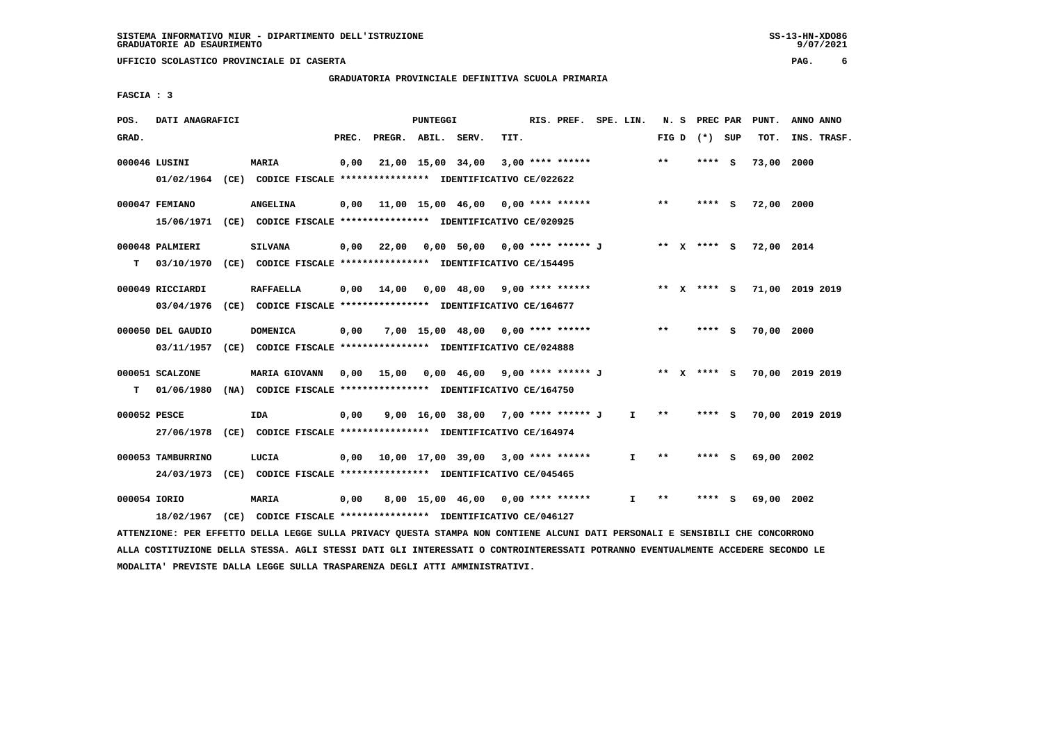SISTEMA INFORMATIVO MIUR - DIPARTIMENTO DELL'ISTRUZIONE
GRADUATORIE AD ESAURIMENTO

UFFICIO SCOLASTICO PROVINCIALE DI CASERTA

GRADUATORIA PROVINCIALE DEFINITIVA SCUOLA PRIMARIA

FASCIA : 3

| POS. GRAD. | DATI ANAGRAFICI | | PREC. | PREGR. | ABIL. | SERV. | TIT. | RIS. PREF. | SPE. LIN. | N. S FIG D | PREC PAR (*) SUP | PUNT. TOT. | ANNO INS. | ANNO TRASF. |
|---|---|---|---|---|---|---|---|---|---|---|---|---|---|---|
| 000046 | LUSINI | MARIA | 0,00 | 21,00 | 15,00 | 34,00 | 3,00 | **** ****** | | ** | **** S | 73,00 | 2000 | |
| | 01/02/1964 (CE) CODICE FISCALE **************** IDENTIFICATIVO CE/022622 | | | | | | | | | | | | | |
| 000047 | FEMIANO | ANGELINA | 0,00 | 11,00 | 15,00 | 46,00 | 0,00 | **** ****** | | ** | **** S | 72,00 | 2000 | |
| | 15/06/1971 (CE) CODICE FISCALE **************** IDENTIFICATIVO CE/020925 | | | | | | | | | | | | | |
| 000048 | PALMIERI | SILVANA | 0,00 | 22,00 | 0,00 | 50,00 | 0,00 | **** ****** J | | ** X | **** S | 72,00 | 2014 | |
| T | 03/10/1970 (CE) CODICE FISCALE **************** IDENTIFICATIVO CE/154495 | | | | | | | | | | | | | |
| 000049 | RICCIARDI | RAFFAELLA | 0,00 | 14,00 | 0,00 | 48,00 | 9,00 | **** ****** | | ** X | **** S | 71,00 | 2019 | 2019 |
| | 03/04/1976 (CE) CODICE FISCALE **************** IDENTIFICATIVO CE/164677 | | | | | | | | | | | | | |
| 000050 | DEL GAUDIO | DOMENICA | 0,00 | 7,00 | 15,00 | 48,00 | 0,00 | **** ****** | | ** | **** S | 70,00 | 2000 | |
| | 03/11/1957 (CE) CODICE FISCALE **************** IDENTIFICATIVO CE/024888 | | | | | | | | | | | | | |
| 000051 | SCALZONE | MARIA GIOVANN | 0,00 | 15,00 | 0,00 | 46,00 | 9,00 | **** ****** J | | ** X | **** S | 70,00 | 2019 | 2019 |
| T | 01/06/1980 (NA) CODICE FISCALE **************** IDENTIFICATIVO CE/164750 | | | | | | | | | | | | | |
| 000052 | PESCE | IDA | 0,00 | 9,00 | 16,00 | 38,00 | 7,00 | **** ****** J | I | ** | **** S | 70,00 | 2019 | 2019 |
| | 27/06/1978 (CE) CODICE FISCALE **************** IDENTIFICATIVO CE/164974 | | | | | | | | | | | | | |
| 000053 | TAMBURRINO | LUCIA | 0,00 | 10,00 | 17,00 | 39,00 | 3,00 | **** ****** | I | ** | **** S | 69,00 | 2002 | |
| | 24/03/1973 (CE) CODICE FISCALE **************** IDENTIFICATIVO CE/045465 | | | | | | | | | | | | | |
| 000054 | IORIO | MARIA | 0,00 | 8,00 | 15,00 | 46,00 | 0,00 | **** ****** | I | ** | **** S | 69,00 | 2002 | |
| | 18/02/1967 (CE) CODICE FISCALE **************** IDENTIFICATIVO CE/046127 | | | | | | | | | | | | | |

ATTENZIONE: PER EFFETTO DELLA LEGGE SULLA PRIVACY QUESTA STAMPA NON CONTIENE ALCUNI DATI PERSONALI E SENSIBILI CHE CONCORRONO ALLA COSTITUZIONE DELLA STESSA. AGLI STESSI DATI GLI INTERESSATI O CONTROINTERESSATI POTRANNO EVENTUALMENTE ACCEDERE SECONDO LE MODALITA' PREVISTE DALLA LEGGE SULLA TRASPARENZA DEGLI ATTI AMMINISTRATIVI.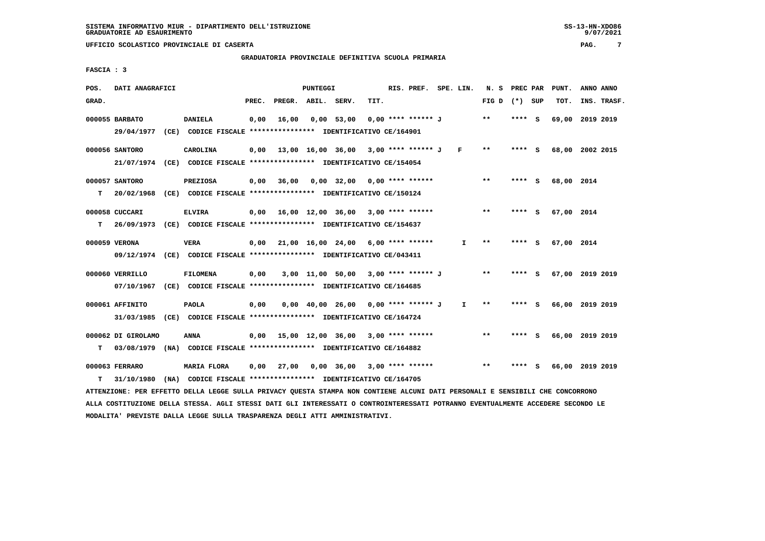SISTEMA INFORMATIVO MIUR - DIPARTIMENTO DELL'ISTRUZIONE
GRADUATORIE AD ESAURIMENTO

UFFICIO SCOLASTICO PROVINCIALE DI CASERTA

GRADUATORIA PROVINCIALE DEFINITIVA SCUOLA PRIMARIA

FASCIA : 3

| POS. GRAD. | DATI ANAGRAFICI | | PREC. | PREGR. | ABIL. | SERV. | TIT. | RIS. PREF. | SPE. LIN. | N. S FIG D | PREC PAR (*) | SUP | PUNT. TOT. | ANNO INS. | ANNO TRASF. |
|---|---|---|---|---|---|---|---|---|---|---|---|---|---|---|---|
| 000055 | BARBATO | DANIELA | 0,00 | 16,00 | 0,00 | 53,00 | 0,00 | **** ****** J | | ** | **** | S | 69,00 | 2019 | 2019 |
| | 29/04/1977 (CE) CODICE FISCALE **************** IDENTIFICATIVO CE/164901 | | | | | | | | | | | | | | |
| 000056 | SANTORO | CAROLINA | 0,00 | 13,00 | 16,00 | 36,00 | 3,00 | **** ****** J | F | ** | **** | S | 68,00 | 2002 | 2015 |
| | 21/07/1974 (CE) CODICE FISCALE **************** IDENTIFICATIVO CE/154054 | | | | | | | | | | | | | | |
| 000057 | SANTORO | PREZIOSA | 0,00 | 36,00 | 0,00 | 32,00 | 0,00 | **** ****** | | ** | **** | S | 68,00 | 2014 | |
| T | 20/02/1968 (CE) CODICE FISCALE **************** IDENTIFICATIVO CE/150124 | | | | | | | | | | | | | | |
| 000058 | CUCCARI | ELVIRA | 0,00 | 16,00 | 12,00 | 36,00 | 3,00 | **** ****** | | ** | **** | S | 67,00 | 2014 | |
| T | 26/09/1973 (CE) CODICE FISCALE **************** IDENTIFICATIVO CE/154637 | | | | | | | | | | | | | | |
| 000059 | VERONA | VERA | 0,00 | 21,00 | 16,00 | 24,00 | 6,00 | **** ****** | I | ** | **** | S | 67,00 | 2014 | |
| | 09/12/1974 (CE) CODICE FISCALE **************** IDENTIFICATIVO CE/043411 | | | | | | | | | | | | | | |
| 000060 | VERRILLO | FILOMENA | 0,00 | 3,00 | 11,00 | 50,00 | 3,00 | **** ****** J | | ** | **** | S | 67,00 | 2019 | 2019 |
| | 07/10/1967 (CE) CODICE FISCALE **************** IDENTIFICATIVO CE/164685 | | | | | | | | | | | | | | |
| 000061 | AFFINITO | PAOLA | 0,00 | 0,00 | 40,00 | 26,00 | 0,00 | **** ****** J | I | ** | **** | S | 66,00 | 2019 | 2019 |
| | 31/03/1985 (CE) CODICE FISCALE **************** IDENTIFICATIVO CE/164724 | | | | | | | | | | | | | | |
| 000062 | DI GIROLAMO | ANNA | 0,00 | 15,00 | 12,00 | 36,00 | 3,00 | **** ****** | | ** | **** | S | 66,00 | 2019 | 2019 |
| T | 03/08/1979 (NA) CODICE FISCALE **************** IDENTIFICATIVO CE/164882 | | | | | | | | | | | | | | |
| 000063 | FERRARO | MARIA FLORA | 0,00 | 27,00 | 0,00 | 36,00 | 3,00 | **** ****** | | ** | **** | S | 66,00 | 2019 | 2019 |
| T | 31/10/1980 (NA) CODICE FISCALE **************** IDENTIFICATIVO CE/164705 | | | | | | | | | | | | | | |

ATTENZIONE: PER EFFETTO DELLA LEGGE SULLA PRIVACY QUESTA STAMPA NON CONTIENE ALCUNI DATI PERSONALI E SENSIBILI CHE CONCORRONO ALLA COSTITUZIONE DELLA STESSA. AGLI STESSI DATI GLI INTERESSATI O CONTROINTERESSATI POTRANNO EVENTUALMENTE ACCEDERE SECONDO LE MODALITA' PREVISTE DALLA LEGGE SULLA TRASPARENZA DEGLI ATTI AMMINISTRATIVI.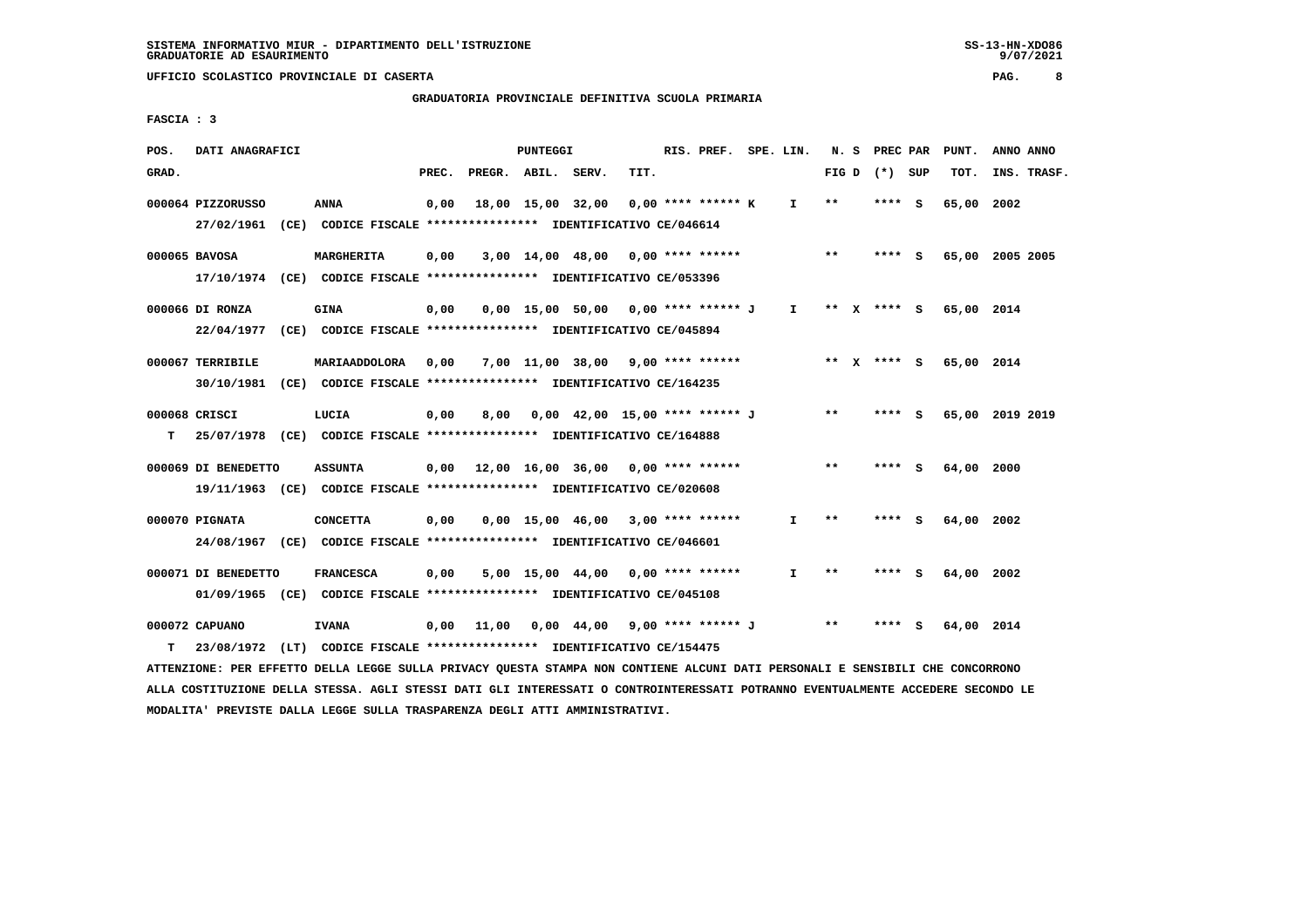SISTEMA INFORMATIVO MIUR - DIPARTIMENTO DELL'ISTRUZIONE
GRADUATORIE AD ESAURIMENTO

UFFICIO SCOLASTICO PROVINCIALE DI CASERTA

GRADUATORIA PROVINCIALE DEFINITIVA SCUOLA PRIMARIA

FASCIA : 3

| POS. GRAD. | DATI ANAGRAFICI | | PREC. | PREGR. | ABIL. | SERV. | TIT. | RIS. PREF. | SPE. LIN. | N. S FIG D | PREC PAR (*) SUP | PUNT. TOT. | ANNO INS. | ANNO TRASF. |
|---|---|---|---|---|---|---|---|---|---|---|---|---|---|---|
| 000064 | PIZZORUSSO | ANNA | 0,00 | 18,00 | 15,00 | 32,00 | 0,00 | **** ****** K | I | ** | **** S | 65,00 | 2002 | |
| | 27/02/1961 (CE) CODICE FISCALE **************** IDENTIFICATIVO CE/046614 | | | | | | | | | | | | | |
| 000065 | BAVOSA | MARGHERITA | 0,00 | 3,00 | 14,00 | 48,00 | 0,00 | **** ****** | | ** | **** S | 65,00 | 2005 | 2005 |
| | 17/10/1974 (CE) CODICE FISCALE **************** IDENTIFICATIVO CE/053396 | | | | | | | | | | | | | |
| 000066 | DI RONZA | GINA | 0,00 | 0,00 | 15,00 | 50,00 | 0,00 | **** ****** J | I | ** X | **** S | 65,00 | 2014 | |
| | 22/04/1977 (CE) CODICE FISCALE **************** IDENTIFICATIVO CE/045894 | | | | | | | | | | | | | |
| 000067 | TERRIBILE | MARIAADDOLORA | 0,00 | 7,00 | 11,00 | 38,00 | 9,00 | **** ****** | | ** X | **** S | 65,00 | 2014 | |
| | 30/10/1981 (CE) CODICE FISCALE **************** IDENTIFICATIVO CE/164235 | | | | | | | | | | | | | |
| 000068 | CRISCI | LUCIA | 0,00 | 8,00 | 0,00 | 42,00 | 15,00 | **** ****** J | | ** | **** S | 65,00 | 2019 | 2019 |
| T | 25/07/1978 (CE) CODICE FISCALE **************** IDENTIFICATIVO CE/164888 | | | | | | | | | | | | | |
| 000069 | DI BENEDETTO | ASSUNTA | 0,00 | 12,00 | 16,00 | 36,00 | 0,00 | **** ****** | | ** | **** S | 64,00 | 2000 | |
| | 19/11/1963 (CE) CODICE FISCALE **************** IDENTIFICATIVO CE/020608 | | | | | | | | | | | | | |
| 000070 | PIGNATA | CONCETTA | 0,00 | 0,00 | 15,00 | 46,00 | 3,00 | **** ****** | I | ** | **** S | 64,00 | 2002 | |
| | 24/08/1967 (CE) CODICE FISCALE **************** IDENTIFICATIVO CE/046601 | | | | | | | | | | | | | |
| 000071 | DI BENEDETTO | FRANCESCA | 0,00 | 5,00 | 15,00 | 44,00 | 0,00 | **** ****** | I | ** | **** S | 64,00 | 2002 | |
| | 01/09/1965 (CE) CODICE FISCALE **************** IDENTIFICATIVO CE/045108 | | | | | | | | | | | | | |
| 000072 | CAPUANO | IVANA | 0,00 | 11,00 | 0,00 | 44,00 | 9,00 | **** ****** J | | ** | **** S | 64,00 | 2014 | |
| T | 23/08/1972 (LT) CODICE FISCALE **************** IDENTIFICATIVO CE/154475 | | | | | | | | | | | | | |

ATTENZIONE: PER EFFETTO DELLA LEGGE SULLA PRIVACY QUESTA STAMPA NON CONTIENE ALCUNI DATI PERSONALI E SENSIBILI CHE CONCORRONO ALLA COSTITUZIONE DELLA STESSA. AGLI STESSI DATI GLI INTERESSATI O CONTROINTERESSATI POTRANNO EVENTUALMENTE ACCEDERE SECONDO LE MODALITA' PREVISTE DALLA LEGGE SULLA TRASPARENZA DEGLI ATTI AMMINISTRATIVI.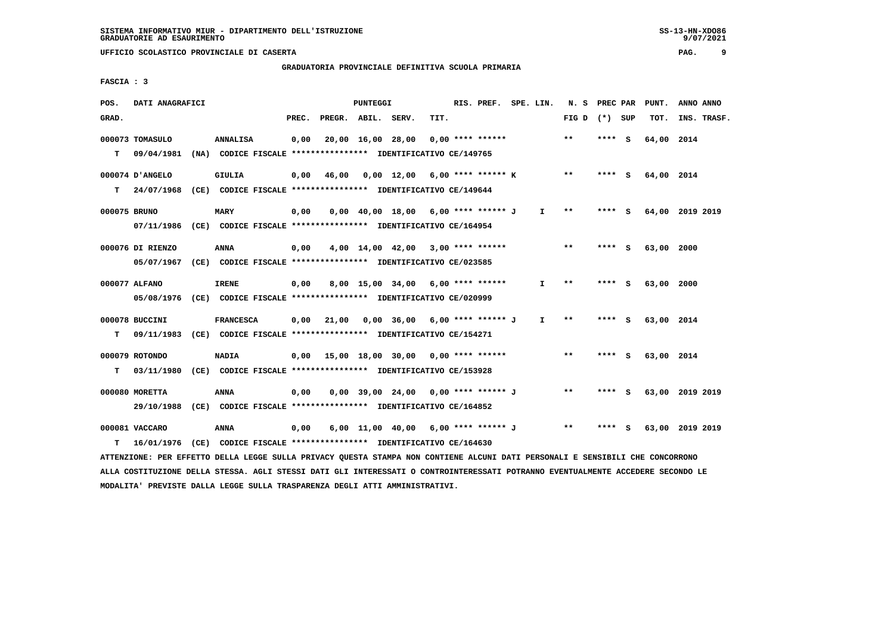SISTEMA INFORMATIVO MIUR - DIPARTIMENTO DELL'ISTRUZIONE
GRADUATORIE AD ESAURIMENTO

UFFICIO SCOLASTICO PROVINCIALE DI CASERTA

GRADUATORIA PROVINCIALE DEFINITIVA SCUOLA PRIMARIA

FASCIA : 3

| POS. GRAD. | DATI ANAGRAFICI | | PREC. | PREGR. | ABIL. | SERV. | TIT. | RIS. PREF. | SPE. LIN. | N. S FIG D | PREC PAR (*) | SUP | PUNT. TOT. | ANNO INS. | ANNO TRASF. |
|---|---|---|---|---|---|---|---|---|---|---|---|---|---|---|---|
| 000073 | TOMASULO | ANNALISA | 0,00 | 20,00 | 16,00 | 28,00 | 0,00 | **** ****** | | ** | **** | S | 64,00 | 2014 | |
| T | 09/04/1981 (NA) CODICE FISCALE **************** IDENTIFICATIVO CE/149765 | | | | | | | | | | | | | | |
| 000074 | D'ANGELO | GIULIA | 0,00 | 46,00 | 0,00 | 12,00 | 6,00 | **** ****** K | | ** | **** | S | 64,00 | 2014 | |
| T | 24/07/1968 (CE) CODICE FISCALE **************** IDENTIFICATIVO CE/149644 | | | | | | | | | | | | | | |
| 000075 | BRUNO | MARY | 0,00 | 0,00 | 40,00 | 18,00 | 6,00 | **** ****** J | I | ** | **** | S | 64,00 | 2019 | 2019 |
| | 07/11/1986 (CE) CODICE FISCALE **************** IDENTIFICATIVO CE/164954 | | | | | | | | | | | | | | |
| 000076 | DI RIENZO | ANNA | 0,00 | 4,00 | 14,00 | 42,00 | 3,00 | **** ****** | | ** | **** | S | 63,00 | 2000 | |
| | 05/07/1967 (CE) CODICE FISCALE **************** IDENTIFICATIVO CE/023585 | | | | | | | | | | | | | | |
| 000077 | ALFANO | IRENE | 0,00 | 8,00 | 15,00 | 34,00 | 6,00 | **** ****** | I | ** | **** | S | 63,00 | 2000 | |
| | 05/08/1976 (CE) CODICE FISCALE **************** IDENTIFICATIVO CE/020999 | | | | | | | | | | | | | | |
| 000078 | BUCCINI | FRANCESCA | 0,00 | 21,00 | 0,00 | 36,00 | 6,00 | **** ****** J | I | ** | **** | S | 63,00 | 2014 | |
| T | 09/11/1983 (CE) CODICE FISCALE **************** IDENTIFICATIVO CE/154271 | | | | | | | | | | | | | | |
| 000079 | ROTONDO | NADIA | 0,00 | 15,00 | 18,00 | 30,00 | 0,00 | **** ****** | | ** | **** | S | 63,00 | 2014 | |
| T | 03/11/1980 (CE) CODICE FISCALE **************** IDENTIFICATIVO CE/153928 | | | | | | | | | | | | | | |
| 000080 | MORETTA | ANNA | 0,00 | 0,00 | 39,00 | 24,00 | 0,00 | **** ****** J | | ** | **** | S | 63,00 | 2019 | 2019 |
| | 29/10/1988 (CE) CODICE FISCALE **************** IDENTIFICATIVO CE/164852 | | | | | | | | | | | | | | |
| 000081 | VACCARO | ANNA | 0,00 | 6,00 | 11,00 | 40,00 | 6,00 | **** ****** J | | ** | **** | S | 63,00 | 2019 | 2019 |
| T | 16/01/1976 (CE) CODICE FISCALE **************** IDENTIFICATIVO CE/164630 | | | | | | | | | | | | | | |

ATTENZIONE: PER EFFETTO DELLA LEGGE SULLA PRIVACY QUESTA STAMPA NON CONTIENE ALCUNI DATI PERSONALI E SENSIBILI CHE CONCORRONO ALLA COSTITUZIONE DELLA STESSA. AGLI STESSI DATI GLI INTERESSATI O CONTROINTERESSATI POTRANNO EVENTUALMENTE ACCEDERE SECONDO LE MODALITA' PREVISTE DALLA LEGGE SULLA TRASPARENZA DEGLI ATTI AMMINISTRATIVI.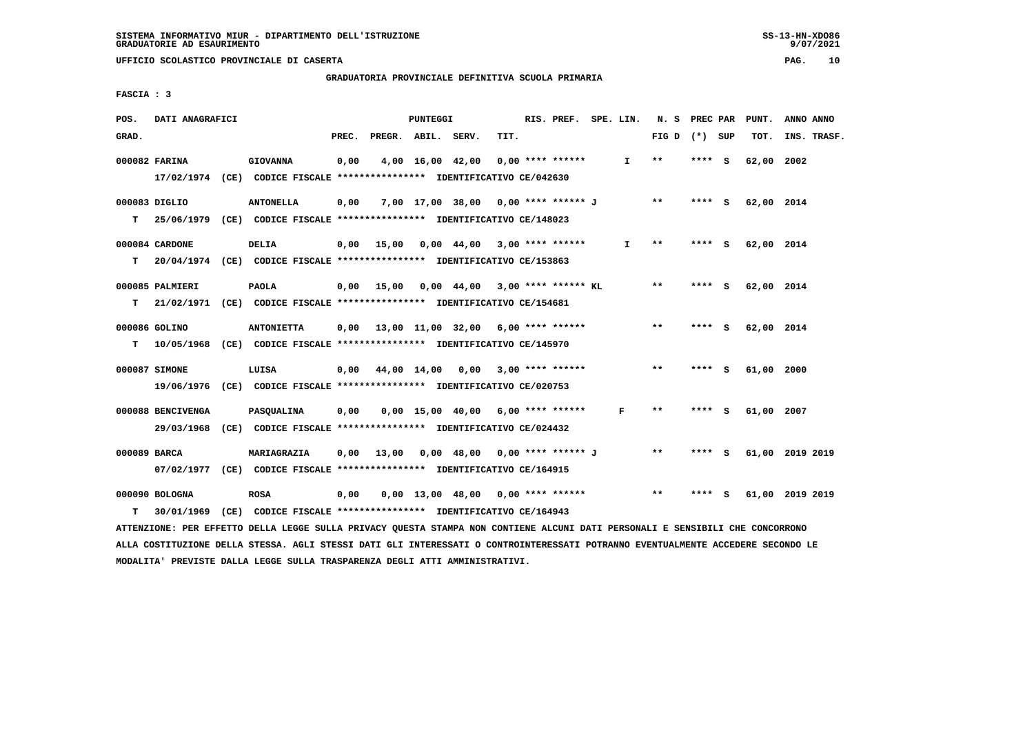SISTEMA INFORMATIVO MIUR - DIPARTIMENTO DELL'ISTRUZIONE
GRADUATORIE AD ESAURIMENTO

UFFICIO SCOLASTICO PROVINCIALE DI CASERTA

GRADUATORIA PROVINCIALE DEFINITIVA SCUOLA PRIMARIA

FASCIA : 3

| POS. GRAD. | DATI ANAGRAFICI | | PREC. | PREGR. | ABIL. | SERV. | TIT. | RIS. PREF. | SPE. LIN. | N. S FIG D | PREC PAR (*) | SUP | PUNT. TOT. | ANNO INS. | ANNO TRASF. |
|---|---|---|---|---|---|---|---|---|---|---|---|---|---|---|---|
| 000082 | FARINA | GIOVANNA | 0,00 | 4,00 | 16,00 | 42,00 | 0,00 | **** ****** | I | ** | **** | S | 62,00 | 2002 | |
| | 17/02/1974 (CE) CODICE FISCALE **************** IDENTIFICATIVO CE/042630 | | | | | | | | | | | | | | |
| 000083 | DIGLIO | ANTONELLA | 0,00 | 7,00 | 17,00 | 38,00 | 0,00 | **** ****** J | | ** | **** | S | 62,00 | 2014 | |
| T | 25/06/1979 (CE) CODICE FISCALE **************** IDENTIFICATIVO CE/148023 | | | | | | | | | | | | | | |
| 000084 | CARDONE | DELIA | 0,00 | 15,00 | 0,00 | 44,00 | 3,00 | **** ****** | I | ** | **** | S | 62,00 | 2014 | |
| T | 20/04/1974 (CE) CODICE FISCALE **************** IDENTIFICATIVO CE/153863 | | | | | | | | | | | | | | |
| 000085 | PALMIERI | PAOLA | 0,00 | 15,00 | 0,00 | 44,00 | 3,00 | **** ****** KL | | ** | **** | S | 62,00 | 2014 | |
| T | 21/02/1971 (CE) CODICE FISCALE **************** IDENTIFICATIVO CE/154681 | | | | | | | | | | | | | | |
| 000086 | GOLINO | ANTONIETTA | 0,00 | 13,00 | 11,00 | 32,00 | 6,00 | **** ****** | | ** | **** | S | 62,00 | 2014 | |
| T | 10/05/1968 (CE) CODICE FISCALE **************** IDENTIFICATIVO CE/145970 | | | | | | | | | | | | | | |
| 000087 | SIMONE | LUISA | 0,00 | 44,00 | 14,00 | 0,00 | 3,00 | **** ****** | | ** | **** | S | 61,00 | 2000 | |
| | 19/06/1976 (CE) CODICE FISCALE **************** IDENTIFICATIVO CE/020753 | | | | | | | | | | | | | | |
| 000088 | BENCIVENGA | PASQUALINA | 0,00 | 0,00 | 15,00 | 40,00 | 6,00 | **** ****** | F | ** | **** | S | 61,00 | 2007 | |
| | 29/03/1968 (CE) CODICE FISCALE **************** IDENTIFICATIVO CE/024432 | | | | | | | | | | | | | | |
| 000089 | BARCA | MARIAGRAZIA | 0,00 | 13,00 | 0,00 | 48,00 | 0,00 | **** ****** J | | ** | **** | S | 61,00 | 2019 | 2019 |
| | 07/02/1977 (CE) CODICE FISCALE **************** IDENTIFICATIVO CE/164915 | | | | | | | | | | | | | | |
| 000090 | BOLOGNA | ROSA | 0,00 | 0,00 | 13,00 | 48,00 | 0,00 | **** ****** | | ** | **** | S | 61,00 | 2019 | 2019 |
| T | 30/01/1969 (CE) CODICE FISCALE **************** IDENTIFICATIVO CE/164943 | | | | | | | | | | | | | | |

ATTENZIONE: PER EFFETTO DELLA LEGGE SULLA PRIVACY QUESTA STAMPA NON CONTIENE ALCUNI DATI PERSONALI E SENSIBILI CHE CONCORRONO ALLA COSTITUZIONE DELLA STESSA. AGLI STESSI DATI GLI INTERESSATI O CONTROINTERESSATI POTRANNO EVENTUALMENTE ACCEDERE SECONDO LE MODALITA' PREVISTE DALLA LEGGE SULLA TRASPARENZA DEGLI ATTI AMMINISTRATIVI.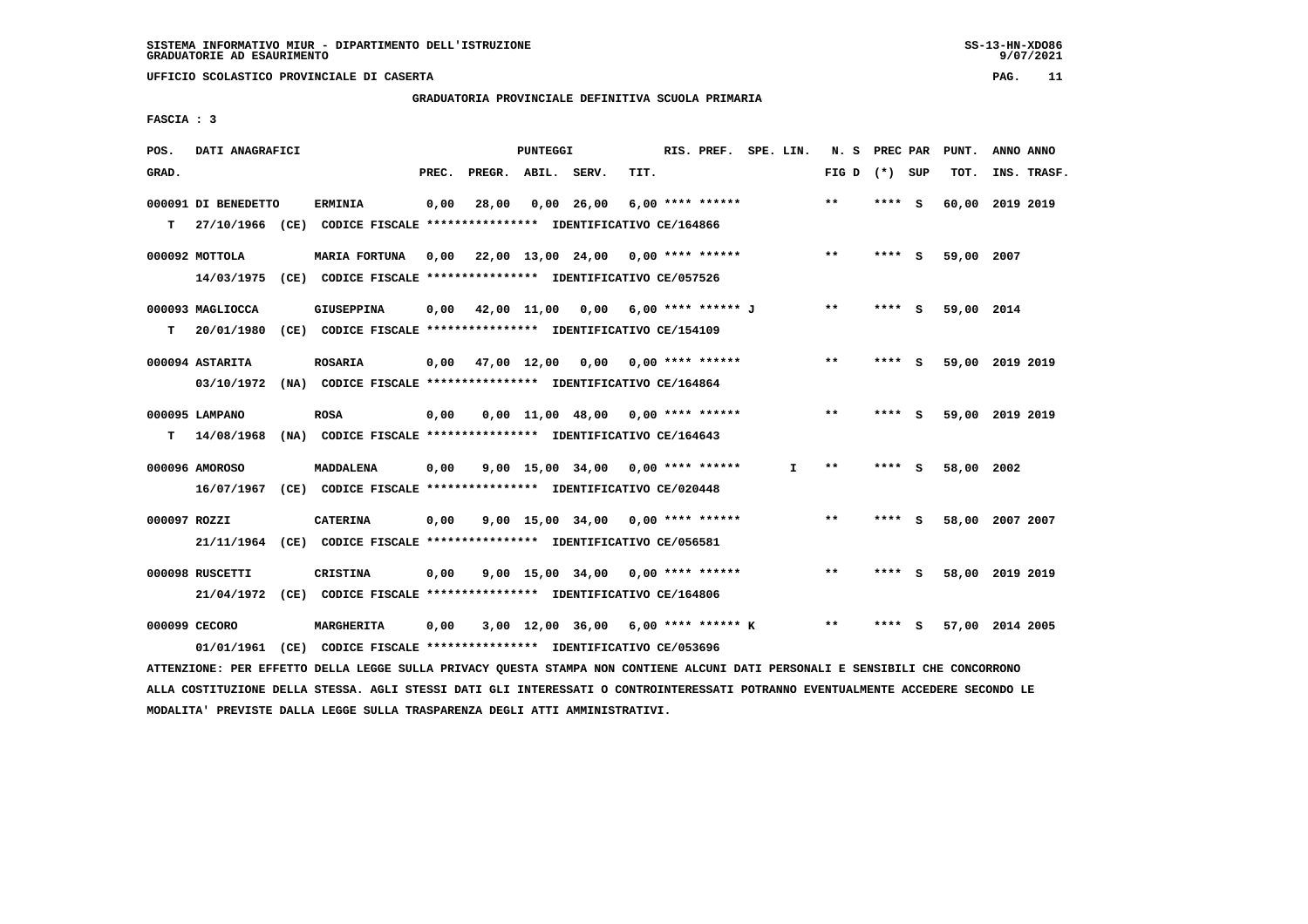SISTEMA INFORMATIVO MIUR - DIPARTIMENTO DELL'ISTRUZIONE
GRADUATORIE AD ESAURIMENTO

UFFICIO SCOLASTICO PROVINCIALE DI CASERTA

GRADUATORIA PROVINCIALE DEFINITIVA SCUOLA PRIMARIA

FASCIA : 3

| POS. GRAD. | DATI ANAGRAFICI | | PREC. | PREGR. | ABIL. | SERV. | TIT. | RIS. PREF. | SPE. LIN. | N. S FIG D | PREC PAR (*) SUP | PUNT. TOT. | ANNO INS. | ANNO TRASF. |
|---|---|---|---|---|---|---|---|---|---|---|---|---|---|---|
| 000091 | DI BENEDETTO | ERMINIA | 0,00 | 28,00 | 0,00 | 26,00 | 6,00 | **** ****** | | ** | **** S | 60,00 | 2019 | 2019 |
| T | 27/10/1966 (CE) CODICE FISCALE **************** IDENTIFICATIVO CE/164866 | | | | | | | | | | | | | |
| 000092 | MOTTOLA | MARIA FORTUNA | 0,00 | 22,00 | 13,00 | 24,00 | 0,00 | **** ****** | | ** | **** S | 59,00 | 2007 | |
| | 14/03/1975 (CE) CODICE FISCALE **************** IDENTIFICATIVO CE/057526 | | | | | | | | | | | | | |
| 000093 | MAGLIOCCA | GIUSEPPINA | 0,00 | 42,00 | 11,00 | 0,00 | 6,00 | **** ****** J | | ** | **** S | 59,00 | 2014 | |
| T | 20/01/1980 (CE) CODICE FISCALE **************** IDENTIFICATIVO CE/154109 | | | | | | | | | | | | | |
| 000094 | ASTARITA | ROSARIA | 0,00 | 47,00 | 12,00 | 0,00 | 0,00 | **** ****** | | ** | **** S | 59,00 | 2019 | 2019 |
| | 03/10/1972 (NA) CODICE FISCALE **************** IDENTIFICATIVO CE/164864 | | | | | | | | | | | | | |
| 000095 | LAMPANO | ROSA | 0,00 | 0,00 | 11,00 | 48,00 | 0,00 | **** ****** | | ** | **** S | 59,00 | 2019 | 2019 |
| T | 14/08/1968 (NA) CODICE FISCALE **************** IDENTIFICATIVO CE/164643 | | | | | | | | | | | | | |
| 000096 | AMOROSO | MADDALENA | 0,00 | 9,00 | 15,00 | 34,00 | 0,00 | **** ****** | I | ** | **** S | 58,00 | 2002 | |
| | 16/07/1967 (CE) CODICE FISCALE **************** IDENTIFICATIVO CE/020448 | | | | | | | | | | | | | |
| 000097 | ROZZI | CATERINA | 0,00 | 9,00 | 15,00 | 34,00 | 0,00 | **** ****** | | ** | **** S | 58,00 | 2007 | 2007 |
| | 21/11/1964 (CE) CODICE FISCALE **************** IDENTIFICATIVO CE/056581 | | | | | | | | | | | | | |
| 000098 | RUSCETTI | CRISTINA | 0,00 | 9,00 | 15,00 | 34,00 | 0,00 | **** ****** | | ** | **** S | 58,00 | 2019 | 2019 |
| | 21/04/1972 (CE) CODICE FISCALE **************** IDENTIFICATIVO CE/164806 | | | | | | | | | | | | | |
| 000099 | CECORO | MARGHERITA | 0,00 | 3,00 | 12,00 | 36,00 | 6,00 | **** ****** K | | ** | **** S | 57,00 | 2014 | 2005 |
| | 01/01/1961 (CE) CODICE FISCALE **************** IDENTIFICATIVO CE/053696 | | | | | | | | | | | | | |

ATTENZIONE: PER EFFETTO DELLA LEGGE SULLA PRIVACY QUESTA STAMPA NON CONTIENE ALCUNI DATI PERSONALI E SENSIBILI CHE CONCORRONO ALLA COSTITUZIONE DELLA STESSA. AGLI STESSI DATI GLI INTERESSATI O CONTROINTERESSATI POTRANNO EVENTUALMENTE ACCEDERE SECONDO LE MODALITA' PREVISTE DALLA LEGGE SULLA TRASPARENZA DEGLI ATTI AMMINISTRATIVI.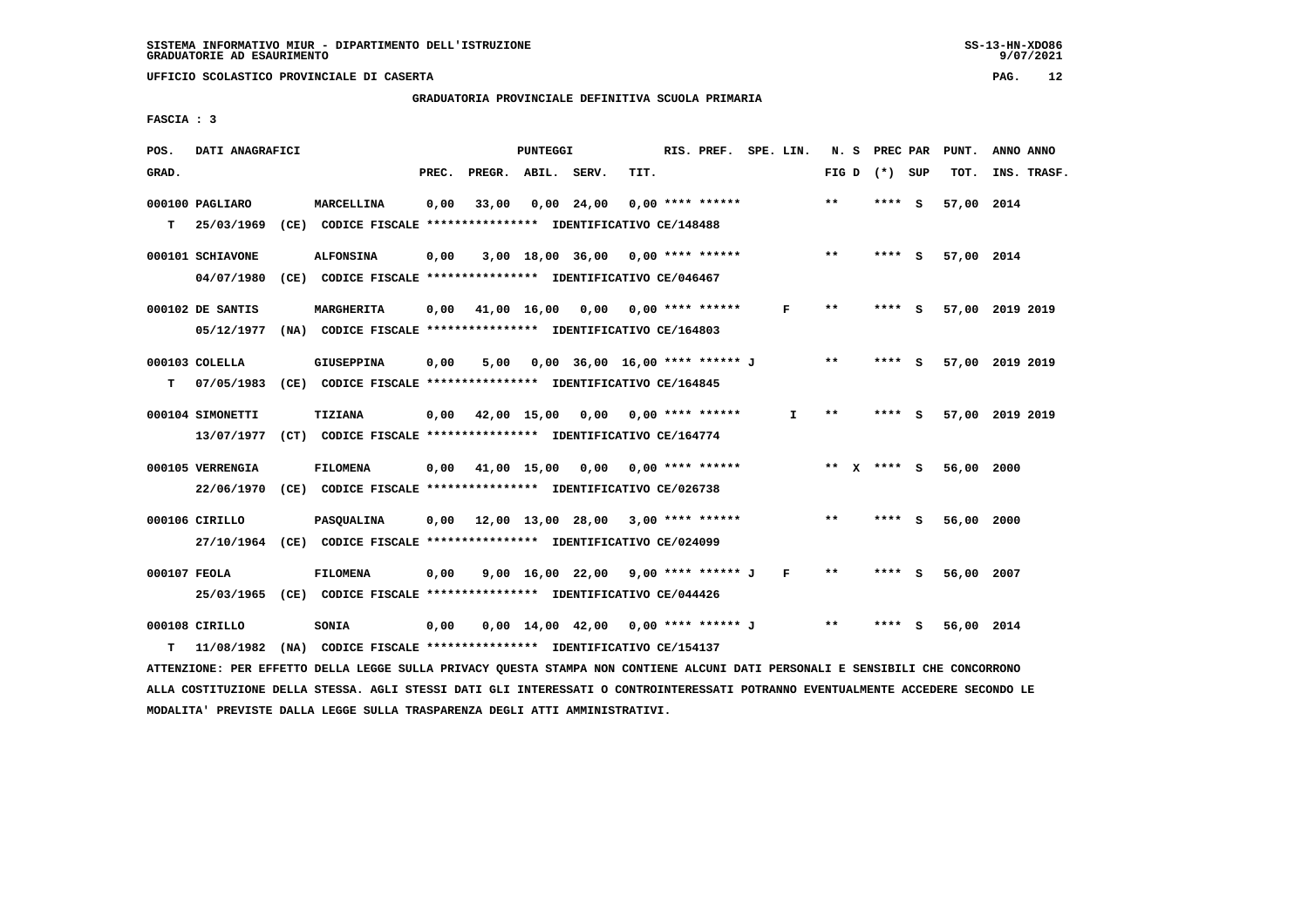SISTEMA INFORMATIVO MIUR - DIPARTIMENTO DELL'ISTRUZIONE
GRADUATORIE AD ESAURIMENTO

UFFICIO SCOLASTICO PROVINCIALE DI CASERTA

GRADUATORIA PROVINCIALE DEFINITIVA SCUOLA PRIMARIA

FASCIA : 3

| POS. GRAD. | DATI ANAGRAFICI | | PREC. | PREGR. | ABIL. | SERV. | TIT. | RIS. PREF. | SPE. LIN. | N. S FIG D | PREC PAR (*) | SUP | PUNT. TOT. | ANNO INS. | ANNO TRASF. |
|---|---|---|---|---|---|---|---|---|---|---|---|---|---|---|---|
| 000100 | PAGLIARO | MARCELLINA | 0,00 | 33,00 | 0,00 | 24,00 | 0,00 | **** ****** | | ** | **** | S | 57,00 | 2014 | |
| T | 25/03/1969 (CE) | CODICE FISCALE **************** IDENTIFICATIVO CE/148488 | | | | | | | | | | | | | |
| 000101 | SCHIAVONE | ALFONSINA | 0,00 | 3,00 | 18,00 | 36,00 | 0,00 | **** ****** | | ** | **** | S | 57,00 | 2014 | |
| | 04/07/1980 (CE) | CODICE FISCALE **************** IDENTIFICATIVO CE/046467 | | | | | | | | | | | | | |
| 000102 | DE SANTIS | MARGHERITA | 0,00 | 41,00 | 16,00 | 0,00 | 0,00 | **** ****** | F | ** | **** | S | 57,00 | 2019 | 2019 |
| | 05/12/1977 (NA) | CODICE FISCALE **************** IDENTIFICATIVO CE/164803 | | | | | | | | | | | | | |
| 000103 | COLELLA | GIUSEPPINA | 0,00 | 5,00 | 0,00 | 36,00 | 16,00 | **** ****** J | | ** | **** | S | 57,00 | 2019 | 2019 |
| T | 07/05/1983 (CE) | CODICE FISCALE **************** IDENTIFICATIVO CE/164845 | | | | | | | | | | | | | |
| 000104 | SIMONETTI | TIZIANA | 0,00 | 42,00 | 15,00 | 0,00 | 0,00 | **** ****** | I | ** | **** | S | 57,00 | 2019 | 2019 |
| | 13/07/1977 (CT) | CODICE FISCALE **************** IDENTIFICATIVO CE/164774 | | | | | | | | | | | | | |
| 000105 | VERRENGIA | FILOMENA | 0,00 | 41,00 | 15,00 | 0,00 | 0,00 | **** ****** | | ** X | **** | S | 56,00 | 2000 | |
| | 22/06/1970 (CE) | CODICE FISCALE **************** IDENTIFICATIVO CE/026738 | | | | | | | | | | | | | |
| 000106 | CIRILLO | PASQUALINA | 0,00 | 12,00 | 13,00 | 28,00 | 3,00 | **** ****** | | ** | **** | S | 56,00 | 2000 | |
| | 27/10/1964 (CE) | CODICE FISCALE **************** IDENTIFICATIVO CE/024099 | | | | | | | | | | | | | |
| 000107 | FEOLA | FILOMENA | 0,00 | 9,00 | 16,00 | 22,00 | 9,00 | **** ****** J | F | ** | **** | S | 56,00 | 2007 | |
| | 25/03/1965 (CE) | CODICE FISCALE **************** IDENTIFICATIVO CE/044426 | | | | | | | | | | | | | |
| 000108 | CIRILLO | SONIA | 0,00 | 0,00 | 14,00 | 42,00 | 0,00 | **** ****** J | | ** | **** | S | 56,00 | 2014 | |
| T | 11/08/1982 (NA) | CODICE FISCALE **************** IDENTIFICATIVO CE/154137 | | | | | | | | | | | | | |

ATTENZIONE: PER EFFETTO DELLA LEGGE SULLA PRIVACY QUESTA STAMPA NON CONTIENE ALCUNI DATI PERSONALI E SENSIBILI CHE CONCORRONO ALLA COSTITUZIONE DELLA STESSA. AGLI STESSI DATI GLI INTERESSATI O CONTROINTERESSATI POTRANNO EVENTUALMENTE ACCEDERE SECONDO LE MODALITA' PREVISTE DALLA LEGGE SULLA TRASPARENZA DEGLI ATTI AMMINISTRATIVI.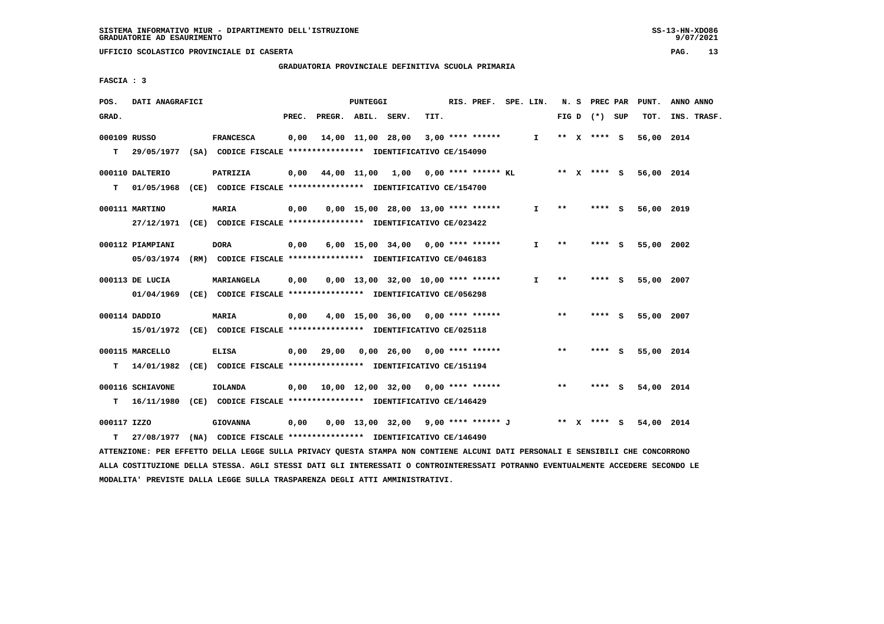SISTEMA INFORMATIVO MIUR - DIPARTIMENTO DELL'ISTRUZIONE
GRADUATORIE AD ESAURIMENTO

UFFICIO SCOLASTICO PROVINCIALE DI CASERTA

GRADUATORIA PROVINCIALE DEFINITIVA SCUOLA PRIMARIA

FASCIA : 3

| POS. GRAD. | DATI ANAGRAFICI | | PREC. | PREGR. | ABIL. | SERV. | TIT. | RIS. PREF. | SPE. LIN. | N. S FIG D | PREC PAR (*) SUP | PUNT. TOT. | ANNO ANNO INS. TRASF. |
|---|---|---|---|---|---|---|---|---|---|---|---|---|---|
| 000109 | RUSSO | FRANCESCA | 0,00 | 14,00 | 11,00 | 28,00 | 3,00 | **** ****** | I | ** X | **** S | 56,00 | 2014 |
| T | 29/05/1977 (SA) CODICE FISCALE **************** IDENTIFICATIVO CE/154090 | | | | | | | | | | | | |
| 000110 | DALTERIO | PATRIZIA | 0,00 | 44,00 | 11,00 | 1,00 | 0,00 | **** ****** KL | | ** X | **** S | 56,00 | 2014 |
| T | 01/05/1968 (CE) CODICE FISCALE **************** IDENTIFICATIVO CE/154700 | | | | | | | | | | | | |
| 000111 | MARTINO | MARIA | 0,00 | 0,00 | 15,00 | 28,00 | 13,00 | **** ****** | I | ** | **** S | 56,00 | 2019 |
| | 27/12/1971 (CE) CODICE FISCALE **************** IDENTIFICATIVO CE/023422 | | | | | | | | | | | | |
| 000112 | PIAMPIANI | DORA | 0,00 | 6,00 | 15,00 | 34,00 | 0,00 | **** ****** | I | ** | **** S | 55,00 | 2002 |
| | 05/03/1974 (RM) CODICE FISCALE **************** IDENTIFICATIVO CE/046183 | | | | | | | | | | | | |
| 000113 | DE LUCIA | MARIANGELA | 0,00 | 0,00 | 13,00 | 32,00 | 10,00 | **** ****** | I | ** | **** S | 55,00 | 2007 |
| | 01/04/1969 (CE) CODICE FISCALE **************** IDENTIFICATIVO CE/056298 | | | | | | | | | | | | |
| 000114 | DADDIO | MARIA | 0,00 | 4,00 | 15,00 | 36,00 | 0,00 | **** ****** | | ** | **** S | 55,00 | 2007 |
| | 15/01/1972 (CE) CODICE FISCALE **************** IDENTIFICATIVO CE/025118 | | | | | | | | | | | | |
| 000115 | MARCELLO | ELISA | 0,00 | 29,00 | 0,00 | 26,00 | 0,00 | **** ****** | | ** | **** S | 55,00 | 2014 |
| T | 14/01/1982 (CE) CODICE FISCALE **************** IDENTIFICATIVO CE/151194 | | | | | | | | | | | | |
| 000116 | SCHIAVONE | IOLANDA | 0,00 | 10,00 | 12,00 | 32,00 | 0,00 | **** ****** | | ** | **** S | 54,00 | 2014 |
| T | 16/11/1980 (CE) CODICE FISCALE **************** IDENTIFICATIVO CE/146429 | | | | | | | | | | | | |
| 000117 | IZZO | GIOVANNA | 0,00 | 0,00 | 13,00 | 32,00 | 9,00 | **** ****** J | | ** X | **** S | 54,00 | 2014 |
| T | 27/08/1977 (NA) CODICE FISCALE **************** IDENTIFICATIVO CE/146490 | | | | | | | | | | | | |

ATTENZIONE: PER EFFETTO DELLA LEGGE SULLA PRIVACY QUESTA STAMPA NON CONTIENE ALCUNI DATI PERSONALI E SENSIBILI CHE CONCORRONO ALLA COSTITUZIONE DELLA STESSA. AGLI STESSI DATI GLI INTERESSATI O CONTROINTERESSATI POTRANNO EVENTUALMENTE ACCEDERE SECONDO LE MODALITA' PREVISTE DALLA LEGGE SULLA TRASPARENZA DEGLI ATTI AMMINISTRATIVI.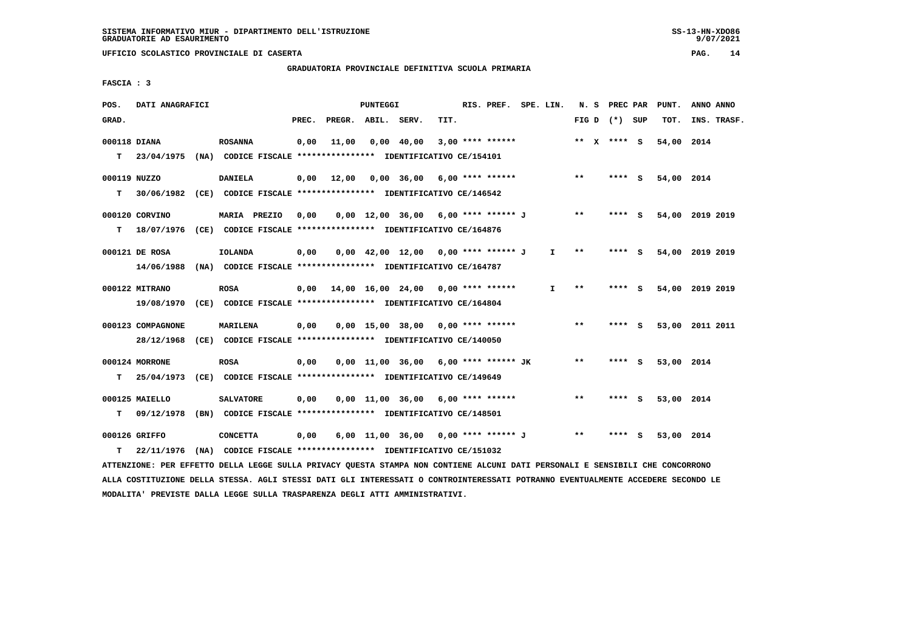SISTEMA INFORMATIVO MIUR - DIPARTIMENTO DELL'ISTRUZIONE
GRADUATORIE AD ESAURIMENTO

UFFICIO SCOLASTICO PROVINCIALE DI CASERTA

GRADUATORIA PROVINCIALE DEFINITIVA SCUOLA PRIMARIA

FASCIA : 3

| POS. GRAD. | DATI ANAGRAFICI | | PREC. | PREGR. | ABIL. | SERV. | TIT. | RIS. PREF. | SPE. LIN. | N. S FIG D | PREC PAR (*) | SUP | PUNT. TOT. | ANNO INS. | ANNO TRASF. |
|---|---|---|---|---|---|---|---|---|---|---|---|---|---|---|---|
| 000118 DIANA | ROSANNA | | 0,00 | 11,00 | 0,00 | 40,00 | 3,00 | **** ****** | | ** X | **** | S | 54,00 | 2014 | |
| T | 23/04/1975 (NA) | CODICE FISCALE **************** IDENTIFICATIVO CE/154101 | | | | | | | | | | | | | |
| 000119 NUZZO | DANIELA | | 0,00 | 12,00 | 0,00 | 36,00 | 6,00 | **** ****** | | ** | **** | S | 54,00 | 2014 | |
| T | 30/06/1982 (CE) | CODICE FISCALE **************** IDENTIFICATIVO CE/146542 | | | | | | | | | | | | | |
| 000120 CORVINO | MARIA PREZIO | | 0,00 | 0,00 | 12,00 | 36,00 | 6,00 | **** ****** J | | ** | **** | S | 54,00 | 2019 | 2019 |
| T | 18/07/1976 (CE) | CODICE FISCALE **************** IDENTIFICATIVO CE/164876 | | | | | | | | | | | | | |
| 000121 DE ROSA | IOLANDA | | 0,00 | 0,00 | 42,00 | 12,00 | 0,00 | **** ****** J | I | ** | **** | S | 54,00 | 2019 | 2019 |
| | 14/06/1988 (NA) | CODICE FISCALE **************** IDENTIFICATIVO CE/164787 | | | | | | | | | | | | | |
| 000122 MITRANO | ROSA | | 0,00 | 14,00 | 16,00 | 24,00 | 0,00 | **** ****** | I | ** | **** | S | 54,00 | 2019 | 2019 |
| | 19/08/1970 (CE) | CODICE FISCALE **************** IDENTIFICATIVO CE/164804 | | | | | | | | | | | | | |
| 000123 COMPAGNONE | MARILENA | | 0,00 | 0,00 | 15,00 | 38,00 | 0,00 | **** ****** | | ** | **** | S | 53,00 | 2011 | 2011 |
| | 28/12/1968 (CE) | CODICE FISCALE **************** IDENTIFICATIVO CE/140050 | | | | | | | | | | | | | |
| 000124 MORRONE | ROSA | | 0,00 | 0,00 | 11,00 | 36,00 | 6,00 | **** ****** JK | | ** | **** | S | 53,00 | 2014 | |
| T | 25/04/1973 (CE) | CODICE FISCALE **************** IDENTIFICATIVO CE/149649 | | | | | | | | | | | | | |
| 000125 MAIELLO | SALVATORE | | 0,00 | 0,00 | 11,00 | 36,00 | 6,00 | **** ****** | | ** | **** | S | 53,00 | 2014 | |
| T | 09/12/1978 (BN) | CODICE FISCALE **************** IDENTIFICATIVO CE/148501 | | | | | | | | | | | | | |
| 000126 GRIFFO | CONCETTA | | 0,00 | 6,00 | 11,00 | 36,00 | 0,00 | **** ****** J | | ** | **** | S | 53,00 | 2014 | |
| T | 22/11/1976 (NA) | CODICE FISCALE **************** IDENTIFICATIVO CE/151032 | | | | | | | | | | | | | |

ATTENZIONE: PER EFFETTO DELLA LEGGE SULLA PRIVACY QUESTA STAMPA NON CONTIENE ALCUNI DATI PERSONALI E SENSIBILI CHE CONCORRONO ALLA COSTITUZIONE DELLA STESSA. AGLI STESSI DATI GLI INTERESSATI O CONTROINTERESSATI POTRANNO EVENTUALMENTE ACCEDERE SECONDO LE MODALITA' PREVISTE DALLA LEGGE SULLA TRASPARENZA DEGLI ATTI AMMINISTRATIVI.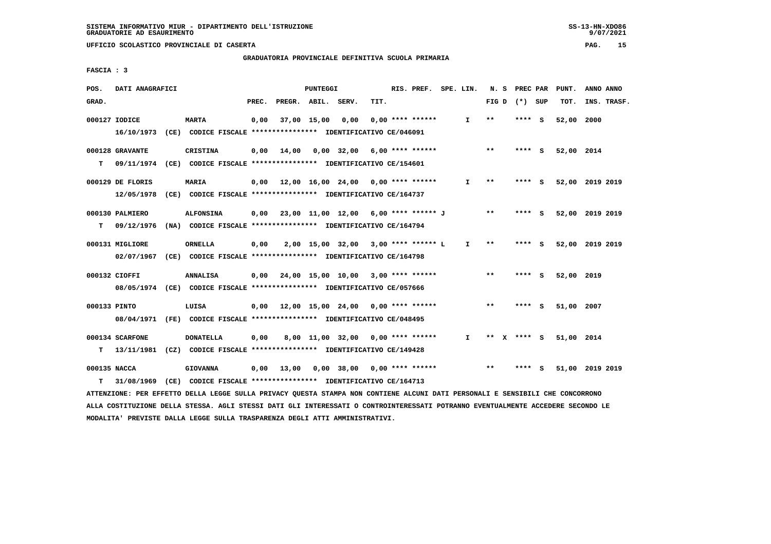SISTEMA INFORMATIVO MIUR - DIPARTIMENTO DELL'ISTRUZIONE
GRADUATORIE AD ESAURIMENTO

UFFICIO SCOLASTICO PROVINCIALE DI CASERTA

GRADUATORIA PROVINCIALE DEFINITIVA SCUOLA PRIMARIA

FASCIA : 3

| POS. GRAD. | DATI ANAGRAFICI | | PREC. | PREGR. | ABIL. | SERV. | TIT. | RIS. PREF. | SPE. | LIN. | N. S FIG D | PREC PAR (*) | SUP | PUNT. TOT. | ANNO INS. | ANNO TRASF. |
|---|---|---|---|---|---|---|---|---|---|---|---|---|---|---|---|---|
| 000127 | IODICE | MARTA | 0,00 | 37,00 | 15,00 | 0,00 | 0,00 | **** ****** | | I | ** | **** | S | 52,00 | 2000 | |
| | 16/10/1973 (CE) CODICE FISCALE **************** IDENTIFICATIVO CE/046091 | | | | | | | | | | | | | | | |
| 000128 | GRAVANTE | CRISTINA | 0,00 | 14,00 | 0,00 | 32,00 | 6,00 | **** ****** | | | ** | **** | S | 52,00 | 2014 | |
| T | 09/11/1974 (CE) CODICE FISCALE **************** IDENTIFICATIVO CE/154601 | | | | | | | | | | | | | | | |
| 000129 | DE FLORIS | MARIA | 0,00 | 12,00 | 16,00 | 24,00 | 0,00 | **** ****** | | I | ** | **** | S | 52,00 | 2019 | 2019 |
| | 12/05/1978 (CE) CODICE FISCALE **************** IDENTIFICATIVO CE/164737 | | | | | | | | | | | | | | | |
| 000130 | PALMIERO | ALFONSINA | 0,00 | 23,00 | 11,00 | 12,00 | 6,00 | **** ****** J | | | ** | **** | S | 52,00 | 2019 | 2019 |
| T | 09/12/1976 (NA) CODICE FISCALE **************** IDENTIFICATIVO CE/164794 | | | | | | | | | | | | | | | |
| 000131 | MIGLIORE | ORNELLA | 0,00 | 2,00 | 15,00 | 32,00 | 3,00 | **** ****** L | | I | ** | **** | S | 52,00 | 2019 | 2019 |
| | 02/07/1967 (CE) CODICE FISCALE **************** IDENTIFICATIVO CE/164798 | | | | | | | | | | | | | | | |
| 000132 | CIOFFI | ANNALISA | 0,00 | 24,00 | 15,00 | 10,00 | 3,00 | **** ****** | | | ** | **** | S | 52,00 | 2019 | |
| | 08/05/1974 (CE) CODICE FISCALE **************** IDENTIFICATIVO CE/057666 | | | | | | | | | | | | | | | |
| 000133 | PINTO | LUISA | 0,00 | 12,00 | 15,00 | 24,00 | 0,00 | **** ****** | | | ** | **** | S | 51,00 | 2007 | |
| | 08/04/1971 (FE) CODICE FISCALE **************** IDENTIFICATIVO CE/048495 | | | | | | | | | | | | | | | |
| 000134 | SCARFONE | DONATELLA | 0,00 | 8,00 | 11,00 | 32,00 | 0,00 | **** ****** | | I | ** X | **** | S | 51,00 | 2014 | |
| T | 13/11/1981 (CZ) CODICE FISCALE **************** IDENTIFICATIVO CE/149428 | | | | | | | | | | | | | | | |
| 000135 | NACCA | GIOVANNA | 0,00 | 13,00 | 0,00 | 38,00 | 0,00 | **** ****** | | | ** | **** | S | 51,00 | 2019 | 2019 |
| T | 31/08/1969 (CE) CODICE FISCALE **************** IDENTIFICATIVO CE/164713 | | | | | | | | | | | | | | | |

ATTENZIONE: PER EFFETTO DELLA LEGGE SULLA PRIVACY QUESTA STAMPA NON CONTIENE ALCUNI DATI PERSONALI E SENSIBILI CHE CONCORRONO ALLA COSTITUZIONE DELLA STESSA. AGLI STESSI DATI GLI INTERESSATI O CONTROINTERESSATI POTRANNO EVENTUALMENTE ACCEDERE SECONDO LE MODALITA' PREVISTE DALLA LEGGE SULLA TRASPARENZA DEGLI ATTI AMMINISTRATIVI.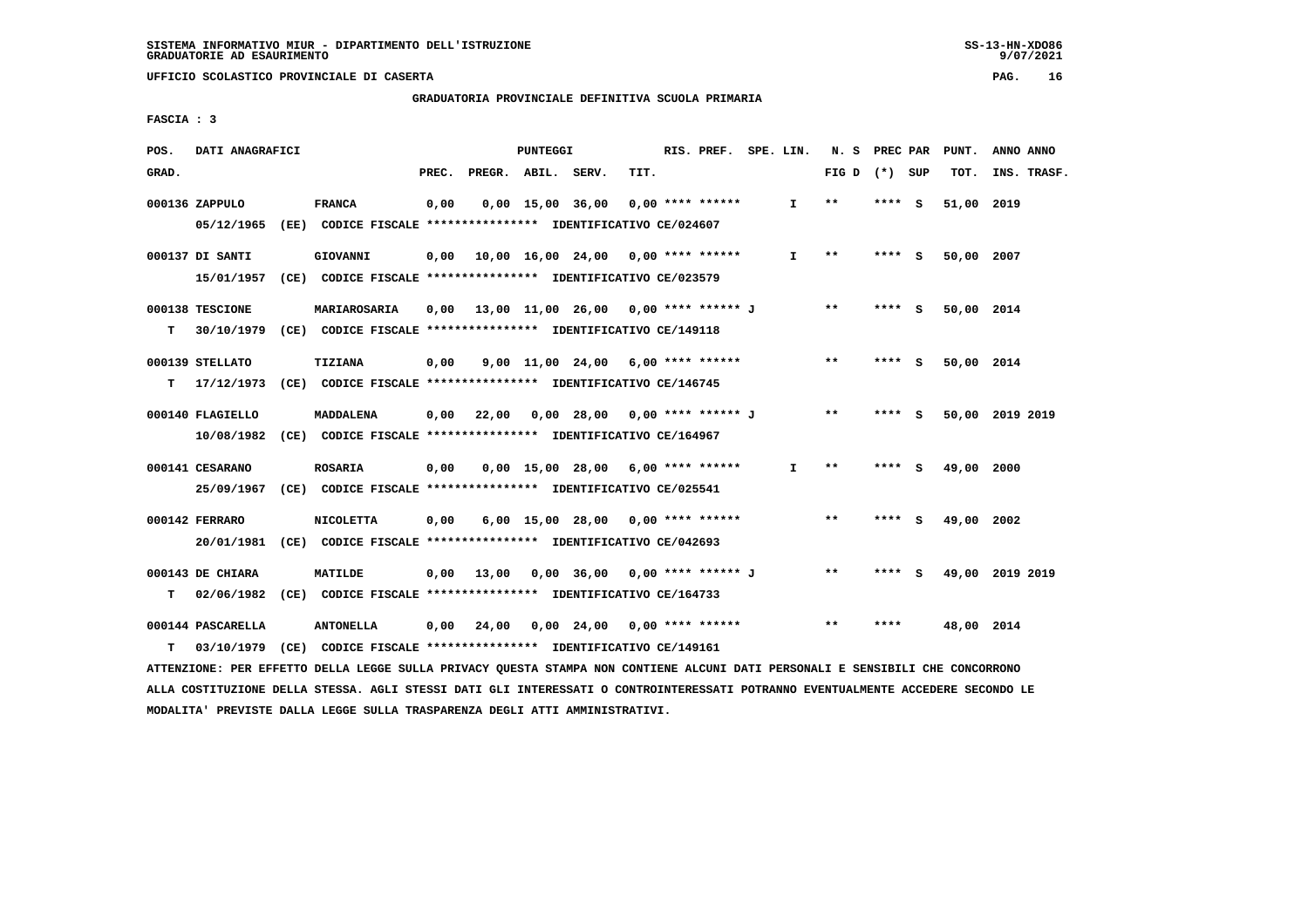SISTEMA INFORMATIVO MIUR - DIPARTIMENTO DELL'ISTRUZIONE
GRADUATORIE AD ESAURIMENTO

UFFICIO SCOLASTICO PROVINCIALE DI CASERTA

GRADUATORIA PROVINCIALE DEFINITIVA SCUOLA PRIMARIA

FASCIA : 3

| POS. GRAD. | DATI ANAGRAFICI | | PREC. | PREGR. | ABIL. | SERV. | TIT. | RIS. PREF. | SPE. LIN. | N. S FIG D | PREC PAR (*) SUP | PUNT. TOT. | ANNO INS. | ANNO TRASF. |
|---|---|---|---|---|---|---|---|---|---|---|---|---|---|---|
| 000136 | ZAPPULO | FRANCA | 0,00 | 0,00 | 15,00 | 36,00 | 0,00 | **** ****** | I | ** | **** S | 51,00 | 2019 | |
| | 05/12/1965 (EE) CODICE FISCALE **************** IDENTIFICATIVO CE/024607 | | | | | | | | | | | | | |
| 000137 | DI SANTI | GIOVANNI | 0,00 | 10,00 | 16,00 | 24,00 | 0,00 | **** ****** | I | ** | **** S | 50,00 | 2007 | |
| | 15/01/1957 (CE) CODICE FISCALE **************** IDENTIFICATIVO CE/023579 | | | | | | | | | | | | | |
| 000138 | TESCIONE | MARIAROSARIA | 0,00 | 13,00 | 11,00 | 26,00 | 0,00 | **** ****** J | | ** | **** S | 50,00 | 2014 | |
| T | 30/10/1979 (CE) CODICE FISCALE **************** IDENTIFICATIVO CE/149118 | | | | | | | | | | | | | |
| 000139 | STELLATO | TIZIANA | 0,00 | 9,00 | 11,00 | 24,00 | 6,00 | **** ****** | | ** | **** S | 50,00 | 2014 | |
| T | 17/12/1973 (CE) CODICE FISCALE **************** IDENTIFICATIVO CE/146745 | | | | | | | | | | | | | |
| 000140 | FLAGIELLO | MADDALENA | 0,00 | 22,00 | 0,00 | 28,00 | 0,00 | **** ****** J | | ** | **** S | 50,00 | 2019 | 2019 |
| | 10/08/1982 (CE) CODICE FISCALE **************** IDENTIFICATIVO CE/164967 | | | | | | | | | | | | | |
| 000141 | CESARANO | ROSARIA | 0,00 | 0,00 | 15,00 | 28,00 | 6,00 | **** ****** | I | ** | **** S | 49,00 | 2000 | |
| | 25/09/1967 (CE) CODICE FISCALE **************** IDENTIFICATIVO CE/025541 | | | | | | | | | | | | | |
| 000142 | FERRARO | NICOLETTA | 0,00 | 6,00 | 15,00 | 28,00 | 0,00 | **** ****** | | ** | **** S | 49,00 | 2002 | |
| | 20/01/1981 (CE) CODICE FISCALE **************** IDENTIFICATIVO CE/042693 | | | | | | | | | | | | | |
| 000143 | DE CHIARA | MATILDE | 0,00 | 13,00 | 0,00 | 36,00 | 0,00 | **** ****** J | | ** | **** S | 49,00 | 2019 | 2019 |
| T | 02/06/1982 (CE) CODICE FISCALE **************** IDENTIFICATIVO CE/164733 | | | | | | | | | | | | | |
| 000144 | PASCARELLA | ANTONELLA | 0,00 | 24,00 | 0,00 | 24,00 | 0,00 | **** ****** | | ** | **** | 48,00 | 2014 | |
| T | 03/10/1979 (CE) CODICE FISCALE **************** IDENTIFICATIVO CE/149161 | | | | | | | | | | | | | |

ATTENZIONE: PER EFFETTO DELLA LEGGE SULLA PRIVACY QUESTA STAMPA NON CONTIENE ALCUNI DATI PERSONALI E SENSIBILI CHE CONCORRONO ALLA COSTITUZIONE DELLA STESSA. AGLI STESSI DATI GLI INTERESSATI O CONTROINTERESSATI POTRANNO EVENTUALMENTE ACCEDERE SECONDO LE MODALITA' PREVISTE DALLA LEGGE SULLA TRASPARENZA DEGLI ATTI AMMINISTRATIVI.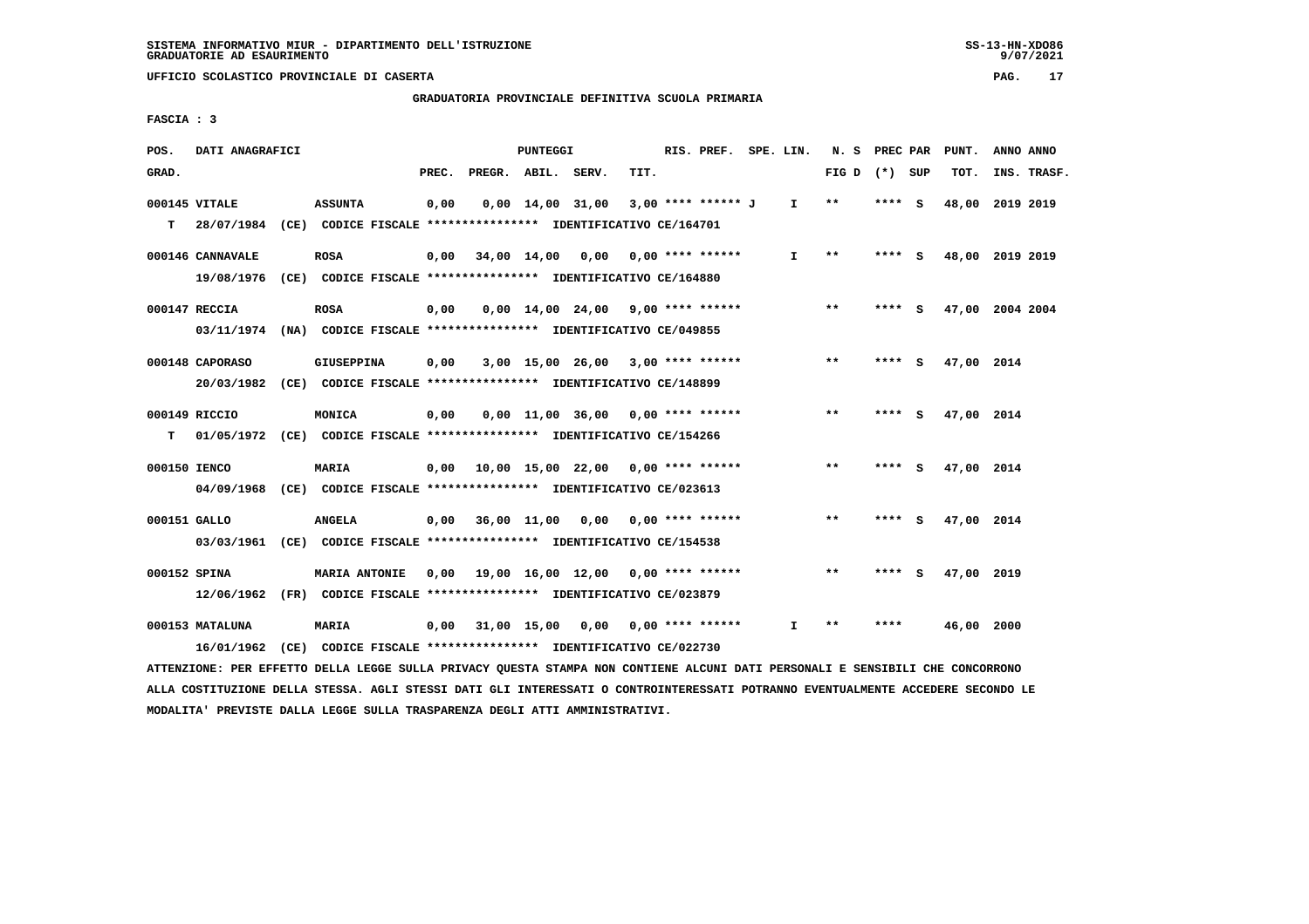SISTEMA INFORMATIVO MIUR - DIPARTIMENTO DELL'ISTRUZIONE
GRADUATORIE AD ESAURIMENTO

UFFICIO SCOLASTICO PROVINCIALE DI CASERTA

## GRADUATORIA PROVINCIALE DEFINITIVA SCUOLA PRIMARIA

FASCIA : 3

| POS. GRAD. | DATI ANAGRAFICI | | PREC. | PREGR. | ABIL. | SERV. | TIT. | RIS. PREF. | SPE. LIN. | N. S FIG D | PREC PAR (*) | SUP | PUNT. TOT. | ANNO INS. | ANNO TRASF. |
|---|---|---|---|---|---|---|---|---|---|---|---|---|---|---|---|
| 000145 | VITALE | ASSUNTA | 0,00 | 0,00 | 14,00 | 31,00 | 3,00 | **** ****** J | I | ** | **** | S | 48,00 | 2019 | 2019 |
| T | 28/07/1984 (CE) CODICE FISCALE **************** IDENTIFICATIVO CE/164701 | | | | | | | | | | | | | | |
| 000146 | CANNAVALE | ROSA | 0,00 | 34,00 | 14,00 | 0,00 | 0,00 | **** ****** | I | ** | **** | S | 48,00 | 2019 | 2019 |
| | 19/08/1976 (CE) CODICE FISCALE **************** IDENTIFICATIVO CE/164880 | | | | | | | | | | | | | | |
| 000147 | RECCIA | ROSA | 0,00 | 0,00 | 14,00 | 24,00 | 9,00 | **** ****** | | ** | **** | S | 47,00 | 2004 | 2004 |
| | 03/11/1974 (NA) CODICE FISCALE **************** IDENTIFICATIVO CE/049855 | | | | | | | | | | | | | | |
| 000148 | CAPORASO | GIUSEPPINA | 0,00 | 3,00 | 15,00 | 26,00 | 3,00 | **** ****** | | ** | **** | S | 47,00 | 2014 | |
| | 20/03/1982 (CE) CODICE FISCALE **************** IDENTIFICATIVO CE/148899 | | | | | | | | | | | | | | |
| 000149 | RICCIO | MONICA | 0,00 | 0,00 | 11,00 | 36,00 | 0,00 | **** ****** | | ** | **** | S | 47,00 | 2014 | |
| T | 01/05/1972 (CE) CODICE FISCALE **************** IDENTIFICATIVO CE/154266 | | | | | | | | | | | | | | |
| 000150 | IENCO | MARIA | 0,00 | 10,00 | 15,00 | 22,00 | 0,00 | **** ****** | | ** | **** | S | 47,00 | 2014 | |
| | 04/09/1968 (CE) CODICE FISCALE **************** IDENTIFICATIVO CE/023613 | | | | | | | | | | | | | | |
| 000151 | GALLO | ANGELA | 0,00 | 36,00 | 11,00 | 0,00 | 0,00 | **** ****** | | ** | **** | S | 47,00 | 2014 | |
| | 03/03/1961 (CE) CODICE FISCALE **************** IDENTIFICATIVO CE/154538 | | | | | | | | | | | | | | |
| 000152 | SPINA | MARIA ANTONIE | 0,00 | 19,00 | 16,00 | 12,00 | 0,00 | **** ****** | | ** | **** | S | 47,00 | 2019 | |
| | 12/06/1962 (FR) CODICE FISCALE **************** IDENTIFICATIVO CE/023879 | | | | | | | | | | | | | | |
| 000153 | MATALUNA | MARIA | 0,00 | 31,00 | 15,00 | 0,00 | 0,00 | **** ****** | I | ** | **** | | 46,00 | 2000 | |
| | 16/01/1962 (CE) CODICE FISCALE **************** IDENTIFICATIVO CE/022730 | | | | | | | | | | | | | | |

ATTENZIONE: PER EFFETTO DELLA LEGGE SULLA PRIVACY QUESTA STAMPA NON CONTIENE ALCUNI DATI PERSONALI E SENSIBILI CHE CONCORRONO ALLA COSTITUZIONE DELLA STESSA. AGLI STESSI DATI GLI INTERESSATI O CONTROINTERESSATI POTRANNO EVENTUALMENTE ACCEDERE SECONDO LE MODALITA' PREVISTE DALLA LEGGE SULLA TRASPARENZA DEGLI ATTI AMMINISTRATIVI.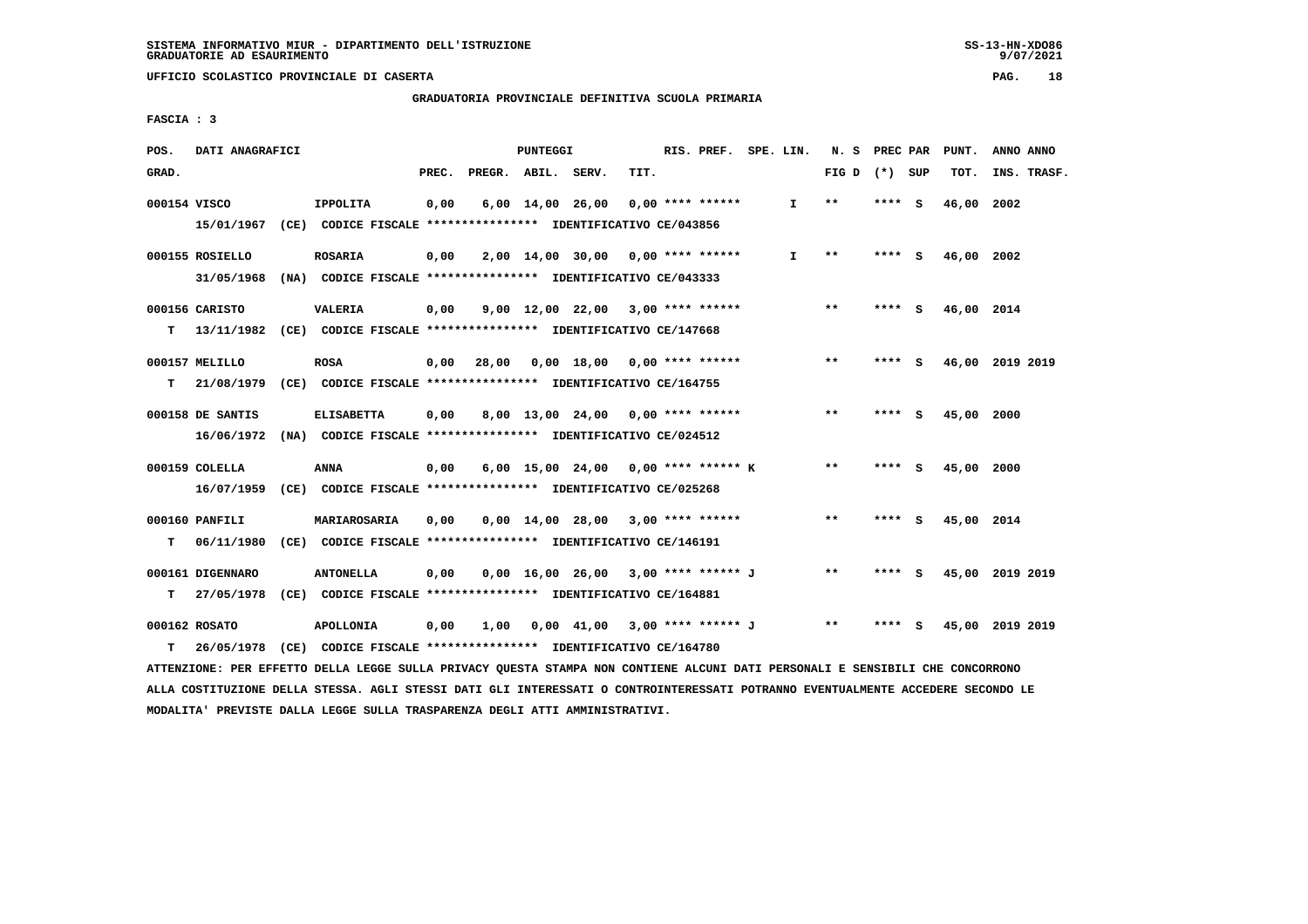UFFICIO SCOLASTICO PROVINCIALE DI CASERTA

GRADUATORIA PROVINCIALE DEFINITIVA SCUOLA PRIMARIA

FASCIA : 3

| POS. GRAD. | DATI ANAGRAFICI | | PREC. | PREGR. | ABIL. | SERV. | TIT. | RIS. PREF. | SPE. LIN. | N. S FIG D | PREC PAR (*) | SUP | PUNT. TOT. | ANNO INS. | ANNO TRASF. |
|---|---|---|---|---|---|---|---|---|---|---|---|---|---|---|---|
| 000154 | VISCO | IPPOLITA | 0,00 | 6,00 | 14,00 | 26,00 | 0,00 | **** ****** | I | ** | **** | S | 46,00 | 2002 | |
| | 15/01/1967 (CE) CODICE FISCALE **************** IDENTIFICATIVO CE/043856 | | | | | | | | | | | | | | |
| 000155 | ROSIELLO | ROSARIA | 0,00 | 2,00 | 14,00 | 30,00 | 0,00 | **** ****** | I | ** | **** | S | 46,00 | 2002 | |
| | 31/05/1968 (NA) CODICE FISCALE **************** IDENTIFICATIVO CE/043333 | | | | | | | | | | | | | | |
| 000156 | CARISTO | VALERIA | 0,00 | 9,00 | 12,00 | 22,00 | 3,00 | **** ****** | | ** | **** | S | 46,00 | 2014 | |
| T | 13/11/1982 (CE) CODICE FISCALE **************** IDENTIFICATIVO CE/147668 | | | | | | | | | | | | | | |
| 000157 | MELILLO | ROSA | 0,00 | 28,00 | 0,00 | 18,00 | 0,00 | **** ****** | | ** | **** | S | 46,00 | 2019 | 2019 |
| T | 21/08/1979 (CE) CODICE FISCALE **************** IDENTIFICATIVO CE/164755 | | | | | | | | | | | | | | |
| 000158 | DE SANTIS | ELISABETTA | 0,00 | 8,00 | 13,00 | 24,00 | 0,00 | **** ****** | | ** | **** | S | 45,00 | 2000 | |
| | 16/06/1972 (NA) CODICE FISCALE **************** IDENTIFICATIVO CE/024512 | | | | | | | | | | | | | | |
| 000159 | COLELLA | ANNA | 0,00 | 6,00 | 15,00 | 24,00 | 0,00 | **** ****** K | | ** | **** | S | 45,00 | 2000 | |
| | 16/07/1959 (CE) CODICE FISCALE **************** IDENTIFICATIVO CE/025268 | | | | | | | | | | | | | | |
| 000160 | PANFILI | MARIAROSARIA | 0,00 | 0,00 | 14,00 | 28,00 | 3,00 | **** ****** | | ** | **** | S | 45,00 | 2014 | |
| T | 06/11/1980 (CE) CODICE FISCALE **************** IDENTIFICATIVO CE/146191 | | | | | | | | | | | | | | |
| 000161 | DIGENNARO | ANTONELLA | 0,00 | 0,00 | 16,00 | 26,00 | 3,00 | **** ****** J | | ** | **** | S | 45,00 | 2019 | 2019 |
| T | 27/05/1978 (CE) CODICE FISCALE **************** IDENTIFICATIVO CE/164881 | | | | | | | | | | | | | | |
| 000162 | ROSATO | APOLLONIA | 0,00 | 1,00 | 0,00 | 41,00 | 3,00 | **** ****** J | | ** | **** | S | 45,00 | 2019 | 2019 |
| T | 26/05/1978 (CE) CODICE FISCALE **************** IDENTIFICATIVO CE/164780 | | | | | | | | | | | | | | |

ATTENZIONE: PER EFFETTO DELLA LEGGE SULLA PRIVACY QUESTA STAMPA NON CONTIENE ALCUNI DATI PERSONALI E SENSIBILI CHE CONCORRONO ALLA COSTITUZIONE DELLA STESSA. AGLI STESSI DATI GLI INTERESSATI O CONTROINTERESSATI POTRANNO EVENTUALMENTE ACCEDERE SECONDO LE MODALITA' PREVISTE DALLA LEGGE SULLA TRASPARENZA DEGLI ATTI AMMINISTRATIVI.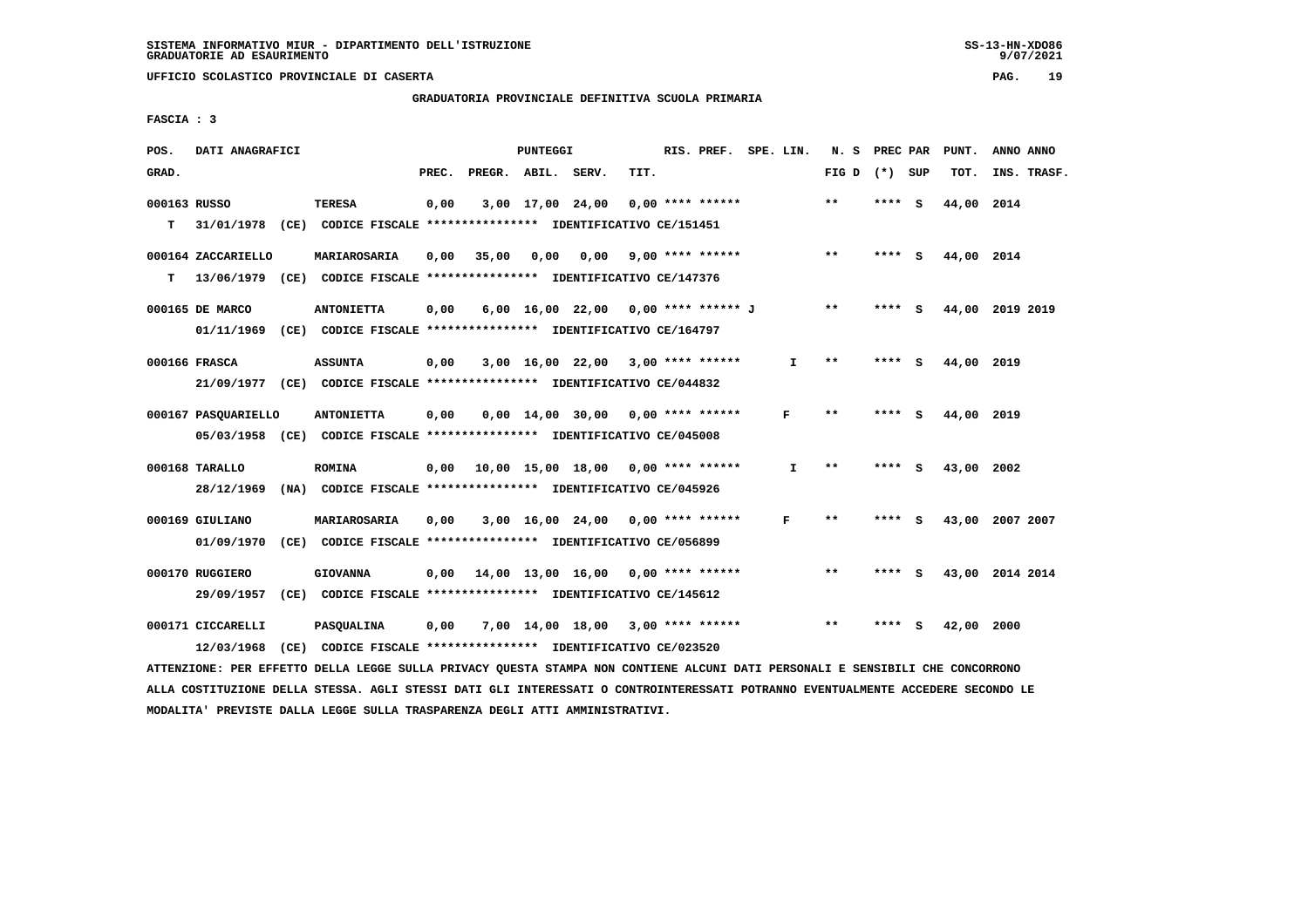SISTEMA INFORMATIVO MIUR - DIPARTIMENTO DELL'ISTRUZIONE
GRADUATORIE AD ESAURIMENTO

UFFICIO SCOLASTICO PROVINCIALE DI CASERTA

GRADUATORIA PROVINCIALE DEFINITIVA SCUOLA PRIMARIA

FASCIA : 3

| POS. GRAD. | DATI ANAGRAFICI | | PREC. | PREGR. | ABIL. | SERV. | TIT. | RIS. PREF. | SPE. LIN. | N. S FIG D | PREC PAR (*) SUP | PUNT. TOT. | ANNO INS. | ANNO TRASF. |
|---|---|---|---|---|---|---|---|---|---|---|---|---|---|---|
| 000163 | RUSSO | TERESA | 0,00 | 3,00 | 17,00 | 24,00 | 0,00 | **** ****** | | ** | **** S | 44,00 | 2014 | |
| T | 31/01/1978 (CE) CODICE FISCALE **************** IDENTIFICATIVO CE/151451 | | | | | | | | | | | | | |
| 000164 | ZACCARIELLO | MARIAROSARIA | 0,00 | 35,00 | 0,00 | 0,00 | 9,00 | **** ****** | | ** | **** S | 44,00 | 2014 | |
| T | 13/06/1979 (CE) CODICE FISCALE **************** IDENTIFICATIVO CE/147376 | | | | | | | | | | | | | |
| 000165 | DE MARCO | ANTONIETTA | 0,00 | 6,00 | 16,00 | 22,00 | 0,00 | **** ****** J | | ** | **** S | 44,00 | 2019 | 2019 |
| | 01/11/1969 (CE) CODICE FISCALE **************** IDENTIFICATIVO CE/164797 | | | | | | | | | | | | | |
| 000166 | FRASCA | ASSUNTA | 0,00 | 3,00 | 16,00 | 22,00 | 3,00 | **** ****** | I | ** | **** S | 44,00 | 2019 | |
| | 21/09/1977 (CE) CODICE FISCALE **************** IDENTIFICATIVO CE/044832 | | | | | | | | | | | | | |
| 000167 | PASQUARIELLO | ANTONIETTA | 0,00 | 0,00 | 14,00 | 30,00 | 0,00 | **** ****** | F | ** | **** S | 44,00 | 2019 | |
| | 05/03/1958 (CE) CODICE FISCALE **************** IDENTIFICATIVO CE/045008 | | | | | | | | | | | | | |
| 000168 | TARALLO | ROMINA | 0,00 | 10,00 | 15,00 | 18,00 | 0,00 | **** ****** | I | ** | **** S | 43,00 | 2002 | |
| | 28/12/1969 (NA) CODICE FISCALE **************** IDENTIFICATIVO CE/045926 | | | | | | | | | | | | | |
| 000169 | GIULIANO | MARIAROSARIA | 0,00 | 3,00 | 16,00 | 24,00 | 0,00 | **** ****** | F | ** | **** S | 43,00 | 2007 | 2007 |
| | 01/09/1970 (CE) CODICE FISCALE **************** IDENTIFICATIVO CE/056899 | | | | | | | | | | | | | |
| 000170 | RUGGIERO | GIOVANNA | 0,00 | 14,00 | 13,00 | 16,00 | 0,00 | **** ****** | | ** | **** S | 43,00 | 2014 | 2014 |
| | 29/09/1957 (CE) CODICE FISCALE **************** IDENTIFICATIVO CE/145612 | | | | | | | | | | | | | |
| 000171 | CICCARELLI | PASQUALINA | 0,00 | 7,00 | 14,00 | 18,00 | 3,00 | **** ****** | | ** | **** S | 42,00 | 2000 | |
| | 12/03/1968 (CE) CODICE FISCALE **************** IDENTIFICATIVO CE/023520 | | | | | | | | | | | | | |

ATTENZIONE: PER EFFETTO DELLA LEGGE SULLA PRIVACY QUESTA STAMPA NON CONTIENE ALCUNI DATI PERSONALI E SENSIBILI CHE CONCORRONO ALLA COSTITUZIONE DELLA STESSA. AGLI STESSI DATI GLI INTERESSATI O CONTROINTERESSATI POTRANNO EVENTUALMENTE ACCEDERE SECONDO LE MODALITA' PREVISTE DALLA LEGGE SULLA TRASPARENZA DEGLI ATTI AMMINISTRATIVI.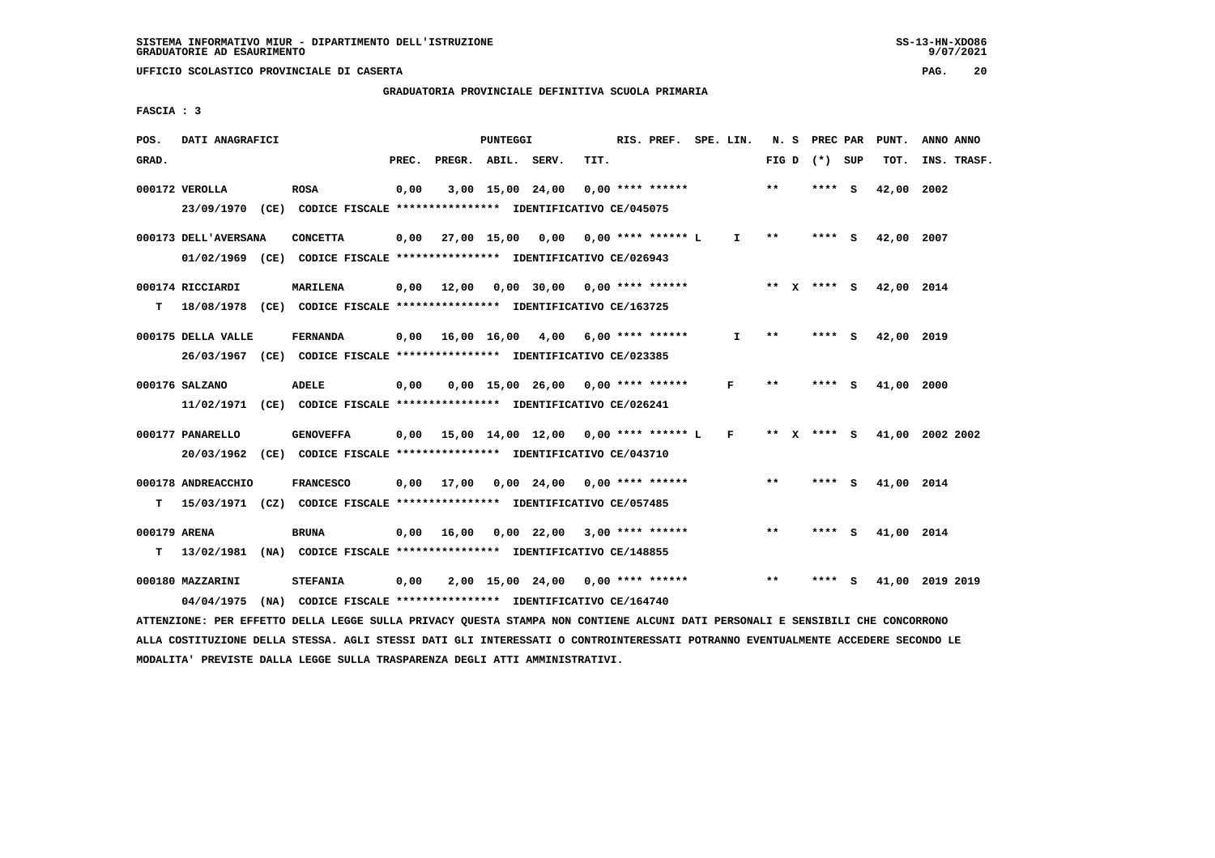SISTEMA INFORMATIVO MIUR - DIPARTIMENTO DELL'ISTRUZIONE
GRADUATORIE AD ESAURIMENTO

UFFICIO SCOLASTICO PROVINCIALE DI CASERTA

GRADUATORIA PROVINCIALE DEFINITIVA SCUOLA PRIMARIA

FASCIA : 3

| POS. GRAD. | DATI ANAGRAFICI | | PREC. | PREGR. | ABIL. | SERV. | TIT. | RIS. PREF. | SPE. LIN. | N. S FIG D | PREC PAR (*) SUP | PUNT. TOT. | ANNO INS. | ANNO TRASF. |
|---|---|---|---|---|---|---|---|---|---|---|---|---|---|---|
| 000172 | VEROLLA | ROSA | 0,00 | 3,00 | 15,00 | 24,00 | 0,00 | **** ****** | | ** | **** S | 42,00 | 2002 | |
| | 23/09/1970 (CE) CODICE FISCALE **************** IDENTIFICATIVO CE/045075 | | | | | | | | | | | | | |
| 000173 | DELL'AVERSANA | CONCETTA | 0,00 | 27,00 | 15,00 | 0,00 | 0,00 | **** ****** L | I | ** | **** S | 42,00 | 2007 | |
| | 01/02/1969 (CE) CODICE FISCALE **************** IDENTIFICATIVO CE/026943 | | | | | | | | | | | | | |
| 000174 | RICCIARDI | MARILENA | 0,00 | 12,00 | 0,00 | 30,00 | 0,00 | **** ****** | | ** X | **** S | 42,00 | 2014 | |
| T | 18/08/1978 (CE) CODICE FISCALE **************** IDENTIFICATIVO CE/163725 | | | | | | | | | | | | | |
| 000175 | DELLA VALLE | FERNANDA | 0,00 | 16,00 | 16,00 | 4,00 | 6,00 | **** ****** | I | ** | **** S | 42,00 | 2019 | |
| | 26/03/1967 (CE) CODICE FISCALE **************** IDENTIFICATIVO CE/023385 | | | | | | | | | | | | | |
| 000176 | SALZANO | ADELE | 0,00 | 0,00 | 15,00 | 26,00 | 0,00 | **** ****** | F | ** | **** S | 41,00 | 2000 | |
| | 11/02/1971 (CE) CODICE FISCALE **************** IDENTIFICATIVO CE/026241 | | | | | | | | | | | | | |
| 000177 | PANARELLO | GENOVEFFA | 0,00 | 15,00 | 14,00 | 12,00 | 0,00 | **** ****** L | F | ** X | **** S | 41,00 | 2002 | 2002 |
| | 20/03/1962 (CE) CODICE FISCALE **************** IDENTIFICATIVO CE/043710 | | | | | | | | | | | | | |
| 000178 | ANDREACCHIO | FRANCESCO | 0,00 | 17,00 | 0,00 | 24,00 | 0,00 | **** ****** | | ** | **** S | 41,00 | 2014 | |
| T | 15/03/1971 (CZ) CODICE FISCALE **************** IDENTIFICATIVO CE/057485 | | | | | | | | | | | | | |
| 000179 | ARENA | BRUNA | 0,00 | 16,00 | 0,00 | 22,00 | 3,00 | **** ****** | | ** | **** S | 41,00 | 2014 | |
| T | 13/02/1981 (NA) CODICE FISCALE **************** IDENTIFICATIVO CE/148855 | | | | | | | | | | | | | |
| 000180 | MAZZARINI | STEFANIA | 0,00 | 2,00 | 15,00 | 24,00 | 0,00 | **** ****** | | ** | **** S | 41,00 | 2019 | 2019 |
| | 04/04/1975 (NA) CODICE FISCALE **************** IDENTIFICATIVO CE/164740 | | | | | | | | | | | | | |

ATTENZIONE: PER EFFETTO DELLA LEGGE SULLA PRIVACY QUESTA STAMPA NON CONTIENE ALCUNI DATI PERSONALI E SENSIBILI CHE CONCORRONO ALLA COSTITUZIONE DELLA STESSA. AGLI STESSI DATI GLI INTERESSATI O CONTROINTERESSATI POTRANNO EVENTUALMENTE ACCEDERE SECONDO LE MODALITA' PREVISTE DALLA LEGGE SULLA TRASPARENZA DEGLI ATTI AMMINISTRATIVI.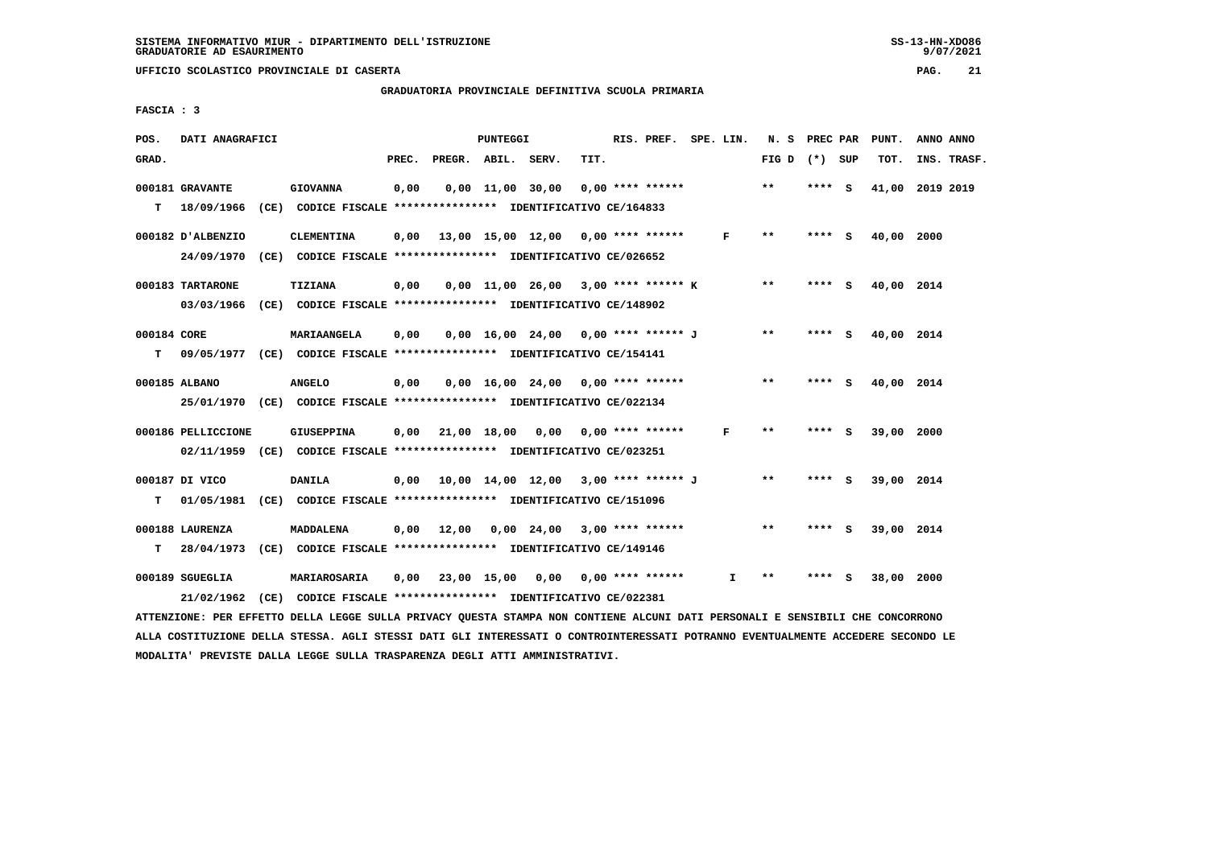UFFICIO SCOLASTICO PROVINCIALE DI CASERTA

GRADUATORIA PROVINCIALE DEFINITIVA SCUOLA PRIMARIA

FASCIA : 3

| POS. GRAD. | DATI ANAGRAFICI | | PREC. | PREGR. | ABIL. | SERV. | TIT. | RIS. PREF. | SPE. LIN. | N. S FIG D | PREC PAR (*) SUP | PUNT. TOT. | ANNO ANNO INS. TRASF. |
|---|---|---|---|---|---|---|---|---|---|---|---|---|---|
| 000181 | GRAVANTE | GIOVANNA | 0,00 | 0,00 | 11,00 | 30,00 | 0,00 | **** ****** | | ** | **** S | 41,00 | 2019 2019 |
| T | 18/09/1966 (CE) CODICE FISCALE **************** IDENTIFICATIVO CE/164833 | | | | | | | | | | | | |
| 000182 | D'ALBENZIO | CLEMENTINA | 0,00 | 13,00 | 15,00 | 12,00 | 0,00 | **** ****** | F | ** | **** S | 40,00 | 2000 |
| | 24/09/1970 (CE) CODICE FISCALE **************** IDENTIFICATIVO CE/026652 | | | | | | | | | | | | |
| 000183 | TARTARONE | TIZIANA | 0,00 | 0,00 | 11,00 | 26,00 | 3,00 | **** ****** K | | ** | **** S | 40,00 | 2014 |
| | 03/03/1966 (CE) CODICE FISCALE **************** IDENTIFICATIVO CE/148902 | | | | | | | | | | | | |
| 000184 | CORE | MARIAANGELA | 0,00 | 0,00 | 16,00 | 24,00 | 0,00 | **** ****** J | | ** | **** S | 40,00 | 2014 |
| T | 09/05/1977 (CE) CODICE FISCALE **************** IDENTIFICATIVO CE/154141 | | | | | | | | | | | | |
| 000185 | ALBANO | ANGELO | 0,00 | 0,00 | 16,00 | 24,00 | 0,00 | **** ****** | | ** | **** S | 40,00 | 2014 |
| | 25/01/1970 (CE) CODICE FISCALE **************** IDENTIFICATIVO CE/022134 | | | | | | | | | | | | |
| 000186 | PELLICCIONE | GIUSEPPINA | 0,00 | 21,00 | 18,00 | 0,00 | 0,00 | **** ****** | F | ** | **** S | 39,00 | 2000 |
| | 02/11/1959 (CE) CODICE FISCALE **************** IDENTIFICATIVO CE/023251 | | | | | | | | | | | | |
| 000187 | DI VICO | DANILA | 0,00 | 10,00 | 14,00 | 12,00 | 3,00 | **** ****** J | | ** | **** S | 39,00 | 2014 |
| T | 01/05/1981 (CE) CODICE FISCALE **************** IDENTIFICATIVO CE/151096 | | | | | | | | | | | | |
| 000188 | LAURENZA | MADDALENA | 0,00 | 12,00 | 0,00 | 24,00 | 3,00 | **** ****** | | ** | **** S | 39,00 | 2014 |
| T | 28/04/1973 (CE) CODICE FISCALE **************** IDENTIFICATIVO CE/149146 | | | | | | | | | | | | |
| 000189 | SGUEGLIA | MARIAROSARIA | 0,00 | 23,00 | 15,00 | 0,00 | 0,00 | **** ****** | I | ** | **** S | 38,00 | 2000 |
| | 21/02/1962 (CE) CODICE FISCALE **************** IDENTIFICATIVO CE/022381 | | | | | | | | | | | | |

ATTENZIONE: PER EFFETTO DELLA LEGGE SULLA PRIVACY QUESTA STAMPA NON CONTIENE ALCUNI DATI PERSONALI E SENSIBILI CHE CONCORRONO ALLA COSTITUZIONE DELLA STESSA. AGLI STESSI DATI GLI INTERESSATI O CONTROINTERESSATI POTRANNO EVENTUALMENTE ACCEDERE SECONDO LE MODALITA' PREVISTE DALLA LEGGE SULLA TRASPARENZA DEGLI ATTI AMMINISTRATIVI.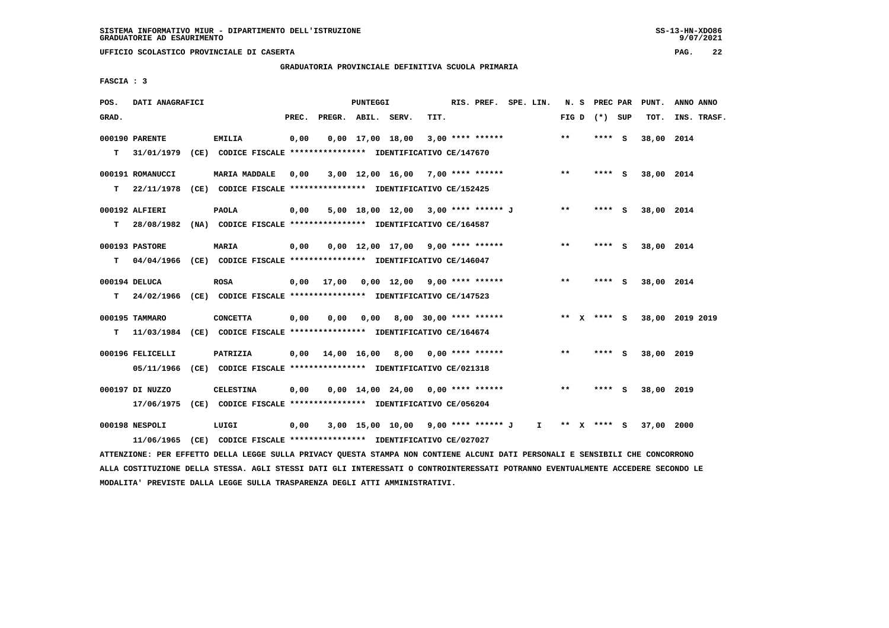SISTEMA INFORMATIVO MIUR - DIPARTIMENTO DELL'ISTRUZIONE
GRADUATORIE AD ESAURIMENTO

UFFICIO SCOLASTICO PROVINCIALE DI CASERTA

GRADUATORIA PROVINCIALE DEFINITIVA SCUOLA PRIMARIA

FASCIA : 3

| POS. GRAD. | DATI ANAGRAFICI | | PREC. | PREGR. | ABIL. | SERV. | TIT. | RIS. PREF. | SPE. LIN. | N. S FIG D | PREC PAR (*) SUP | PUNT. TOT. | ANNO ANNO INS. TRASF. |
|---|---|---|---|---|---|---|---|---|---|---|---|---|---|
| 000190 PARENTE | EMILIA | | 0,00 | 0,00 | 17,00 | 18,00 | 3,00 | **** ****** | | ** | **** S | 38,00 | 2014 |
| T 31/01/1979 | (CE) CODICE FISCALE **************** | IDENTIFICATIVO CE/147670 | | | | | | | | | | | |
| 000191 ROMANUCCI | MARIA MADDALE | | 0,00 | 3,00 | 12,00 | 16,00 | 7,00 | **** ****** | | ** | **** S | 38,00 | 2014 |
| T 22/11/1978 | (CE) CODICE FISCALE **************** | IDENTIFICATIVO CE/152425 | | | | | | | | | | | |
| 000192 ALFIERI | PAOLA | | 0,00 | 5,00 | 18,00 | 12,00 | 3,00 | **** ****** J | | ** | **** S | 38,00 | 2014 |
| T 28/08/1982 | (NA) CODICE FISCALE **************** | IDENTIFICATIVO CE/164587 | | | | | | | | | | | |
| 000193 PASTORE | MARIA | | 0,00 | 0,00 | 12,00 | 17,00 | 9,00 | **** ****** | | ** | **** S | 38,00 | 2014 |
| T 04/04/1966 | (CE) CODICE FISCALE **************** | IDENTIFICATIVO CE/146047 | | | | | | | | | | | |
| 000194 DELUCA | ROSA | | 0,00 | 17,00 | 0,00 | 12,00 | 9,00 | **** ****** | | ** | **** S | 38,00 | 2014 |
| T 24/02/1966 | (CE) CODICE FISCALE **************** | IDENTIFICATIVO CE/147523 | | | | | | | | | | | |
| 000195 TAMMARO | CONCETTA | | 0,00 | 0,00 | 0,00 | 8,00 | 30,00 | **** ****** | | ** X | **** S | 38,00 | 2019 2019 |
| T 11/03/1984 | (CE) CODICE FISCALE **************** | IDENTIFICATIVO CE/164674 | | | | | | | | | | | |
| 000196 FELICELLI | PATRIZIA | | 0,00 | 14,00 | 16,00 | 8,00 | 0,00 | **** ****** | | ** | **** S | 38,00 | 2019 |
| 05/11/1966 | (CE) CODICE FISCALE **************** | IDENTIFICATIVO CE/021318 | | | | | | | | | | | |
| 000197 DI NUZZO | CELESTINA | | 0,00 | 0,00 | 14,00 | 24,00 | 0,00 | **** ****** | | ** | **** S | 38,00 | 2019 |
| 17/06/1975 | (CE) CODICE FISCALE **************** | IDENTIFICATIVO CE/056204 | | | | | | | | | | | |
| 000198 NESPOLI | LUIGI | | 0,00 | 3,00 | 15,00 | 10,00 | 9,00 | **** ****** J | I | ** X | **** S | 37,00 | 2000 |
| 11/06/1965 | (CE) CODICE FISCALE **************** | IDENTIFICATIVO CE/027027 | | | | | | | | | | | |

ATTENZIONE: PER EFFETTO DELLA LEGGE SULLA PRIVACY QUESTA STAMPA NON CONTIENE ALCUNI DATI PERSONALI E SENSIBILI CHE CONCORRONO ALLA COSTITUZIONE DELLA STESSA. AGLI STESSI DATI GLI INTERESSATI O CONTROINTERESSATI POTRANNO EVENTUALMENTE ACCEDERE SECONDO LE MODALITA' PREVISTE DALLA LEGGE SULLA TRASPARENZA DEGLI ATTI AMMINISTRATIVI.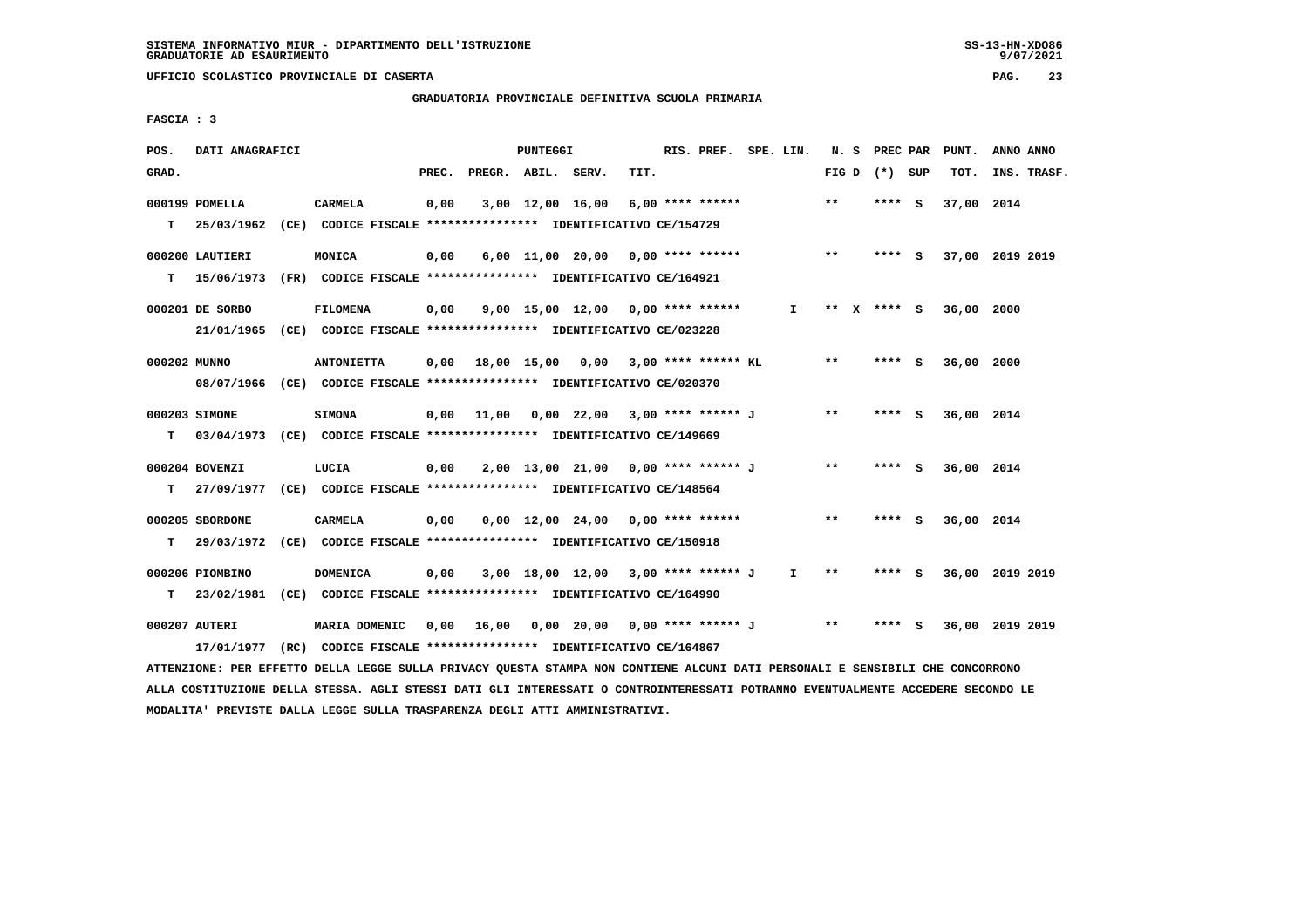SISTEMA INFORMATIVO MIUR - DIPARTIMENTO DELL'ISTRUZIONE
GRADUATORIE AD ESAURIMENTO

UFFICIO SCOLASTICO PROVINCIALE DI CASERTA

GRADUATORIA PROVINCIALE DEFINITIVA SCUOLA PRIMARIA

FASCIA : 3

| POS. GRAD. | DATI ANAGRAFICI | | PREC. | PREGR. | ABIL. | SERV. | TIT. | RIS. PREF. | SPE. LIN. | N. S FIG D | PREC PAR (*) SUP | PUNT. TOT. | ANNO INS. | ANNO TRASF. |
|---|---|---|---|---|---|---|---|---|---|---|---|---|---|---|
| 000199 | POMELLA | CARMELA | 0,00 | 3,00 | 12,00 | 16,00 | 6,00 | **** ****** | | ** | **** S | 37,00 | 2014 | |
| T | 25/03/1962 (CE) | CODICE FISCALE **************** IDENTIFICATIVO CE/154729 | | | | | | | | | | | | |
| 000200 | LAUTIERI | MONICA | 0,00 | 6,00 | 11,00 | 20,00 | 0,00 | **** ****** | | ** | **** S | 37,00 | 2019 | 2019 |
| T | 15/06/1973 (FR) | CODICE FISCALE **************** IDENTIFICATIVO CE/164921 | | | | | | | | | | | | |
| 000201 | DE SORBO | FILOMENA | 0,00 | 9,00 | 15,00 | 12,00 | 0,00 | **** ****** | I | ** X | **** S | 36,00 | 2000 | |
| | 21/01/1965 (CE) | CODICE FISCALE **************** IDENTIFICATIVO CE/023228 | | | | | | | | | | | | |
| 000202 | MUNNO | ANTONIETTA | 0,00 | 18,00 | 15,00 | 0,00 | 3,00 | **** ****** KL | | ** | **** S | 36,00 | 2000 | |
| | 08/07/1966 (CE) | CODICE FISCALE **************** IDENTIFICATIVO CE/020370 | | | | | | | | | | | | |
| 000203 | SIMONE | SIMONA | 0,00 | 11,00 | 0,00 | 22,00 | 3,00 | **** ****** J | | ** | **** S | 36,00 | 2014 | |
| T | 03/04/1973 (CE) | CODICE FISCALE **************** IDENTIFICATIVO CE/149669 | | | | | | | | | | | | |
| 000204 | BOVENZI | LUCIA | 0,00 | 2,00 | 13,00 | 21,00 | 0,00 | **** ****** J | | ** | **** S | 36,00 | 2014 | |
| T | 27/09/1977 (CE) | CODICE FISCALE **************** IDENTIFICATIVO CE/148564 | | | | | | | | | | | | |
| 000205 | SBORDONE | CARMELA | 0,00 | 0,00 | 12,00 | 24,00 | 0,00 | **** ****** | | ** | **** S | 36,00 | 2014 | |
| T | 29/03/1972 (CE) | CODICE FISCALE **************** IDENTIFICATIVO CE/150918 | | | | | | | | | | | | |
| 000206 | PIOMBINO | DOMENICA | 0,00 | 3,00 | 18,00 | 12,00 | 3,00 | **** ****** J | I | ** | **** S | 36,00 | 2019 | 2019 |
| T | 23/02/1981 (CE) | CODICE FISCALE **************** IDENTIFICATIVO CE/164990 | | | | | | | | | | | | |
| 000207 | AUTERI | MARIA DOMENIC | 0,00 | 16,00 | 0,00 | 20,00 | 0,00 | **** ****** J | | ** | **** S | 36,00 | 2019 | 2019 |
| | 17/01/1977 (RC) | CODICE FISCALE **************** IDENTIFICATIVO CE/164867 | | | | | | | | | | | | |

ATTENZIONE: PER EFFETTO DELLA LEGGE SULLA PRIVACY QUESTA STAMPA NON CONTIENE ALCUNI DATI PERSONALI E SENSIBILI CHE CONCORRONO ALLA COSTITUZIONE DELLA STESSA. AGLI STESSI DATI GLI INTERESSATI O CONTROINTERESSATI POTRANNO EVENTUALMENTE ACCEDERE SECONDO LE MODALITA' PREVISTE DALLA LEGGE SULLA TRASPARENZA DEGLI ATTI AMMINISTRATIVI.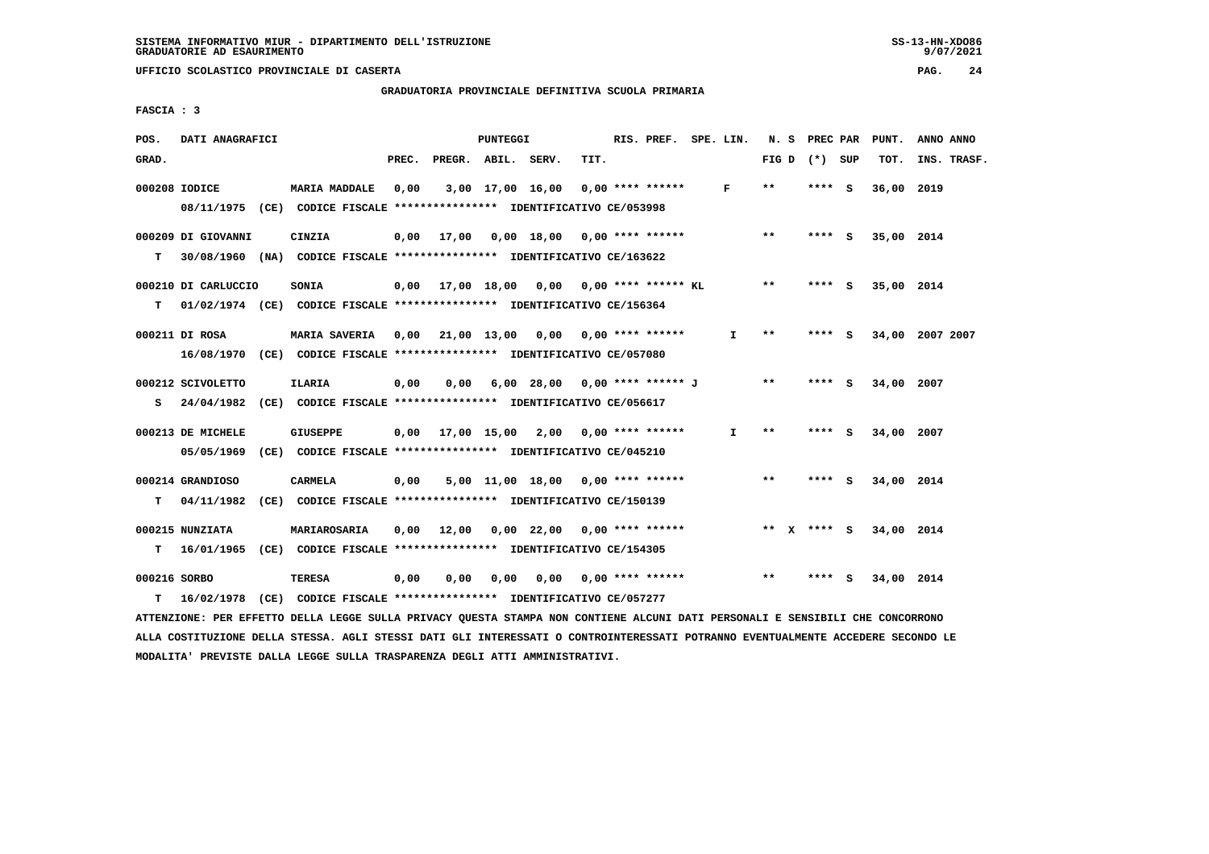SISTEMA INFORMATIVO MIUR - DIPARTIMENTO DELL'ISTRUZIONE
GRADUATORIE AD ESAURIMENTO

UFFICIO SCOLASTICO PROVINCIALE DI CASERTA

GRADUATORIA PROVINCIALE DEFINITIVA SCUOLA PRIMARIA

FASCIA : 3

| POS. GRAD. | DATI ANAGRAFICI | | PREC. | PREGR. | ABIL. | SERV. | TIT. | RIS. PREF. | SPE. LIN. | N. S FIG D | PREC PAR (*) SUP | PUNT. TOT. | ANNO ANNO INS. TRASF. |
|---|---|---|---|---|---|---|---|---|---|---|---|---|---|
| 000208 | IODICE 08/11/1975 (CE) CODICE FISCALE **************** IDENTIFICATIVO CE/053998 | MARIA MADDALE | 0,00 | 3,00 | 17,00 | 16,00 | 0,00 | **** ****** | F | ** | **** S | 36,00 | 2019 |
| 000209 | T DI GIOVANNI 30/08/1960 (NA) CODICE FISCALE **************** IDENTIFICATIVO CE/163622 | CINZIA | 0,00 | 17,00 | 0,00 | 18,00 | 0,00 | **** ****** | | ** | **** S | 35,00 | 2014 |
| 000210 | T DI CARLUCCIO 01/02/1974 (CE) CODICE FISCALE **************** IDENTIFICATIVO CE/156364 | SONIA | 0,00 | 17,00 | 18,00 | 0,00 | 0,00 | **** ****** KL | | ** | **** S | 35,00 | 2014 |
| 000211 | DI ROSA 16/08/1970 (CE) CODICE FISCALE **************** IDENTIFICATIVO CE/057080 | MARIA SAVERIA | 0,00 | 21,00 | 13,00 | 0,00 | 0,00 | **** ****** | I | ** | **** S | 34,00 | 2007 2007 |
| 000212 | S SCIVOLETTO 24/04/1982 (CE) CODICE FISCALE **************** IDENTIFICATIVO CE/056617 | ILARIA | 0,00 | 0,00 | 6,00 | 28,00 | 0,00 | **** ****** J | | ** | **** S | 34,00 | 2007 |
| 000213 | DE MICHELE 05/05/1969 (CE) CODICE FISCALE **************** IDENTIFICATIVO CE/045210 | GIUSEPPE | 0,00 | 17,00 | 15,00 | 2,00 | 0,00 | **** ****** | I | ** | **** S | 34,00 | 2007 |
| 000214 | T GRANDIOSO 04/11/1982 (CE) CODICE FISCALE **************** IDENTIFICATIVO CE/150139 | CARMELA | 0,00 | 5,00 | 11,00 | 18,00 | 0,00 | **** ****** | | ** | **** S | 34,00 | 2014 |
| 000215 | T NUNZIATA 16/01/1965 (CE) CODICE FISCALE **************** IDENTIFICATIVO CE/154305 | MARIAROSARIA | 0,00 | 12,00 | 0,00 | 22,00 | 0,00 | **** ****** | | ** X | **** S | 34,00 | 2014 |
| 000216 | T SORBO 16/02/1978 (CE) CODICE FISCALE **************** IDENTIFICATIVO CE/057277 | TERESA | 0,00 | 0,00 | 0,00 | 0,00 | 0,00 | **** ****** | | ** | **** S | 34,00 | 2014 |

ATTENZIONE: PER EFFETTO DELLA LEGGE SULLA PRIVACY QUESTA STAMPA NON CONTIENE ALCUNI DATI PERSONALI E SENSIBILI CHE CONCORRONO ALLA COSTITUZIONE DELLA STESSA. AGLI STESSI DATI GLI INTERESSATI O CONTROINTERESSATI POTRANNO EVENTUALMENTE ACCEDERE SECONDO LE MODALITA' PREVISTE DALLA LEGGE SULLA TRASPARENZA DEGLI ATTI AMMINISTRATIVI.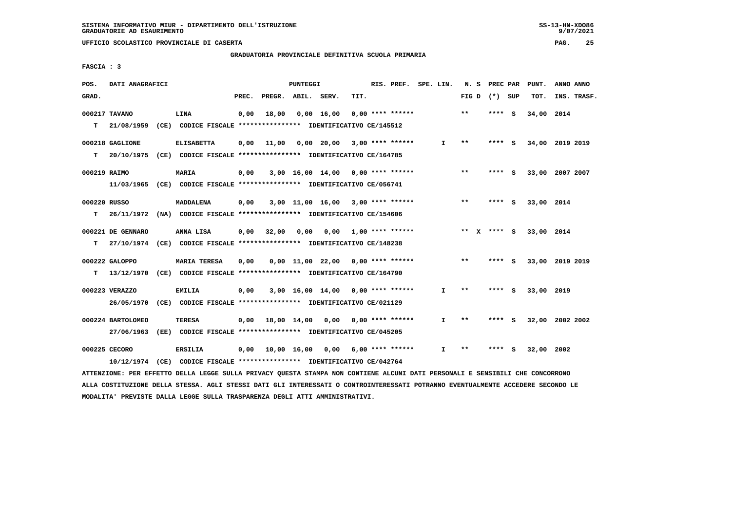UFFICIO SCOLASTICO PROVINCIALE DI CASERTA

GRADUATORIA PROVINCIALE DEFINITIVA SCUOLA PRIMARIA

FASCIA : 3

| POS. GRAD. | DATI ANAGRAFICI | | PREC. | PREGR. | ABIL. | SERV. | TIT. | RIS. PREF. | SPE. LIN. | N. S FIG D | PREC PAR (*) SUP | PUNT. TOT. | ANNO ANNO INS. TRASF. |
|---|---|---|---|---|---|---|---|---|---|---|---|---|---|
| 000217 | TAVANO | LINA | 0,00 | 18,00 | 0,00 | 16,00 | 0,00 | **** ****** | | ** | **** S | 34,00 | 2014 |
| T | 21/08/1959 (CE) CODICE FISCALE **************** IDENTIFICATIVO CE/145512 | | | | | | | | | | | | |
| 000218 | GAGLIONE | ELISABETTA | 0,00 | 11,00 | 0,00 | 20,00 | 3,00 | **** ****** | I | ** | **** S | 34,00 | 2019 2019 |
| T | 20/10/1975 (CE) CODICE FISCALE **************** IDENTIFICATIVO CE/164785 | | | | | | | | | | | | |
| 000219 | RAIMO | MARIA | 0,00 | 3,00 | 16,00 | 14,00 | 0,00 | **** ****** | | ** | **** S | 33,00 | 2007 2007 |
| | 11/03/1965 (CE) CODICE FISCALE **************** IDENTIFICATIVO CE/056741 | | | | | | | | | | | | |
| 000220 | RUSSO | MADDALENA | 0,00 | 3,00 | 11,00 | 16,00 | 3,00 | **** ****** | | ** | **** S | 33,00 | 2014 |
| T | 26/11/1972 (NA) CODICE FISCALE **************** IDENTIFICATIVO CE/154606 | | | | | | | | | | | | |
| 000221 | DE GENNARO | ANNA LISA | 0,00 | 32,00 | 0,00 | 0,00 | 1,00 | **** ****** | | ** X | **** S | 33,00 | 2014 |
| T | 27/10/1974 (CE) CODICE FISCALE **************** IDENTIFICATIVO CE/148238 | | | | | | | | | | | | |
| 000222 | GALOPPO | MARIA TERESA | 0,00 | 0,00 | 11,00 | 22,00 | 0,00 | **** ****** | | ** | **** S | 33,00 | 2019 2019 |
| T | 13/12/1970 (CE) CODICE FISCALE **************** IDENTIFICATIVO CE/164790 | | | | | | | | | | | | |
| 000223 | VERAZZO | EMILIA | 0,00 | 3,00 | 16,00 | 14,00 | 0,00 | **** ****** | I | ** | **** S | 33,00 | 2019 |
| | 26/05/1970 (CE) CODICE FISCALE **************** IDENTIFICATIVO CE/021129 | | | | | | | | | | | | |
| 000224 | BARTOLOMEO | TERESA | 0,00 | 18,00 | 14,00 | 0,00 | 0,00 | **** ****** | I | ** | **** S | 32,00 | 2002 2002 |
| | 27/06/1963 (EE) CODICE FISCALE **************** IDENTIFICATIVO CE/045205 | | | | | | | | | | | | |
| 000225 | CECORO | ERSILIA | 0,00 | 10,00 | 16,00 | 0,00 | 6,00 | **** ****** | I | ** | **** S | 32,00 | 2002 |
| | 10/12/1974 (CE) CODICE FISCALE **************** IDENTIFICATIVO CE/042764 | | | | | | | | | | | | |

ATTENZIONE: PER EFFETTO DELLA LEGGE SULLA PRIVACY QUESTA STAMPA NON CONTIENE ALCUNI DATI PERSONALI E SENSIBILI CHE CONCORRONO ALLA COSTITUZIONE DELLA STESSA. AGLI STESSI DATI GLI INTERESSATI O CONTROINTERESSATI POTRANNO EVENTUALMENTE ACCEDERE SECONDO LE MODALITA' PREVISTE DALLA LEGGE SULLA TRASPARENZA DEGLI ATTI AMMINISTRATIVI.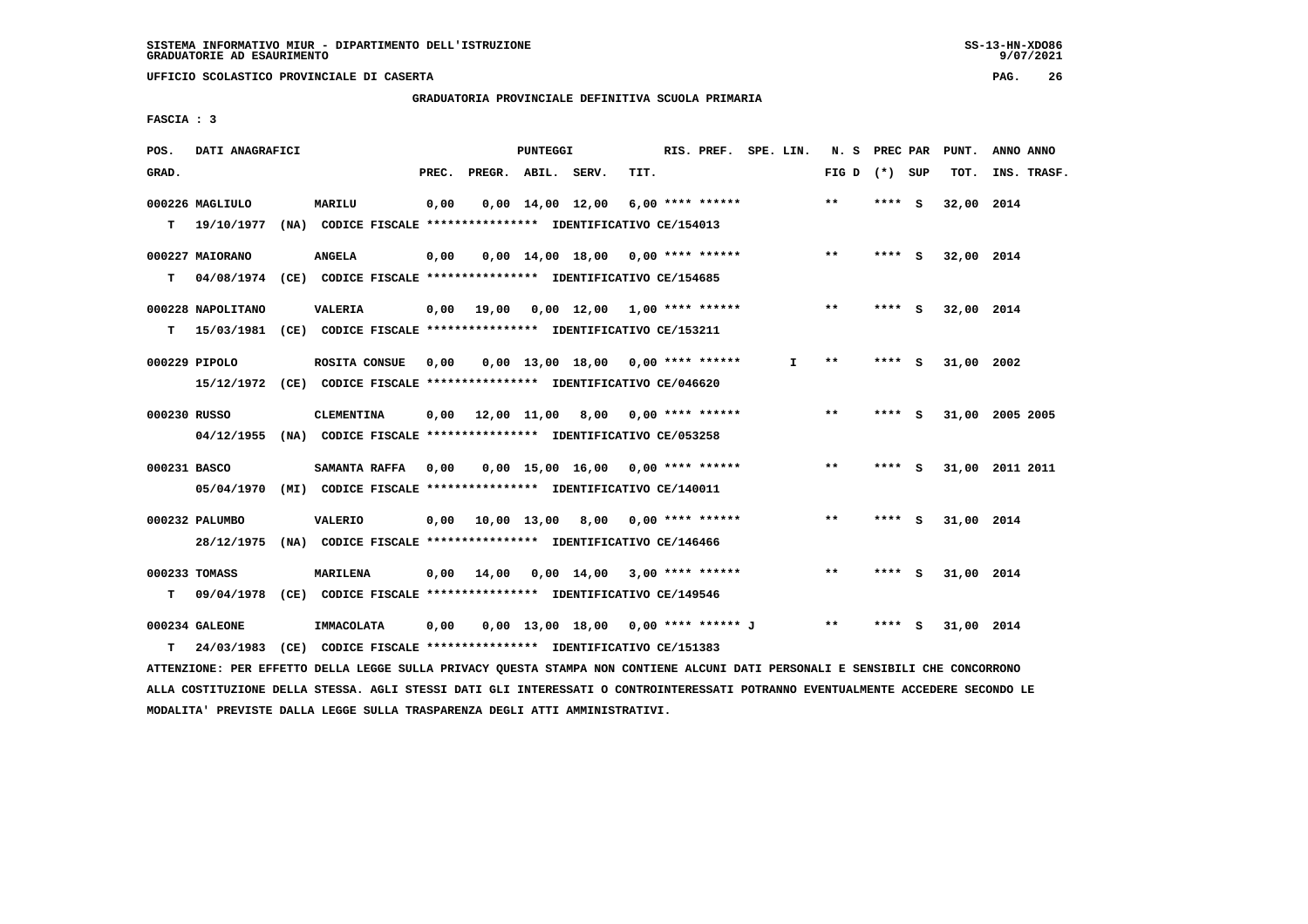SISTEMA INFORMATIVO MIUR - DIPARTIMENTO DELL'ISTRUZIONE
GRADUATORIE AD ESAURIMENTO

UFFICIO SCOLASTICO PROVINCIALE DI CASERTA

GRADUATORIA PROVINCIALE DEFINITIVA SCUOLA PRIMARIA

FASCIA : 3

| POS. GRAD. | DATI ANAGRAFICI | | PREC. | PREGR. | ABIL. | SERV. | TIT. | RIS. PREF. | SPE. LIN. | N. S FIG D | PREC PAR (*) SUP | PUNT. TOT. | ANNO ANNO INS. TRASF. |
|---|---|---|---|---|---|---|---|---|---|---|---|---|---|
| 000226 | MAGLIULO | MARILU | 0,00 | 0,00 | 14,00 | 12,00 | 6,00 | **** ****** | | ** | **** S | 32,00 | 2014 |
| T | 19/10/1977 (NA) CODICE FISCALE **************** IDENTIFICATIVO CE/154013 | | | | | | | | | | | | |
| 000227 | MAIORANO | ANGELA | 0,00 | 0,00 | 14,00 | 18,00 | 0,00 | **** ****** | | ** | **** S | 32,00 | 2014 |
| T | 04/08/1974 (CE) CODICE FISCALE **************** IDENTIFICATIVO CE/154685 | | | | | | | | | | | | |
| 000228 | NAPOLITANO | VALERIA | 0,00 | 19,00 | 0,00 | 12,00 | 1,00 | **** ****** | | ** | **** S | 32,00 | 2014 |
| T | 15/03/1981 (CE) CODICE FISCALE **************** IDENTIFICATIVO CE/153211 | | | | | | | | | | | | |
| 000229 | PIPOLO | ROSITA CONSUE | 0,00 | 0,00 | 13,00 | 18,00 | 0,00 | **** ****** | I | ** | **** S | 31,00 | 2002 |
| | 15/12/1972 (CE) CODICE FISCALE **************** IDENTIFICATIVO CE/046620 | | | | | | | | | | | | |
| 000230 | RUSSO | CLEMENTINA | 0,00 | 12,00 | 11,00 | 8,00 | 0,00 | **** ****** | | ** | **** S | 31,00 | 2005 2005 |
| | 04/12/1955 (NA) CODICE FISCALE **************** IDENTIFICATIVO CE/053258 | | | | | | | | | | | | |
| 000231 | BASCO | SAMANTA RAFFA | 0,00 | 0,00 | 15,00 | 16,00 | 0,00 | **** ****** | | ** | **** S | 31,00 | 2011 2011 |
| | 05/04/1970 (MI) CODICE FISCALE **************** IDENTIFICATIVO CE/140011 | | | | | | | | | | | | |
| 000232 | PALUMBO | VALERIO | 0,00 | 10,00 | 13,00 | 8,00 | 0,00 | **** ****** | | ** | **** S | 31,00 | 2014 |
| | 28/12/1975 (NA) CODICE FISCALE **************** IDENTIFICATIVO CE/146466 | | | | | | | | | | | | |
| 000233 | TOMASS | MARILENA | 0,00 | 14,00 | 0,00 | 14,00 | 3,00 | **** ****** | | ** | **** S | 31,00 | 2014 |
| T | 09/04/1978 (CE) CODICE FISCALE **************** IDENTIFICATIVO CE/149546 | | | | | | | | | | | | |
| 000234 | GALEONE | IMMACOLATA | 0,00 | 0,00 | 13,00 | 18,00 | 0,00 | **** ****** J | | ** | **** S | 31,00 | 2014 |
| T | 24/03/1983 (CE) CODICE FISCALE **************** IDENTIFICATIVO CE/151383 | | | | | | | | | | | | |

ATTENZIONE: PER EFFETTO DELLA LEGGE SULLA PRIVACY QUESTA STAMPA NON CONTIENE ALCUNI DATI PERSONALI E SENSIBILI CHE CONCORRONO ALLA COSTITUZIONE DELLA STESSA. AGLI STESSI DATI GLI INTERESSATI O CONTROINTERESSATI POTRANNO EVENTUALMENTE ACCEDERE SECONDO LE MODALITA' PREVISTE DALLA LEGGE SULLA TRASPARENZA DEGLI ATTI AMMINISTRATIVI.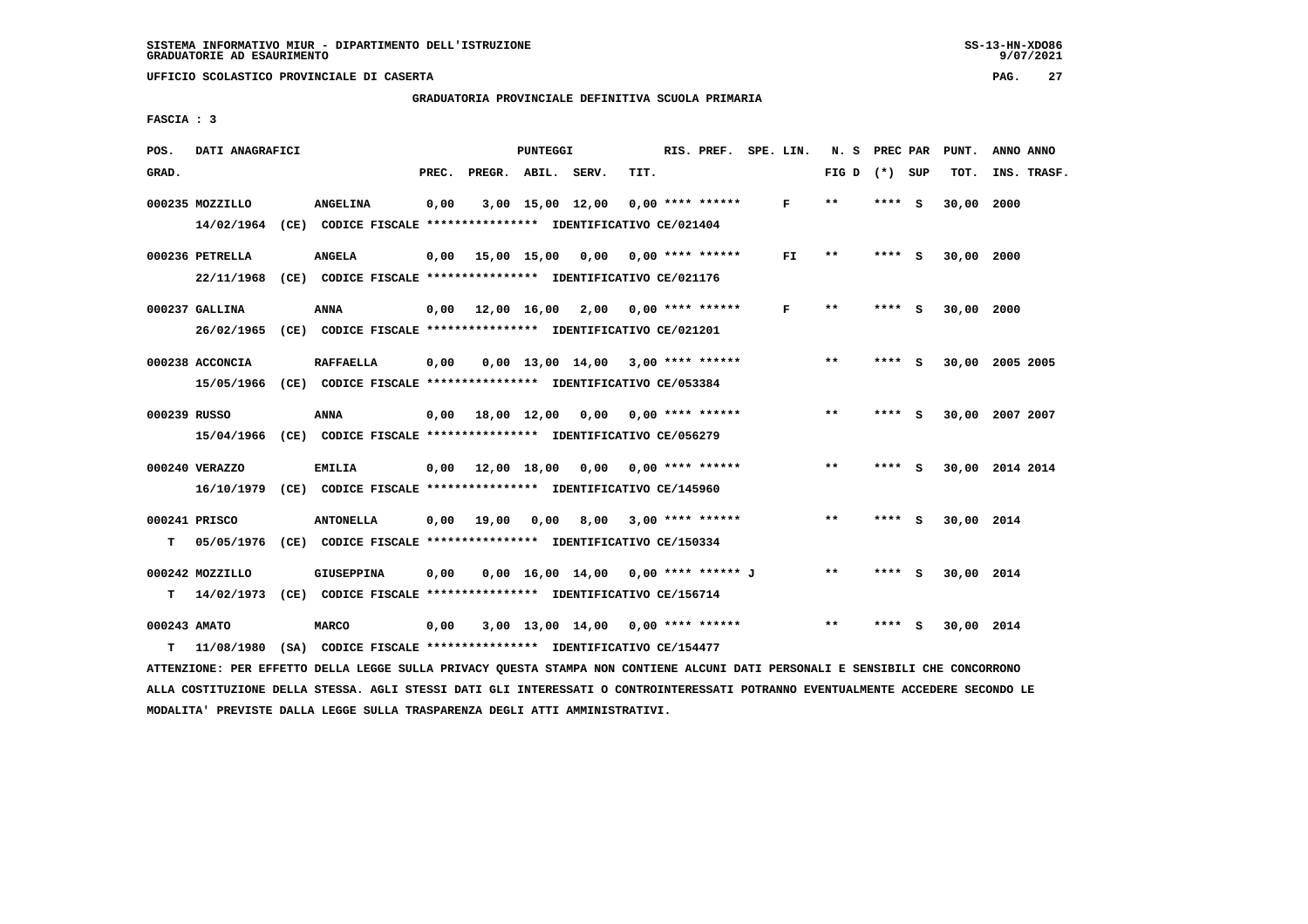SISTEMA INFORMATIVO MIUR - DIPARTIMENTO DELL'ISTRUZIONE
GRADUATORIE AD ESAURIMENTO

UFFICIO SCOLASTICO PROVINCIALE DI CASERTA

GRADUATORIA PROVINCIALE DEFINITIVA SCUOLA PRIMARIA

FASCIA : 3

| POS. GRAD. | DATI ANAGRAFICI | | PREC. | PREGR. | ABIL. | SERV. | TIT. | RIS. PREF. | SPE. LIN. | N. S FIG D | PREC PAR (*) SUP | PUNT. TOT. | ANNO ANNO INS. TRASF. |
|---|---|---|---|---|---|---|---|---|---|---|---|---|---|
| 000235 | MOZZILLO 14/02/1964 (CE) CODICE FISCALE **************** IDENTIFICATIVO CE/021404 | ANGELINA | 0,00 | 3,00 | 15,00 | 12,00 | 0,00 | **** ****** | F | ** | **** S | 30,00 | 2000 |
| 000236 | PETRELLA 22/11/1968 (CE) CODICE FISCALE **************** IDENTIFICATIVO CE/021176 | ANGELA | 0,00 | 15,00 | 15,00 | 0,00 | 0,00 | **** ****** | FI | ** | **** S | 30,00 | 2000 |
| 000237 | GALLINA 26/02/1965 (CE) CODICE FISCALE **************** IDENTIFICATIVO CE/021201 | ANNA | 0,00 | 12,00 | 16,00 | 2,00 | 0,00 | **** ****** | F | ** | **** S | 30,00 | 2000 |
| 000238 | ACCONCIA 15/05/1966 (CE) CODICE FISCALE **************** IDENTIFICATIVO CE/053384 | RAFFAELLA | 0,00 | 0,00 | 13,00 | 14,00 | 3,00 | **** ****** | | ** | **** S | 30,00 | 2005 2005 |
| 000239 | RUSSO 15/04/1966 (CE) CODICE FISCALE **************** IDENTIFICATIVO CE/056279 | ANNA | 0,00 | 18,00 | 12,00 | 0,00 | 0,00 | **** ****** | | ** | **** S | 30,00 | 2007 2007 |
| 000240 | VERAZZO 16/10/1979 (CE) CODICE FISCALE **************** IDENTIFICATIVO CE/145960 | EMILIA | 0,00 | 12,00 | 18,00 | 0,00 | 0,00 | **** ****** | | ** | **** S | 30,00 | 2014 2014 |
| 000241 | PRISCO T 05/05/1976 (CE) CODICE FISCALE **************** IDENTIFICATIVO CE/150334 | ANTONELLA | 0,00 | 19,00 | 0,00 | 8,00 | 3,00 | **** ****** | | ** | **** S | 30,00 | 2014 |
| 000242 | MOZZILLO T 14/02/1973 (CE) CODICE FISCALE **************** IDENTIFICATIVO CE/156714 | GIUSEPPINA | 0,00 | 0,00 | 16,00 | 14,00 | 0,00 | **** ****** J | | ** | **** S | 30,00 | 2014 |
| 000243 | AMATO T 11/08/1980 (SA) CODICE FISCALE **************** IDENTIFICATIVO CE/154477 | MARCO | 0,00 | 3,00 | 13,00 | 14,00 | 0,00 | **** ****** | | ** | **** S | 30,00 | 2014 |

ATTENZIONE: PER EFFETTO DELLA LEGGE SULLA PRIVACY QUESTA STAMPA NON CONTIENE ALCUNI DATI PERSONALI E SENSIBILI CHE CONCORRONO ALLA COSTITUZIONE DELLA STESSA. AGLI STESSI DATI GLI INTERESSATI O CONTROINTERESSATI POTRANNO EVENTUALMENTE ACCEDERE SECONDO LE MODALITA' PREVISTE DALLA LEGGE SULLA TRASPARENZA DEGLI ATTI AMMINISTRATIVI.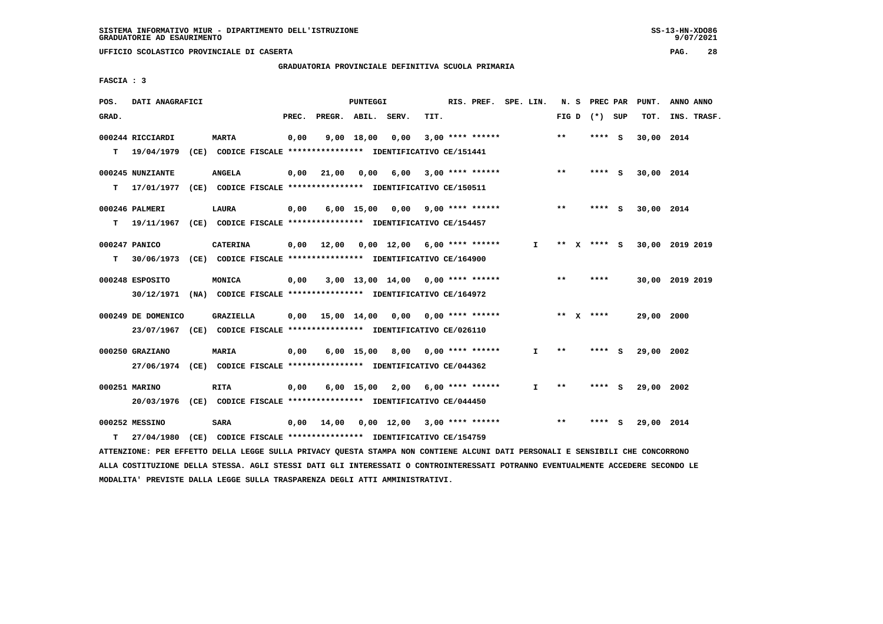SISTEMA INFORMATIVO MIUR - DIPARTIMENTO DELL'ISTRUZIONE
GRADUATORIE AD ESAURIMENTO

UFFICIO SCOLASTICO PROVINCIALE DI CASERTA

GRADUATORIA PROVINCIALE DEFINITIVA SCUOLA PRIMARIA

FASCIA : 3

| POS. GRAD. | DATI ANAGRAFICI | | PREC. | PREGR. | ABIL. | SERV. | TIT. | RIS. PREF. | SPE. LIN. | N. S FIG D | PREC PAR (*) | SUP | PUNT. TOT. | ANNO ANNO INS. TRASF. |
|---|---|---|---|---|---|---|---|---|---|---|---|---|---|---|
| 000244 | RICCIARDI | MARTA | 0,00 | 9,00 | 18,00 | 0,00 | 3,00 | **** ****** | | ** | **** | S | 30,00 | 2014 |
| T | 19/04/1979 (CE) CODICE FISCALE **************** IDENTIFICATIVO CE/151441 | | | | | | | | | | | | | |
| 000245 | NUNZIANTE | ANGELA | 0,00 | 21,00 | 0,00 | 6,00 | 3,00 | **** ****** | | ** | **** | S | 30,00 | 2014 |
| T | 17/01/1977 (CE) CODICE FISCALE **************** IDENTIFICATIVO CE/150511 | | | | | | | | | | | | | |
| 000246 | PALMERI | LAURA | 0,00 | 6,00 | 15,00 | 0,00 | 9,00 | **** ****** | | ** | **** | S | 30,00 | 2014 |
| T | 19/11/1967 (CE) CODICE FISCALE **************** IDENTIFICATIVO CE/154457 | | | | | | | | | | | | | |
| 000247 | PANICO | CATERINA | 0,00 | 12,00 | 0,00 | 12,00 | 6,00 | **** ****** | I | ** X | **** | S | 30,00 | 2019 2019 |
| T | 30/06/1973 (CE) CODICE FISCALE **************** IDENTIFICATIVO CE/164900 | | | | | | | | | | | | | |
| 000248 | ESPOSITO | MONICA | 0,00 | 3,00 | 13,00 | 14,00 | 0,00 | **** ****** | | ** | **** | | 30,00 | 2019 2019 |
| | 30/12/1971 (NA) CODICE FISCALE **************** IDENTIFICATIVO CE/164972 | | | | | | | | | | | | | |
| 000249 | DE DOMENICO | GRAZIELLA | 0,00 | 15,00 | 14,00 | 0,00 | 0,00 | **** ****** | | ** X | **** | | 29,00 | 2000 |
| | 23/07/1967 (CE) CODICE FISCALE **************** IDENTIFICATIVO CE/026110 | | | | | | | | | | | | | |
| 000250 | GRAZIANO | MARIA | 0,00 | 6,00 | 15,00 | 8,00 | 0,00 | **** ****** | I | ** | **** | S | 29,00 | 2002 |
| | 27/06/1974 (CE) CODICE FISCALE **************** IDENTIFICATIVO CE/044362 | | | | | | | | | | | | | |
| 000251 | MARINO | RITA | 0,00 | 6,00 | 15,00 | 2,00 | 6,00 | **** ****** | I | ** | **** | S | 29,00 | 2002 |
| | 20/03/1976 (CE) CODICE FISCALE **************** IDENTIFICATIVO CE/044450 | | | | | | | | | | | | | |
| 000252 | MESSINO | SARA | 0,00 | 14,00 | 0,00 | 12,00 | 3,00 | **** ****** | | ** | **** | S | 29,00 | 2014 |
| T | 27/04/1980 (CE) CODICE FISCALE **************** IDENTIFICATIVO CE/154759 | | | | | | | | | | | | | |

ATTENZIONE: PER EFFETTO DELLA LEGGE SULLA PRIVACY QUESTA STAMPA NON CONTIENE ALCUNI DATI PERSONALI E SENSIBILI CHE CONCORRONO ALLA COSTITUZIONE DELLA STESSA. AGLI STESSI DATI GLI INTERESSATI O CONTROINTERESSATI POTRANNO EVENTUALMENTE ACCEDERE SECONDO LE MODALITA' PREVISTE DALLA LEGGE SULLA TRASPARENZA DEGLI ATTI AMMINISTRATIVI.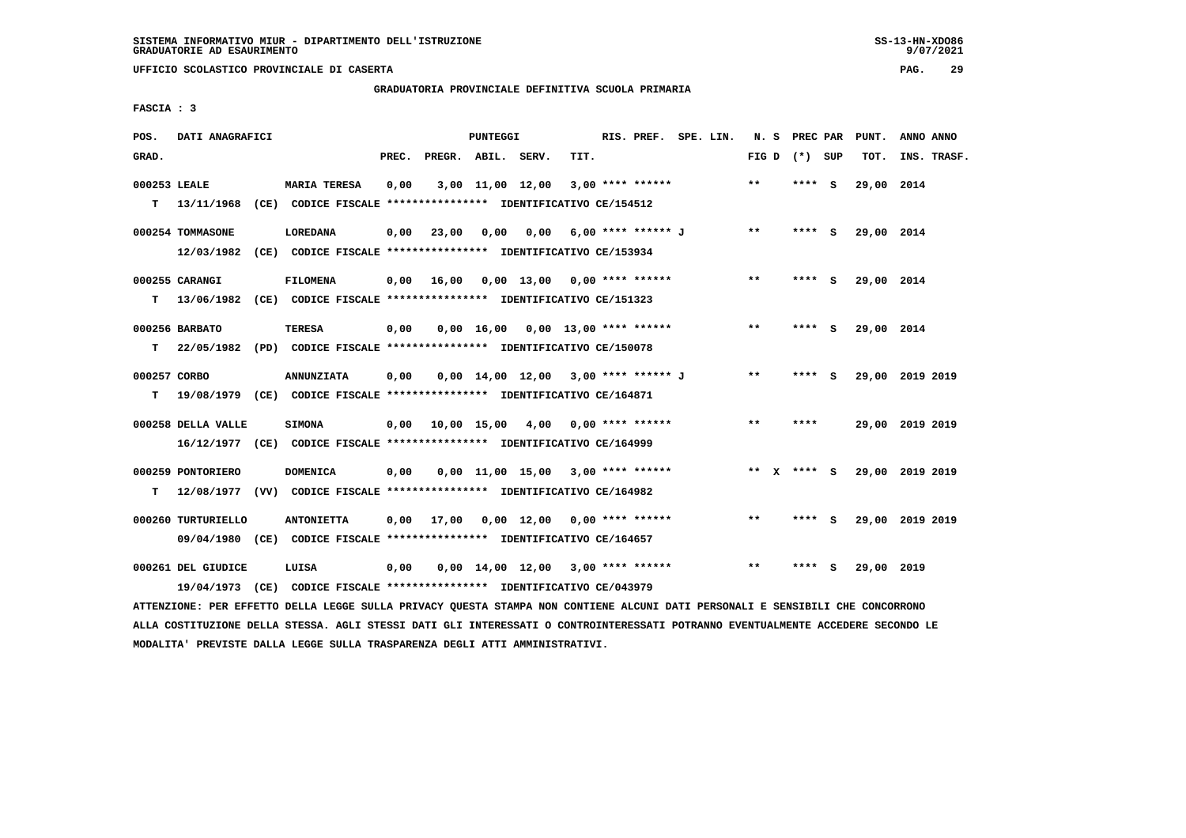GRADUATORIA PROVINCIALE DEFINITIVA SCUOLA PRIMARIA

FASCIA : 3

| POS. GRAD. | DATI ANAGRAFICI | | PREC. | PREGR. | ABIL. | SERV. | TIT. | RIS. PREF. | SPE. LIN. | N. S FIG D | PREC PAR (*) SUP | PUNT. TOT. | ANNO ANNO INS. TRASF. |
|---|---|---|---|---|---|---|---|---|---|---|---|---|---|
| 000253 LEALE | | MARIA TERESA | 0,00 | 3,00 | 11,00 | 12,00 | 3,00 | **** ****** | | ** | **** S | 29,00 | 2014 |
| T | 13/11/1968 (CE) CODICE FISCALE **************** IDENTIFICATIVO CE/154512 | | | | | | | | | | | | |
| 000254 TOMMASONE | | LOREDANA | 0,00 | 23,00 | 0,00 | 0,00 | 6,00 | **** ****** J | | ** | **** S | 29,00 | 2014 |
| | 12/03/1982 (CE) CODICE FISCALE **************** IDENTIFICATIVO CE/153934 | | | | | | | | | | | | |
| 000255 CARANGI | | FILOMENA | 0,00 | 16,00 | 0,00 | 13,00 | 0,00 | **** ****** | | ** | **** S | 29,00 | 2014 |
| T | 13/06/1982 (CE) CODICE FISCALE **************** IDENTIFICATIVO CE/151323 | | | | | | | | | | | | |
| 000256 BARBATO | | TERESA | 0,00 | 0,00 | 16,00 | 0,00 | 13,00 | **** ****** | | ** | **** S | 29,00 | 2014 |
| T | 22/05/1982 (PD) CODICE FISCALE **************** IDENTIFICATIVO CE/150078 | | | | | | | | | | | | |
| 000257 CORBO | | ANNUNZIATA | 0,00 | 0,00 | 14,00 | 12,00 | 3,00 | **** ****** J | | ** | **** S | 29,00 | 2019 2019 |
| T | 19/08/1979 (CE) CODICE FISCALE **************** IDENTIFICATIVO CE/164871 | | | | | | | | | | | | |
| 000258 DELLA VALLE | | SIMONA | 0,00 | 10,00 | 15,00 | 4,00 | 0,00 | **** ****** | | ** | **** | 29,00 | 2019 2019 |
| | 16/12/1977 (CE) CODICE FISCALE **************** IDENTIFICATIVO CE/164999 | | | | | | | | | | | | |
| 000259 PONTORIERO | | DOMENICA | 0,00 | 0,00 | 11,00 | 15,00 | 3,00 | **** ****** | | ** X | **** S | 29,00 | 2019 2019 |
| T | 12/08/1977 (VV) CODICE FISCALE **************** IDENTIFICATIVO CE/164982 | | | | | | | | | | | | |
| 000260 TURTURIELLO | | ANTONIETTA | 0,00 | 17,00 | 0,00 | 12,00 | 0,00 | **** ****** | | ** | **** S | 29,00 | 2019 2019 |
| | 09/04/1980 (CE) CODICE FISCALE **************** IDENTIFICATIVO CE/164657 | | | | | | | | | | | | |
| 000261 DEL GIUDICE | | LUISA | 0,00 | 0,00 | 14,00 | 12,00 | 3,00 | **** ****** | | ** | **** S | 29,00 | 2019 |
| | 19/04/1973 (CE) CODICE FISCALE **************** IDENTIFICATIVO CE/043979 | | | | | | | | | | | | |

ATTENZIONE: PER EFFETTO DELLA LEGGE SULLA PRIVACY QUESTA STAMPA NON CONTIENE ALCUNI DATI PERSONALI E SENSIBILI CHE CONCORRONO ALLA COSTITUZIONE DELLA STESSA. AGLI STESSI DATI GLI INTERESSATI O CONTROINTERESSATI POTRANNO EVENTUALMENTE ACCEDERE SECONDO LE MODALITA' PREVISTE DALLA LEGGE SULLA TRASPARENZA DEGLI ATTI AMMINISTRATIVI.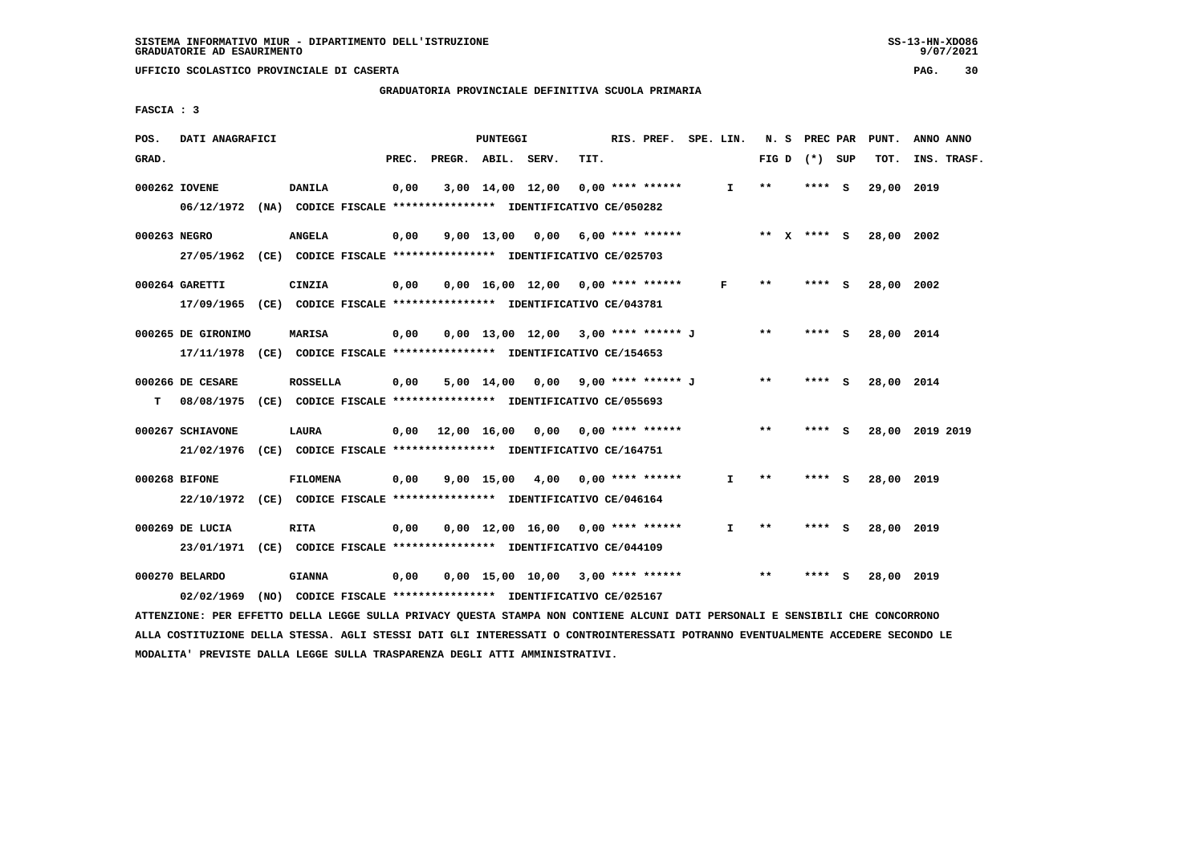SISTEMA INFORMATIVO MIUR - DIPARTIMENTO DELL'ISTRUZIONE
GRADUATORIE AD ESAURIMENTO

UFFICIO SCOLASTICO PROVINCIALE DI CASERTA

GRADUATORIA PROVINCIALE DEFINITIVA SCUOLA PRIMARIA

FASCIA : 3

| POS. GRAD. | DATI ANAGRAFICI | | PREC. | PREGR. | ABIL. | SERV. | TIT. | RIS. PREF. | SPE. LIN. | N. S FIG D | PREC PAR (*) SUP | PUNT. TOT. | ANNO ANNO INS. TRASF. |
|---|---|---|---|---|---|---|---|---|---|---|---|---|---|
| 000262 | IOVENE | DANILA | 0,00 | 3,00 | 14,00 | 12,00 | 0,00 | **** ****** | I | ** | **** S | 29,00 | 2019 |
| | 06/12/1972 (NA) CODICE FISCALE **************** IDENTIFICATIVO CE/050282 | | | | | | | | | | | | |
| 000263 | NEGRO | ANGELA | 0,00 | 9,00 | 13,00 | 0,00 | 6,00 | **** ****** | | ** X | **** S | 28,00 | 2002 |
| | 27/05/1962 (CE) CODICE FISCALE **************** IDENTIFICATIVO CE/025703 | | | | | | | | | | | | |
| 000264 | GARETTI | CINZIA | 0,00 | 0,00 | 16,00 | 12,00 | 0,00 | **** ****** | F | ** | **** S | 28,00 | 2002 |
| | 17/09/1965 (CE) CODICE FISCALE **************** IDENTIFICATIVO CE/043781 | | | | | | | | | | | | |
| 000265 | DE GIRONIMO | MARISA | 0,00 | 0,00 | 13,00 | 12,00 | 3,00 | **** ****** J | | ** | **** S | 28,00 | 2014 |
| | 17/11/1978 (CE) CODICE FISCALE **************** IDENTIFICATIVO CE/154653 | | | | | | | | | | | | |
| 000266 | DE CESARE | ROSSELLA | 0,00 | 5,00 | 14,00 | 0,00 | 9,00 | **** ****** J | | ** | **** S | 28,00 | 2014 |
| T | 08/08/1975 (CE) CODICE FISCALE **************** IDENTIFICATIVO CE/055693 | | | | | | | | | | | | |
| 000267 | SCHIAVONE | LAURA | 0,00 | 12,00 | 16,00 | 0,00 | 0,00 | **** ****** | | ** | **** S | 28,00 | 2019 2019 |
| | 21/02/1976 (CE) CODICE FISCALE **************** IDENTIFICATIVO CE/164751 | | | | | | | | | | | | |
| 000268 | BIFONE | FILOMENA | 0,00 | 9,00 | 15,00 | 4,00 | 0,00 | **** ****** | I | ** | **** S | 28,00 | 2019 |
| | 22/10/1972 (CE) CODICE FISCALE **************** IDENTIFICATIVO CE/046164 | | | | | | | | | | | | |
| 000269 | DE LUCIA | RITA | 0,00 | 0,00 | 12,00 | 16,00 | 0,00 | **** ****** | I | ** | **** S | 28,00 | 2019 |
| | 23/01/1971 (CE) CODICE FISCALE **************** IDENTIFICATIVO CE/044109 | | | | | | | | | | | | |
| 000270 | BELARDO | GIANNA | 0,00 | 0,00 | 15,00 | 10,00 | 3,00 | **** ****** | | ** | **** S | 28,00 | 2019 |
| | 02/02/1969 (NO) CODICE FISCALE **************** IDENTIFICATIVO CE/025167 | | | | | | | | | | | | |

ATTENZIONE: PER EFFETTO DELLA LEGGE SULLA PRIVACY QUESTA STAMPA NON CONTIENE ALCUNI DATI PERSONALI E SENSIBILI CHE CONCORRONO ALLA COSTITUZIONE DELLA STESSA. AGLI STESSI DATI GLI INTERESSATI O CONTROINTERESSATI POTRANNO EVENTUALMENTE ACCEDERE SECONDO LE MODALITA' PREVISTE DALLA LEGGE SULLA TRASPARENZA DEGLI ATTI AMMINISTRATIVI.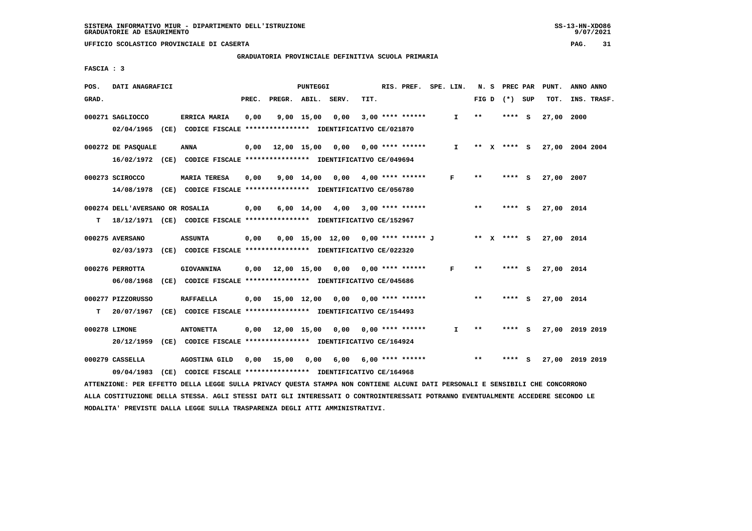SISTEMA INFORMATIVO MIUR - DIPARTIMENTO DELL'ISTRUZIONE
GRADUATORIE AD ESAURIMENTO

UFFICIO SCOLASTICO PROVINCIALE DI CASERTA

GRADUATORIA PROVINCIALE DEFINITIVA SCUOLA PRIMARIA

FASCIA : 3

| POS. GRAD. | DATI ANAGRAFICI | | PREC. | PREGR. | ABIL. | SERV. | TIT. | RIS. PREF. | SPE. LIN. | N. S FIG D | PREC PAR (*) SUP | PUNT. TOT. | ANNO ANNO INS. TRASF. |
|---|---|---|---|---|---|---|---|---|---|---|---|---|---|
| 000271 | SAGLIOCCO 02/04/1965 (CE) CODICE FISCALE **************** IDENTIFICATIVO CE/021870 | ERRICA MARIA | 0,00 | 9,00 | 15,00 | 0,00 | 3,00 | **** ****** | I | ** | **** S | 27,00 | 2000 |
| 000272 | DE PASQUALE 16/02/1972 (CE) CODICE FISCALE **************** IDENTIFICATIVO CE/049694 | ANNA | 0,00 | 12,00 | 15,00 | 0,00 | 0,00 | **** ****** | I | ** X | **** S | 27,00 | 2004 2004 |
| 000273 | SCIROCCO 14/08/1978 (CE) CODICE FISCALE **************** IDENTIFICATIVO CE/056780 | MARIA TERESA | 0,00 | 9,00 | 14,00 | 0,00 | 4,00 | **** ****** | F | ** | **** S | 27,00 | 2007 |
| 000274 T | DELL'AVERSANO OR 18/12/1971 (CE) CODICE FISCALE **************** IDENTIFICATIVO CE/152967 | ROSALIA | 0,00 | 6,00 | 14,00 | 4,00 | 3,00 | **** ****** | | ** | **** S | 27,00 | 2014 |
| 000275 | AVERSANO 02/03/1973 (CE) CODICE FISCALE **************** IDENTIFICATIVO CE/022320 | ASSUNTA | 0,00 | 0,00 | 15,00 | 12,00 | 0,00 | **** ****** J | | ** X | **** S | 27,00 | 2014 |
| 000276 | PERROTTA 06/08/1968 (CE) CODICE FISCALE **************** IDENTIFICATIVO CE/045686 | GIOVANNINA | 0,00 | 12,00 | 15,00 | 0,00 | 0,00 | **** ****** | F | ** | **** S | 27,00 | 2014 |
| 000277 T | PIZZORUSSO 20/07/1967 (CE) CODICE FISCALE **************** IDENTIFICATIVO CE/154493 | RAFFAELLA | 0,00 | 15,00 | 12,00 | 0,00 | 0,00 | **** ****** | | ** | **** S | 27,00 | 2014 |
| 000278 | LIMONE 20/12/1959 (CE) CODICE FISCALE **************** IDENTIFICATIVO CE/164924 | ANTONETTA | 0,00 | 12,00 | 15,00 | 0,00 | 0,00 | **** ****** | I | ** | **** S | 27,00 | 2019 2019 |
| 000279 | CASSELLA 09/04/1983 (CE) CODICE FISCALE **************** IDENTIFICATIVO CE/164968 | AGOSTINA GILD | 0,00 | 15,00 | 0,00 | 6,00 | 6,00 | **** ****** | | ** | **** S | 27,00 | 2019 2019 |

ATTENZIONE: PER EFFETTO DELLA LEGGE SULLA PRIVACY QUESTA STAMPA NON CONTIENE ALCUNI DATI PERSONALI E SENSIBILI CHE CONCORRONO ALLA COSTITUZIONE DELLA STESSA. AGLI STESSI DATI GLI INTERESSATI O CONTROINTERESSATI POTRANNO EVENTUALMENTE ACCEDERE SECONDO LE MODALITA' PREVISTE DALLA LEGGE SULLA TRASPARENZA DEGLI ATTI AMMINISTRATIVI.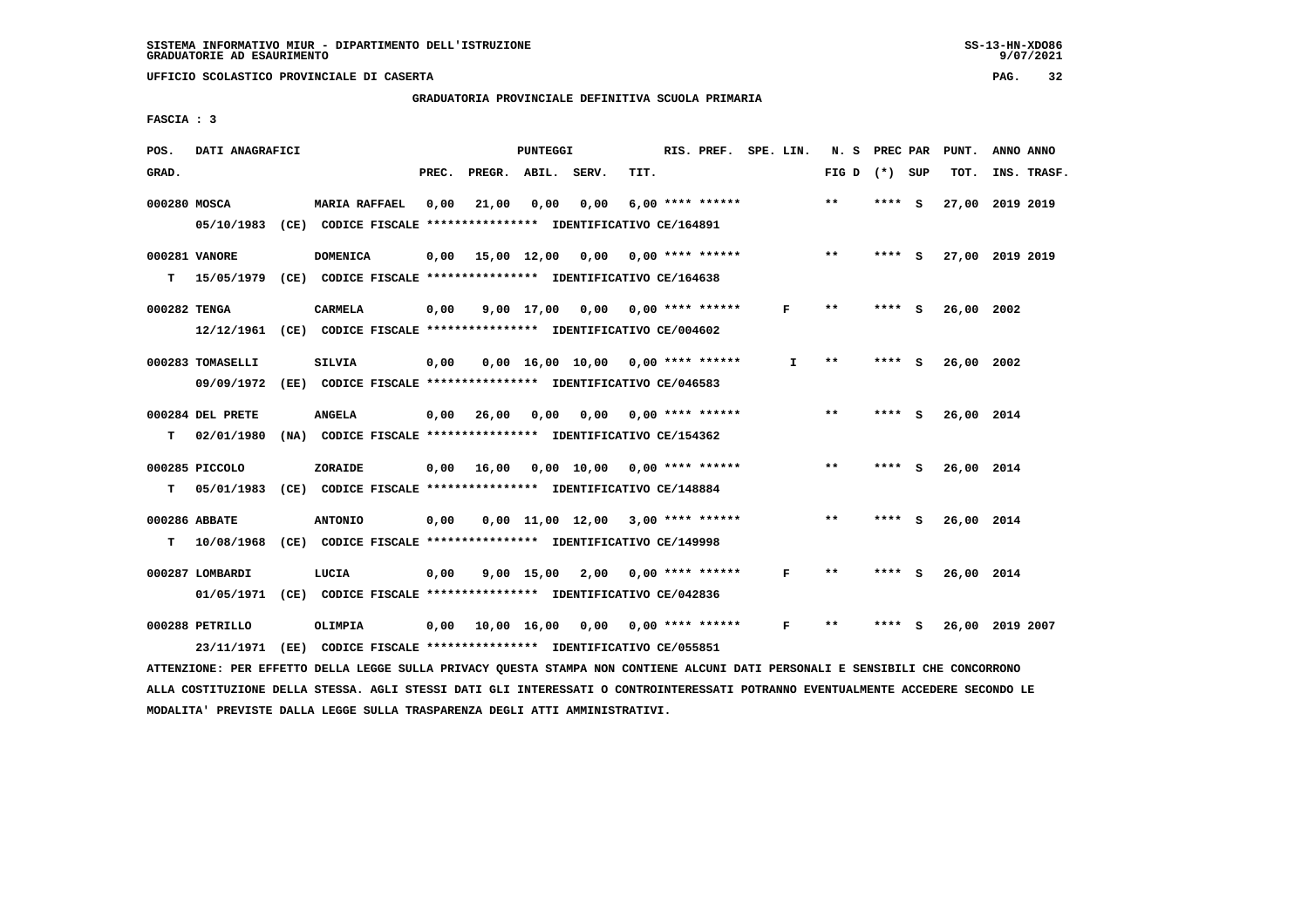SISTEMA INFORMATIVO MIUR - DIPARTIMENTO DELL'ISTRUZIONE
GRADUATORIE AD ESAURIMENTO

UFFICIO SCOLASTICO PROVINCIALE DI CASERTA

GRADUATORIA PROVINCIALE DEFINITIVA SCUOLA PRIMARIA

FASCIA : 3

| POS. GRAD. | DATI ANAGRAFICI | | PREC. | PREGR. | ABIL. | SERV. | TIT. | RIS. PREF. | SPE. LIN. | N. S FIG D | PREC PAR (*) SUP | PUNT. TOT. | ANNO ANNO INS. TRASF. |
|---|---|---|---|---|---|---|---|---|---|---|---|---|---|
| 000280 | MOSCA 05/10/1983 (CE) CODICE FISCALE **************** IDENTIFICATIVO CE/164891 | MARIA RAFFAEL | 0,00 | 21,00 | 0,00 | 0,00 | 6,00 | **** ****** | | ** | **** S | 27,00 | 2019 2019 |
| 000281 | VANORE T 15/05/1979 (CE) CODICE FISCALE **************** IDENTIFICATIVO CE/164638 | DOMENICA | 0,00 | 15,00 | 12,00 | 0,00 | 0,00 | **** ****** | | ** | **** S | 27,00 | 2019 2019 |
| 000282 | TENGA 12/12/1961 (CE) CODICE FISCALE **************** IDENTIFICATIVO CE/004602 | CARMELA | 0,00 | 9,00 | 17,00 | 0,00 | 0,00 | **** ****** | F | ** | **** S | 26,00 | 2002 |
| 000283 | TOMASELLI 09/09/1972 (EE) CODICE FISCALE **************** IDENTIFICATIVO CE/046583 | SILVIA | 0,00 | 0,00 | 16,00 | 10,00 | 0,00 | **** ****** | I | ** | **** S | 26,00 | 2002 |
| 000284 | DEL PRETE T 02/01/1980 (NA) CODICE FISCALE **************** IDENTIFICATIVO CE/154362 | ANGELA | 0,00 | 26,00 | 0,00 | 0,00 | 0,00 | **** ****** | | ** | **** S | 26,00 | 2014 |
| 000285 | PICCOLO T 05/01/1983 (CE) CODICE FISCALE **************** IDENTIFICATIVO CE/148884 | ZORAIDE | 0,00 | 16,00 | 0,00 | 10,00 | 0,00 | **** ****** | | ** | **** S | 26,00 | 2014 |
| 000286 | ABBATE T 10/08/1968 (CE) CODICE FISCALE **************** IDENTIFICATIVO CE/149998 | ANTONIO | 0,00 | 0,00 | 11,00 | 12,00 | 3,00 | **** ****** | | ** | **** S | 26,00 | 2014 |
| 000287 | LOMBARDI 01/05/1971 (CE) CODICE FISCALE **************** IDENTIFICATIVO CE/042836 | LUCIA | 0,00 | 9,00 | 15,00 | 2,00 | 0,00 | **** ****** | F | ** | **** S | 26,00 | 2014 |
| 000288 | PETRILLO 23/11/1971 (EE) CODICE FISCALE **************** IDENTIFICATIVO CE/055851 | OLIMPIA | 0,00 | 10,00 | 16,00 | 0,00 | 0,00 | **** ****** | F | ** | **** S | 26,00 | 2019 2007 |

ATTENZIONE: PER EFFETTO DELLA LEGGE SULLA PRIVACY QUESTA STAMPA NON CONTIENE ALCUNI DATI PERSONALI E SENSIBILI CHE CONCORRONO ALLA COSTITUZIONE DELLA STESSA. AGLI STESSI DATI GLI INTERESSATI O CONTROINTERESSATI POTRANNO EVENTUALMENTE ACCEDERE SECONDO LE MODALITA' PREVISTE DALLA LEGGE SULLA TRASPARENZA DEGLI ATTI AMMINISTRATIVI.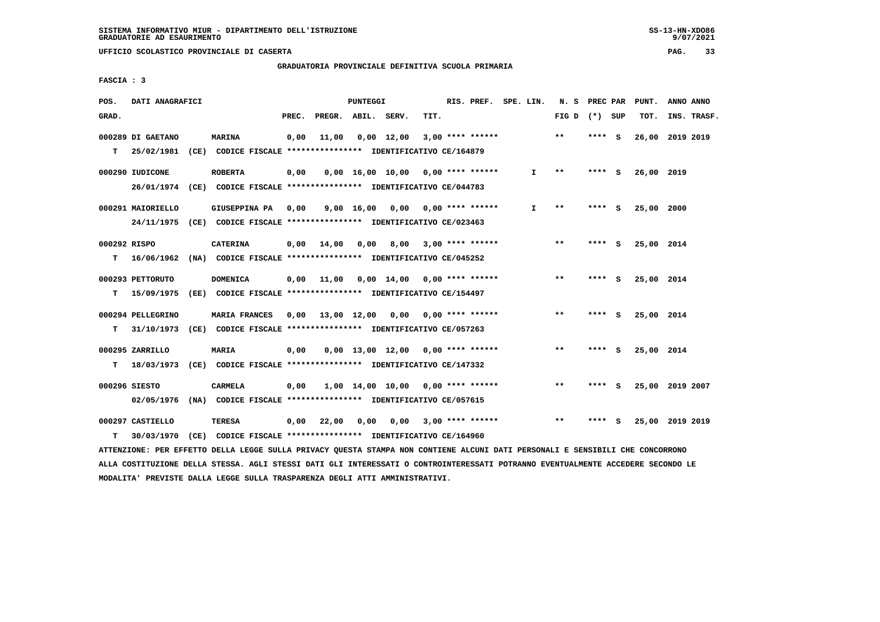SISTEMA INFORMATIVO MIUR - DIPARTIMENTO DELL'ISTRUZIONE
GRADUATORIE AD ESAURIMENTO

UFFICIO SCOLASTICO PROVINCIALE DI CASERTA

GRADUATORIA PROVINCIALE DEFINITIVA SCUOLA PRIMARIA

FASCIA : 3

| POS. GRAD. | DATI ANAGRAFICI | | PREC. | PREGR. | ABIL. | SERV. | TIT. | RIS. PREF. | SPE. LIN. | N. S FIG D | PREC PAR (*) SUP | PUNT. TOT. | ANNO INS. | ANNO TRASF. |
|---|---|---|---|---|---|---|---|---|---|---|---|---|---|---|
| 000289 | DI GAETANO | MARINA | 0,00 | 11,00 | 0,00 | 12,00 | 3,00 | **** ****** | | ** | **** S | 26,00 | 2019 | 2019 |
| T | 25/02/1981 (CE) CODICE FISCALE **************** IDENTIFICATIVO CE/164879 | | | | | | | | | | | | | |
| 000290 | IUDICONE | ROBERTA | 0,00 | 0,00 | 16,00 | 10,00 | 0,00 | **** ****** | I | ** | **** S | 26,00 | 2019 | |
| | 26/01/1974 (CE) CODICE FISCALE **************** IDENTIFICATIVO CE/044783 | | | | | | | | | | | | | |
| 000291 | MAIORIELLO | GIUSEPPINA PA | 0,00 | 9,00 | 16,00 | 0,00 | 0,00 | **** ****** | I | ** | **** S | 25,00 | 2000 | |
| | 24/11/1975 (CE) CODICE FISCALE **************** IDENTIFICATIVO CE/023463 | | | | | | | | | | | | | |
| 000292 | RISPO | CATERINA | 0,00 | 14,00 | 0,00 | 8,00 | 3,00 | **** ****** | | ** | **** S | 25,00 | 2014 | |
| T | 16/06/1962 (NA) CODICE FISCALE **************** IDENTIFICATIVO CE/045252 | | | | | | | | | | | | | |
| 000293 | PETTORUTO | DOMENICA | 0,00 | 11,00 | 0,00 | 14,00 | 0,00 | **** ****** | | ** | **** S | 25,00 | 2014 | |
| T | 15/09/1975 (EE) CODICE FISCALE **************** IDENTIFICATIVO CE/154497 | | | | | | | | | | | | | |
| 000294 | PELLEGRINO | MARIA FRANCES | 0,00 | 13,00 | 12,00 | 0,00 | 0,00 | **** ****** | | ** | **** S | 25,00 | 2014 | |
| T | 31/10/1973 (CE) CODICE FISCALE **************** IDENTIFICATIVO CE/057263 | | | | | | | | | | | | | |
| 000295 | ZARRILLO | MARIA | 0,00 | 0,00 | 13,00 | 12,00 | 0,00 | **** ****** | | ** | **** S | 25,00 | 2014 | |
| T | 18/03/1973 (CE) CODICE FISCALE **************** IDENTIFICATIVO CE/147332 | | | | | | | | | | | | | |
| 000296 | SIESTO | CARMELA | 0,00 | 1,00 | 14,00 | 10,00 | 0,00 | **** ****** | | ** | **** S | 25,00 | 2019 | 2007 |
| | 02/05/1976 (NA) CODICE FISCALE **************** IDENTIFICATIVO CE/057615 | | | | | | | | | | | | | |
| 000297 | CASTIELLO | TERESA | 0,00 | 22,00 | 0,00 | 0,00 | 3,00 | **** ****** | | ** | **** S | 25,00 | 2019 | 2019 |
| T | 30/03/1970 (CE) CODICE FISCALE **************** IDENTIFICATIVO CE/164960 | | | | | | | | | | | | | |

ATTENZIONE: PER EFFETTO DELLA LEGGE SULLA PRIVACY QUESTA STAMPA NON CONTIENE ALCUNI DATI PERSONALI E SENSIBILI CHE CONCORRONO ALLA COSTITUZIONE DELLA STESSA. AGLI STESSI DATI GLI INTERESSATI O CONTROINTERESSATI POTRANNO EVENTUALMENTE ACCEDERE SECONDO LE MODALITA' PREVISTE DALLA LEGGE SULLA TRASPARENZA DEGLI ATTI AMMINISTRATIVI.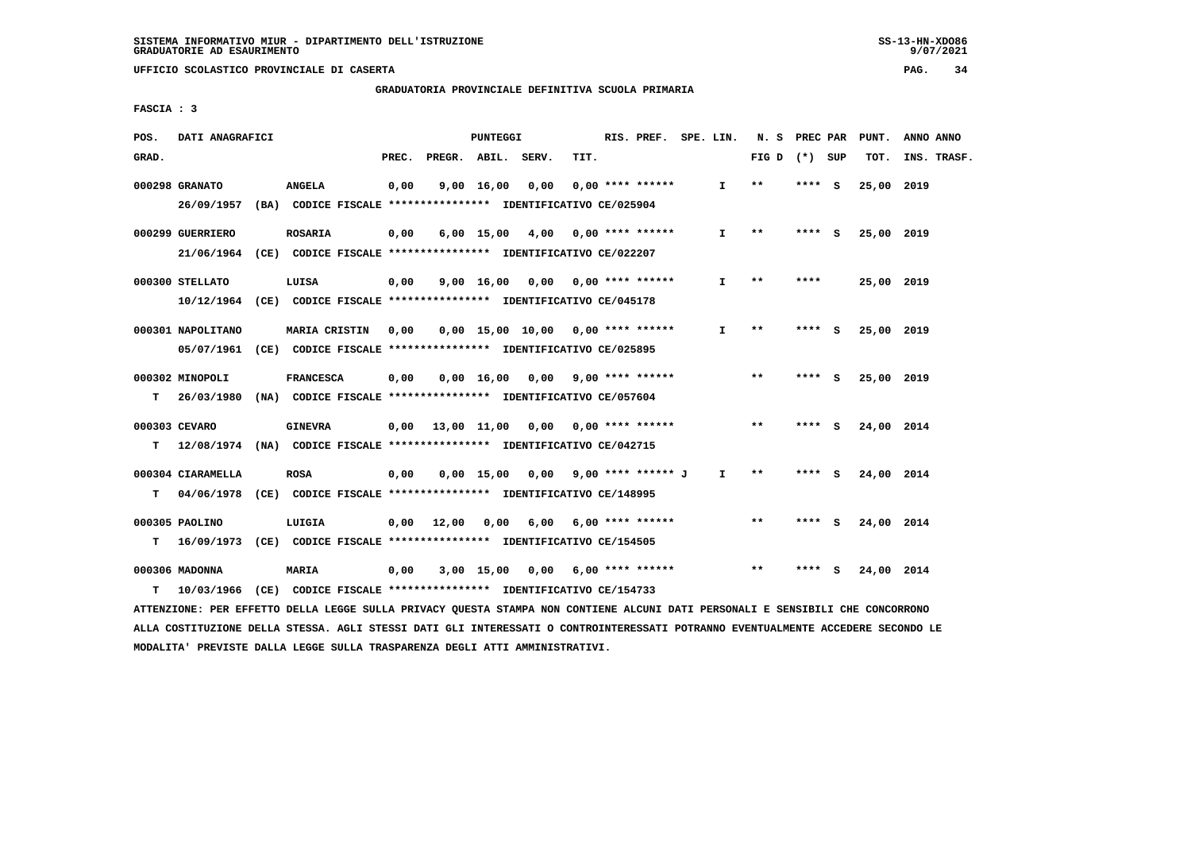## GRADUATORIA PROVINCIALE DEFINITIVA SCUOLA PRIMARIA

UFFICIO SCOLASTICO PROVINCIALE DI CASERTA

FASCIA : 3

| POS. GRAD. | DATI ANAGRAFICI | | PREC. | PREGR. | ABIL. | SERV. | TIT. | RIS. PREF. | SPE. LIN. | N. S FIG D | PREC PAR (*) SUP | PUNT. TOT. | ANNO INS. | ANNO TRASF. |
|---|---|---|---|---|---|---|---|---|---|---|---|---|---|---|
| 000298 | GRANATO 26/09/1957 (BA) CODICE FISCALE **************** IDENTIFICATIVO CE/025904 | ANGELA | 0,00 | 9,00 | 16,00 | 0,00 | 0,00 | **** ****** | I | ** | **** S | 25,00 | 2019 | |
| 000299 | GUERRIERO 21/06/1964 (CE) CODICE FISCALE **************** IDENTIFICATIVO CE/022207 | ROSARIA | 0,00 | 6,00 | 15,00 | 4,00 | 0,00 | **** ****** | I | ** | **** S | 25,00 | 2019 | |
| 000300 | STELLATO 10/12/1964 (CE) CODICE FISCALE **************** IDENTIFICATIVO CE/045178 | LUISA | 0,00 | 9,00 | 16,00 | 0,00 | 0,00 | **** ****** | I | ** | **** | 25,00 | 2019 | |
| 000301 | NAPOLITANO 05/07/1961 (CE) CODICE FISCALE **************** IDENTIFICATIVO CE/025895 | MARIA CRISTIN | 0,00 | 0,00 | 15,00 | 10,00 | 0,00 | **** ****** | I | ** | **** S | 25,00 | 2019 | |
| 000302 | MINOPOLI T 26/03/1980 (NA) CODICE FISCALE **************** IDENTIFICATIVO CE/057604 | FRANCESCA | 0,00 | 0,00 | 16,00 | 0,00 | 9,00 | **** ****** | | ** | **** S | 25,00 | 2019 | |
| 000303 | CEVARO T 12/08/1974 (NA) CODICE FISCALE **************** IDENTIFICATIVO CE/042715 | GINEVRA | 0,00 | 13,00 | 11,00 | 0,00 | 0,00 | **** ****** | | ** | **** S | 24,00 | 2014 | |
| 000304 | CIARAMELLA T 04/06/1978 (CE) CODICE FISCALE **************** IDENTIFICATIVO CE/148995 | ROSA | 0,00 | 0,00 | 15,00 | 0,00 | 9,00 | **** ****** J | I | ** | **** S | 24,00 | 2014 | |
| 000305 | PAOLINO T 16/09/1973 (CE) CODICE FISCALE **************** IDENTIFICATIVO CE/154505 | LUIGIA | 0,00 | 12,00 | 0,00 | 6,00 | 6,00 | **** ****** | | ** | **** S | 24,00 | 2014 | |
| 000306 | MADONNA T 10/03/1966 (CE) CODICE FISCALE **************** IDENTIFICATIVO CE/154733 | MARIA | 0,00 | 3,00 | 15,00 | 0,00 | 6,00 | **** ****** | | ** | **** S | 24,00 | 2014 | |

ATTENZIONE: PER EFFETTO DELLA LEGGE SULLA PRIVACY QUESTA STAMPA NON CONTIENE ALCUNI DATI PERSONALI E SENSIBILI CHE CONCORRONO ALLA COSTITUZIONE DELLA STESSA. AGLI STESSI DATI GLI INTERESSATI O CONTROINTERESSATI POTRANNO EVENTUALMENTE ACCEDERE SECONDO LE MODALITA' PREVISTE DALLA LEGGE SULLA TRASPARENZA DEGLI ATTI AMMINISTRATIVI.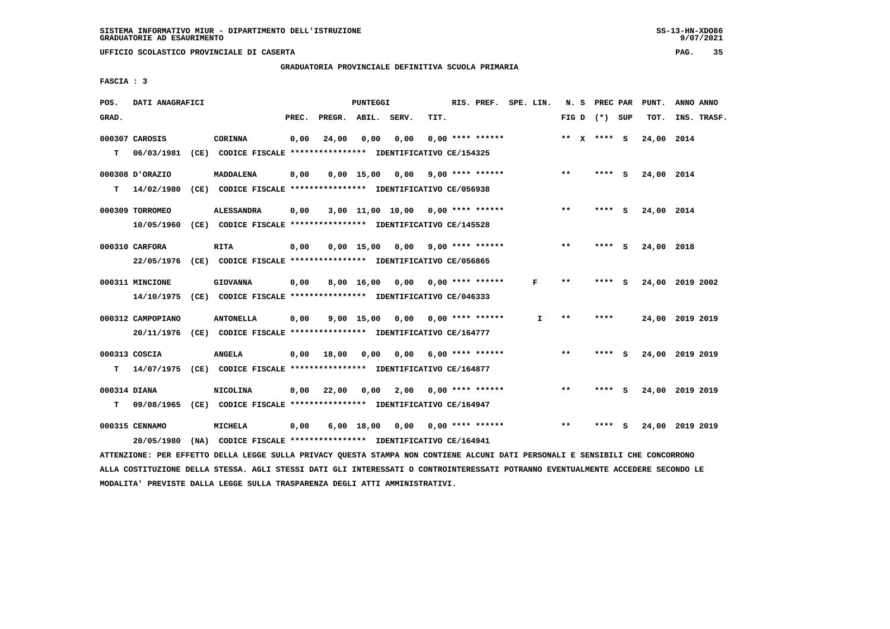SISTEMA INFORMATIVO MIUR - DIPARTIMENTO DELL'ISTRUZIONE
GRADUATORIE AD ESAURIMENTO

UFFICIO SCOLASTICO PROVINCIALE DI CASERTA

GRADUATORIA PROVINCIALE DEFINITIVA SCUOLA PRIMARIA

FASCIA : 3

| POS. GRAD. | DATI ANAGRAFICI | | PREC. | PREGR. | ABIL. | SERV. | TIT. | RIS. PREF. | SPE. LIN. | N. S FIG D | PREC PAR (*) | SUP | PUNT. TOT. | ANNO INS. | ANNO TRASF. |
|---|---|---|---|---|---|---|---|---|---|---|---|---|---|---|---|
| 000307 | CAROSIS | CORINNA | 0,00 | 24,00 | 0,00 | 0,00 | 0,00 | **** ****** | | ** X | **** | S | 24,00 | 2014 | |
| T | 06/03/1981 (CE) CODICE FISCALE **************** IDENTIFICATIVO CE/154325 | | | | | | | | | | | | | | |
| 000308 | D'ORAZIO | MADDALENA | 0,00 | 0,00 | 15,00 | 0,00 | 9,00 | **** ****** | | ** | **** | S | 24,00 | 2014 | |
| T | 14/02/1980 (CE) CODICE FISCALE **************** IDENTIFICATIVO CE/056938 | | | | | | | | | | | | | | |
| 000309 | TORROMEO | ALESSANDRA | 0,00 | 3,00 | 11,00 | 10,00 | 0,00 | **** ****** | | ** | **** | S | 24,00 | 2014 | |
| | 10/05/1960 (CE) CODICE FISCALE **************** IDENTIFICATIVO CE/145528 | | | | | | | | | | | | | | |
| 000310 | CARFORA | RITA | 0,00 | 0,00 | 15,00 | 0,00 | 9,00 | **** ****** | | ** | **** | S | 24,00 | 2018 | |
| | 22/05/1976 (CE) CODICE FISCALE **************** IDENTIFICATIVO CE/056865 | | | | | | | | | | | | | | |
| 000311 | MINCIONE | GIOVANNA | 0,00 | 8,00 | 16,00 | 0,00 | 0,00 | **** ****** | F | ** | **** | S | 24,00 | 2019 | 2002 |
| | 14/10/1975 (CE) CODICE FISCALE **************** IDENTIFICATIVO CE/046333 | | | | | | | | | | | | | | |
| 000312 | CAMPOPIANO | ANTONELLA | 0,00 | 9,00 | 15,00 | 0,00 | 0,00 | **** ****** | I | ** | **** | | 24,00 | 2019 | 2019 |
| | 20/11/1976 (CE) CODICE FISCALE **************** IDENTIFICATIVO CE/164777 | | | | | | | | | | | | | | |
| 000313 | COSCIA | ANGELA | 0,00 | 18,00 | 0,00 | 0,00 | 6,00 | **** ****** | | ** | **** | S | 24,00 | 2019 | 2019 |
| T | 14/07/1975 (CE) CODICE FISCALE **************** IDENTIFICATIVO CE/164877 | | | | | | | | | | | | | | |
| 000314 | DIANA | NICOLINA | 0,00 | 22,00 | 0,00 | 2,00 | 0,00 | **** ****** | | ** | **** | S | 24,00 | 2019 | 2019 |
| T | 09/08/1965 (CE) CODICE FISCALE **************** IDENTIFICATIVO CE/164947 | | | | | | | | | | | | | | |
| 000315 | CENNAMO | MICHELA | 0,00 | 6,00 | 18,00 | 0,00 | 0,00 | **** ****** | | ** | **** | S | 24,00 | 2019 | 2019 |
| | 20/05/1980 (NA) CODICE FISCALE **************** IDENTIFICATIVO CE/164941 | | | | | | | | | | | | | | |

ATTENZIONE: PER EFFETTO DELLA LEGGE SULLA PRIVACY QUESTA STAMPA NON CONTIENE ALCUNI DATI PERSONALI E SENSIBILI CHE CONCORRONO ALLA COSTITUZIONE DELLA STESSA. AGLI STESSI DATI GLI INTERESSATI O CONTROINTERESSATI POTRANNO EVENTUALMENTE ACCEDERE SECONDO LE MODALITA' PREVISTE DALLA LEGGE SULLA TRASPARENZA DEGLI ATTI AMMINISTRATIVI.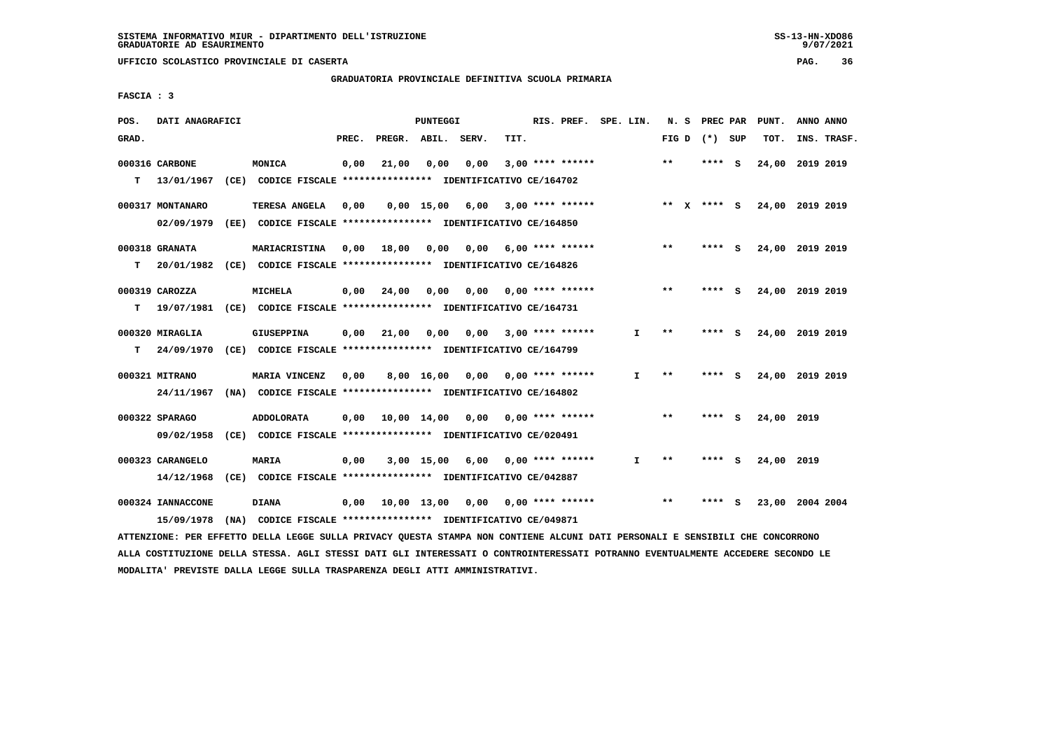SISTEMA INFORMATIVO MIUR - DIPARTIMENTO DELL'ISTRUZIONE
GRADUATORIE AD ESAURIMENTO

UFFICIO SCOLASTICO PROVINCIALE DI CASERTA

GRADUATORIA PROVINCIALE DEFINITIVA SCUOLA PRIMARIA

FASCIA : 3

| POS. GRAD. | DATI ANAGRAFICI | | PREC. | PREGR. | ABIL. | SERV. | TIT. | RIS. PREF. | SPE. LIN. | N. S FIG D | PREC PAR (*) | SUP | PUNT. TOT. | ANNO INS. | ANNO TRASF. |
|---|---|---|---|---|---|---|---|---|---|---|---|---|---|---|---|
| 000316 | CARBONE | MONICA | 0,00 | 21,00 | 0,00 | 0,00 | 3,00 | **** ****** | | ** | **** | S | 24,00 | 2019 | 2019 |
| T | 13/01/1967 (CE) | CODICE FISCALE **************** IDENTIFICATIVO CE/164702 | | | | | | | | | | | | | |
| 000317 | MONTANARO | TERESA ANGELA | 0,00 | 0,00 | 15,00 | 6,00 | 3,00 | **** ****** | | ** X | **** | S | 24,00 | 2019 | 2019 |
| | 02/09/1979 (EE) | CODICE FISCALE **************** IDENTIFICATIVO CE/164850 | | | | | | | | | | | | | |
| 000318 | GRANATA | MARIACRISTINA | 0,00 | 18,00 | 0,00 | 0,00 | 6,00 | **** ****** | | ** | **** | S | 24,00 | 2019 | 2019 |
| T | 20/01/1982 (CE) | CODICE FISCALE **************** IDENTIFICATIVO CE/164826 | | | | | | | | | | | | | |
| 000319 | CAROZZA | MICHELA | 0,00 | 24,00 | 0,00 | 0,00 | 0,00 | **** ****** | | ** | **** | S | 24,00 | 2019 | 2019 |
| T | 19/07/1981 (CE) | CODICE FISCALE **************** IDENTIFICATIVO CE/164731 | | | | | | | | | | | | | |
| 000320 | MIRAGLIA | GIUSEPPINA | 0,00 | 21,00 | 0,00 | 0,00 | 3,00 | **** ****** | I | ** | **** | S | 24,00 | 2019 | 2019 |
| T | 24/09/1970 (CE) | CODICE FISCALE **************** IDENTIFICATIVO CE/164799 | | | | | | | | | | | | | |
| 000321 | MITRANO | MARIA VINCENZ | 0,00 | 8,00 | 16,00 | 0,00 | 0,00 | **** ****** | I | ** | **** | S | 24,00 | 2019 | 2019 |
| | 24/11/1967 (NA) | CODICE FISCALE **************** IDENTIFICATIVO CE/164802 | | | | | | | | | | | | | |
| 000322 | SPARAGO | ADDOLORATA | 0,00 | 10,00 | 14,00 | 0,00 | 0,00 | **** ****** | | ** | **** | S | 24,00 | 2019 | |
| | 09/02/1958 (CE) | CODICE FISCALE **************** IDENTIFICATIVO CE/020491 | | | | | | | | | | | | | |
| 000323 | CARANGELO | MARIA | 0,00 | 3,00 | 15,00 | 6,00 | 0,00 | **** ****** | I | ** | **** | S | 24,00 | 2019 | |
| | 14/12/1968 (CE) | CODICE FISCALE **************** IDENTIFICATIVO CE/042887 | | | | | | | | | | | | | |
| 000324 | IANNACCONE | DIANA | 0,00 | 10,00 | 13,00 | 0,00 | 0,00 | **** ****** | | ** | **** | S | 23,00 | 2004 | 2004 |
| | 15/09/1978 (NA) | CODICE FISCALE **************** IDENTIFICATIVO CE/049871 | | | | | | | | | | | | | |

ATTENZIONE: PER EFFETTO DELLA LEGGE SULLA PRIVACY QUESTA STAMPA NON CONTIENE ALCUNI DATI PERSONALI E SENSIBILI CHE CONCORRONO ALLA COSTITUZIONE DELLA STESSA. AGLI STESSI DATI GLI INTERESSATI O CONTROINTERESSATI POTRANNO EVENTUALMENTE ACCEDERE SECONDO LE MODALITA' PREVISTE DALLA LEGGE SULLA TRASPARENZA DEGLI ATTI AMMINISTRATIVI.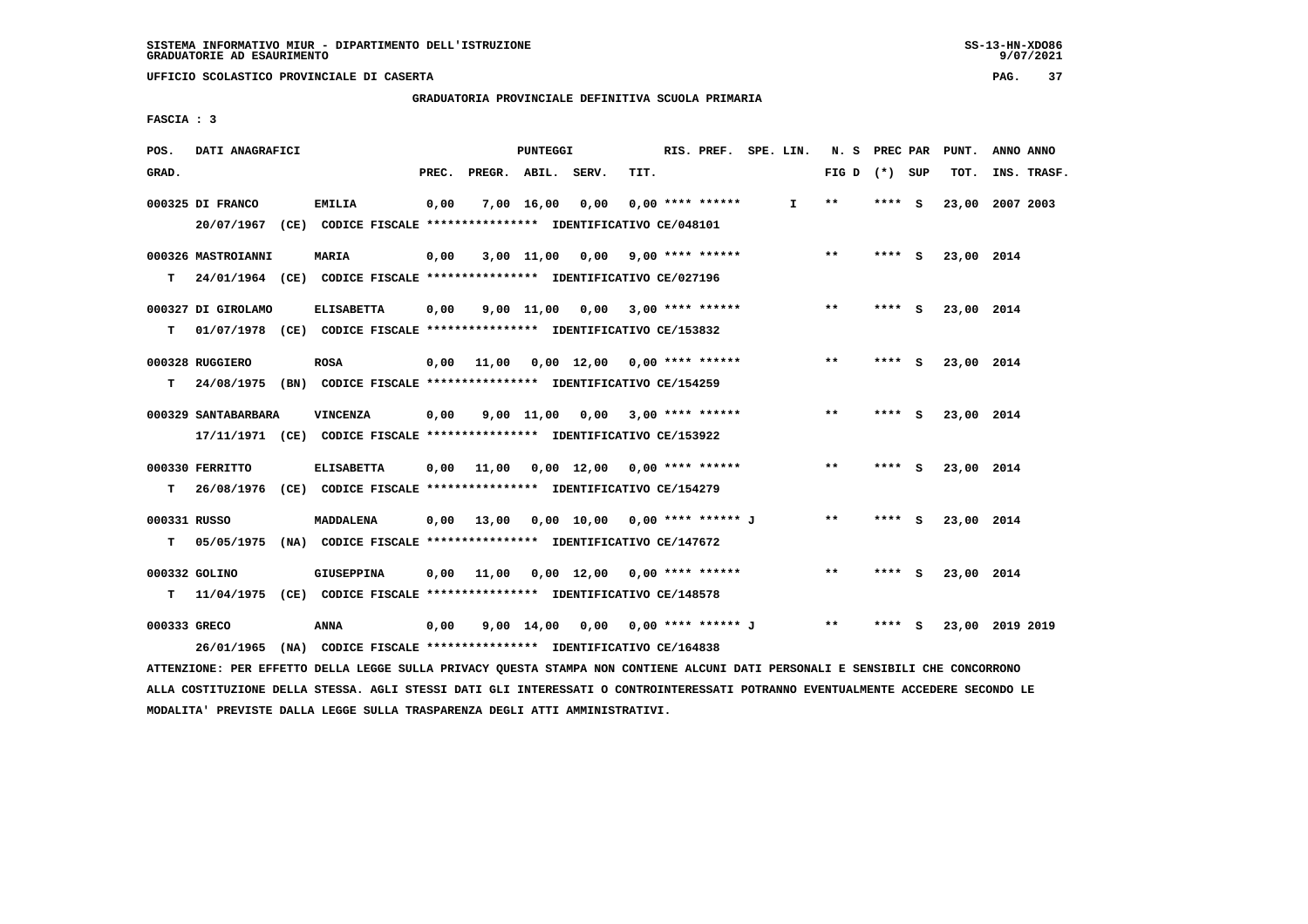SISTEMA INFORMATIVO MIUR - DIPARTIMENTO DELL'ISTRUZIONE
GRADUATORIE AD ESAURIMENTO

UFFICIO SCOLASTICO PROVINCIALE DI CASERTA

GRADUATORIA PROVINCIALE DEFINITIVA SCUOLA PRIMARIA

FASCIA : 3

| POS. GRAD. | DATI ANAGRAFICI | | PREC. | PREGR. | ABIL. | SERV. | TIT. | RIS. PREF. | SPE. LIN. | N. S FIG D | PREC PAR (*) | SUP | PUNT. TOT. | ANNO INS. | ANNO TRASF. |
|---|---|---|---|---|---|---|---|---|---|---|---|---|---|---|---|
| 000325 | DI FRANCO | EMILIA | 0,00 | 7,00 | 16,00 | 0,00 | 0,00 | **** ****** | I | ** | **** | S | 23,00 | 2007 | 2003 |
| | 20/07/1967 (CE) CODICE FISCALE **************** IDENTIFICATIVO CE/048101 | | | | | | | | | | | | | | |
| 000326 | MASTROIANNI | MARIA | 0,00 | 3,00 | 11,00 | 0,00 | 9,00 | **** ****** | | ** | **** | S | 23,00 | 2014 | |
| T | 24/01/1964 (CE) CODICE FISCALE **************** IDENTIFICATIVO CE/027196 | | | | | | | | | | | | | | |
| 000327 | DI GIROLAMO | ELISABETTA | 0,00 | 9,00 | 11,00 | 0,00 | 3,00 | **** ****** | | ** | **** | S | 23,00 | 2014 | |
| T | 01/07/1978 (CE) CODICE FISCALE **************** IDENTIFICATIVO CE/153832 | | | | | | | | | | | | | | |
| 000328 | RUGGIERO | ROSA | 0,00 | 11,00 | 0,00 | 12,00 | 0,00 | **** ****** | | ** | **** | S | 23,00 | 2014 | |
| T | 24/08/1975 (BN) CODICE FISCALE **************** IDENTIFICATIVO CE/154259 | | | | | | | | | | | | | | |
| 000329 | SANTABARBARA | VINCENZA | 0,00 | 9,00 | 11,00 | 0,00 | 3,00 | **** ****** | | ** | **** | S | 23,00 | 2014 | |
| | 17/11/1971 (CE) CODICE FISCALE **************** IDENTIFICATIVO CE/153922 | | | | | | | | | | | | | | |
| 000330 | FERRITTO | ELISABETTA | 0,00 | 11,00 | 0,00 | 12,00 | 0,00 | **** ****** | | ** | **** | S | 23,00 | 2014 | |
| T | 26/08/1976 (CE) CODICE FISCALE **************** IDENTIFICATIVO CE/154279 | | | | | | | | | | | | | | |
| 000331 | RUSSO | MADDALENA | 0,00 | 13,00 | 0,00 | 10,00 | 0,00 | **** ****** J | | ** | **** | S | 23,00 | 2014 | |
| T | 05/05/1975 (NA) CODICE FISCALE **************** IDENTIFICATIVO CE/147672 | | | | | | | | | | | | | | |
| 000332 | GOLINO | GIUSEPPINA | 0,00 | 11,00 | 0,00 | 12,00 | 0,00 | **** ****** | | ** | **** | S | 23,00 | 2014 | |
| T | 11/04/1975 (CE) CODICE FISCALE **************** IDENTIFICATIVO CE/148578 | | | | | | | | | | | | | | |
| 000333 | GRECO | ANNA | 0,00 | 9,00 | 14,00 | 0,00 | 0,00 | **** ****** J | | ** | **** | S | 23,00 | 2019 | 2019 |
| | 26/01/1965 (NA) CODICE FISCALE **************** IDENTIFICATIVO CE/164838 | | | | | | | | | | | | | | |

ATTENZIONE: PER EFFETTO DELLA LEGGE SULLA PRIVACY QUESTA STAMPA NON CONTIENE ALCUNI DATI PERSONALI E SENSIBILI CHE CONCORRONO ALLA COSTITUZIONE DELLA STESSA. AGLI STESSI DATI GLI INTERESSATI O CONTROINTERESSATI POTRANNO EVENTUALMENTE ACCEDERE SECONDO LE MODALITA' PREVISTE DALLA LEGGE SULLA TRASPARENZA DEGLI ATTI AMMINISTRATIVI.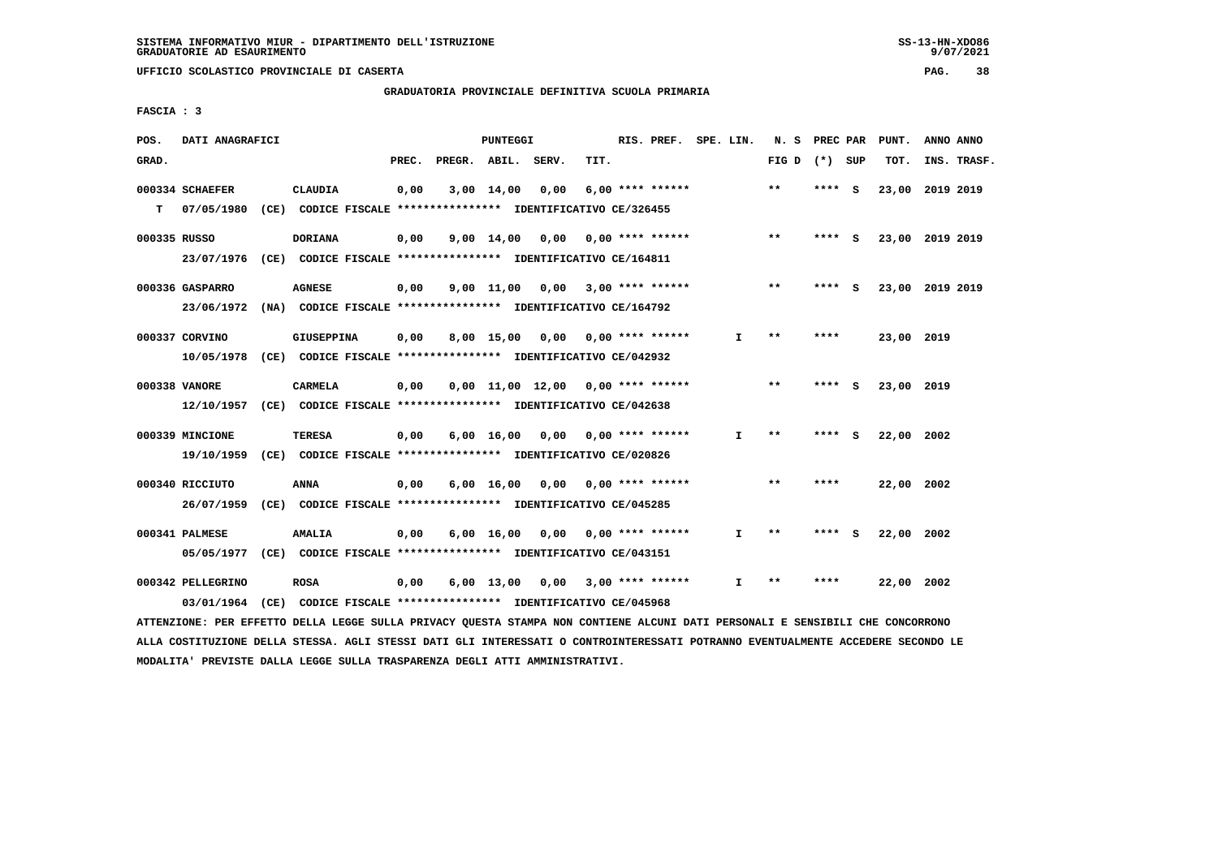SISTEMA INFORMATIVO MIUR - DIPARTIMENTO DELL'ISTRUZIONE
GRADUATORIE AD ESAURIMENTO

UFFICIO SCOLASTICO PROVINCIALE DI CASERTA

GRADUATORIA PROVINCIALE DEFINITIVA SCUOLA PRIMARIA

FASCIA : 3

| POS. GRAD. | DATI ANAGRAFICI | | PREC. | PREGR. | ABIL. | SERV. | TIT. | RIS. PREF. | SPE. LIN. | N. S FIG D | PREC PAR (*) SUP | PUNT. TOT. | ANNO ANNO INS. TRASF. |
|---|---|---|---|---|---|---|---|---|---|---|---|---|---|
| 000334 | SCHAEFER | CLAUDIA | 0,00 | 3,00 | 14,00 | 0,00 | 6,00 | **** ****** | | ** | **** S | 23,00 | 2019 2019 |
| T | 07/05/1980 (CE) CODICE FISCALE **************** IDENTIFICATIVO CE/326455 | | | | | | | | | | | | |
| 000335 | RUSSO | DORIANA | 0,00 | 9,00 | 14,00 | 0,00 | 0,00 | **** ****** | | ** | **** S | 23,00 | 2019 2019 |
| | 23/07/1976 (CE) CODICE FISCALE **************** IDENTIFICATIVO CE/164811 | | | | | | | | | | | | |
| 000336 | GASPARRO | AGNESE | 0,00 | 9,00 | 11,00 | 0,00 | 3,00 | **** ****** | | ** | **** S | 23,00 | 2019 2019 |
| | 23/06/1972 (NA) CODICE FISCALE **************** IDENTIFICATIVO CE/164792 | | | | | | | | | | | | |
| 000337 | CORVINO | GIUSEPPINA | 0,00 | 8,00 | 15,00 | 0,00 | 0,00 | **** ****** | I | ** | **** | 23,00 | 2019 |
| | 10/05/1978 (CE) CODICE FISCALE **************** IDENTIFICATIVO CE/042932 | | | | | | | | | | | | |
| 000338 | VANORE | CARMELA | 0,00 | 0,00 | 11,00 | 12,00 | 0,00 | **** ****** | | ** | **** S | 23,00 | 2019 |
| | 12/10/1957 (CE) CODICE FISCALE **************** IDENTIFICATIVO CE/042638 | | | | | | | | | | | | |
| 000339 | MINCIONE | TERESA | 0,00 | 6,00 | 16,00 | 0,00 | 0,00 | **** ****** | I | ** | **** S | 22,00 | 2002 |
| | 19/10/1959 (CE) CODICE FISCALE **************** IDENTIFICATIVO CE/020826 | | | | | | | | | | | | |
| 000340 | RICCIUTO | ANNA | 0,00 | 6,00 | 16,00 | 0,00 | 0,00 | **** ****** | | ** | **** | 22,00 | 2002 |
| | 26/07/1959 (CE) CODICE FISCALE **************** IDENTIFICATIVO CE/045285 | | | | | | | | | | | | |
| 000341 | PALMESE | AMALIA | 0,00 | 6,00 | 16,00 | 0,00 | 0,00 | **** ****** | I | ** | **** S | 22,00 | 2002 |
| | 05/05/1977 (CE) CODICE FISCALE **************** IDENTIFICATIVO CE/043151 | | | | | | | | | | | | |
| 000342 | PELLEGRINO | ROSA | 0,00 | 6,00 | 13,00 | 0,00 | 3,00 | **** ****** | I | ** | **** | 22,00 | 2002 |
| | 03/01/1964 (CE) CODICE FISCALE **************** IDENTIFICATIVO CE/045968 | | | | | | | | | | | | |

ATTENZIONE: PER EFFETTO DELLA LEGGE SULLA PRIVACY QUESTA STAMPA NON CONTIENE ALCUNI DATI PERSONALI E SENSIBILI CHE CONCORRONO ALLA COSTITUZIONE DELLA STESSA. AGLI STESSI DATI GLI INTERESSATI O CONTROINTERESSATI POTRANNO EVENTUALMENTE ACCEDERE SECONDO LE MODALITA' PREVISTE DALLA LEGGE SULLA TRASPARENZA DEGLI ATTI AMMINISTRATIVI.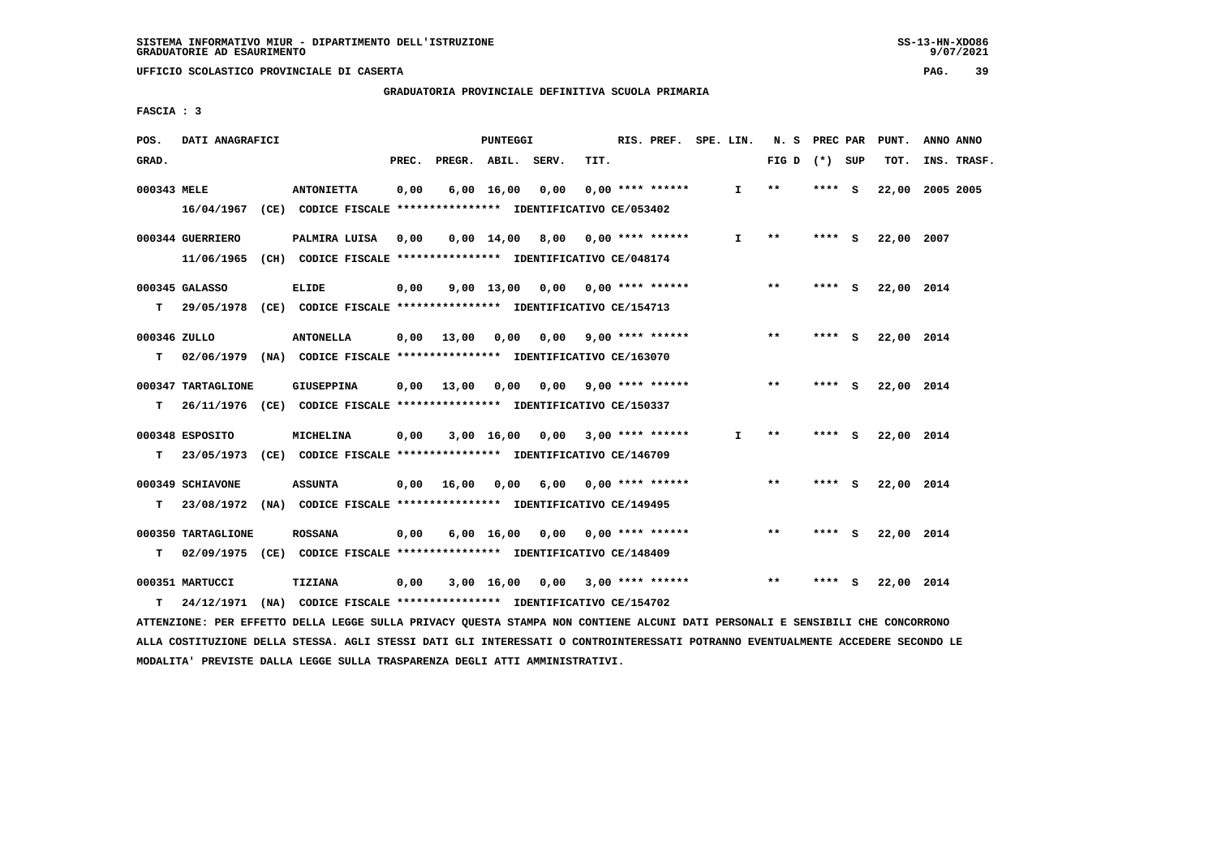SISTEMA INFORMATIVO MIUR - DIPARTIMENTO DELL'ISTRUZIONE
GRADUATORIE AD ESAURIMENTO

UFFICIO SCOLASTICO PROVINCIALE DI CASERTA

GRADUATORIA PROVINCIALE DEFINITIVA SCUOLA PRIMARIA

FASCIA : 3

| POS. GRAD. | DATI ANAGRAFICI | | PREC. | PREGR. | ABIL. | SERV. | TIT. | RIS. PREF. | SPE. LIN. | N. S FIG D | PREC PAR (*) SUP | PUNT. TOT. | ANNO ANNO INS. TRASF. |
|---|---|---|---|---|---|---|---|---|---|---|---|---|---|
| 000343 MELE | | ANTONIETTA | 0,00 | 6,00 | 16,00 | 0,00 | 0,00 | **** ****** | I | ** | **** S | 22,00 | 2005 2005 |
| | 16/04/1967 (CE) CODICE FISCALE **************** IDENTIFICATIVO CE/053402 | | | | | | | | | | | | |
| 000344 GUERRIERO | | PALMIRA LUISA | 0,00 | 0,00 | 14,00 | 8,00 | 0,00 | **** ****** | I | ** | **** S | 22,00 | 2007 |
| | 11/06/1965 (CH) CODICE FISCALE **************** IDENTIFICATIVO CE/048174 | | | | | | | | | | | | |
| 000345 GALASSO | | ELIDE | 0,00 | 9,00 | 13,00 | 0,00 | 0,00 | **** ****** | | ** | **** S | 22,00 | 2014 |
| T | 29/05/1978 (CE) CODICE FISCALE **************** IDENTIFICATIVO CE/154713 | | | | | | | | | | | | |
| 000346 ZULLO | | ANTONELLA | 0,00 | 13,00 | 0,00 | 0,00 | 9,00 | **** ****** | | ** | **** S | 22,00 | 2014 |
| T | 02/06/1979 (NA) CODICE FISCALE **************** IDENTIFICATIVO CE/163070 | | | | | | | | | | | | |
| 000347 TARTAGLIONE | | GIUSEPPINA | 0,00 | 13,00 | 0,00 | 0,00 | 9,00 | **** ****** | | ** | **** S | 22,00 | 2014 |
| T | 26/11/1976 (CE) CODICE FISCALE **************** IDENTIFICATIVO CE/150337 | | | | | | | | | | | | |
| 000348 ESPOSITO | | MICHELINA | 0,00 | 3,00 | 16,00 | 0,00 | 3,00 | **** ****** | I | ** | **** S | 22,00 | 2014 |
| T | 23/05/1973 (CE) CODICE FISCALE **************** IDENTIFICATIVO CE/146709 | | | | | | | | | | | | |
| 000349 SCHIAVONE | | ASSUNTA | 0,00 | 16,00 | 0,00 | 6,00 | 0,00 | **** ****** | | ** | **** S | 22,00 | 2014 |
| T | 23/08/1972 (NA) CODICE FISCALE **************** IDENTIFICATIVO CE/149495 | | | | | | | | | | | | |
| 000350 TARTAGLIONE | | ROSSANA | 0,00 | 6,00 | 16,00 | 0,00 | 0,00 | **** ****** | | ** | **** S | 22,00 | 2014 |
| T | 02/09/1975 (CE) CODICE FISCALE **************** IDENTIFICATIVO CE/148409 | | | | | | | | | | | | |
| 000351 MARTUCCI | | TIZIANA | 0,00 | 3,00 | 16,00 | 0,00 | 3,00 | **** ****** | | ** | **** S | 22,00 | 2014 |
| T | 24/12/1971 (NA) CODICE FISCALE **************** IDENTIFICATIVO CE/154702 | | | | | | | | | | | | |

ATTENZIONE: PER EFFETTO DELLA LEGGE SULLA PRIVACY QUESTA STAMPA NON CONTIENE ALCUNI DATI PERSONALI E SENSIBILI CHE CONCORRONO ALLA COSTITUZIONE DELLA STESSA. AGLI STESSI DATI GLI INTERESSATI O CONTROINTERESSATI POTRANNO EVENTUALMENTE ACCEDERE SECONDO LE MODALITA' PREVISTE DALLA LEGGE SULLA TRASPARENZA DEGLI ATTI AMMINISTRATIVI.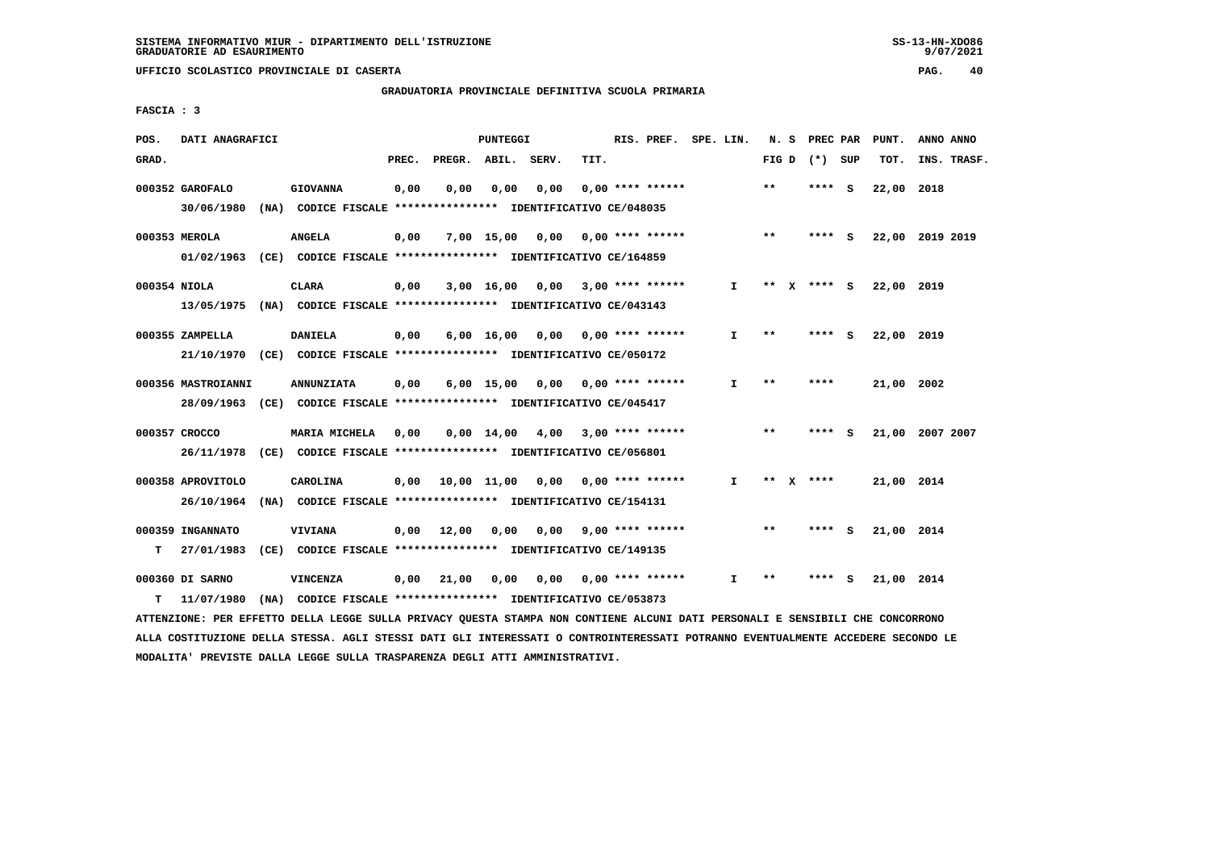SISTEMA INFORMATIVO MIUR - DIPARTIMENTO DELL'ISTRUZIONE
GRADUATORIE AD ESAURIMENTO

UFFICIO SCOLASTICO PROVINCIALE DI CASERTA

GRADUATORIA PROVINCIALE DEFINITIVA SCUOLA PRIMARIA

FASCIA : 3

| POS. GRAD. | DATI ANAGRAFICI | | PREC. | PREGR. | ABIL. | SERV. | TIT. | RIS. PREF. | SPE. LIN. | N. S FIG D | PREC PAR (*) SUP | PUNT. TOT. | ANNO ANNO INS. TRASF. |
|---|---|---|---|---|---|---|---|---|---|---|---|---|---|
| 000352 | GAROFALO | GIOVANNA | 0,00 | 0,00 | 0,00 | 0,00 | 0,00 | **** ****** | | ** | **** S | 22,00 | 2018 |
| | 30/06/1980 (NA) CODICE FISCALE **************** IDENTIFICATIVO CE/048035 | | | | | | | | | | | | |
| 000353 | MEROLA | ANGELA | 0,00 | 7,00 | 15,00 | 0,00 | 0,00 | **** ****** | | ** | **** S | 22,00 | 2019 2019 |
| | 01/02/1963 (CE) CODICE FISCALE **************** IDENTIFICATIVO CE/164859 | | | | | | | | | | | | |
| 000354 | NIOLA | CLARA | 0,00 | 3,00 | 16,00 | 0,00 | 3,00 | **** ****** | I | ** X | **** S | 22,00 | 2019 |
| | 13/05/1975 (NA) CODICE FISCALE **************** IDENTIFICATIVO CE/043143 | | | | | | | | | | | | |
| 000355 | ZAMPELLA | DANIELA | 0,00 | 6,00 | 16,00 | 0,00 | 0,00 | **** ****** | I | ** | **** S | 22,00 | 2019 |
| | 21/10/1970 (CE) CODICE FISCALE **************** IDENTIFICATIVO CE/050172 | | | | | | | | | | | | |
| 000356 | MASTROIANNI | ANNUNZIATA | 0,00 | 6,00 | 15,00 | 0,00 | 0,00 | **** ****** | I | ** | **** | 21,00 | 2002 |
| | 28/09/1963 (CE) CODICE FISCALE **************** IDENTIFICATIVO CE/045417 | | | | | | | | | | | | |
| 000357 | CROCCO | MARIA MICHELA | 0,00 | 0,00 | 14,00 | 4,00 | 3,00 | **** ****** | | ** | **** S | 21,00 | 2007 2007 |
| | 26/11/1978 (CE) CODICE FISCALE **************** IDENTIFICATIVO CE/056801 | | | | | | | | | | | | |
| 000358 | APROVITOLO | CAROLINA | 0,00 | 10,00 | 11,00 | 0,00 | 0,00 | **** ****** | I | ** X | **** | 21,00 | 2014 |
| | 26/10/1964 (NA) CODICE FISCALE **************** IDENTIFICATIVO CE/154131 | | | | | | | | | | | | |
| 000359 | INGANNATO | VIVIANA | 0,00 | 12,00 | 0,00 | 0,00 | 9,00 | **** ****** | | ** | **** S | 21,00 | 2014 |
| T | 27/01/1983 (CE) CODICE FISCALE **************** IDENTIFICATIVO CE/149135 | | | | | | | | | | | | |
| 000360 | DI SARNO | VINCENZA | 0,00 | 21,00 | 0,00 | 0,00 | 0,00 | **** ****** | I | ** | **** S | 21,00 | 2014 |
| T | 11/07/1980 (NA) CODICE FISCALE **************** IDENTIFICATIVO CE/053873 | | | | | | | | | | | | |

ATTENZIONE: PER EFFETTO DELLA LEGGE SULLA PRIVACY QUESTA STAMPA NON CONTIENE ALCUNI DATI PERSONALI E SENSIBILI CHE CONCORRONO ALLA COSTITUZIONE DELLA STESSA. AGLI STESSI DATI GLI INTERESSATI O CONTROINTERESSATI POTRANNO EVENTUALMENTE ACCEDERE SECONDO LE MODALITA' PREVISTE DALLA LEGGE SULLA TRASPARENZA DEGLI ATTI AMMINISTRATIVI.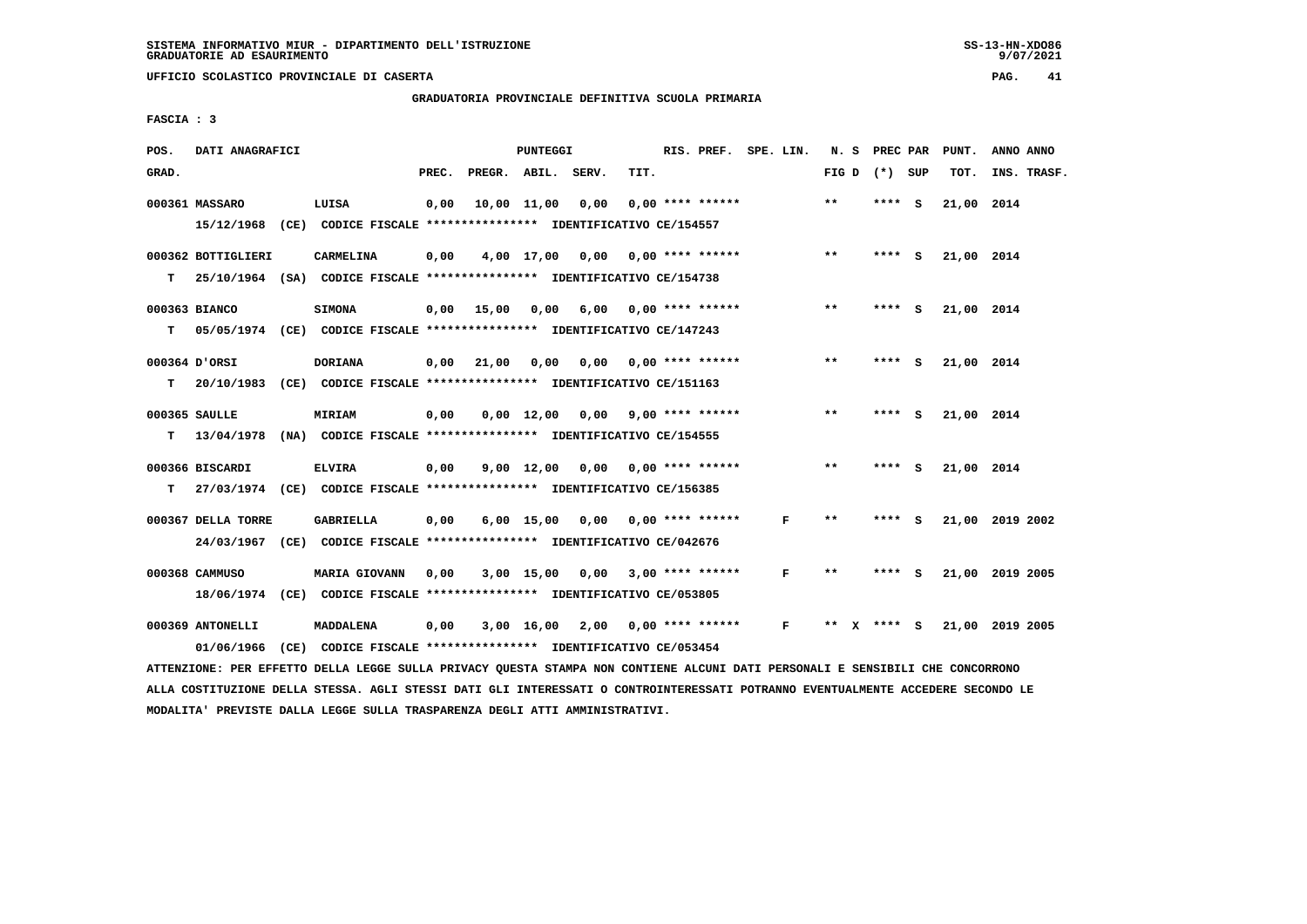SISTEMA INFORMATIVO MIUR - DIPARTIMENTO DELL'ISTRUZIONE
GRADUATORIE AD ESAURIMENTO

UFFICIO SCOLASTICO PROVINCIALE DI CASERTA

GRADUATORIA PROVINCIALE DEFINITIVA SCUOLA PRIMARIA

FASCIA : 3

| POS. GRAD. | DATI ANAGRAFICI | | PREC. | PREGR. | ABIL. | SERV. | TIT. | RIS. PREF. | SPE. LIN. | N. S FIG D | PREC PAR (*) SUP | PUNT. TOT. | ANNO ANNO INS. TRASF. |
|---|---|---|---|---|---|---|---|---|---|---|---|---|---|
| 000361 | MASSARO | LUISA | 0,00 | 10,00 | 11,00 | 0,00 | 0,00 | **** ****** | | ** | **** S | 21,00 | 2014 |
| | 15/12/1968 (CE) CODICE FISCALE **************** IDENTIFICATIVO CE/154557 | | | | | | | | | | | | |
| 000362 | BOTTIGLIERI | CARMELINA | 0,00 | 4,00 | 17,00 | 0,00 | 0,00 | **** ****** | | ** | **** S | 21,00 | 2014 |
| T | 25/10/1964 (SA) CODICE FISCALE **************** IDENTIFICATIVO CE/154738 | | | | | | | | | | | | |
| 000363 | BIANCO | SIMONA | 0,00 | 15,00 | 0,00 | 6,00 | 0,00 | **** ****** | | ** | **** S | 21,00 | 2014 |
| T | 05/05/1974 (CE) CODICE FISCALE **************** IDENTIFICATIVO CE/147243 | | | | | | | | | | | | |
| 000364 | D'ORSI | DORIANA | 0,00 | 21,00 | 0,00 | 0,00 | 0,00 | **** ****** | | ** | **** S | 21,00 | 2014 |
| T | 20/10/1983 (CE) CODICE FISCALE **************** IDENTIFICATIVO CE/151163 | | | | | | | | | | | | |
| 000365 | SAULLE | MIRIAM | 0,00 | 0,00 | 12,00 | 0,00 | 9,00 | **** ****** | | ** | **** S | 21,00 | 2014 |
| T | 13/04/1978 (NA) CODICE FISCALE **************** IDENTIFICATIVO CE/154555 | | | | | | | | | | | | |
| 000366 | BISCARDI | ELVIRA | 0,00 | 9,00 | 12,00 | 0,00 | 0,00 | **** ****** | | ** | **** S | 21,00 | 2014 |
| T | 27/03/1974 (CE) CODICE FISCALE **************** IDENTIFICATIVO CE/156385 | | | | | | | | | | | | |
| 000367 | DELLA TORRE | GABRIELLA | 0,00 | 6,00 | 15,00 | 0,00 | 0,00 | **** ****** | F | ** | **** S | 21,00 | 2019 2002 |
| | 24/03/1967 (CE) CODICE FISCALE **************** IDENTIFICATIVO CE/042676 | | | | | | | | | | | | |
| 000368 | CAMMUSO | MARIA GIOVANN | 0,00 | 3,00 | 15,00 | 0,00 | 3,00 | **** ****** | F | ** | **** S | 21,00 | 2019 2005 |
| | 18/06/1974 (CE) CODICE FISCALE **************** IDENTIFICATIVO CE/053805 | | | | | | | | | | | | |
| 000369 | ANTONELLI | MADDALENA | 0,00 | 3,00 | 16,00 | 2,00 | 0,00 | **** ****** | F | ** X | **** S | 21,00 | 2019 2005 |
| | 01/06/1966 (CE) CODICE FISCALE **************** IDENTIFICATIVO CE/053454 | | | | | | | | | | | | |

ATTENZIONE: PER EFFETTO DELLA LEGGE SULLA PRIVACY QUESTA STAMPA NON CONTIENE ALCUNI DATI PERSONALI E SENSIBILI CHE CONCORRONO ALLA COSTITUZIONE DELLA STESSA. AGLI STESSI DATI GLI INTERESSATI O CONTROINTERESSATI POTRANNO EVENTUALMENTE ACCEDERE SECONDO LE MODALITA' PREVISTE DALLA LEGGE SULLA TRASPARENZA DEGLI ATTI AMMINISTRATIVI.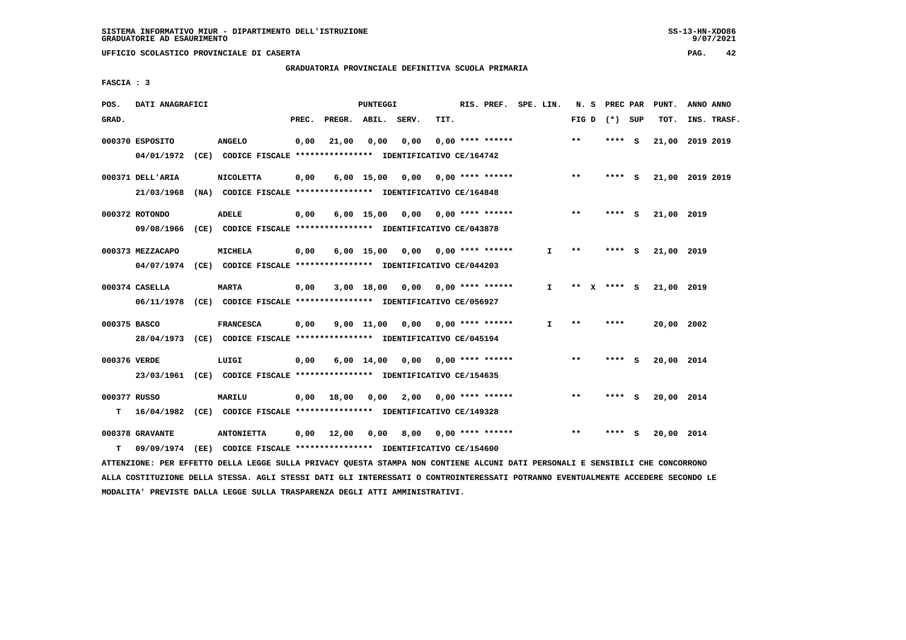SISTEMA INFORMATIVO MIUR - DIPARTIMENTO DELL'ISTRUZIONE
GRADUATORIE AD ESAURIMENTO

UFFICIO SCOLASTICO PROVINCIALE DI CASERTA

GRADUATORIA PROVINCIALE DEFINITIVA SCUOLA PRIMARIA

FASCIA : 3

| POS. GRAD. | DATI ANAGRAFICI | | PREC. | PREGR. | ABIL. | SERV. | TIT. | RIS. PREF. | SPE. LIN. | N. S FIG D | PREC PAR (*) | SUP | PUNT. TOT. | ANNO INS. | ANNO TRASF. |
|---|---|---|---|---|---|---|---|---|---|---|---|---|---|---|---|
| 000370 | ESPOSITO | ANGELO | 0,00 | 21,00 | 0,00 | 0,00 | 0,00 | **** ****** | | ** | **** | S | 21,00 | 2019 | 2019 |
| | 04/01/1972 (CE) CODICE FISCALE **************** IDENTIFICATIVO CE/164742 | | | | | | | | | | | | | | |
| 000371 | DELL'ARIA | NICOLETTA | 0,00 | 6,00 | 15,00 | 0,00 | 0,00 | **** ****** | | ** | **** | S | 21,00 | 2019 | 2019 |
| | 21/03/1968 (NA) CODICE FISCALE **************** IDENTIFICATIVO CE/164848 | | | | | | | | | | | | | | |
| 000372 | ROTONDO | ADELE | 0,00 | 6,00 | 15,00 | 0,00 | 0,00 | **** ****** | | ** | **** | S | 21,00 | 2019 | |
| | 09/08/1966 (CE) CODICE FISCALE **************** IDENTIFICATIVO CE/043878 | | | | | | | | | | | | | | |
| 000373 | MEZZACAPO | MICHELA | 0,00 | 6,00 | 15,00 | 0,00 | 0,00 | **** ****** | I | ** | **** | S | 21,00 | 2019 | |
| | 04/07/1974 (CE) CODICE FISCALE **************** IDENTIFICATIVO CE/044203 | | | | | | | | | | | | | | |
| 000374 | CASELLA | MARTA | 0,00 | 3,00 | 18,00 | 0,00 | 0,00 | **** ****** | I | ** X | **** | S | 21,00 | 2019 | |
| | 06/11/1978 (CE) CODICE FISCALE **************** IDENTIFICATIVO CE/056927 | | | | | | | | | | | | | | |
| 000375 | BASCO | FRANCESCA | 0,00 | 9,00 | 11,00 | 0,00 | 0,00 | **** ****** | I | ** | **** | | 20,00 | 2002 | |
| | 28/04/1973 (CE) CODICE FISCALE **************** IDENTIFICATIVO CE/045194 | | | | | | | | | | | | | | |
| 000376 | VERDE | LUIGI | 0,00 | 6,00 | 14,00 | 0,00 | 0,00 | **** ****** | | ** | **** | S | 20,00 | 2014 | |
| | 23/03/1961 (CE) CODICE FISCALE **************** IDENTIFICATIVO CE/154635 | | | | | | | | | | | | | | |
| 000377 | RUSSO | MARILU | 0,00 | 18,00 | 0,00 | 2,00 | 0,00 | **** ****** | | ** | **** | S | 20,00 | 2014 | |
| T | 16/04/1982 (CE) CODICE FISCALE **************** IDENTIFICATIVO CE/149328 | | | | | | | | | | | | | | |
| 000378 | GRAVANTE | ANTONIETTA | 0,00 | 12,00 | 0,00 | 8,00 | 0,00 | **** ****** | | ** | **** | S | 20,00 | 2014 | |
| T | 09/09/1974 (EE) CODICE FISCALE **************** IDENTIFICATIVO CE/154600 | | | | | | | | | | | | | | |

ATTENZIONE: PER EFFETTO DELLA LEGGE SULLA PRIVACY QUESTA STAMPA NON CONTIENE ALCUNI DATI PERSONALI E SENSIBILI CHE CONCORRONO ALLA COSTITUZIONE DELLA STESSA. AGLI STESSI DATI GLI INTERESSATI O CONTROINTERESSATI POTRANNO EVENTUALMENTE ACCEDERE SECONDO LE MODALITA' PREVISTE DALLA LEGGE SULLA TRASPARENZA DEGLI ATTI AMMINISTRATIVI.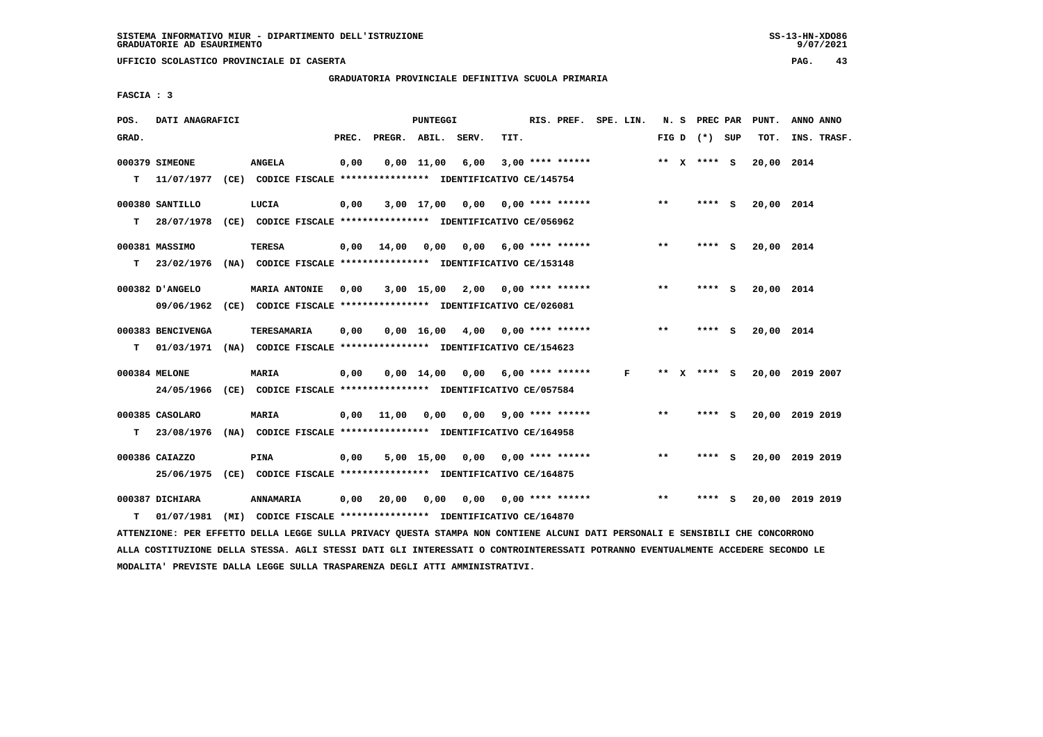SISTEMA INFORMATIVO MIUR - DIPARTIMENTO DELL'ISTRUZIONE
GRADUATORIE AD ESAURIMENTO

UFFICIO SCOLASTICO PROVINCIALE DI CASERTA

GRADUATORIA PROVINCIALE DEFINITIVA SCUOLA PRIMARIA

FASCIA : 3

| POS. GRAD. | DATI ANAGRAFICI | | PREC. | PREGR. | ABIL. | SERV. | TIT. | RIS. PREF. | SPE. LIN. | N. S FIG D | PREC PAR (*) SUP | PUNT. TOT. | ANNO ANNO INS. TRASF. |
|---|---|---|---|---|---|---|---|---|---|---|---|---|---|
| 000379 | SIMEONE | ANGELA | 0,00 | 0,00 | 11,00 | 6,00 | 3,00 | **** ****** | | ** X | **** S | 20,00 | 2014 |
| T | 11/07/1977 (CE) | CODICE FISCALE **************** IDENTIFICATIVO CE/145754 | | | | | | | | | | | |
| 000380 | SANTILLO | LUCIA | 0,00 | 3,00 | 17,00 | 0,00 | 0,00 | **** ****** | | ** | **** S | 20,00 | 2014 |
| T | 28/07/1978 (CE) | CODICE FISCALE **************** IDENTIFICATIVO CE/056962 | | | | | | | | | | | |
| 000381 | MASSIMO | TERESA | 0,00 | 14,00 | 0,00 | 0,00 | 6,00 | **** ****** | | ** | **** S | 20,00 | 2014 |
| T | 23/02/1976 (NA) | CODICE FISCALE **************** IDENTIFICATIVO CE/153148 | | | | | | | | | | | |
| 000382 | D'ANGELO | MARIA ANTONIE | 0,00 | 3,00 | 15,00 | 2,00 | 0,00 | **** ****** | | ** | **** S | 20,00 | 2014 |
| | 09/06/1962 (CE) | CODICE FISCALE **************** IDENTIFICATIVO CE/026081 | | | | | | | | | | | |
| 000383 | BENCIVENGA | TERESAMARIA | 0,00 | 0,00 | 16,00 | 4,00 | 0,00 | **** ****** | | ** | **** S | 20,00 | 2014 |
| T | 01/03/1971 (NA) | CODICE FISCALE **************** IDENTIFICATIVO CE/154623 | | | | | | | | | | | |
| 000384 | MELONE | MARIA | 0,00 | 0,00 | 14,00 | 0,00 | 6,00 | **** ****** | F | ** X | **** S | 20,00 | 2019 2007 |
| | 24/05/1966 (CE) | CODICE FISCALE **************** IDENTIFICATIVO CE/057584 | | | | | | | | | | | |
| 000385 | CASOLARO | MARIA | 0,00 | 11,00 | 0,00 | 0,00 | 9,00 | **** ****** | | ** | **** S | 20,00 | 2019 2019 |
| T | 23/08/1976 (NA) | CODICE FISCALE **************** IDENTIFICATIVO CE/164958 | | | | | | | | | | | |
| 000386 | CAIAZZO | PINA | 0,00 | 5,00 | 15,00 | 0,00 | 0,00 | **** ****** | | ** | **** S | 20,00 | 2019 2019 |
| | 25/06/1975 (CE) | CODICE FISCALE **************** IDENTIFICATIVO CE/164875 | | | | | | | | | | | |
| 000387 | DICHIARA | ANNAMARIA | 0,00 | 20,00 | 0,00 | 0,00 | 0,00 | **** ****** | | ** | **** S | 20,00 | 2019 2019 |
| T | 01/07/1981 (MI) | CODICE FISCALE **************** IDENTIFICATIVO CE/164870 | | | | | | | | | | | |

ATTENZIONE: PER EFFETTO DELLA LEGGE SULLA PRIVACY QUESTA STAMPA NON CONTIENE ALCUNI DATI PERSONALI E SENSIBILI CHE CONCORRONO ALLA COSTITUZIONE DELLA STESSA. AGLI STESSI DATI GLI INTERESSATI O CONTROINTERESSATI POTRANNO EVENTUALMENTE ACCEDERE SECONDO LE MODALITA' PREVISTE DALLA LEGGE SULLA TRASPARENZA DEGLI ATTI AMMINISTRATIVI.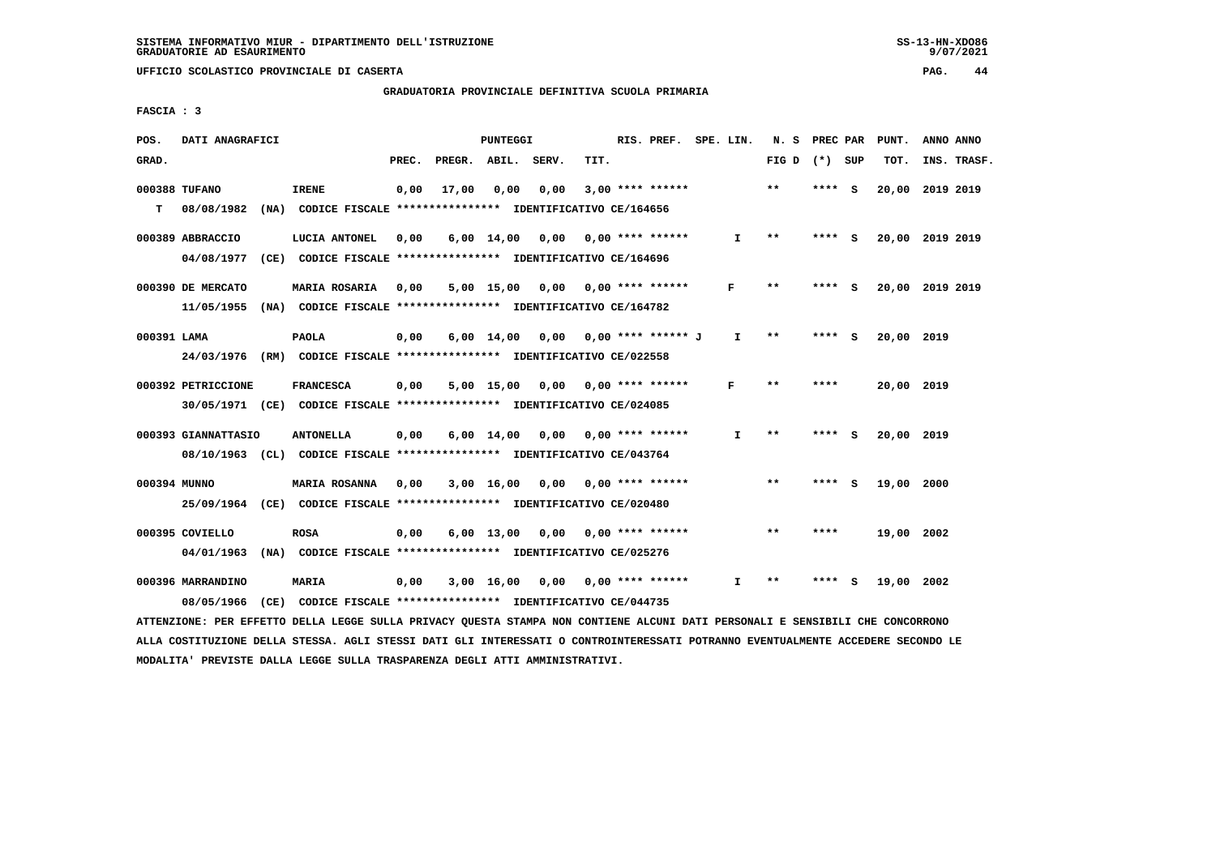SISTEMA INFORMATIVO MIUR - DIPARTIMENTO DELL'ISTRUZIONE
GRADUATORIE AD ESAURIMENTO

UFFICIO SCOLASTICO PROVINCIALE DI CASERTA

GRADUATORIA PROVINCIALE DEFINITIVA SCUOLA PRIMARIA

FASCIA : 3

| POS. GRAD. | DATI ANAGRAFICI | | PREC. | PREGR. | ABIL. | SERV. | TIT. | RIS. PREF. | SPE. LIN. | N. S FIG D | PREC PAR (*) SUP | PUNT. TOT. | ANNO INS. | ANNO TRASF. |
|---|---|---|---|---|---|---|---|---|---|---|---|---|---|---|
| 000388 | TUFANO | IRENE | 0,00 | 17,00 | 0,00 | 0,00 | 3,00 | **** ****** | | ** | **** S | 20,00 | 2019 | 2019 |
| T | 08/08/1982 (NA) CODICE FISCALE **************** IDENTIFICATIVO CE/164656 | | | | | | | | | | | | | |
| 000389 | ABBRACCIO | LUCIA ANTONEL | 0,00 | | 6,00 | 14,00 | 0,00 | 0,00 **** ****** | I | ** | **** S | 20,00 | 2019 | 2019 |
| | 04/08/1977 (CE) CODICE FISCALE **************** IDENTIFICATIVO CE/164696 | | | | | | | | | | | | | |
| 000390 | DE MERCATO | MARIA ROSARIA | 0,00 | | 5,00 | 15,00 | 0,00 | 0,00 **** ****** | F | ** | **** S | 20,00 | 2019 | 2019 |
| | 11/05/1955 (NA) CODICE FISCALE **************** IDENTIFICATIVO CE/164782 | | | | | | | | | | | | | |
| 000391 | LAMA | PAOLA | 0,00 | | 6,00 | 14,00 | 0,00 | 0,00 **** ****** J | I | ** | **** S | 20,00 | 2019 | |
| | 24/03/1976 (RM) CODICE FISCALE **************** IDENTIFICATIVO CE/022558 | | | | | | | | | | | | | |
| 000392 | PETRICCIONE | FRANCESCA | 0,00 | | 5,00 | 15,00 | 0,00 | 0,00 **** ****** | F | ** | **** | 20,00 | 2019 | |
| | 30/05/1971 (CE) CODICE FISCALE **************** IDENTIFICATIVO CE/024085 | | | | | | | | | | | | | |
| 000393 | GIANNATTASIO | ANTONELLA | 0,00 | | 6,00 | 14,00 | 0,00 | 0,00 **** ****** | I | ** | **** S | 20,00 | 2019 | |
| | 08/10/1963 (CL) CODICE FISCALE **************** IDENTIFICATIVO CE/043764 | | | | | | | | | | | | | |
| 000394 | MUNNO | MARIA ROSANNA | 0,00 | | 3,00 | 16,00 | 0,00 | 0,00 **** ****** | | ** | **** S | 19,00 | 2000 | |
| | 25/09/1964 (CE) CODICE FISCALE **************** IDENTIFICATIVO CE/020480 | | | | | | | | | | | | | |
| 000395 | COVIELLO | ROSA | 0,00 | | 6,00 | 13,00 | 0,00 | 0,00 **** ****** | | ** | **** | 19,00 | 2002 | |
| | 04/01/1963 (NA) CODICE FISCALE **************** IDENTIFICATIVO CE/025276 | | | | | | | | | | | | | |
| 000396 | MARRANDINO | MARIA | 0,00 | | 3,00 | 16,00 | 0,00 | 0,00 **** ****** | I | ** | **** S | 19,00 | 2002 | |
| | 08/05/1966 (CE) CODICE FISCALE **************** IDENTIFICATIVO CE/044735 | | | | | | | | | | | | | |

ATTENZIONE: PER EFFETTO DELLA LEGGE SULLA PRIVACY QUESTA STAMPA NON CONTIENE ALCUNI DATI PERSONALI E SENSIBILI CHE CONCORRONO ALLA COSTITUZIONE DELLA STESSA. AGLI STESSI DATI GLI INTERESSATI O CONTROINTERESSATI POTRANNO EVENTUALMENTE ACCEDERE SECONDO LE MODALITA' PREVISTE DALLA LEGGE SULLA TRASPARENZA DEGLI ATTI AMMINISTRATIVI.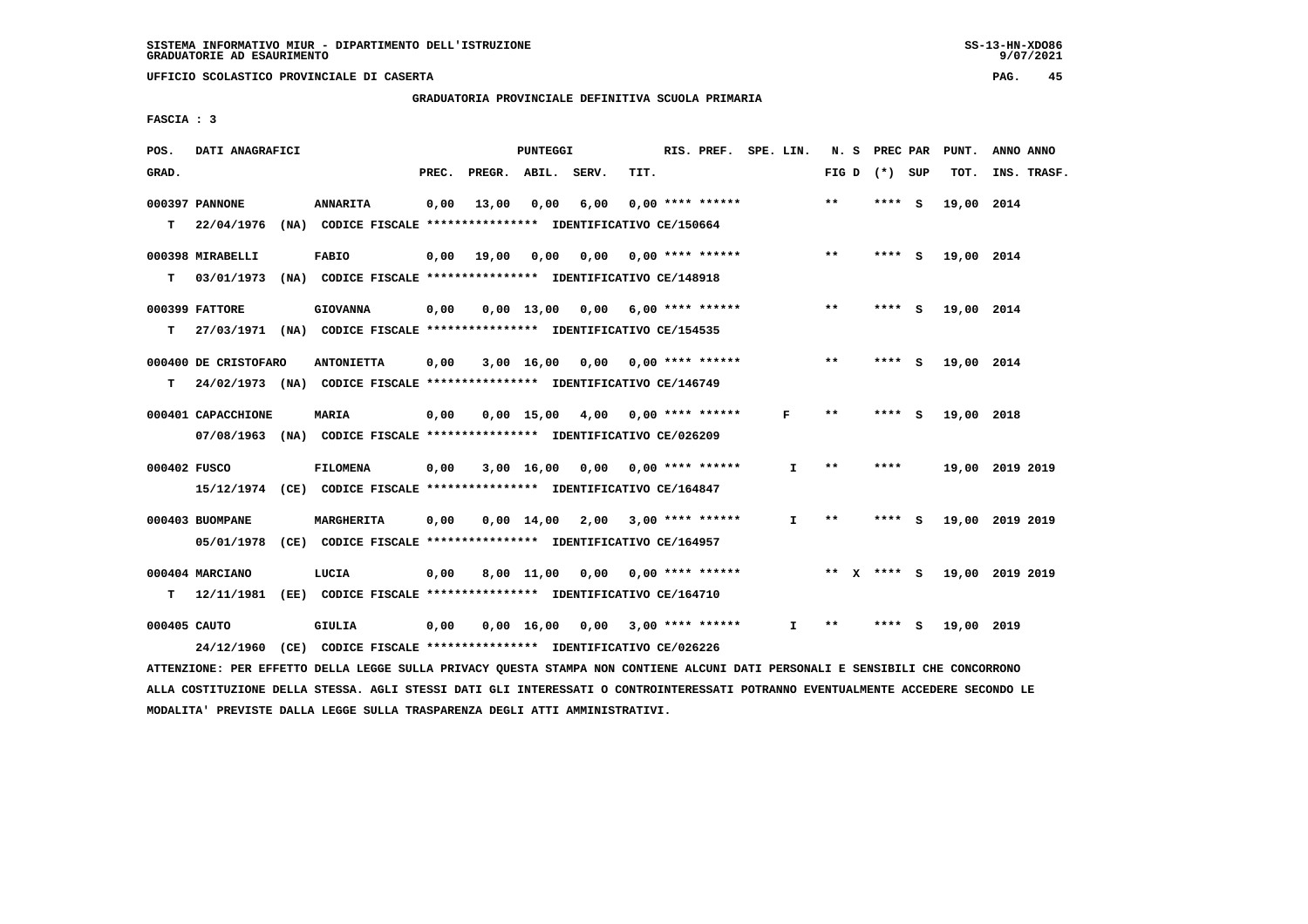SISTEMA INFORMATIVO MIUR - DIPARTIMENTO DELL'ISTRUZIONE
GRADUATORIE AD ESAURIMENTO

UFFICIO SCOLASTICO PROVINCIALE DI CASERTA

GRADUATORIA PROVINCIALE DEFINITIVA SCUOLA PRIMARIA

FASCIA : 3

| POS. GRAD. | DATI ANAGRAFICI | | PREC. | PREGR. | ABIL. | SERV. | TIT. | RIS. PREF. | SPE. LIN. | N. S FIG D | PREC PAR (*) SUP | PUNT. TOT. | ANNO ANNO INS. TRASF. |
|---|---|---|---|---|---|---|---|---|---|---|---|---|---|
| 000397 | PANNONE | ANNARITA | 0,00 | 13,00 | 0,00 | 6,00 | 0,00 | **** ****** | | ** | **** S | 19,00 | 2014 |
| T | 22/04/1976 (NA) CODICE FISCALE **************** IDENTIFICATIVO CE/150664 | | | | | | | | | | | | |
| 000398 | MIRABELLI | FABIO | 0,00 | 19,00 | 0,00 | 0,00 | 0,00 | **** ****** | | ** | **** S | 19,00 | 2014 |
| T | 03/01/1973 (NA) CODICE FISCALE **************** IDENTIFICATIVO CE/148918 | | | | | | | | | | | | |
| 000399 | FATTORE | GIOVANNA | 0,00 | 0,00 | 13,00 | 0,00 | 6,00 | **** ****** | | ** | **** S | 19,00 | 2014 |
| T | 27/03/1971 (NA) CODICE FISCALE **************** IDENTIFICATIVO CE/154535 | | | | | | | | | | | | |
| 000400 | DE CRISTOFARO | ANTONIETTA | 0,00 | 3,00 | 16,00 | 0,00 | 0,00 | **** ****** | | ** | **** S | 19,00 | 2014 |
| T | 24/02/1973 (NA) CODICE FISCALE **************** IDENTIFICATIVO CE/146749 | | | | | | | | | | | | |
| 000401 | CAPACCHIONE | MARIA | 0,00 | 0,00 | 15,00 | 4,00 | 0,00 | **** ****** | F | ** | **** S | 19,00 | 2018 |
| | 07/08/1963 (NA) CODICE FISCALE **************** IDENTIFICATIVO CE/026209 | | | | | | | | | | | | |
| 000402 | FUSCO | FILOMENA | 0,00 | 3,00 | 16,00 | 0,00 | 0,00 | **** ****** | I | ** | **** | 19,00 | 2019 2019 |
| | 15/12/1974 (CE) CODICE FISCALE **************** IDENTIFICATIVO CE/164847 | | | | | | | | | | | | |
| 000403 | BUOMPANE | MARGHERITA | 0,00 | 0,00 | 14,00 | 2,00 | 3,00 | **** ****** | I | ** | **** S | 19,00 | 2019 2019 |
| | 05/01/1978 (CE) CODICE FISCALE **************** IDENTIFICATIVO CE/164957 | | | | | | | | | | | | |
| 000404 | MARCIANO | LUCIA | 0,00 | 8,00 | 11,00 | 0,00 | 0,00 | **** ****** | | ** X | **** S | 19,00 | 2019 2019 |
| T | 12/11/1981 (EE) CODICE FISCALE **************** IDENTIFICATIVO CE/164710 | | | | | | | | | | | | |
| 000405 | CAUTO | GIULIA | 0,00 | 0,00 | 16,00 | 0,00 | 3,00 | **** ****** | I | ** | **** S | 19,00 | 2019 |
| | 24/12/1960 (CE) CODICE FISCALE **************** IDENTIFICATIVO CE/026226 | | | | | | | | | | | | |

ATTENZIONE: PER EFFETTO DELLA LEGGE SULLA PRIVACY QUESTA STAMPA NON CONTIENE ALCUNI DATI PERSONALI E SENSIBILI CHE CONCORRONO ALLA COSTITUZIONE DELLA STESSA. AGLI STESSI DATI GLI INTERESSATI O CONTROINTERESSATI POTRANNO EVENTUALMENTE ACCEDERE SECONDO LE MODALITA' PREVISTE DALLA LEGGE SULLA TRASPARENZA DEGLI ATTI AMMINISTRATIVI.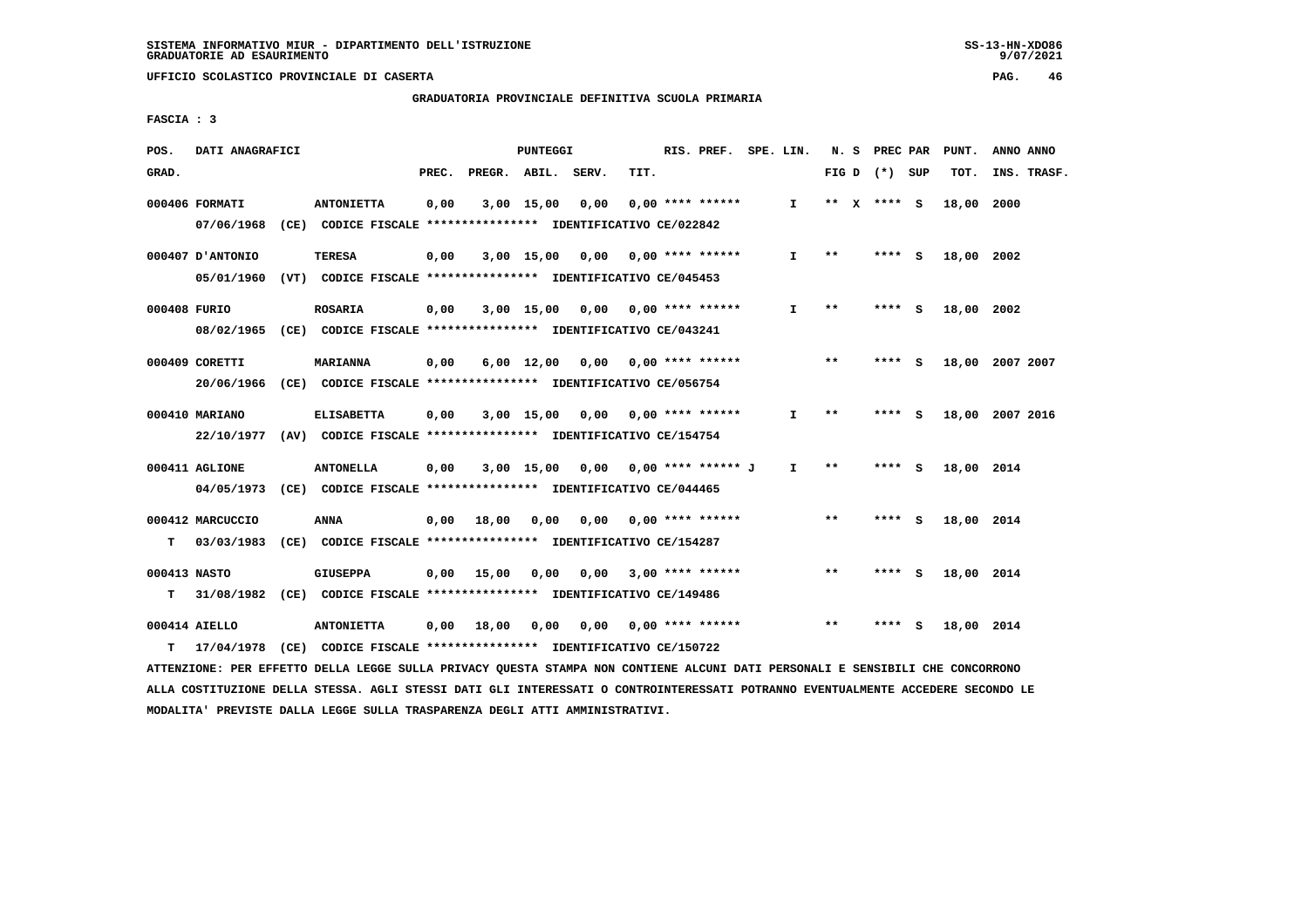SISTEMA INFORMATIVO MIUR - DIPARTIMENTO DELL'ISTRUZIONE
GRADUATORIE AD ESAURIMENTO

UFFICIO SCOLASTICO PROVINCIALE DI CASERTA

GRADUATORIA PROVINCIALE DEFINITIVA SCUOLA PRIMARIA

FASCIA : 3

| POS. GRAD. | DATI ANAGRAFICI | | PREC. | PREGR. | ABIL. | SERV. | TIT. | RIS. PREF. | SPE. LIN. | N. S FIG D | PREC PAR (*) SUP | PUNT. TOT. | ANNO ANNO INS. TRASF. |
|---|---|---|---|---|---|---|---|---|---|---|---|---|---|
| 000406 FORMATI | ANTONIETTA | | 0,00 | 3,00 | 15,00 | 0,00 | 0,00 | **** ****** | I | ** X | **** S | 18,00 | 2000 |
| | 07/06/1968 (CE) CODICE FISCALE **************** IDENTIFICATIVO CE/022842 | | | | | | | | | | | | |
| 000407 D'ANTONIO | TERESA | | 0,00 | 3,00 | 15,00 | 0,00 | 0,00 | **** ****** | I | ** | **** S | 18,00 | 2002 |
| | 05/01/1960 (VT) CODICE FISCALE **************** IDENTIFICATIVO CE/045453 | | | | | | | | | | | | |
| 000408 FURIO | ROSARIA | | 0,00 | 3,00 | 15,00 | 0,00 | 0,00 | **** ****** | I | ** | **** S | 18,00 | 2002 |
| | 08/02/1965 (CE) CODICE FISCALE **************** IDENTIFICATIVO CE/043241 | | | | | | | | | | | | |
| 000409 CORETTI | MARIANNA | | 0,00 | 6,00 | 12,00 | 0,00 | 0,00 | **** ****** | | ** | **** S | 18,00 | 2007 2007 |
| | 20/06/1966 (CE) CODICE FISCALE **************** IDENTIFICATIVO CE/056754 | | | | | | | | | | | | |
| 000410 MARIANO | ELISABETTA | | 0,00 | 3,00 | 15,00 | 0,00 | 0,00 | **** ****** | I | ** | **** S | 18,00 | 2007 2016 |
| | 22/10/1977 (AV) CODICE FISCALE **************** IDENTIFICATIVO CE/154754 | | | | | | | | | | | | |
| 000411 AGLIONE | ANTONELLA | | 0,00 | 3,00 | 15,00 | 0,00 | 0,00 | **** ****** J | I | ** | **** S | 18,00 | 2014 |
| | 04/05/1973 (CE) CODICE FISCALE **************** IDENTIFICATIVO CE/044465 | | | | | | | | | | | | |
| 000412 MARCUCCIO | ANNA | | 0,00 | 18,00 | 0,00 | 0,00 | 0,00 | **** ****** | | ** | **** S | 18,00 | 2014 |
| T | 03/03/1983 (CE) CODICE FISCALE **************** IDENTIFICATIVO CE/154287 | | | | | | | | | | | | |
| 000413 NASTO | GIUSEPPA | | 0,00 | 15,00 | 0,00 | 0,00 | 3,00 | **** ****** | | ** | **** S | 18,00 | 2014 |
| T | 31/08/1982 (CE) CODICE FISCALE **************** IDENTIFICATIVO CE/149486 | | | | | | | | | | | | |
| 000414 AIELLO | ANTONIETTA | | 0,00 | 18,00 | 0,00 | 0,00 | 0,00 | **** ****** | | ** | **** S | 18,00 | 2014 |
| T | 17/04/1978 (CE) CODICE FISCALE **************** IDENTIFICATIVO CE/150722 | | | | | | | | | | | | |

ATTENZIONE: PER EFFETTO DELLA LEGGE SULLA PRIVACY QUESTA STAMPA NON CONTIENE ALCUNI DATI PERSONALI E SENSIBILI CHE CONCORRONO ALLA COSTITUZIONE DELLA STESSA. AGLI STESSI DATI GLI INTERESSATI O CONTROINTERESSATI POTRANNO EVENTUALMENTE ACCEDERE SECONDO LE MODALITA' PREVISTE DALLA LEGGE SULLA TRASPARENZA DEGLI ATTI AMMINISTRATIVI.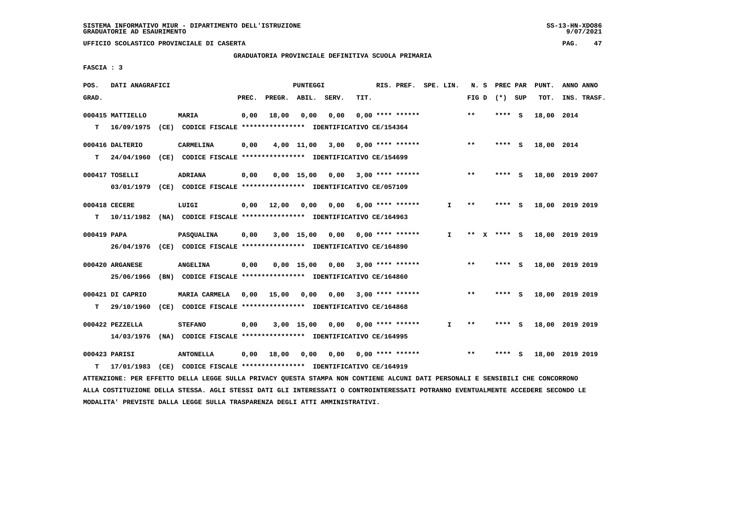UFFICIO SCOLASTICO PROVINCIALE DI CASERTA

GRADUATORIA PROVINCIALE DEFINITIVA SCUOLA PRIMARIA

FASCIA : 3

| POS. GRAD. | DATI ANAGRAFICI | | PREC. | PREGR. | ABIL. | SERV. | TIT. | RIS. PREF. | SPE. LIN. | N. S FIG D | PREC PAR (*) SUP | PUNT. TOT. | ANNO INS. | ANNO TRASF. |
|---|---|---|---|---|---|---|---|---|---|---|---|---|---|---|
| 000415 | MATTIELLO | MARIA | 0,00 | 18,00 | 0,00 | 0,00 | 0,00 | **** ****** | | ** | **** S | 18,00 | 2014 | |
| T | 16/09/1975 (CE) CODICE FISCALE **************** IDENTIFICATIVO CE/154364 | | | | | | | | | | | | | |
| 000416 | DALTERIO | CARMELINA | 0,00 | 4,00 | 11,00 | 3,00 | 0,00 | **** ****** | | ** | **** S | 18,00 | 2014 | |
| T | 24/04/1960 (CE) CODICE FISCALE **************** IDENTIFICATIVO CE/154699 | | | | | | | | | | | | | |
| 000417 | TOSELLI | ADRIANA | 0,00 | 0,00 | 15,00 | 0,00 | 3,00 | **** ****** | | ** | **** S | 18,00 | 2019 | 2007 |
| | 03/01/1979 (CE) CODICE FISCALE **************** IDENTIFICATIVO CE/057109 | | | | | | | | | | | | | |
| 000418 | CECERE | LUIGI | 0,00 | 12,00 | 0,00 | 0,00 | 6,00 | **** ****** | I | ** | **** S | 18,00 | 2019 | 2019 |
| T | 10/11/1982 (NA) CODICE FISCALE **************** IDENTIFICATIVO CE/164963 | | | | | | | | | | | | | |
| 000419 | PAPA | PASQUALINA | 0,00 | 3,00 | 15,00 | 0,00 | 0,00 | **** ****** | I | ** X | **** S | 18,00 | 2019 | 2019 |
| | 26/04/1976 (CE) CODICE FISCALE **************** IDENTIFICATIVO CE/164890 | | | | | | | | | | | | | |
| 000420 | ARGANESE | ANGELINA | 0,00 | 0,00 | 15,00 | 0,00 | 3,00 | **** ****** | | ** | **** S | 18,00 | 2019 | 2019 |
| | 25/06/1966 (BN) CODICE FISCALE **************** IDENTIFICATIVO CE/164860 | | | | | | | | | | | | | |
| 000421 | DI CAPRIO | MARIA CARMELA | 0,00 | 15,00 | 0,00 | 0,00 | 3,00 | **** ****** | | ** | **** S | 18,00 | 2019 | 2019 |
| T | 29/10/1960 (CE) CODICE FISCALE **************** IDENTIFICATIVO CE/164868 | | | | | | | | | | | | | |
| 000422 | PEZZELLA | STEFANO | 0,00 | 3,00 | 15,00 | 0,00 | 0,00 | **** ****** | I | ** | **** S | 18,00 | 2019 | 2019 |
| | 14/03/1976 (NA) CODICE FISCALE **************** IDENTIFICATIVO CE/164995 | | | | | | | | | | | | | |
| 000423 | PARISI | ANTONELLA | 0,00 | 18,00 | 0,00 | 0,00 | 0,00 | **** ****** | | ** | **** S | 18,00 | 2019 | 2019 |
| T | 17/01/1983 (CE) CODICE FISCALE **************** IDENTIFICATIVO CE/164919 | | | | | | | | | | | | | |

ATTENZIONE: PER EFFETTO DELLA LEGGE SULLA PRIVACY QUESTA STAMPA NON CONTIENE ALCUNI DATI PERSONALI E SENSIBILI CHE CONCORRONO ALLA COSTITUZIONE DELLA STESSA. AGLI STESSI DATI GLI INTERESSATI O CONTROINTERESSATI POTRANNO EVENTUALMENTE ACCEDERE SECONDO LE MODALITA' PREVISTE DALLA LEGGE SULLA TRASPARENZA DEGLI ATTI AMMINISTRATIVI.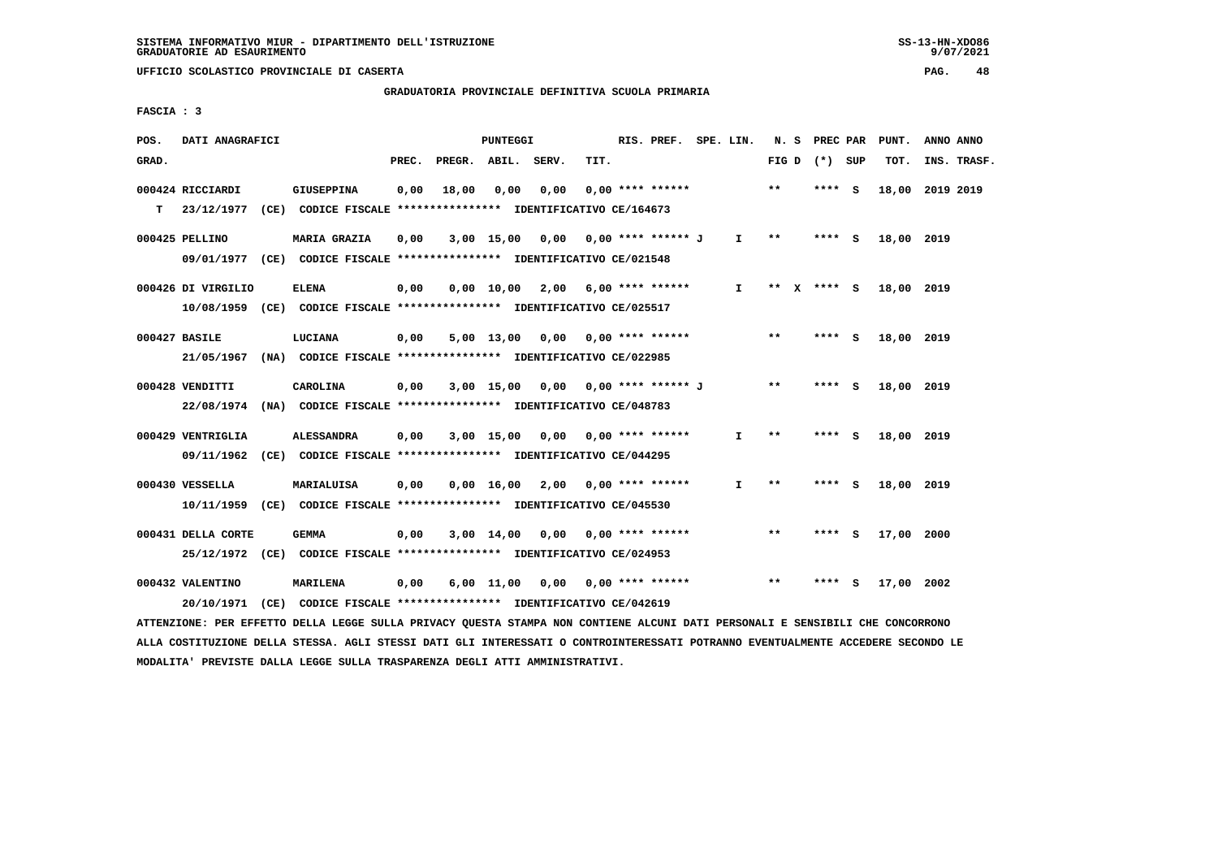# GRADUATORIA PROVINCIALE DEFINITIVA SCUOLA PRIMARIA

**FASCIA : 3**

| POS. GRAD. | DATI ANAGRAFICI | | PREC. | PREGR. | ABIL. | SERV. | TIT. | RIS. PREF. | SPE. LIN. | N. S FIG D | PREC PAR (*) SUP | PUNT. TOT. | ANNO ANNO INS. TRASF. |
|---|---|---|---|---|---|---|---|---|---|---|---|---|---|
| 000424 | RICCIARDI | GIUSEPPINA | 0,00 | 18,00 | 0,00 | 0,00 | 0,00 | **** ****** | | ** | **** S | 18,00 | 2019 2019 |
| T | 23/12/1977 (CE) CODICE FISCALE **************** IDENTIFICATIVO CE/164673 | | | | | | | | | | | | |
| 000425 | PELLINO | MARIA GRAZIA | 0,00 | 3,00 | 15,00 | 0,00 | 0,00 | **** ****** J | I | ** | **** S | 18,00 | 2019 |
| | 09/01/1977 (CE) CODICE FISCALE **************** IDENTIFICATIVO CE/021548 | | | | | | | | | | | | |
| 000426 | DI VIRGILIO | ELENA | 0,00 | 0,00 | 10,00 | 2,00 | 6,00 | **** ****** | I | ** X | **** S | 18,00 | 2019 |
| | 10/08/1959 (CE) CODICE FISCALE **************** IDENTIFICATIVO CE/025517 | | | | | | | | | | | | |
| 000427 | BASILE | LUCIANA | 0,00 | 5,00 | 13,00 | 0,00 | 0,00 | **** ****** | | ** | **** S | 18,00 | 2019 |
| | 21/05/1967 (NA) CODICE FISCALE **************** IDENTIFICATIVO CE/022985 | | | | | | | | | | | | |
| 000428 | VENDITTI | CAROLINA | 0,00 | 3,00 | 15,00 | 0,00 | 0,00 | **** ****** J | | ** | **** S | 18,00 | 2019 |
| | 22/08/1974 (NA) CODICE FISCALE **************** IDENTIFICATIVO CE/048783 | | | | | | | | | | | | |
| 000429 | VENTRIGLIA | ALESSANDRA | 0,00 | 3,00 | 15,00 | 0,00 | 0,00 | **** ****** | I | ** | **** S | 18,00 | 2019 |
| | 09/11/1962 (CE) CODICE FISCALE **************** IDENTIFICATIVO CE/044295 | | | | | | | | | | | | |
| 000430 | VESSELLA | MARIALUISA | 0,00 | 0,00 | 16,00 | 2,00 | 0,00 | **** ****** | I | ** | **** S | 18,00 | 2019 |
| | 10/11/1959 (CE) CODICE FISCALE **************** IDENTIFICATIVO CE/045530 | | | | | | | | | | | | |
| 000431 | DELLA CORTE | GEMMA | 0,00 | 3,00 | 14,00 | 0,00 | 0,00 | **** ****** | | ** | **** S | 17,00 | 2000 |
| | 25/12/1972 (CE) CODICE FISCALE **************** IDENTIFICATIVO CE/024953 | | | | | | | | | | | | |
| 000432 | VALENTINO | MARILENA | 0,00 | 6,00 | 11,00 | 0,00 | 0,00 | **** ****** | | ** | **** S | 17,00 | 2002 |
| | 20/10/1971 (CE) CODICE FISCALE **************** IDENTIFICATIVO CE/042619 | | | | | | | | | | | | |

ATTENZIONE: PER EFFETTO DELLA LEGGE SULLA PRIVACY QUESTA STAMPA NON CONTIENE ALCUNI DATI PERSONALI E SENSIBILI CHE CONCORRONO ALLA COSTITUZIONE DELLA STESSA. AGLI STESSI DATI GLI INTERESSATI O CONTROINTERESSATI POTRANNO EVENTUALMENTE ACCEDERE SECONDO LE MODALITA' PREVISTE DALLA LEGGE SULLA TRASPARENZA DEGLI ATTI AMMINISTRATIVI.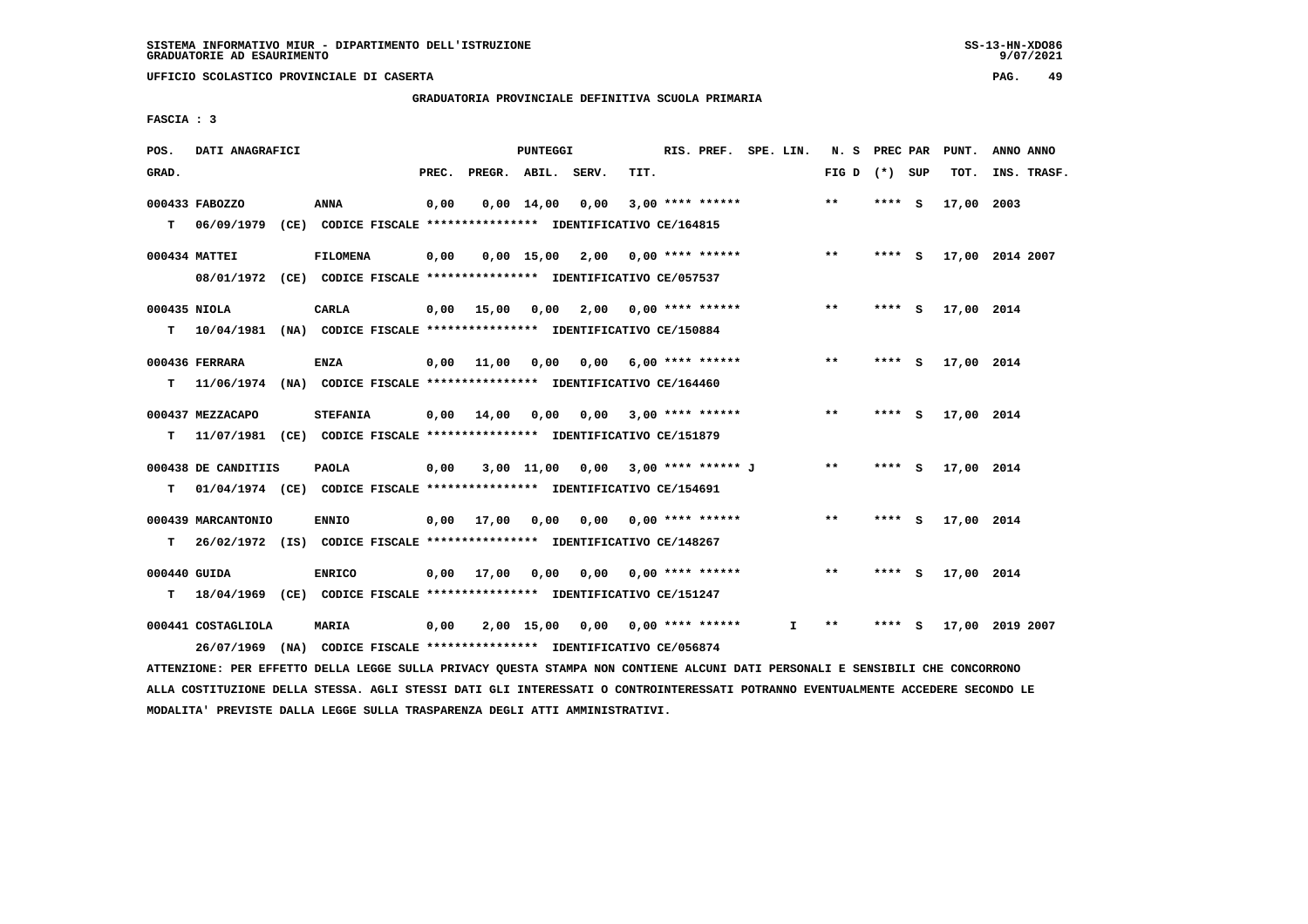SISTEMA INFORMATIVO MIUR - DIPARTIMENTO DELL'ISTRUZIONE
GRADUATORIE AD ESAURIMENTO

UFFICIO SCOLASTICO PROVINCIALE DI CASERTA

GRADUATORIA PROVINCIALE DEFINITIVA SCUOLA PRIMARIA

FASCIA : 3

| POS. GRAD. | DATI ANAGRAFICI | | PREC. | PREGR. | ABIL. | SERV. | TIT. | RIS. PREF. | SPE. LIN. | N. S FIG D | PREC PAR (*) | SUP | PUNT. TOT. | ANNO INS. | ANNO TRASF. |
|---|---|---|---|---|---|---|---|---|---|---|---|---|---|---|---|
| 000433 | FABOZZO | ANNA | 0,00 | 0,00 | 14,00 | 0,00 | 3,00 | **** ****** | | ** | **** | S | 17,00 | 2003 | |
| T | 06/09/1979 (CE) CODICE FISCALE **************** IDENTIFICATIVO CE/164815 | | | | | | | | | | | | | | |
| 000434 | MATTEI | FILOMENA | 0,00 | 0,00 | 15,00 | 2,00 | 0,00 | **** ****** | | ** | **** | S | 17,00 | 2014 | 2007 |
| | 08/01/1972 (CE) CODICE FISCALE **************** IDENTIFICATIVO CE/057537 | | | | | | | | | | | | | | |
| 000435 | NIOLA | CARLA | 0,00 | 15,00 | 0,00 | 2,00 | 0,00 | **** ****** | | ** | **** | S | 17,00 | 2014 | |
| T | 10/04/1981 (NA) CODICE FISCALE **************** IDENTIFICATIVO CE/150884 | | | | | | | | | | | | | | |
| 000436 | FERRARA | ENZA | 0,00 | 11,00 | 0,00 | 0,00 | 6,00 | **** ****** | | ** | **** | S | 17,00 | 2014 | |
| T | 11/06/1974 (NA) CODICE FISCALE **************** IDENTIFICATIVO CE/164460 | | | | | | | | | | | | | | |
| 000437 | MEZZACAPO | STEFANIA | 0,00 | 14,00 | 0,00 | 0,00 | 3,00 | **** ****** | | ** | **** | S | 17,00 | 2014 | |
| T | 11/07/1981 (CE) CODICE FISCALE **************** IDENTIFICATIVO CE/151879 | | | | | | | | | | | | | | |
| 000438 | DE CANDITIIS | PAOLA | 0,00 | 3,00 | 11,00 | 0,00 | 3,00 | **** ****** J | | ** | **** | S | 17,00 | 2014 | |
| T | 01/04/1974 (CE) CODICE FISCALE **************** IDENTIFICATIVO CE/154691 | | | | | | | | | | | | | | |
| 000439 | MARCANTONIO | ENNIO | 0,00 | 17,00 | 0,00 | 0,00 | 0,00 | **** ****** | | ** | **** | S | 17,00 | 2014 | |
| T | 26/02/1972 (IS) CODICE FISCALE **************** IDENTIFICATIVO CE/148267 | | | | | | | | | | | | | | |
| 000440 | GUIDA | ENRICO | 0,00 | 17,00 | 0,00 | 0,00 | 0,00 | **** ****** | | ** | **** | S | 17,00 | 2014 | |
| T | 18/04/1969 (CE) CODICE FISCALE **************** IDENTIFICATIVO CE/151247 | | | | | | | | | | | | | | |
| 000441 | COSTAGLIOLA | MARIA | 0,00 | 2,00 | 15,00 | 0,00 | 0,00 | **** ****** | I | ** | **** | S | 17,00 | 2019 | 2007 |
| | 26/07/1969 (NA) CODICE FISCALE **************** IDENTIFICATIVO CE/056874 | | | | | | | | | | | | | | |

ATTENZIONE: PER EFFETTO DELLA LEGGE SULLA PRIVACY QUESTA STAMPA NON CONTIENE ALCUNI DATI PERSONALI E SENSIBILI CHE CONCORRONO ALLA COSTITUZIONE DELLA STESSA. AGLI STESSI DATI GLI INTERESSATI O CONTROINTERESSATI POTRANNO EVENTUALMENTE ACCEDERE SECONDO LE MODALITA' PREVISTE DALLA LEGGE SULLA TRASPARENZA DEGLI ATTI AMMINISTRATIVI.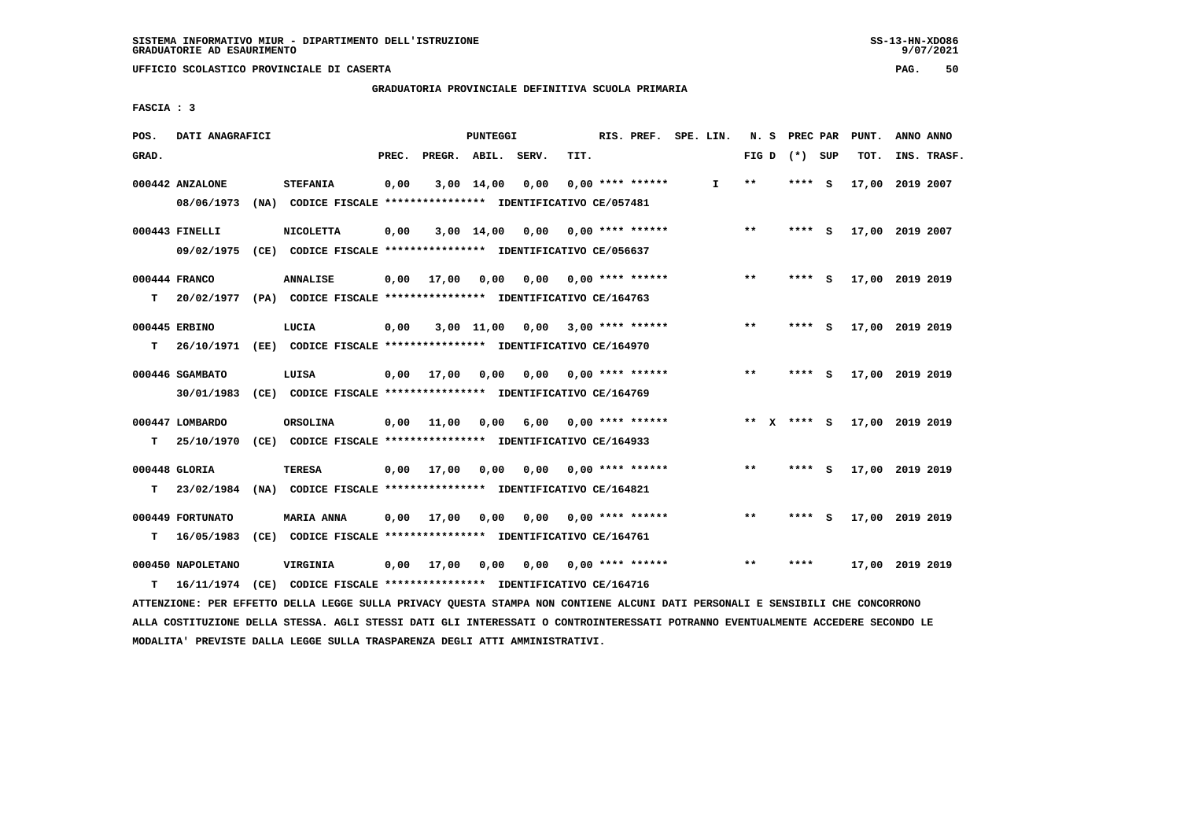SISTEMA INFORMATIVO MIUR - DIPARTIMENTO DELL'ISTRUZIONE
GRADUATORIE AD ESAURIMENTO

UFFICIO SCOLASTICO PROVINCIALE DI CASERTA

GRADUATORIA PROVINCIALE DEFINITIVA SCUOLA PRIMARIA

FASCIA : 3

| POS. GRAD. | DATI ANAGRAFICI | | PREC. | PREGR. | ABIL. | SERV. | TIT. | RIS. PREF. | SPE. LIN. | N. S FIG D | PREC PAR (*) SUP | PUNT. TOT. | ANNO INS. | ANNO TRASF. |
|---|---|---|---|---|---|---|---|---|---|---|---|---|---|---|
| 000442 | ANZALONE | STEFANIA | 0,00 | 3,00 | 14,00 | 0,00 | 0,00 | **** ****** | I | ** | **** S | 17,00 | 2019 | 2007 |
| | 08/06/1973 (NA) CODICE FISCALE **************** IDENTIFICATIVO CE/057481 | | | | | | | | | | | | | |
| 000443 | FINELLI | NICOLETTA | 0,00 | 3,00 | 14,00 | 0,00 | 0,00 | **** ****** | | ** | **** S | 17,00 | 2019 | 2007 |
| | 09/02/1975 (CE) CODICE FISCALE **************** IDENTIFICATIVO CE/056637 | | | | | | | | | | | | | |
| 000444 | FRANCO | ANNALISE | 0,00 | 17,00 | 0,00 | 0,00 | 0,00 | **** ****** | | ** | **** S | 17,00 | 2019 | 2019 |
| T | 20/02/1977 (PA) CODICE FISCALE **************** IDENTIFICATIVO CE/164763 | | | | | | | | | | | | | |
| 000445 | ERBINO | LUCIA | 0,00 | 3,00 | 11,00 | 0,00 | 3,00 | **** ****** | | ** | **** S | 17,00 | 2019 | 2019 |
| T | 26/10/1971 (EE) CODICE FISCALE **************** IDENTIFICATIVO CE/164970 | | | | | | | | | | | | | |
| 000446 | SGAMBATO | LUISA | 0,00 | 17,00 | 0,00 | 0,00 | 0,00 | **** ****** | | ** | **** S | 17,00 | 2019 | 2019 |
| | 30/01/1983 (CE) CODICE FISCALE **************** IDENTIFICATIVO CE/164769 | | | | | | | | | | | | | |
| 000447 | LOMBARDO | ORSOLINA | 0,00 | 11,00 | 0,00 | 6,00 | 0,00 | **** ****** | | ** X | **** S | 17,00 | 2019 | 2019 |
| T | 25/10/1970 (CE) CODICE FISCALE **************** IDENTIFICATIVO CE/164933 | | | | | | | | | | | | | |
| 000448 | GLORIA | TERESA | 0,00 | 17,00 | 0,00 | 0,00 | 0,00 | **** ****** | | ** | **** S | 17,00 | 2019 | 2019 |
| T | 23/02/1984 (NA) CODICE FISCALE **************** IDENTIFICATIVO CE/164821 | | | | | | | | | | | | | |
| 000449 | FORTUNATO | MARIA ANNA | 0,00 | 17,00 | 0,00 | 0,00 | 0,00 | **** ****** | | ** | **** S | 17,00 | 2019 | 2019 |
| T | 16/05/1983 (CE) CODICE FISCALE **************** IDENTIFICATIVO CE/164761 | | | | | | | | | | | | | |
| 000450 | NAPOLETANO | VIRGINIA | 0,00 | 17,00 | 0,00 | 0,00 | 0,00 | **** ****** | | ** | **** | 17,00 | 2019 | 2019 |
| T | 16/11/1974 (CE) CODICE FISCALE **************** IDENTIFICATIVO CE/164716 | | | | | | | | | | | | | |

ATTENZIONE: PER EFFETTO DELLA LEGGE SULLA PRIVACY QUESTA STAMPA NON CONTIENE ALCUNI DATI PERSONALI E SENSIBILI CHE CONCORRONO ALLA COSTITUZIONE DELLA STESSA. AGLI STESSI DATI GLI INTERESSATI O CONTROINTERESSATI POTRANNO EVENTUALMENTE ACCEDERE SECONDO LE MODALITA' PREVISTE DALLA LEGGE SULLA TRASPARENZA DEGLI ATTI AMMINISTRATIVI.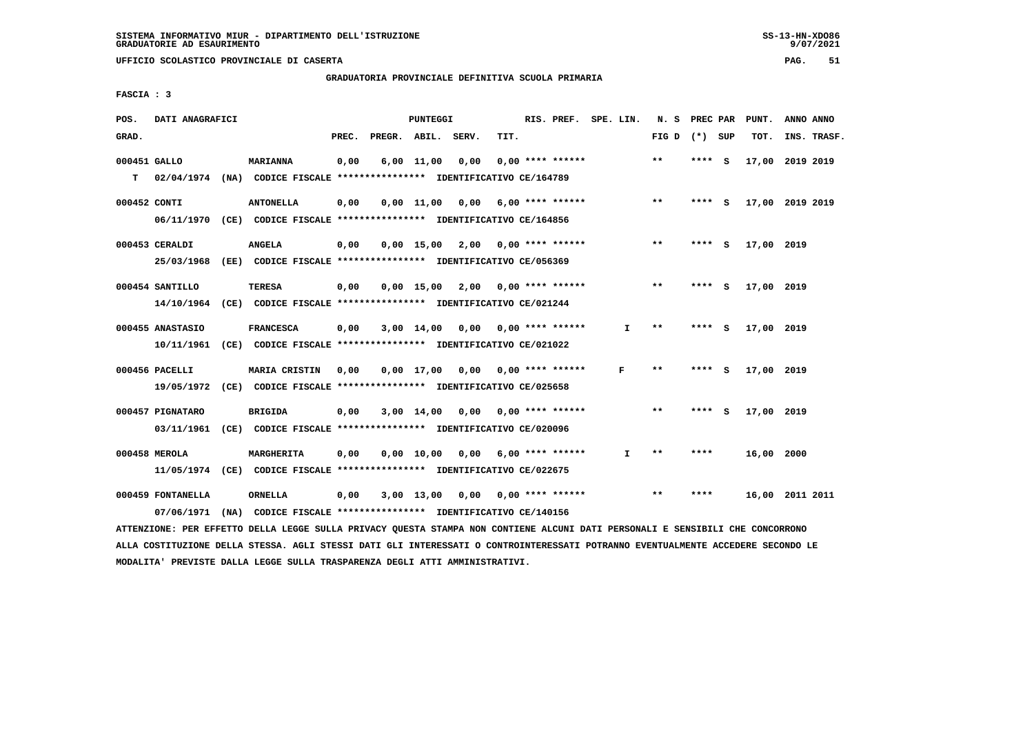SISTEMA INFORMATIVO MIUR - DIPARTIMENTO DELL'ISTRUZIONE
GRADUATORIE AD ESAURIMENTO

UFFICIO SCOLASTICO PROVINCIALE DI CASERTA

GRADUATORIA PROVINCIALE DEFINITIVA SCUOLA PRIMARIA

FASCIA : 3

| POS. GRAD. | DATI ANAGRAFICI | | PREC. | PREGR. | ABIL. | SERV. | TIT. | RIS. PREF. | SPE. LIN. | N. S FIG D | PREC PAR (*) SUP | PUNT. TOT. | ANNO ANNO INS. TRASF. |
|---|---|---|---|---|---|---|---|---|---|---|---|---|---|
| 000451 | GALLO | MARIANNA | 0,00 | 6,00 | 11,00 | 0,00 | 0,00 | **** ****** | | ** | **** S | 17,00 | 2019 2019 |
| T | 02/04/1974 (NA) CODICE FISCALE **************** IDENTIFICATIVO CE/164789 | | | | | | | | | | | | |
| 000452 | CONTI | ANTONELLA | 0,00 | 0,00 | 11,00 | 0,00 | 6,00 | **** ****** | | ** | **** S | 17,00 | 2019 2019 |
| | 06/11/1970 (CE) CODICE FISCALE **************** IDENTIFICATIVO CE/164856 | | | | | | | | | | | | |
| 000453 | CERALDI | ANGELA | 0,00 | 0,00 | 15,00 | 2,00 | 0,00 | **** ****** | | ** | **** S | 17,00 | 2019 |
| | 25/03/1968 (EE) CODICE FISCALE **************** IDENTIFICATIVO CE/056369 | | | | | | | | | | | | |
| 000454 | SANTILLO | TERESA | 0,00 | 0,00 | 15,00 | 2,00 | 0,00 | **** ****** | | ** | **** S | 17,00 | 2019 |
| | 14/10/1964 (CE) CODICE FISCALE **************** IDENTIFICATIVO CE/021244 | | | | | | | | | | | | |
| 000455 | ANASTASIO | FRANCESCA | 0,00 | 3,00 | 14,00 | 0,00 | 0,00 | **** ****** | I | ** | **** S | 17,00 | 2019 |
| | 10/11/1961 (CE) CODICE FISCALE **************** IDENTIFICATIVO CE/021022 | | | | | | | | | | | | |
| 000456 | PACELLI | MARIA CRISTIN | 0,00 | 0,00 | 17,00 | 0,00 | 0,00 | **** ****** | F | ** | **** S | 17,00 | 2019 |
| | 19/05/1972 (CE) CODICE FISCALE **************** IDENTIFICATIVO CE/025658 | | | | | | | | | | | | |
| 000457 | PIGNATARO | BRIGIDA | 0,00 | 3,00 | 14,00 | 0,00 | 0,00 | **** ****** | | ** | **** S | 17,00 | 2019 |
| | 03/11/1961 (CE) CODICE FISCALE **************** IDENTIFICATIVO CE/020096 | | | | | | | | | | | | |
| 000458 | MEROLA | MARGHERITA | 0,00 | 0,00 | 10,00 | 0,00 | 6,00 | **** ****** | I | ** | **** | 16,00 | 2000 |
| | 11/05/1974 (CE) CODICE FISCALE **************** IDENTIFICATIVO CE/022675 | | | | | | | | | | | | |
| 000459 | FONTANELLA | ORNELLA | 0,00 | 3,00 | 13,00 | 0,00 | 0,00 | **** ****** | | ** | **** | 16,00 | 2011 2011 |
| | 07/06/1971 (NA) CODICE FISCALE **************** IDENTIFICATIVO CE/140156 | | | | | | | | | | | | |

ATTENZIONE: PER EFFETTO DELLA LEGGE SULLA PRIVACY QUESTA STAMPA NON CONTIENE ALCUNI DATI PERSONALI E SENSIBILI CHE CONCORRONO ALLA COSTITUZIONE DELLA STESSA. AGLI STESSI DATI GLI INTERESSATI O CONTROINTERESSATI POTRANNO EVENTUALMENTE ACCEDERE SECONDO LE MODALITA' PREVISTE DALLA LEGGE SULLA TRASPARENZA DEGLI ATTI AMMINISTRATIVI.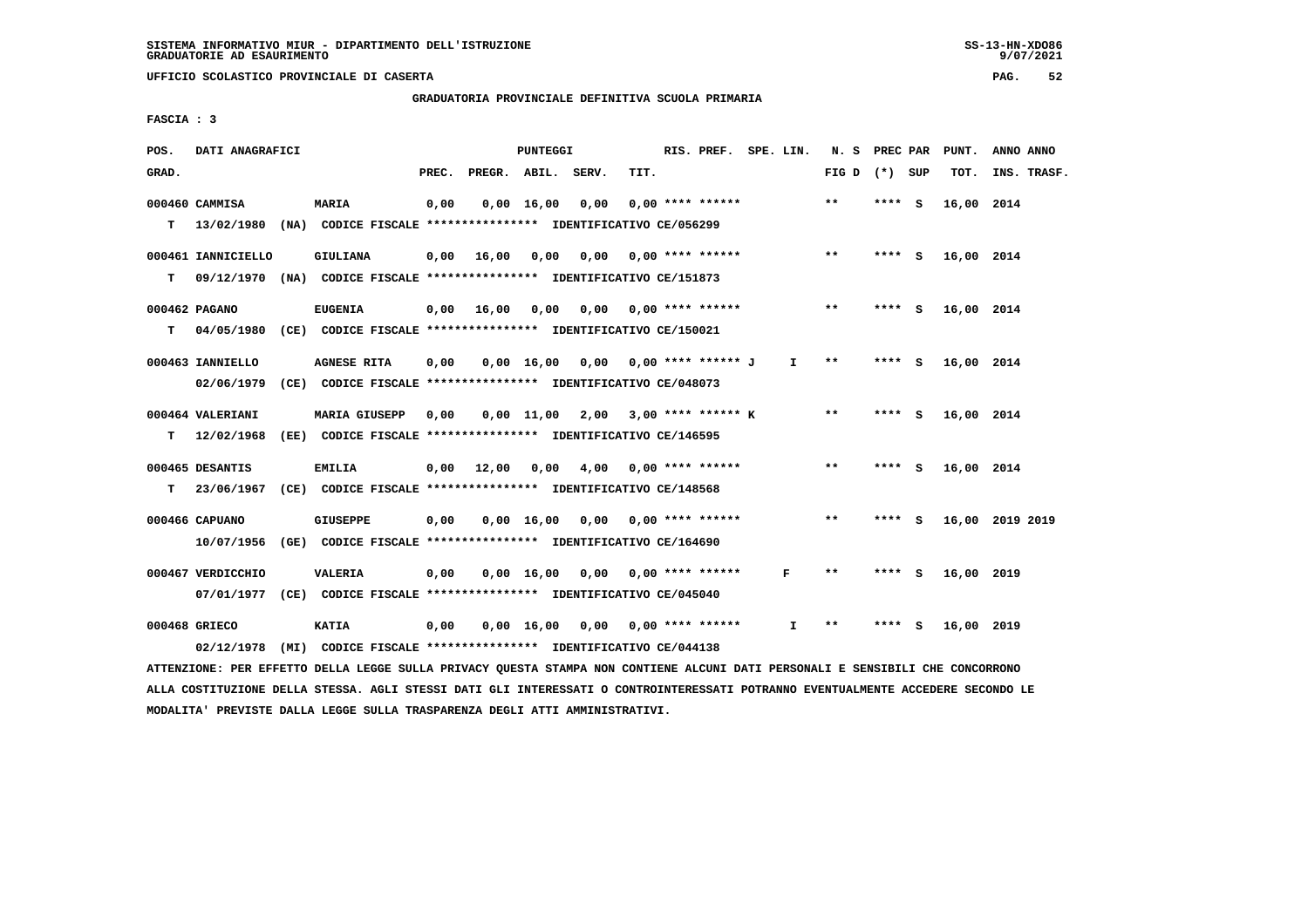SISTEMA INFORMATIVO MIUR - DIPARTIMENTO DELL'ISTRUZIONE
GRADUATORIE AD ESAURIMENTO

UFFICIO SCOLASTICO PROVINCIALE DI CASERTA

GRADUATORIA PROVINCIALE DEFINITIVA SCUOLA PRIMARIA

FASCIA : 3

| POS. GRAD. | DATI ANAGRAFICI | | PREC. | PREGR. | ABIL. | SERV. | TIT. | RIS. PREF. | SPE. LIN. | N. S FIG D | PREC PAR (*) SUP | PUNT. TOT. | ANNO INS. | ANNO TRASF. |
|---|---|---|---|---|---|---|---|---|---|---|---|---|---|---|
| 000460 | CAMMISA | MARIA | 0,00 | 0,00 | 16,00 | 0,00 | 0,00 | **** ****** | | ** | **** S | 16,00 | 2014 | |
| T | 13/02/1980 (NA) CODICE FISCALE **************** IDENTIFICATIVO CE/056299 | | | | | | | | | | | | | |
| 000461 | IANNICIELLO | GIULIANA | 0,00 | 16,00 | 0,00 | 0,00 | 0,00 | **** ****** | | ** | **** S | 16,00 | 2014 | |
| T | 09/12/1970 (NA) CODICE FISCALE **************** IDENTIFICATIVO CE/151873 | | | | | | | | | | | | | |
| 000462 | PAGANO | EUGENIA | 0,00 | 16,00 | 0,00 | 0,00 | 0,00 | **** ****** | | ** | **** S | 16,00 | 2014 | |
| T | 04/05/1980 (CE) CODICE FISCALE **************** IDENTIFICATIVO CE/150021 | | | | | | | | | | | | | |
| 000463 | IANNIELLO | AGNESE RITA | 0,00 | 0,00 | 16,00 | 0,00 | 0,00 | **** ****** J | I | ** | **** S | 16,00 | 2014 | |
| | 02/06/1979 (CE) CODICE FISCALE **************** IDENTIFICATIVO CE/048073 | | | | | | | | | | | | | |
| 000464 | VALERIANI | MARIA GIUSEPP | 0,00 | 0,00 | 11,00 | 2,00 | 3,00 | **** ****** K | | ** | **** S | 16,00 | 2014 | |
| T | 12/02/1968 (EE) CODICE FISCALE **************** IDENTIFICATIVO CE/146595 | | | | | | | | | | | | | |
| 000465 | DESANTIS | EMILIA | 0,00 | 12,00 | 0,00 | 4,00 | 0,00 | **** ****** | | ** | **** S | 16,00 | 2014 | |
| T | 23/06/1967 (CE) CODICE FISCALE **************** IDENTIFICATIVO CE/148568 | | | | | | | | | | | | | |
| 000466 | CAPUANO | GIUSEPPE | 0,00 | 0,00 | 16,00 | 0,00 | 0,00 | **** ****** | | ** | **** S | 16,00 | 2019 | 2019 |
| | 10/07/1956 (GE) CODICE FISCALE **************** IDENTIFICATIVO CE/164690 | | | | | | | | | | | | | |
| 000467 | VERDICCHIO | VALERIA | 0,00 | 0,00 | 16,00 | 0,00 | 0,00 | **** ****** | F | ** | **** S | 16,00 | 2019 | |
| | 07/01/1977 (CE) CODICE FISCALE **************** IDENTIFICATIVO CE/045040 | | | | | | | | | | | | | |
| 000468 | GRIECO | KATIA | 0,00 | 0,00 | 16,00 | 0,00 | 0,00 | **** ****** | I | ** | **** S | 16,00 | 2019 | |
| | 02/12/1978 (MI) CODICE FISCALE **************** IDENTIFICATIVO CE/044138 | | | | | | | | | | | | | |

ATTENZIONE: PER EFFETTO DELLA LEGGE SULLA PRIVACY QUESTA STAMPA NON CONTIENE ALCUNI DATI PERSONALI E SENSIBILI CHE CONCORRONO ALLA COSTITUZIONE DELLA STESSA. AGLI STESSI DATI GLI INTERESSATI O CONTROINTERESSATI POTRANNO EVENTUALMENTE ACCEDERE SECONDO LE MODALITA' PREVISTE DALLA LEGGE SULLA TRASPARENZA DEGLI ATTI AMMINISTRATIVI.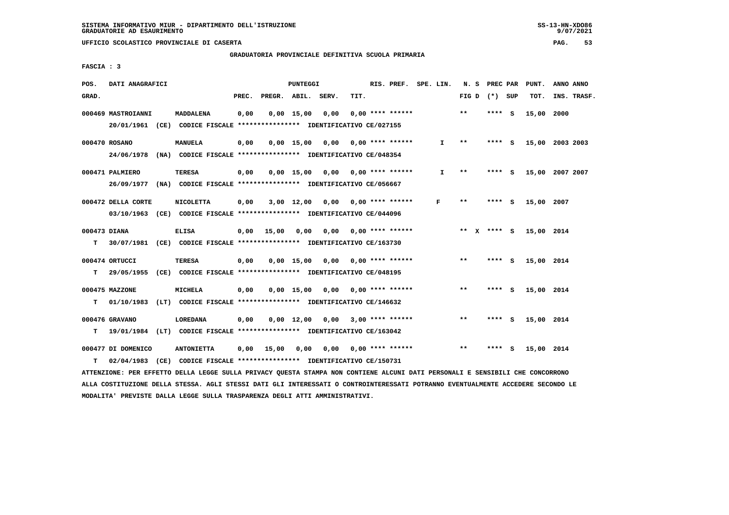SISTEMA INFORMATIVO MIUR - DIPARTIMENTO DELL'ISTRUZIONE
GRADUATORIE AD ESAURIMENTO

UFFICIO SCOLASTICO PROVINCIALE DI CASERTA

GRADUATORIA PROVINCIALE DEFINITIVA SCUOLA PRIMARIA

FASCIA : 3

| POS. GRAD. | DATI ANAGRAFICI | | PREC. | PREGR. | ABIL. | SERV. | TIT. | RIS. PREF. | SPE. LIN. | N. S FIG D | PREC PAR (*) SUP | PUNT. TOT. | ANNO ANNO INS. TRASF. |
|---|---|---|---|---|---|---|---|---|---|---|---|---|---|
| 000469 | MASTROIANNI 20/01/1961 (CE) CODICE FISCALE **************** IDENTIFICATIVO CE/027155 | MADDALENA | 0,00 | 0,00 | 15,00 | 0,00 | 0,00 | **** ****** | | ** | **** S | 15,00 | 2000 |
| 000470 | ROSANO 24/06/1978 (NA) CODICE FISCALE **************** IDENTIFICATIVO CE/048354 | MANUELA | 0,00 | 0,00 | 15,00 | 0,00 | 0,00 | **** ****** | I | ** | **** S | 15,00 | 2003 2003 |
| 000471 | PALMIERO 26/09/1977 (NA) CODICE FISCALE **************** IDENTIFICATIVO CE/056667 | TERESA | 0,00 | 0,00 | 15,00 | 0,00 | 0,00 | **** ****** | I | ** | **** S | 15,00 | 2007 2007 |
| 000472 | DELLA CORTE 03/10/1963 (CE) CODICE FISCALE **************** IDENTIFICATIVO CE/044096 | NICOLETTA | 0,00 | 3,00 | 12,00 | 0,00 | 0,00 | **** ****** | F | ** | **** S | 15,00 | 2007 |
| 000473 T | DIANA 30/07/1981 (CE) CODICE FISCALE **************** IDENTIFICATIVO CE/163730 | ELISA | 0,00 | 15,00 | 0,00 | 0,00 | 0,00 | **** ****** | | ** X | **** S | 15,00 | 2014 |
| 000474 T | ORTUCCI 29/05/1955 (CE) CODICE FISCALE **************** IDENTIFICATIVO CE/048195 | TERESA | 0,00 | 0,00 | 15,00 | 0,00 | 0,00 | **** ****** | | ** | **** S | 15,00 | 2014 |
| 000475 T | MAZZONE 01/10/1983 (LT) CODICE FISCALE **************** IDENTIFICATIVO CE/146632 | MICHELA | 0,00 | 0,00 | 15,00 | 0,00 | 0,00 | **** ****** | | ** | **** S | 15,00 | 2014 |
| 000476 T | GRAVANO 19/01/1984 (LT) CODICE FISCALE **************** IDENTIFICATIVO CE/163042 | LOREDANA | 0,00 | 0,00 | 12,00 | 0,00 | 3,00 | **** ****** | | ** | **** S | 15,00 | 2014 |
| 000477 T | DI DOMENICO 02/04/1983 (CE) CODICE FISCALE **************** IDENTIFICATIVO CE/150731 | ANTONIETTA | 0,00 | 15,00 | 0,00 | 0,00 | 0,00 | **** ****** | | ** | **** S | 15,00 | 2014 |

ATTENZIONE: PER EFFETTO DELLA LEGGE SULLA PRIVACY QUESTA STAMPA NON CONTIENE ALCUNI DATI PERSONALI E SENSIBILI CHE CONCORRONO ALLA COSTITUZIONE DELLA STESSA. AGLI STESSI DATI GLI INTERESSATI O CONTROINTERESSATI POTRANNO EVENTUALMENTE ACCEDERE SECONDO LE MODALITA' PREVISTE DALLA LEGGE SULLA TRASPARENZA DEGLI ATTI AMMINISTRATIVI.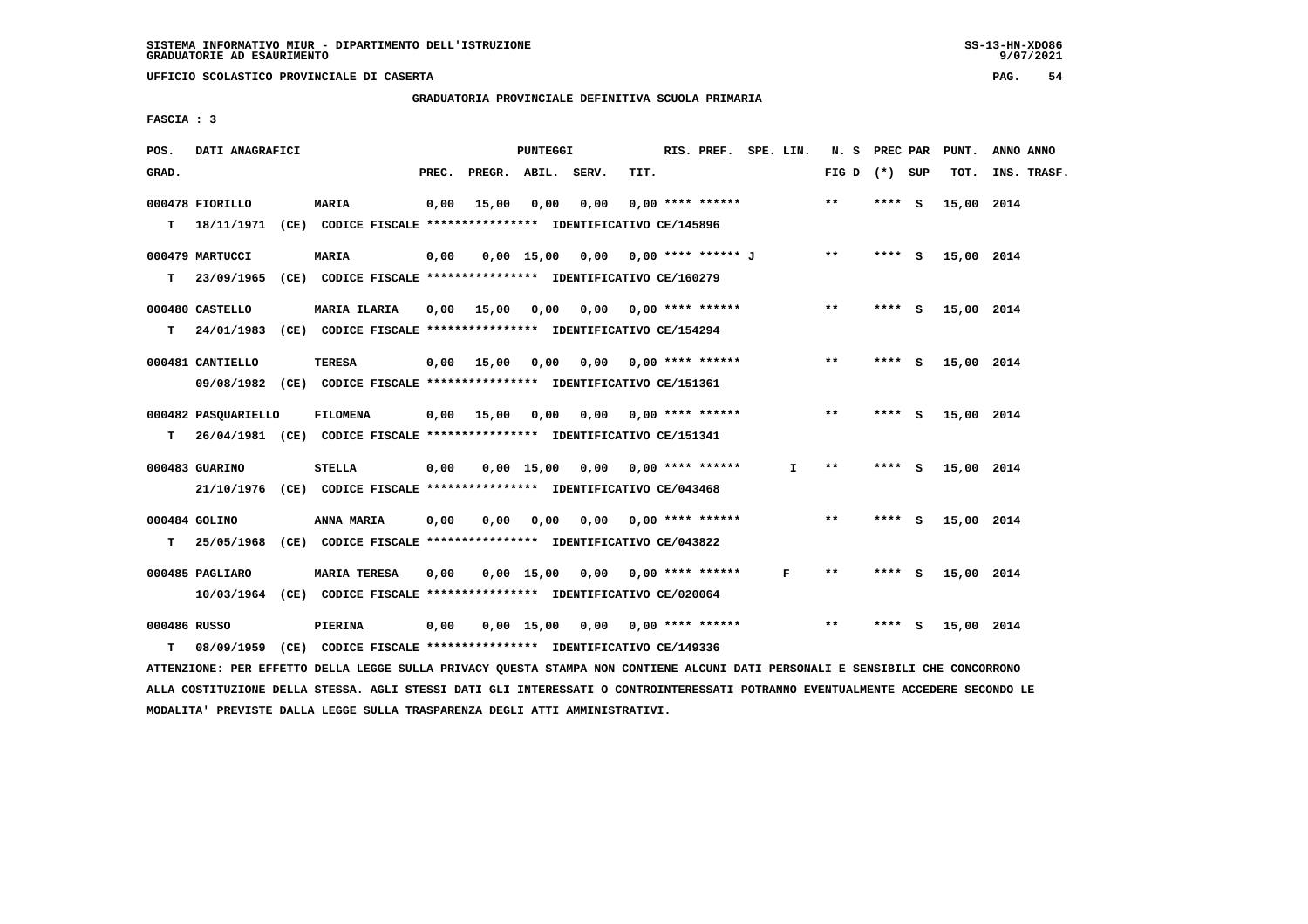SISTEMA INFORMATIVO MIUR - DIPARTIMENTO DELL'ISTRUZIONE
GRADUATORIE AD ESAURIMENTO

UFFICIO SCOLASTICO PROVINCIALE DI CASERTA

GRADUATORIA PROVINCIALE DEFINITIVA SCUOLA PRIMARIA

FASCIA : 3

| POS. GRAD. | DATI ANAGRAFICI | | PREC. | PREGR. | ABIL. | SERV. | TIT. | RIS. PREF. | SPE. LIN. | N. S FIG D | PREC PAR (*) SUP | PUNT. TOT. | ANNO ANNO INS. TRASF. |
|---|---|---|---|---|---|---|---|---|---|---|---|---|---|
| 000478 | FIORILLO | MARIA | 0,00 | 15,00 | 0,00 | 0,00 | 0,00 | **** ****** | | ** | **** S | 15,00 | 2014 |
| T | 18/11/1971 (CE) CODICE FISCALE **************** IDENTIFICATIVO CE/145896 | | | | | | | | | | | | |
| 000479 | MARTUCCI | MARIA | 0,00 | 0,00 | 15,00 | 0,00 | 0,00 | **** ****** J | | ** | **** S | 15,00 | 2014 |
| T | 23/09/1965 (CE) CODICE FISCALE **************** IDENTIFICATIVO CE/160279 | | | | | | | | | | | | |
| 000480 | CASTELLO | MARIA ILARIA | 0,00 | 15,00 | 0,00 | 0,00 | 0,00 | **** ****** | | ** | **** S | 15,00 | 2014 |
| T | 24/01/1983 (CE) CODICE FISCALE **************** IDENTIFICATIVO CE/154294 | | | | | | | | | | | | |
| 000481 | CANTIELLO | TERESA | 0,00 | 15,00 | 0,00 | 0,00 | 0,00 | **** ****** | | ** | **** S | 15,00 | 2014 |
| | 09/08/1982 (CE) CODICE FISCALE **************** IDENTIFICATIVO CE/151361 | | | | | | | | | | | | |
| 000482 | PASQUARIELLO | FILOMENA | 0,00 | 15,00 | 0,00 | 0,00 | 0,00 | **** ****** | | ** | **** S | 15,00 | 2014 |
| T | 26/04/1981 (CE) CODICE FISCALE **************** IDENTIFICATIVO CE/151341 | | | | | | | | | | | | |
| 000483 | GUARINO | STELLA | 0,00 | 0,00 | 15,00 | 0,00 | 0,00 | **** ****** | I | ** | **** S | 15,00 | 2014 |
| | 21/10/1976 (CE) CODICE FISCALE **************** IDENTIFICATIVO CE/043468 | | | | | | | | | | | | |
| 000484 | GOLINO | ANNA MARIA | 0,00 | 0,00 | 0,00 | 0,00 | 0,00 | **** ****** | | ** | **** S | 15,00 | 2014 |
| T | 25/05/1968 (CE) CODICE FISCALE **************** IDENTIFICATIVO CE/043822 | | | | | | | | | | | | |
| 000485 | PAGLIARO | MARIA TERESA | 0,00 | 0,00 | 15,00 | 0,00 | 0,00 | **** ****** | F | ** | **** S | 15,00 | 2014 |
| | 10/03/1964 (CE) CODICE FISCALE **************** IDENTIFICATIVO CE/020064 | | | | | | | | | | | | |
| 000486 | RUSSO | PIERINA | 0,00 | 0,00 | 15,00 | 0,00 | 0,00 | **** ****** | | ** | **** S | 15,00 | 2014 |
| T | 08/09/1959 (CE) CODICE FISCALE **************** IDENTIFICATIVO CE/149336 | | | | | | | | | | | | |

ATTENZIONE: PER EFFETTO DELLA LEGGE SULLA PRIVACY QUESTA STAMPA NON CONTIENE ALCUNI DATI PERSONALI E SENSIBILI CHE CONCORRONO ALLA COSTITUZIONE DELLA STESSA. AGLI STESSI DATI GLI INTERESSATI O CONTROINTERESSATI POTRANNO EVENTUALMENTE ACCEDERE SECONDO LE MODALITA' PREVISTE DALLA LEGGE SULLA TRASPARENZA DEGLI ATTI AMMINISTRATIVI.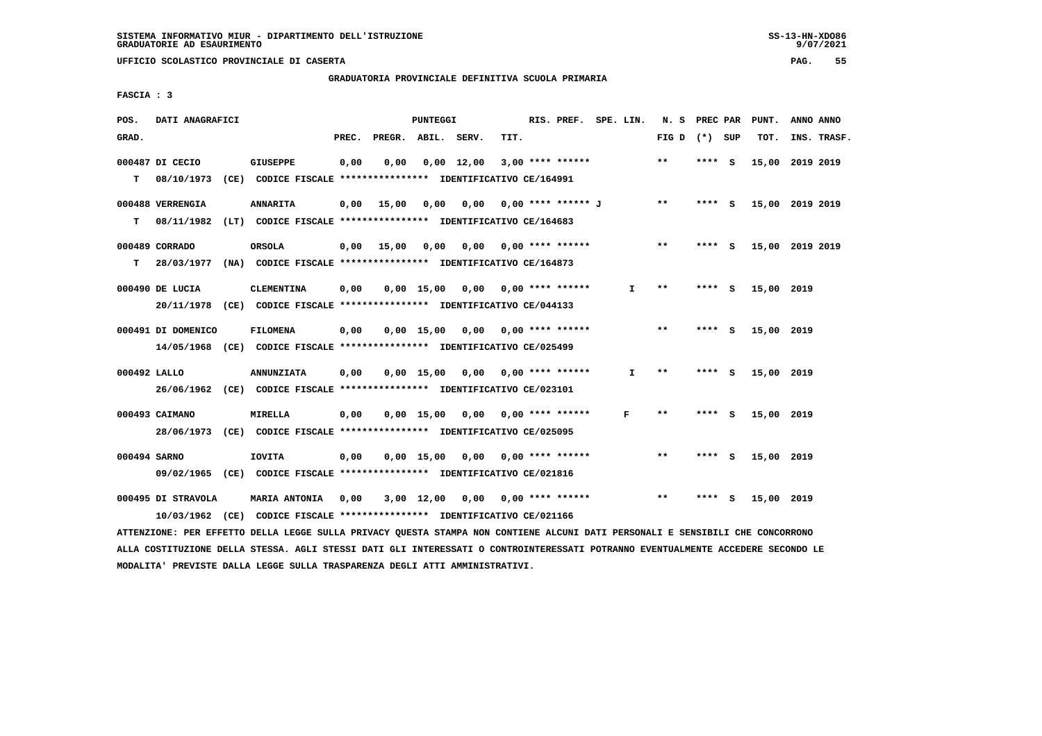SISTEMA INFORMATIVO MIUR - DIPARTIMENTO DELL'ISTRUZIONE
GRADUATORIE AD ESAURIMENTO

UFFICIO SCOLASTICO PROVINCIALE DI CASERTA

GRADUATORIA PROVINCIALE DEFINITIVA SCUOLA PRIMARIA

FASCIA : 3

| POS. GRAD. | DATI ANAGRAFICI | | PREC. | PREGR. | ABIL. | SERV. | TIT. | RIS. PREF. | SPE. LIN. | N. S FIG D | PREC PAR (*) | SUP | PUNT. TOT. | ANNO INS. | ANNO TRASF. |
|---|---|---|---|---|---|---|---|---|---|---|---|---|---|---|---|
| 000487 | DI CECIO | GIUSEPPE | 0,00 | 0,00 | 0,00 | 12,00 | 3,00 | **** ****** | | ** | **** | S | 15,00 | 2019 | 2019 |
| T | 08/10/1973 (CE) CODICE FISCALE **************** IDENTIFICATIVO CE/164991 | | | | | | | | | | | | | | |
| 000488 | VERRENGIA | ANNARITA | 0,00 | 15,00 | 0,00 | 0,00 | 0,00 | **** ****** J | | ** | **** | S | 15,00 | 2019 | 2019 |
| T | 08/11/1982 (LT) CODICE FISCALE **************** IDENTIFICATIVO CE/164683 | | | | | | | | | | | | | | |
| 000489 | CORRADO | ORSOLA | 0,00 | 15,00 | 0,00 | 0,00 | 0,00 | **** ****** | | ** | **** | S | 15,00 | 2019 | 2019 |
| T | 28/03/1977 (NA) CODICE FISCALE **************** IDENTIFICATIVO CE/164873 | | | | | | | | | | | | | | |
| 000490 | DE LUCIA | CLEMENTINA | 0,00 | 0,00 | 15,00 | 0,00 | 0,00 | **** ****** | I | ** | **** | S | 15,00 | 2019 | |
| | 20/11/1978 (CE) CODICE FISCALE **************** IDENTIFICATIVO CE/044133 | | | | | | | | | | | | | | |
| 000491 | DI DOMENICO | FILOMENA | 0,00 | 0,00 | 15,00 | 0,00 | 0,00 | **** ****** | | ** | **** | S | 15,00 | 2019 | |
| | 14/05/1968 (CE) CODICE FISCALE **************** IDENTIFICATIVO CE/025499 | | | | | | | | | | | | | | |
| 000492 | LALLO | ANNUNZIATA | 0,00 | 0,00 | 15,00 | 0,00 | 0,00 | **** ****** | I | ** | **** | S | 15,00 | 2019 | |
| | 26/06/1962 (CE) CODICE FISCALE **************** IDENTIFICATIVO CE/023101 | | | | | | | | | | | | | | |
| 000493 | CAIMANO | MIRELLA | 0,00 | 0,00 | 15,00 | 0,00 | 0,00 | **** ****** | F | ** | **** | S | 15,00 | 2019 | |
| | 28/06/1973 (CE) CODICE FISCALE **************** IDENTIFICATIVO CE/025095 | | | | | | | | | | | | | | |
| 000494 | SARNO | IOVITA | 0,00 | 0,00 | 15,00 | 0,00 | 0,00 | **** ****** | | ** | **** | S | 15,00 | 2019 | |
| | 09/02/1965 (CE) CODICE FISCALE **************** IDENTIFICATIVO CE/021816 | | | | | | | | | | | | | | |
| 000495 | DI STRAVOLA | MARIA ANTONIA | 0,00 | 3,00 | 12,00 | 0,00 | 0,00 | **** ****** | | ** | **** | S | 15,00 | 2019 | |
| | 10/03/1962 (CE) CODICE FISCALE **************** IDENTIFICATIVO CE/021166 | | | | | | | | | | | | | | |

ATTENZIONE: PER EFFETTO DELLA LEGGE SULLA PRIVACY QUESTA STAMPA NON CONTIENE ALCUNI DATI PERSONALI E SENSIBILI CHE CONCORRONO ALLA COSTITUZIONE DELLA STESSA. AGLI STESSI DATI GLI INTERESSATI O CONTROINTERESSATI POTRANNO EVENTUALMENTE ACCEDERE SECONDO LE MODALITA' PREVISTE DALLA LEGGE SULLA TRASPARENZA DEGLI ATTI AMMINISTRATIVI.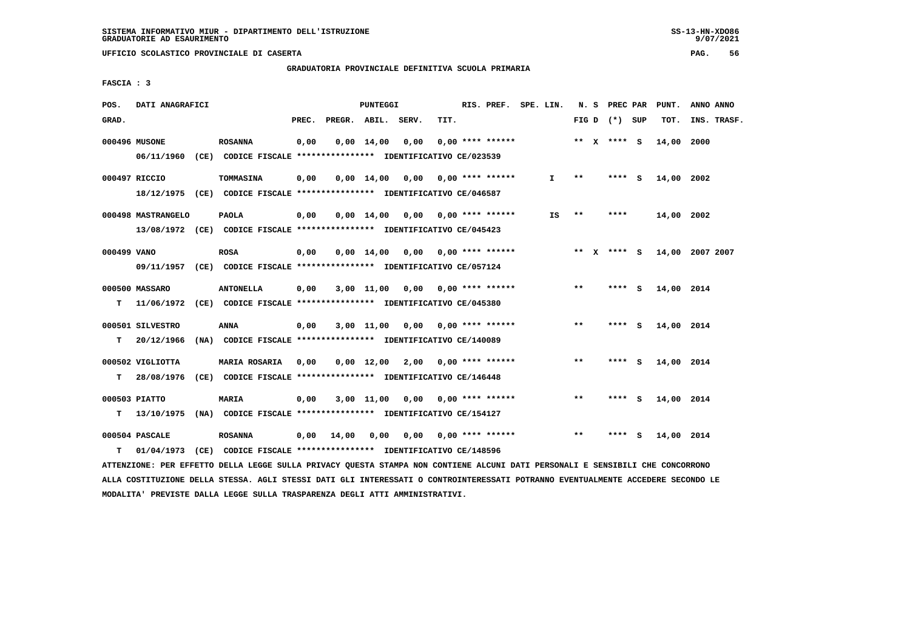SISTEMA INFORMATIVO MIUR - DIPARTIMENTO DELL'ISTRUZIONE
GRADUATORIE AD ESAURIMENTO

UFFICIO SCOLASTICO PROVINCIALE DI CASERTA

GRADUATORIA PROVINCIALE DEFINITIVA SCUOLA PRIMARIA

FASCIA : 3

| POS. GRAD. | DATI ANAGRAFICI | | PREC. | PREGR. | ABIL. | SERV. | TIT. | RIS. PREF. | SPE. LIN. | N. S FIG D | PREC PAR (*) | SUP | PUNT. TOT. | ANNO INS. | ANNO TRASF. |
|---|---|---|---|---|---|---|---|---|---|---|---|---|---|---|---|
| 000496 | MUSONE | ROSANNA | 0,00 | 0,00 | 14,00 | 0,00 | 0,00 | **** ****** | | ** X | **** | S | 14,00 | 2000 | |
| | 06/11/1960 (CE) CODICE FISCALE **************** IDENTIFICATIVO CE/023539 | | | | | | | | | | | | | | |
| 000497 | RICCIO | TOMMASINA | 0,00 | 0,00 | 14,00 | 0,00 | 0,00 | **** ****** | I | ** | **** | S | 14,00 | 2002 | |
| | 18/12/1975 (CE) CODICE FISCALE **************** IDENTIFICATIVO CE/046587 | | | | | | | | | | | | | | |
| 000498 | MASTRANGELO | PAOLA | 0,00 | 0,00 | 14,00 | 0,00 | 0,00 | **** ****** | IS | ** | **** | | 14,00 | 2002 | |
| | 13/08/1972 (CE) CODICE FISCALE **************** IDENTIFICATIVO CE/045423 | | | | | | | | | | | | | | |
| 000499 | VANO | ROSA | 0,00 | 0,00 | 14,00 | 0,00 | 0,00 | **** ****** | | ** X | **** | S | 14,00 | 2007 | 2007 |
| | 09/11/1957 (CE) CODICE FISCALE **************** IDENTIFICATIVO CE/057124 | | | | | | | | | | | | | | |
| 000500 | MASSARO | ANTONELLA | 0,00 | 3,00 | 11,00 | 0,00 | 0,00 | **** ****** | | ** | **** | S | 14,00 | 2014 | |
| T | 11/06/1972 (CE) CODICE FISCALE **************** IDENTIFICATIVO CE/045380 | | | | | | | | | | | | | | |
| 000501 | SILVESTRO | ANNA | 0,00 | 3,00 | 11,00 | 0,00 | 0,00 | **** ****** | | ** | **** | S | 14,00 | 2014 | |
| T | 20/12/1966 (NA) CODICE FISCALE **************** IDENTIFICATIVO CE/140089 | | | | | | | | | | | | | | |
| 000502 | VIGLIOTTA | MARIA ROSARIA | 0,00 | 0,00 | 12,00 | 2,00 | 0,00 | **** ****** | | ** | **** | S | 14,00 | 2014 | |
| T | 28/08/1976 (CE) CODICE FISCALE **************** IDENTIFICATIVO CE/146448 | | | | | | | | | | | | | | |
| 000503 | PIATTO | MARIA | 0,00 | 3,00 | 11,00 | 0,00 | 0,00 | **** ****** | | ** | **** | S | 14,00 | 2014 | |
| T | 13/10/1975 (NA) CODICE FISCALE **************** IDENTIFICATIVO CE/154127 | | | | | | | | | | | | | | |
| 000504 | PASCALE | ROSANNA | 0,00 | 14,00 | 0,00 | 0,00 | 0,00 | **** ****** | | ** | **** | S | 14,00 | 2014 | |
| T | 01/04/1973 (CE) CODICE FISCALE **************** IDENTIFICATIVO CE/148596 | | | | | | | | | | | | | | |

ATTENZIONE: PER EFFETTO DELLA LEGGE SULLA PRIVACY QUESTA STAMPA NON CONTIENE ALCUNI DATI PERSONALI E SENSIBILI CHE CONCORRONO ALLA COSTITUZIONE DELLA STESSA. AGLI STESSI DATI GLI INTERESSATI O CONTROINTERESSATI POTRANNO EVENTUALMENTE ACCEDERE SECONDO LE MODALITA' PREVISTE DALLA LEGGE SULLA TRASPARENZA DEGLI ATTI AMMINISTRATIVI.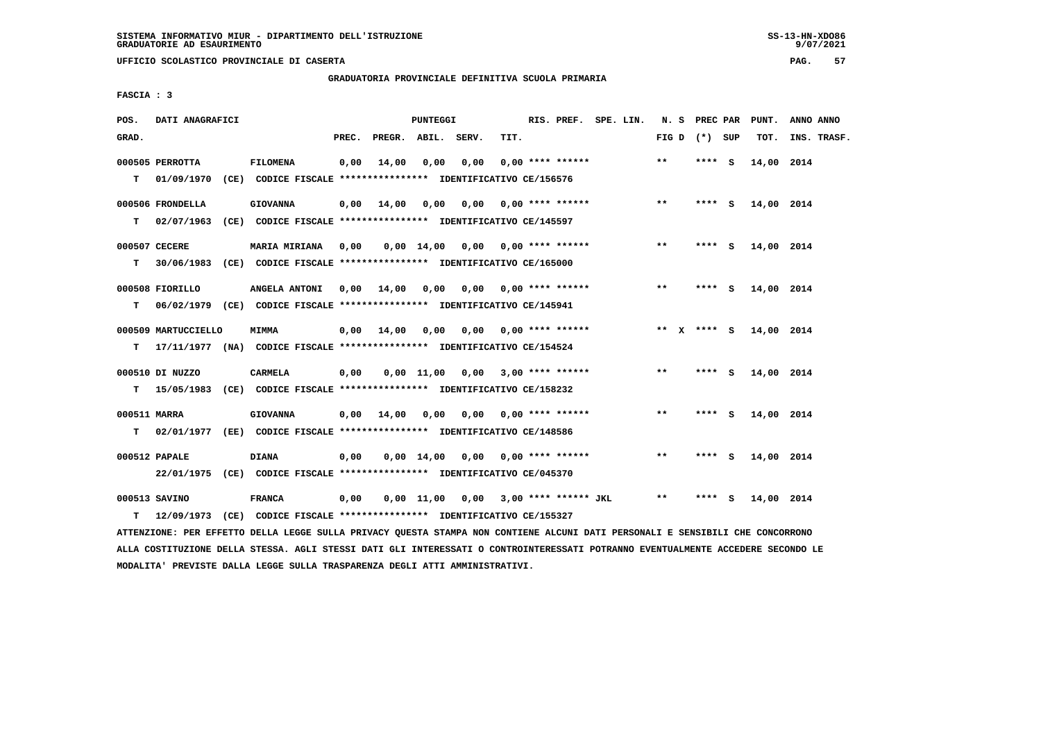SISTEMA INFORMATIVO MIUR - DIPARTIMENTO DELL'ISTRUZIONE
GRADUATORIE AD ESAURIMENTO

UFFICIO SCOLASTICO PROVINCIALE DI CASERTA

GRADUATORIA PROVINCIALE DEFINITIVA SCUOLA PRIMARIA

FASCIA : 3

| POS. GRAD. | DATI ANAGRAFICI | | PREC. | PREGR. | ABIL. | SERV. | TIT. | RIS. PREF. | SPE. LIN. | N. S FIG D | PREC PAR (*) SUP | PUNT. TOT. | ANNO INS. | ANNO TRASF. |
|---|---|---|---|---|---|---|---|---|---|---|---|---|---|---|
| 000505 PERROTTA | FILOMENA | | 0,00 | 14,00 | 0,00 | 0,00 | 0,00 | **** ****** | | ** | **** S | 14,00 | 2014 | |
| T 01/09/1970 (CE) | CODICE FISCALE **************** | IDENTIFICATIVO CE/156576 | | | | | | | | | | | | |
| 000506 FRONDELLA | GIOVANNA | | 0,00 | 14,00 | 0,00 | 0,00 | 0,00 | **** ****** | | ** | **** S | 14,00 | 2014 | |
| T 02/07/1963 (CE) | CODICE FISCALE **************** | IDENTIFICATIVO CE/145597 | | | | | | | | | | | | |
| 000507 CECERE | MARIA MIRIANA | | 0,00 | 0,00 | 14,00 | 0,00 | 0,00 | **** ****** | | ** | **** S | 14,00 | 2014 | |
| T 30/06/1983 (CE) | CODICE FISCALE **************** | IDENTIFICATIVO CE/165000 | | | | | | | | | | | | |
| 000508 FIORILLO | ANGELA ANTONI | | 0,00 | 14,00 | 0,00 | 0,00 | 0,00 | **** ****** | | ** | **** S | 14,00 | 2014 | |
| T 06/02/1979 (CE) | CODICE FISCALE **************** | IDENTIFICATIVO CE/145941 | | | | | | | | | | | | |
| 000509 MARTUCCIELLO | MIMMA | | 0,00 | 14,00 | 0,00 | 0,00 | 0,00 | **** ****** | | ** X | **** S | 14,00 | 2014 | |
| T 17/11/1977 (NA) | CODICE FISCALE **************** | IDENTIFICATIVO CE/154524 | | | | | | | | | | | | |
| 000510 DI NUZZO | CARMELA | | 0,00 | 0,00 | 11,00 | 0,00 | 3,00 | **** ****** | | ** | **** S | 14,00 | 2014 | |
| T 15/05/1983 (CE) | CODICE FISCALE **************** | IDENTIFICATIVO CE/158232 | | | | | | | | | | | | |
| 000511 MARRA | GIOVANNA | | 0,00 | 14,00 | 0,00 | 0,00 | 0,00 | **** ****** | | ** | **** S | 14,00 | 2014 | |
| T 02/01/1977 (EE) | CODICE FISCALE **************** | IDENTIFICATIVO CE/148586 | | | | | | | | | | | | |
| 000512 PAPALE | DIANA | | 0,00 | 0,00 | 14,00 | 0,00 | 0,00 | **** ****** | | ** | **** S | 14,00 | 2014 | |
| 22/01/1975 (CE) | CODICE FISCALE **************** | IDENTIFICATIVO CE/045370 | | | | | | | | | | | | |
| 000513 SAVINO | FRANCA | | 0,00 | 0,00 | 11,00 | 0,00 | 3,00 | **** ****** JKL | | ** | **** S | 14,00 | 2014 | |
| T 12/09/1973 (CE) | CODICE FISCALE **************** | IDENTIFICATIVO CE/155327 | | | | | | | | | | | | |

ATTENZIONE: PER EFFETTO DELLA LEGGE SULLA PRIVACY QUESTA STAMPA NON CONTIENE ALCUNI DATI PERSONALI E SENSIBILI CHE CONCORRONO ALLA COSTITUZIONE DELLA STESSA. AGLI STESSI DATI GLI INTERESSATI O CONTROINTERESSATI POTRANNO EVENTUALMENTE ACCEDERE SECONDO LE MODALITA' PREVISTE DALLA LEGGE SULLA TRASPARENZA DEGLI ATTI AMMINISTRATIVI.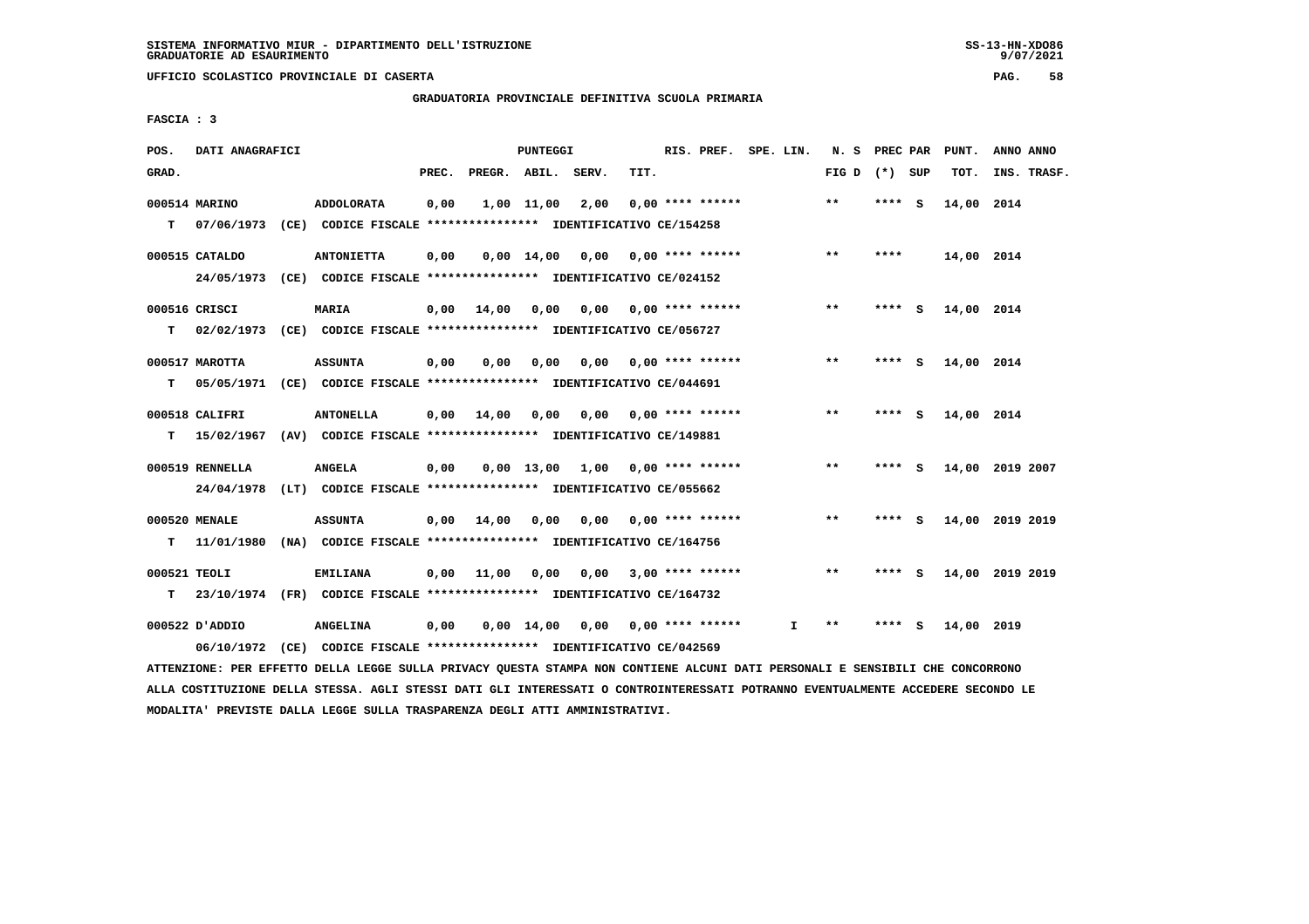SISTEMA INFORMATIVO MIUR - DIPARTIMENTO DELL'ISTRUZIONE
GRADUATORIE AD ESAURIMENTO

UFFICIO SCOLASTICO PROVINCIALE DI CASERTA

GRADUATORIA PROVINCIALE DEFINITIVA SCUOLA PRIMARIA

FASCIA : 3

| POS. GRAD. | DATI ANAGRAFICI | | PREC. | PREGR. | ABIL. | SERV. | TIT. | RIS. PREF. | SPE. LIN. | N. S FIG D | PREC PAR (*) | SUP | PUNT. TOT. | ANNO INS. | ANNO TRASF. |
|---|---|---|---|---|---|---|---|---|---|---|---|---|---|---|---|
| 000514 | MARINO | ADDOLORATA | 0,00 | 1,00 | 11,00 | 2,00 | 0,00 | **** ****** | | ** | **** | S | 14,00 | 2014 | |
| T | 07/06/1973 (CE) | CODICE FISCALE **************** IDENTIFICATIVO CE/154258 | | | | | | | | | | | | | |
| 000515 | CATALDO | ANTONIETTA | 0,00 | 0,00 | 14,00 | 0,00 | 0,00 | **** ****** | | ** | **** | | 14,00 | 2014 | |
| | 24/05/1973 (CE) | CODICE FISCALE **************** IDENTIFICATIVO CE/024152 | | | | | | | | | | | | | |
| 000516 | CRISCI | MARIA | 0,00 | 14,00 | 0,00 | 0,00 | 0,00 | **** ****** | | ** | **** | S | 14,00 | 2014 | |
| T | 02/02/1973 (CE) | CODICE FISCALE **************** IDENTIFICATIVO CE/056727 | | | | | | | | | | | | | |
| 000517 | MAROTTA | ASSUNTA | 0,00 | 0,00 | 0,00 | 0,00 | 0,00 | **** ****** | | ** | **** | S | 14,00 | 2014 | |
| T | 05/05/1971 (CE) | CODICE FISCALE **************** IDENTIFICATIVO CE/044691 | | | | | | | | | | | | | |
| 000518 | CALIFRI | ANTONELLA | 0,00 | 14,00 | 0,00 | 0,00 | 0,00 | **** ****** | | ** | **** | S | 14,00 | 2014 | |
| T | 15/02/1967 (AV) | CODICE FISCALE **************** IDENTIFICATIVO CE/149881 | | | | | | | | | | | | | |
| 000519 | RENNELLA | ANGELA | 0,00 | 0,00 | 13,00 | 1,00 | 0,00 | **** ****** | | ** | **** | S | 14,00 | 2019 | 2007 |
| | 24/04/1978 (LT) | CODICE FISCALE **************** IDENTIFICATIVO CE/055662 | | | | | | | | | | | | | |
| 000520 | MENALE | ASSUNTA | 0,00 | 14,00 | 0,00 | 0,00 | 0,00 | **** ****** | | ** | **** | S | 14,00 | 2019 | 2019 |
| T | 11/01/1980 (NA) | CODICE FISCALE **************** IDENTIFICATIVO CE/164756 | | | | | | | | | | | | | |
| 000521 | TEOLI | EMILIANA | 0,00 | 11,00 | 0,00 | 0,00 | 3,00 | **** ****** | | ** | **** | S | 14,00 | 2019 | 2019 |
| T | 23/10/1974 (FR) | CODICE FISCALE **************** IDENTIFICATIVO CE/164732 | | | | | | | | | | | | | |
| 000522 | D'ADDIO | ANGELINA | 0,00 | 0,00 | 14,00 | 0,00 | 0,00 | **** ****** | I | ** | **** | S | 14,00 | 2019 | |
| | 06/10/1972 (CE) | CODICE FISCALE **************** IDENTIFICATIVO CE/042569 | | | | | | | | | | | | | |

ATTENZIONE: PER EFFETTO DELLA LEGGE SULLA PRIVACY QUESTA STAMPA NON CONTIENE ALCUNI DATI PERSONALI E SENSIBILI CHE CONCORRONO ALLA COSTITUZIONE DELLA STESSA. AGLI STESSI DATI GLI INTERESSATI O CONTROINTERESSATI POTRANNO EVENTUALMENTE ACCEDERE SECONDO LE MODALITA' PREVISTE DALLA LEGGE SULLA TRASPARENZA DEGLI ATTI AMMINISTRATIVI.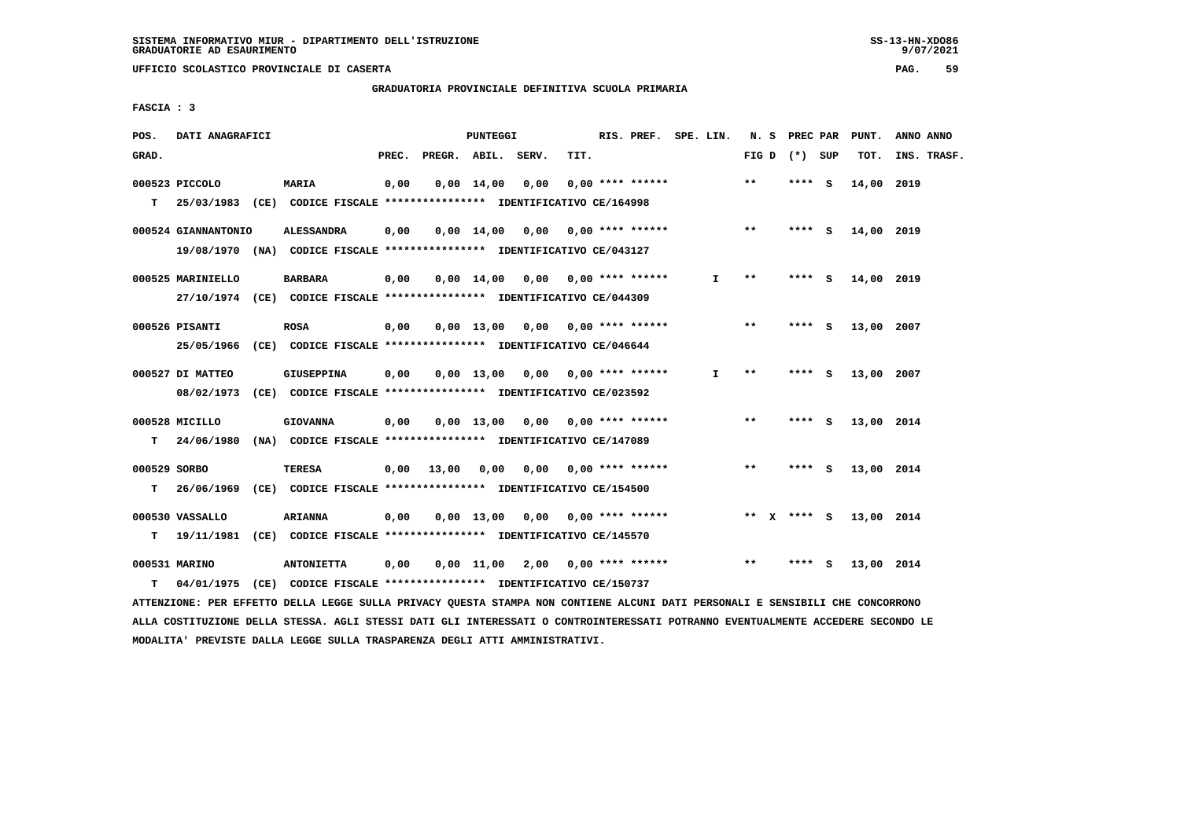SISTEMA INFORMATIVO MIUR - DIPARTIMENTO DELL'ISTRUZIONE
GRADUATORIE AD ESAURIMENTO

UFFICIO SCOLASTICO PROVINCIALE DI CASERTA

GRADUATORIA PROVINCIALE DEFINITIVA SCUOLA PRIMARIA

FASCIA : 3

| POS. GRAD. | DATI ANAGRAFICI | | PREC. | PREGR. | ABIL. | SERV. | TIT. | RIS. PREF. | SPE. LIN. | N. S FIG D | PREC PAR (*) | SUP | PUNT. TOT. | ANNO INS. | ANNO TRASF. |
|---|---|---|---|---|---|---|---|---|---|---|---|---|---|---|---|
| 000523 | PICCOLO | MARIA | 0,00 | 0,00 | 14,00 | 0,00 | 0,00 | **** ****** | | ** | **** | S | 14,00 | 2019 | |
| T | 25/03/1983 (CE) CODICE FISCALE **************** IDENTIFICATIVO CE/164998 | | | | | | | | | | | | | | |
| 000524 | GIANNANTONIO | ALESSANDRA | 0,00 | 0,00 | 14,00 | 0,00 | 0,00 | **** ****** | | ** | **** | S | 14,00 | 2019 | |
| | 19/08/1970 (NA) CODICE FISCALE **************** IDENTIFICATIVO CE/043127 | | | | | | | | | | | | | | |
| 000525 | MARINIELLO | BARBARA | 0,00 | 0,00 | 14,00 | 0,00 | 0,00 | **** ****** | I | ** | **** | S | 14,00 | 2019 | |
| | 27/10/1974 (CE) CODICE FISCALE **************** IDENTIFICATIVO CE/044309 | | | | | | | | | | | | | | |
| 000526 | PISANTI | ROSA | 0,00 | 0,00 | 13,00 | 0,00 | 0,00 | **** ****** | | ** | **** | S | 13,00 | 2007 | |
| | 25/05/1966 (CE) CODICE FISCALE **************** IDENTIFICATIVO CE/046644 | | | | | | | | | | | | | | |
| 000527 | DI MATTEO | GIUSEPPINA | 0,00 | 0,00 | 13,00 | 0,00 | 0,00 | **** ****** | I | ** | **** | S | 13,00 | 2007 | |
| | 08/02/1973 (CE) CODICE FISCALE **************** IDENTIFICATIVO CE/023592 | | | | | | | | | | | | | | |
| 000528 | MICILLO | GIOVANNA | 0,00 | 0,00 | 13,00 | 0,00 | 0,00 | **** ****** | | ** | **** | S | 13,00 | 2014 | |
| T | 24/06/1980 (NA) CODICE FISCALE **************** IDENTIFICATIVO CE/147089 | | | | | | | | | | | | | | |
| 000529 | SORBO | TERESA | 0,00 | 13,00 | 0,00 | 0,00 | 0,00 | **** ****** | | ** | **** | S | 13,00 | 2014 | |
| T | 26/06/1969 (CE) CODICE FISCALE **************** IDENTIFICATIVO CE/154500 | | | | | | | | | | | | | | |
| 000530 | VASSALLO | ARIANNA | 0,00 | 0,00 | 13,00 | 0,00 | 0,00 | **** ****** | | ** X | **** | S | 13,00 | 2014 | |
| T | 19/11/1981 (CE) CODICE FISCALE **************** IDENTIFICATIVO CE/145570 | | | | | | | | | | | | | | |
| 000531 | MARINO | ANTONIETTA | 0,00 | 0,00 | 11,00 | 2,00 | 0,00 | **** ****** | | ** | **** | S | 13,00 | 2014 | |
| T | 04/01/1975 (CE) CODICE FISCALE **************** IDENTIFICATIVO CE/150737 | | | | | | | | | | | | | | |

ATTENZIONE: PER EFFETTO DELLA LEGGE SULLA PRIVACY QUESTA STAMPA NON CONTIENE ALCUNI DATI PERSONALI E SENSIBILI CHE CONCORRONO ALLA COSTITUZIONE DELLA STESSA. AGLI STESSI DATI GLI INTERESSATI O CONTROINTERESSATI POTRANNO EVENTUALMENTE ACCEDERE SECONDO LE MODALITA' PREVISTE DALLA LEGGE SULLA TRASPARENZA DEGLI ATTI AMMINISTRATIVI.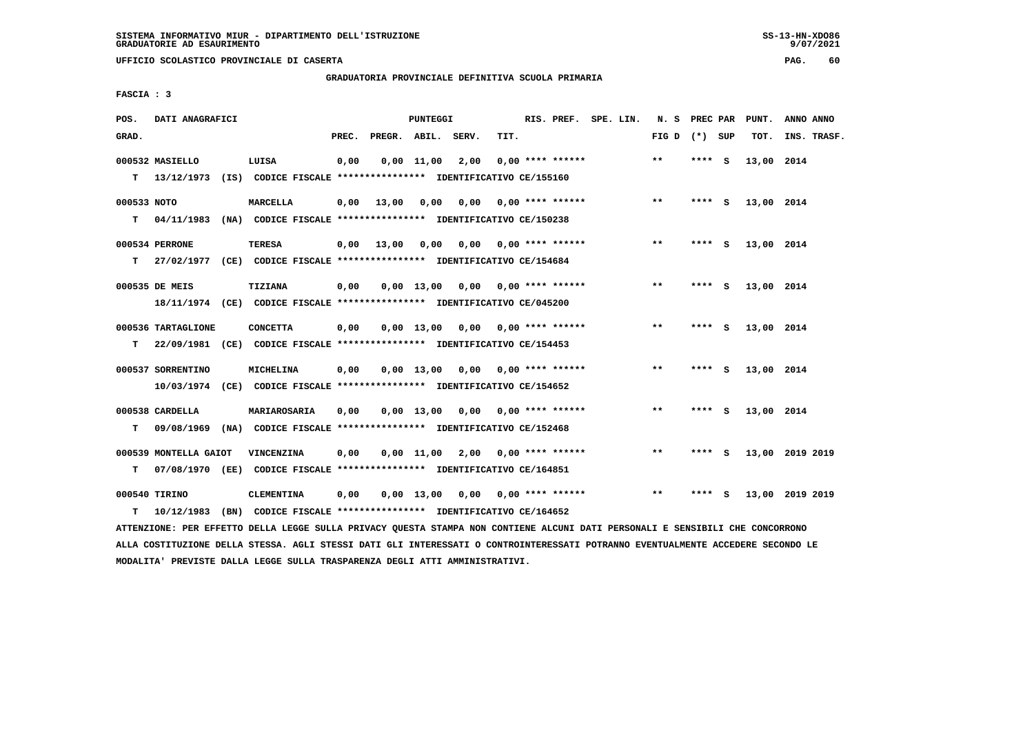SISTEMA INFORMATIVO MIUR - DIPARTIMENTO DELL'ISTRUZIONE
GRADUATORIE AD ESAURIMENTO

UFFICIO SCOLASTICO PROVINCIALE DI CASERTA

GRADUATORIA PROVINCIALE DEFINITIVA SCUOLA PRIMARIA

FASCIA : 3

| POS. GRAD. | DATI ANAGRAFICI | | PREC. | PREGR. | ABIL. | SERV. | TIT. | RIS. PREF. | SPE. LIN. | N. S FIG D | PREC PAR (*) | SUP | PUNT. TOT. | ANNO ANNO INS. TRASF. |
|---|---|---|---|---|---|---|---|---|---|---|---|---|---|---|
| 000532 | MASIELLO | LUISA | 0,00 | 0,00 | 11,00 | 2,00 | 0,00 | **** ****** | | ** | **** | S | 13,00 | 2014 |
| T | 13/12/1973 (IS) CODICE FISCALE **************** IDENTIFICATIVO CE/155160 | | | | | | | | | | | | | |
| 000533 | NOTO | MARCELLA | 0,00 | 13,00 | 0,00 | 0,00 | 0,00 | **** ****** | | ** | **** | S | 13,00 | 2014 |
| T | 04/11/1983 (NA) CODICE FISCALE **************** IDENTIFICATIVO CE/150238 | | | | | | | | | | | | | |
| 000534 | PERRONE | TERESA | 0,00 | 13,00 | 0,00 | 0,00 | 0,00 | **** ****** | | ** | **** | S | 13,00 | 2014 |
| T | 27/02/1977 (CE) CODICE FISCALE **************** IDENTIFICATIVO CE/154684 | | | | | | | | | | | | | |
| 000535 | DE MEIS | TIZIANA | 0,00 | 0,00 | 13,00 | 0,00 | 0,00 | **** ****** | | ** | **** | S | 13,00 | 2014 |
| | 18/11/1974 (CE) CODICE FISCALE **************** IDENTIFICATIVO CE/045200 | | | | | | | | | | | | | |
| 000536 | TARTAGLIONE | CONCETTA | 0,00 | 0,00 | 13,00 | 0,00 | 0,00 | **** ****** | | ** | **** | S | 13,00 | 2014 |
| T | 22/09/1981 (CE) CODICE FISCALE **************** IDENTIFICATIVO CE/154453 | | | | | | | | | | | | | |
| 000537 | SORRENTINO | MICHELINA | 0,00 | 0,00 | 13,00 | 0,00 | 0,00 | **** ****** | | ** | **** | S | 13,00 | 2014 |
| | 10/03/1974 (CE) CODICE FISCALE **************** IDENTIFICATIVO CE/154652 | | | | | | | | | | | | | |
| 000538 | CARDELLA | MARIAROSARIA | 0,00 | 0,00 | 13,00 | 0,00 | 0,00 | **** ****** | | ** | **** | S | 13,00 | 2014 |
| T | 09/08/1969 (NA) CODICE FISCALE **************** IDENTIFICATIVO CE/152468 | | | | | | | | | | | | | |
| 000539 | MONTELLA GAIOT | VINCENZINA | 0,00 | 0,00 | 11,00 | 2,00 | 0,00 | **** ****** | | ** | **** | S | 13,00 | 2019 2019 |
| T | 07/08/1970 (EE) CODICE FISCALE **************** IDENTIFICATIVO CE/164851 | | | | | | | | | | | | | |
| 000540 | TIRINO | CLEMENTINA | 0,00 | 0,00 | 13,00 | 0,00 | 0,00 | **** ****** | | ** | **** | S | 13,00 | 2019 2019 |
| T | 10/12/1983 (BN) CODICE FISCALE **************** IDENTIFICATIVO CE/164652 | | | | | | | | | | | | | |

ATTENZIONE: PER EFFETTO DELLA LEGGE SULLA PRIVACY QUESTA STAMPA NON CONTIENE ALCUNI DATI PERSONALI E SENSIBILI CHE CONCORRONO ALLA COSTITUZIONE DELLA STESSA. AGLI STESSI DATI GLI INTERESSATI O CONTROINTERESSATI POTRANNO EVENTUALMENTE ACCEDERE SECONDO LE MODALITA' PREVISTE DALLA LEGGE SULLA TRASPARENZA DEGLI ATTI AMMINISTRATIVI.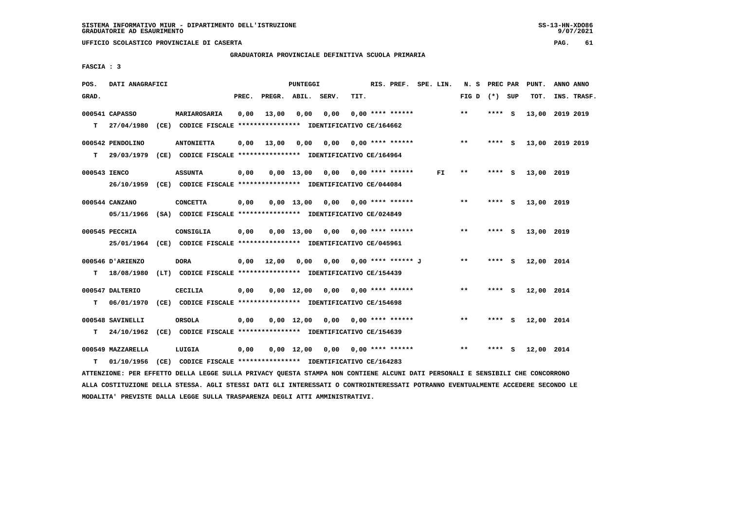SISTEMA INFORMATIVO MIUR - DIPARTIMENTO DELL'ISTRUZIONE
GRADUATORIE AD ESAURIMENTO

UFFICIO SCOLASTICO PROVINCIALE DI CASERTA

GRADUATORIA PROVINCIALE DEFINITIVA SCUOLA PRIMARIA

FASCIA : 3

| POS. GRAD. | DATI ANAGRAFICI | | PREC. | PREGR. | ABIL. | SERV. | TIT. | RIS. PREF. | SPE. LIN. | N. S FIG D | PREC PAR (*) | SUP | PUNT. TOT. | ANNO INS. | ANNO TRASF. |
|---|---|---|---|---|---|---|---|---|---|---|---|---|---|---|---|
| 000541 | CAPASSO | MARIAROSARIA | 0,00 | 13,00 | 0,00 | 0,00 | 0,00 | **** ****** | | ** | **** | S | 13,00 | 2019 | 2019 |
| T | 27/04/1980 (CE) CODICE FISCALE **************** IDENTIFICATIVO CE/164662 | | | | | | | | | | | | | | |
| 000542 | PENDOLINO | ANTONIETTA | 0,00 | 13,00 | 0,00 | 0,00 | 0,00 | **** ****** | | ** | **** | S | 13,00 | 2019 | 2019 |
| T | 29/03/1979 (CE) CODICE FISCALE **************** IDENTIFICATIVO CE/164964 | | | | | | | | | | | | | | |
| 000543 | IENCO | ASSUNTA | 0,00 | 0,00 | 13,00 | 0,00 | 0,00 | **** ****** | FI | ** | **** | S | 13,00 | 2019 | |
| | 26/10/1959 (CE) CODICE FISCALE **************** IDENTIFICATIVO CE/044084 | | | | | | | | | | | | | | |
| 000544 | CANZANO | CONCETTA | 0,00 | 0,00 | 13,00 | 0,00 | 0,00 | **** ****** | | ** | **** | S | 13,00 | 2019 | |
| | 05/11/1966 (SA) CODICE FISCALE **************** IDENTIFICATIVO CE/024849 | | | | | | | | | | | | | | |
| 000545 | PECCHIA | CONSIGLIA | 0,00 | 0,00 | 13,00 | 0,00 | 0,00 | **** ****** | | ** | **** | S | 13,00 | 2019 | |
| | 25/01/1964 (CE) CODICE FISCALE **************** IDENTIFICATIVO CE/045961 | | | | | | | | | | | | | | |
| 000546 | D'ARIENZO | DORA | 0,00 | 12,00 | 0,00 | 0,00 | 0,00 | **** ****** J | | ** | **** | S | 12,00 | 2014 | |
| T | 18/08/1980 (LT) CODICE FISCALE **************** IDENTIFICATIVO CE/154439 | | | | | | | | | | | | | | |
| 000547 | DALTERIO | CECILIA | 0,00 | 0,00 | 12,00 | 0,00 | 0,00 | **** ****** | | ** | **** | S | 12,00 | 2014 | |
| T | 06/01/1970 (CE) CODICE FISCALE **************** IDENTIFICATIVO CE/154698 | | | | | | | | | | | | | | |
| 000548 | SAVINELLI | ORSOLA | 0,00 | 0,00 | 12,00 | 0,00 | 0,00 | **** ****** | | ** | **** | S | 12,00 | 2014 | |
| T | 24/10/1962 (CE) CODICE FISCALE **************** IDENTIFICATIVO CE/154639 | | | | | | | | | | | | | | |
| 000549 | MAZZARELLA | LUIGIA | 0,00 | 0,00 | 12,00 | 0,00 | 0,00 | **** ****** | | ** | **** | S | 12,00 | 2014 | |
| T | 01/10/1956 (CE) CODICE FISCALE **************** IDENTIFICATIVO CE/164283 | | | | | | | | | | | | | | |

ATTENZIONE: PER EFFETTO DELLA LEGGE SULLA PRIVACY QUESTA STAMPA NON CONTIENE ALCUNI DATI PERSONALI E SENSIBILI CHE CONCORRONO ALLA COSTITUZIONE DELLA STESSA. AGLI STESSI DATI GLI INTERESSATI O CONTROINTERESSATI POTRANNO EVENTUALMENTE ACCEDERE SECONDO LE MODALITA' PREVISTE DALLA LEGGE SULLA TRASPARENZA DEGLI ATTI AMMINISTRATIVI.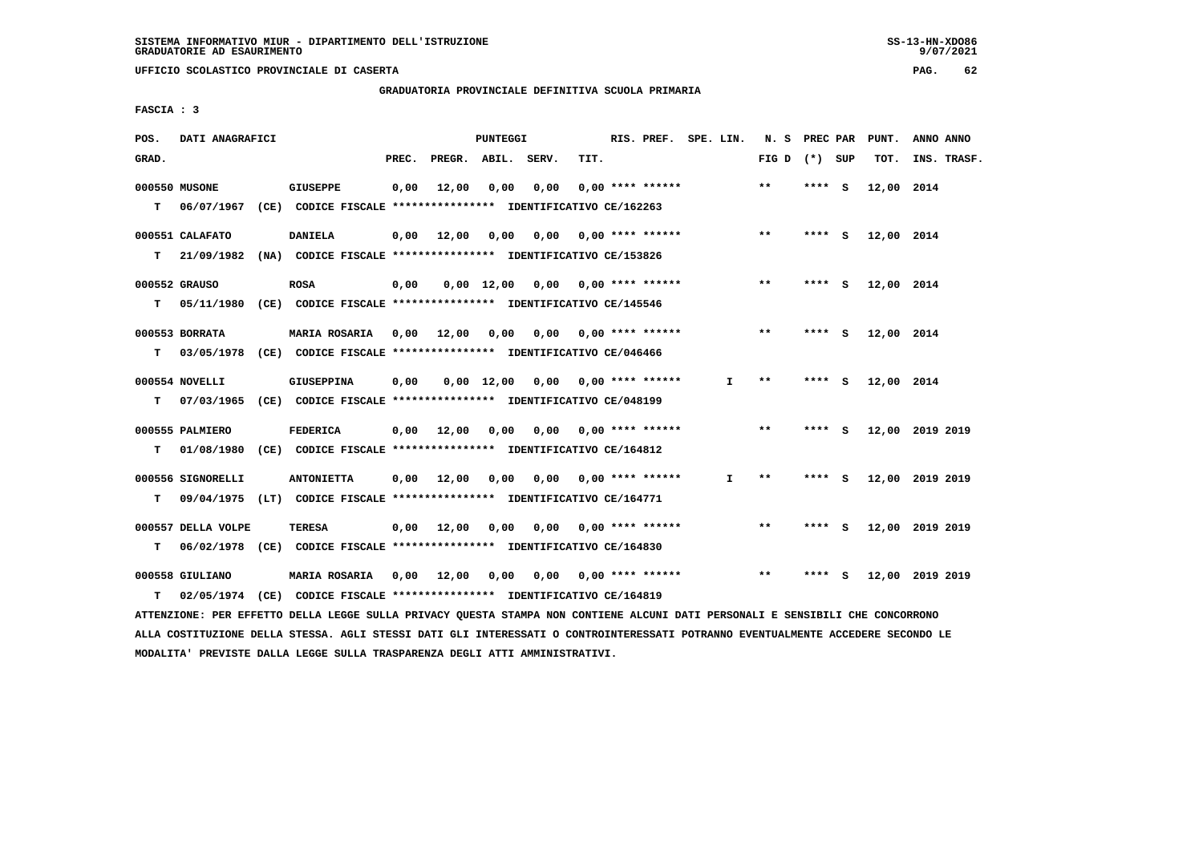SISTEMA INFORMATIVO MIUR - DIPARTIMENTO DELL'ISTRUZIONE
GRADUATORIE AD ESAURIMENTO

UFFICIO SCOLASTICO PROVINCIALE DI CASERTA

GRADUATORIA PROVINCIALE DEFINITIVA SCUOLA PRIMARIA

FASCIA : 3

| POS. GRAD. | DATI ANAGRAFICI | | PUNTEGGI PREC. | PREGR. | ABIL. | SERV. | TIT. | RIS. PREF. | SPE. LIN. | N. S FIG D | PREC PAR (*) SUP | PUNT. TOT. | ANNO ANNO INS. TRASF. |
|---|---|---|---|---|---|---|---|---|---|---|---|---|---|
| 000550 MUSONE | GIUSEPPE | | 0,00 | 12,00 | 0,00 | 0,00 | 0,00 | **** ****** | | ** | **** S | 12,00 | 2014 |
| T 06/07/1967 | (CE) CODICE FISCALE **************** | IDENTIFICATIVO CE/162263 | | | | | | | | | | | |
| 000551 CALAFATO | DANIELA | | 0,00 | 12,00 | 0,00 | 0,00 | 0,00 | **** ****** | | ** | **** S | 12,00 | 2014 |
| T 21/09/1982 | (NA) CODICE FISCALE **************** | IDENTIFICATIVO CE/153826 | | | | | | | | | | | |
| 000552 GRAUSO | ROSA | | 0,00 | 0,00 | 12,00 | 0,00 | 0,00 | **** ****** | | ** | **** S | 12,00 | 2014 |
| T 05/11/1980 | (CE) CODICE FISCALE **************** | IDENTIFICATIVO CE/145546 | | | | | | | | | | | |
| 000553 BORRATA | MARIA ROSARIA | | 0,00 | 12,00 | 0,00 | 0,00 | 0,00 | **** ****** | | ** | **** S | 12,00 | 2014 |
| T 03/05/1978 | (CE) CODICE FISCALE **************** | IDENTIFICATIVO CE/046466 | | | | | | | | | | | |
| 000554 NOVELLI | GIUSEPPINA | | 0,00 | 0,00 | 12,00 | 0,00 | 0,00 | **** ****** | I | ** | **** S | 12,00 | 2014 |
| T 07/03/1965 | (CE) CODICE FISCALE **************** | IDENTIFICATIVO CE/048199 | | | | | | | | | | | |
| 000555 PALMIERO | FEDERICA | | 0,00 | 12,00 | 0,00 | 0,00 | 0,00 | **** ****** | | ** | **** S | 12,00 | 2019 2019 |
| T 01/08/1980 | (CE) CODICE FISCALE **************** | IDENTIFICATIVO CE/164812 | | | | | | | | | | | |
| 000556 SIGNORELLI | ANTONIETTA | | 0,00 | 12,00 | 0,00 | 0,00 | 0,00 | **** ****** | I | ** | **** S | 12,00 | 2019 2019 |
| T 09/04/1975 | (LT) CODICE FISCALE **************** | IDENTIFICATIVO CE/164771 | | | | | | | | | | | |
| 000557 DELLA VOLPE | TERESA | | 0,00 | 12,00 | 0,00 | 0,00 | 0,00 | **** ****** | | ** | **** S | 12,00 | 2019 2019 |
| T 06/02/1978 | (CE) CODICE FISCALE **************** | IDENTIFICATIVO CE/164830 | | | | | | | | | | | |
| 000558 GIULIANO | MARIA ROSARIA | | 0,00 | 12,00 | 0,00 | 0,00 | 0,00 | **** ****** | | ** | **** S | 12,00 | 2019 2019 |
| T 02/05/1974 | (CE) CODICE FISCALE **************** | IDENTIFICATIVO CE/164819 | | | | | | | | | | | |

ATTENZIONE: PER EFFETTO DELLA LEGGE SULLA PRIVACY QUESTA STAMPA NON CONTIENE ALCUNI DATI PERSONALI E SENSIBILI CHE CONCORRONO ALLA COSTITUZIONE DELLA STESSA. AGLI STESSI DATI GLI INTERESSATI O CONTROINTERESSATI POTRANNO EVENTUALMENTE ACCEDERE SECONDO LE MODALITA' PREVISTE DALLA LEGGE SULLA TRASPARENZA DEGLI ATTI AMMINISTRATIVI.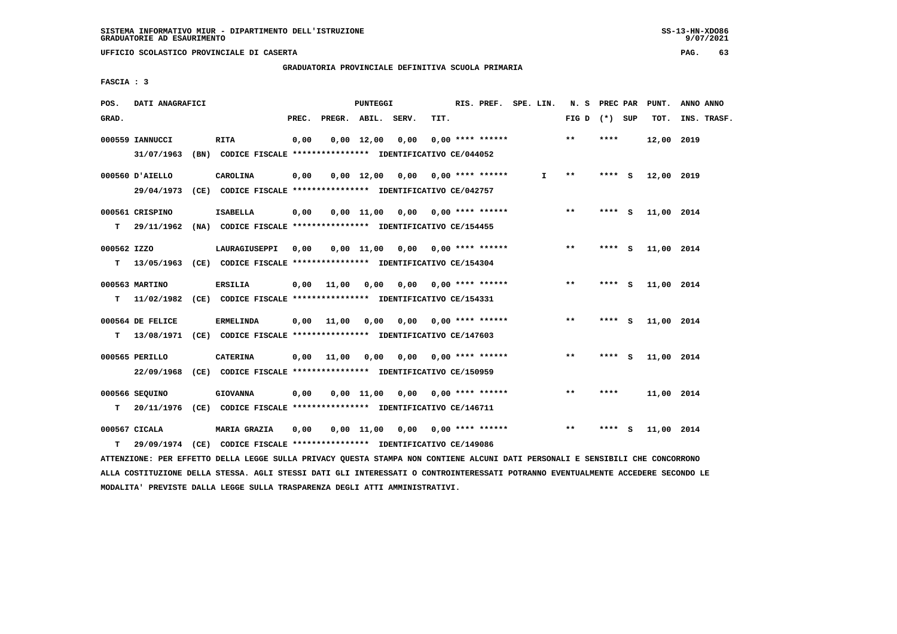SISTEMA INFORMATIVO MIUR - DIPARTIMENTO DELL'ISTRUZIONE
GRADUATORIE AD ESAURIMENTO

UFFICIO SCOLASTICO PROVINCIALE DI CASERTA

GRADUATORIA PROVINCIALE DEFINITIVA SCUOLA PRIMARIA

FASCIA : 3

| POS. GRAD. | DATI ANAGRAFICI | | PREC. | PREGR. | ABIL. | SERV. | TIT. | RIS. PREF. | SPE. LIN. | N. S FIG D | PREC PAR (*) SUP | PUNT. TOT. | ANNO ANNO INS. TRASF. |
|---|---|---|---|---|---|---|---|---|---|---|---|---|---|
| 000559 | IANNUCCI 31/07/1963 (BN) CODICE FISCALE **************** IDENTIFICATIVO CE/044052 | RITA | 0,00 | 0,00 | 12,00 | 0,00 | 0,00 | **** ****** | | ** | **** | 12,00 | 2019 |
| 000560 | D'AIELLO 29/04/1973 (CE) CODICE FISCALE **************** IDENTIFICATIVO CE/042757 | CAROLINA | 0,00 | 0,00 | 12,00 | 0,00 | 0,00 | **** ****** | I | ** | **** S | 12,00 | 2019 |
| 000561 | CRISPINO T 29/11/1962 (NA) CODICE FISCALE **************** IDENTIFICATIVO CE/154455 | ISABELLA | 0,00 | 0,00 | 11,00 | 0,00 | 0,00 | **** ****** | | ** | **** S | 11,00 | 2014 |
| 000562 | IZZO T 13/05/1963 (CE) CODICE FISCALE **************** IDENTIFICATIVO CE/154304 | LAURAGIUSEPPI | 0,00 | 0,00 | 11,00 | 0,00 | 0,00 | **** ****** | | ** | **** S | 11,00 | 2014 |
| 000563 | MARTINO T 11/02/1982 (CE) CODICE FISCALE **************** IDENTIFICATIVO CE/154331 | ERSILIA | 0,00 | 11,00 | 0,00 | 0,00 | 0,00 | **** ****** | | ** | **** S | 11,00 | 2014 |
| 000564 | DE FELICE T 13/08/1971 (CE) CODICE FISCALE **************** IDENTIFICATIVO CE/147603 | ERMELINDA | 0,00 | 11,00 | 0,00 | 0,00 | 0,00 | **** ****** | | ** | **** S | 11,00 | 2014 |
| 000565 | PERILLO 22/09/1968 (CE) CODICE FISCALE **************** IDENTIFICATIVO CE/150959 | CATERINA | 0,00 | 11,00 | 0,00 | 0,00 | 0,00 | **** ****** | | ** | **** S | 11,00 | 2014 |
| 000566 | SEQUINO T 20/11/1976 (CE) CODICE FISCALE **************** IDENTIFICATIVO CE/146711 | GIOVANNA | 0,00 | 0,00 | 11,00 | 0,00 | 0,00 | **** ****** | | ** | **** | 11,00 | 2014 |
| 000567 | CICALA T 29/09/1974 (CE) CODICE FISCALE **************** IDENTIFICATIVO CE/149086 | MARIA GRAZIA | 0,00 | 0,00 | 11,00 | 0,00 | 0,00 | **** ****** | | ** | **** S | 11,00 | 2014 |

ATTENZIONE: PER EFFETTO DELLA LEGGE SULLA PRIVACY QUESTA STAMPA NON CONTIENE ALCUNI DATI PERSONALI E SENSIBILI CHE CONCORRONO ALLA COSTITUZIONE DELLA STESSA. AGLI STESSI DATI GLI INTERESSATI O CONTROINTERESSATI POTRANNO EVENTUALMENTE ACCEDERE SECONDO LE MODALITA' PREVISTE DALLA LEGGE SULLA TRASPARENZA DEGLI ATTI AMMINISTRATIVI.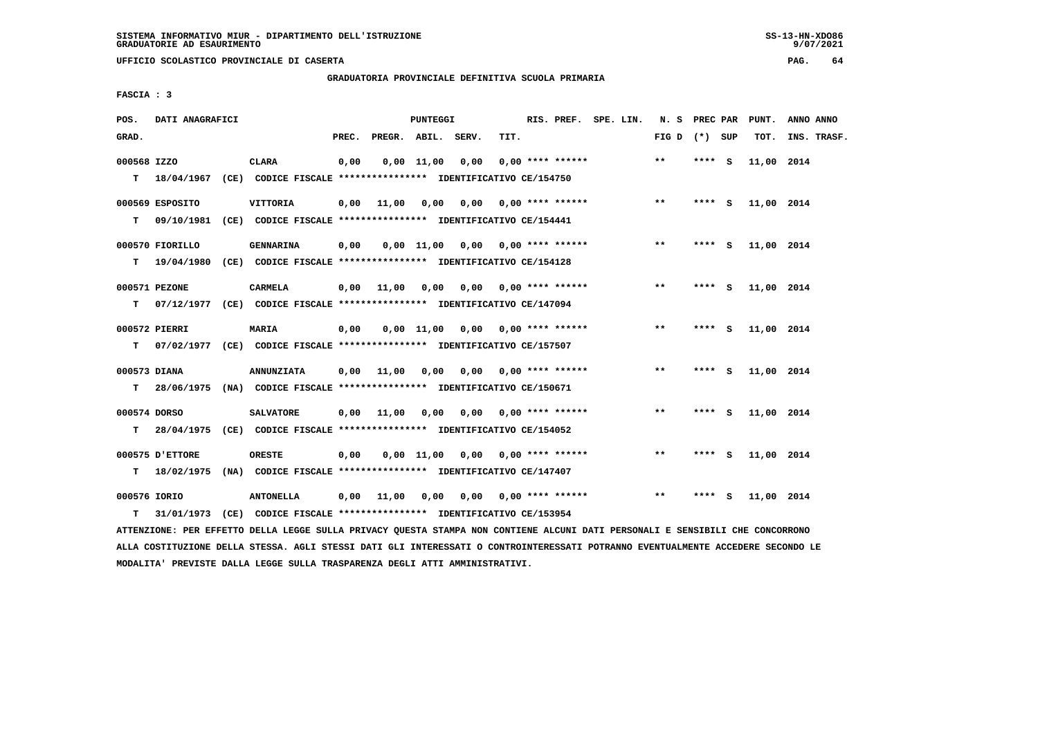SISTEMA INFORMATIVO MIUR - DIPARTIMENTO DELL'ISTRUZIONE
GRADUATORIE AD ESAURIMENTO

UFFICIO SCOLASTICO PROVINCIALE DI CASERTA

GRADUATORIA PROVINCIALE DEFINITIVA SCUOLA PRIMARIA

FASCIA : 3

| POS. GRAD. | DATI ANAGRAFICI | | PREC. | PREGR. | ABIL. | SERV. | TIT. | RIS. PREF. | SPE. LIN. | N. S FIG D | PREC PAR (*) | SUP | PUNT. TOT. | ANNO INS. | ANNO TRASF. |
|---|---|---|---|---|---|---|---|---|---|---|---|---|---|---|---|
| 000568 | IZZO | CLARA | 0,00 | 0,00 | 11,00 | 0,00 | 0,00 | **** ****** | | ** | **** | S | 11,00 | 2014 | |
| T | 18/04/1967 (CE) | CODICE FISCALE **************** IDENTIFICATIVO CE/154750 | | | | | | | | | | | | | |
| 000569 | ESPOSITO | VITTORIA | 0,00 | 11,00 | 0,00 | 0,00 | 0,00 | **** ****** | | ** | **** | S | 11,00 | 2014 | |
| T | 09/10/1981 (CE) | CODICE FISCALE **************** IDENTIFICATIVO CE/154441 | | | | | | | | | | | | | |
| 000570 | FIORILLO | GENNARINA | 0,00 | 0,00 | 11,00 | 0,00 | 0,00 | **** ****** | | ** | **** | S | 11,00 | 2014 | |
| T | 19/04/1980 (CE) | CODICE FISCALE **************** IDENTIFICATIVO CE/154128 | | | | | | | | | | | | | |
| 000571 | PEZONE | CARMELA | 0,00 | 11,00 | 0,00 | 0,00 | 0,00 | **** ****** | | ** | **** | S | 11,00 | 2014 | |
| T | 07/12/1977 (CE) | CODICE FISCALE **************** IDENTIFICATIVO CE/147094 | | | | | | | | | | | | | |
| 000572 | PIERRI | MARIA | 0,00 | 0,00 | 11,00 | 0,00 | 0,00 | **** ****** | | ** | **** | S | 11,00 | 2014 | |
| T | 07/02/1977 (CE) | CODICE FISCALE **************** IDENTIFICATIVO CE/157507 | | | | | | | | | | | | | |
| 000573 | DIANA | ANNUNZIATA | 0,00 | 11,00 | 0,00 | 0,00 | 0,00 | **** ****** | | ** | **** | S | 11,00 | 2014 | |
| T | 28/06/1975 (NA) | CODICE FISCALE **************** IDENTIFICATIVO CE/150671 | | | | | | | | | | | | | |
| 000574 | DORSO | SALVATORE | 0,00 | 11,00 | 0,00 | 0,00 | 0,00 | **** ****** | | ** | **** | S | 11,00 | 2014 | |
| T | 28/04/1975 (CE) | CODICE FISCALE **************** IDENTIFICATIVO CE/154052 | | | | | | | | | | | | | |
| 000575 | D'ETTORE | ORESTE | 0,00 | 0,00 | 11,00 | 0,00 | 0,00 | **** ****** | | ** | **** | S | 11,00 | 2014 | |
| T | 18/02/1975 (NA) | CODICE FISCALE **************** IDENTIFICATIVO CE/147407 | | | | | | | | | | | | | |
| 000576 | IORIO | ANTONELLA | 0,00 | 11,00 | 0,00 | 0,00 | 0,00 | **** ****** | | ** | **** | S | 11,00 | 2014 | |
| T | 31/01/1973 (CE) | CODICE FISCALE **************** IDENTIFICATIVO CE/153954 | | | | | | | | | | | | | |

ATTENZIONE: PER EFFETTO DELLA LEGGE SULLA PRIVACY QUESTA STAMPA NON CONTIENE ALCUNI DATI PERSONALI E SENSIBILI CHE CONCORRONO ALLA COSTITUZIONE DELLA STESSA. AGLI STESSI DATI GLI INTERESSATI O CONTROINTERESSATI POTRANNO EVENTUALMENTE ACCEDERE SECONDO LE MODALITA' PREVISTE DALLA LEGGE SULLA TRASPARENZA DEGLI ATTI AMMINISTRATIVI.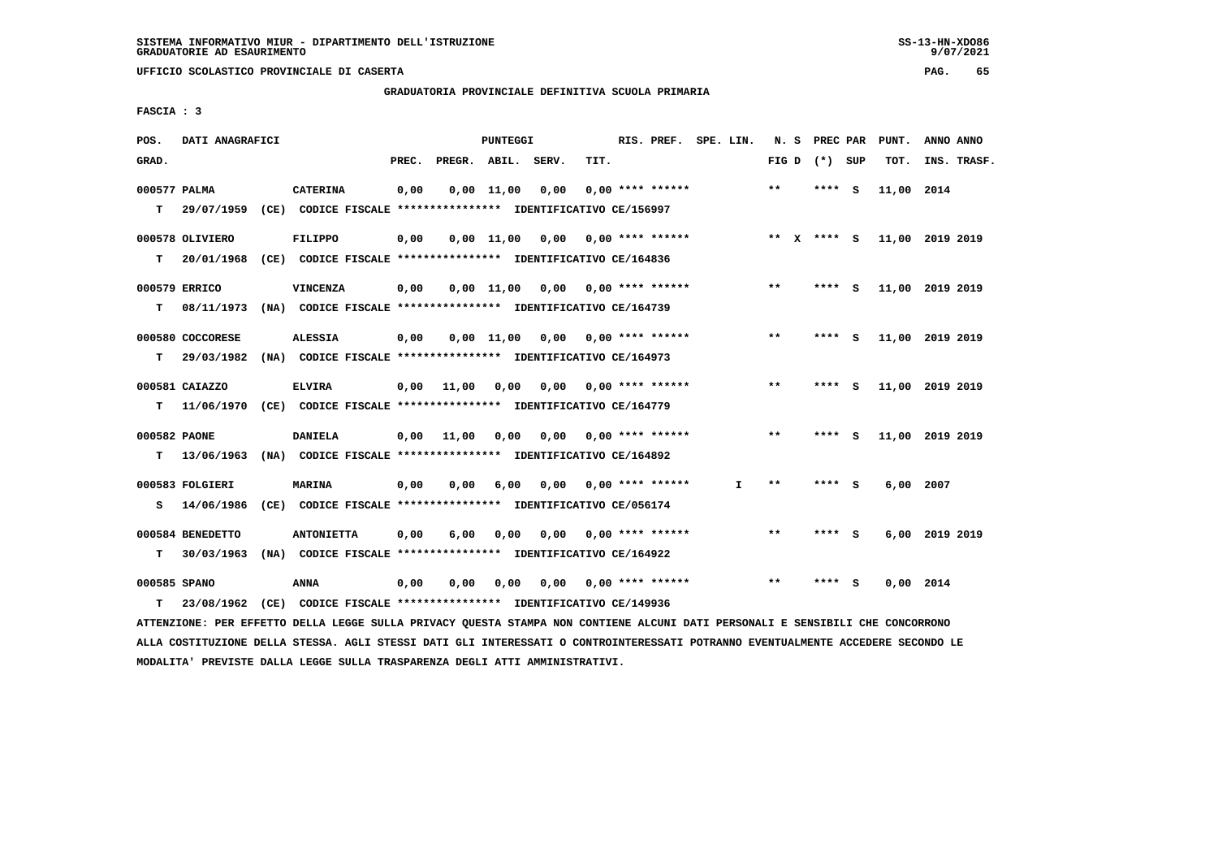SISTEMA INFORMATIVO MIUR - DIPARTIMENTO DELL'ISTRUZIONE
GRADUATORIE AD ESAURIMENTO

UFFICIO SCOLASTICO PROVINCIALE DI CASERTA

GRADUATORIA PROVINCIALE DEFINITIVA SCUOLA PRIMARIA

FASCIA : 3

| POS. GRAD. | DATI ANAGRAFICI | | PREC. | PREGR. | ABIL. | SERV. | TIT. | RIS. PREF. | SPE. LIN. | N. S FIG D | PREC PAR (*) SUP | PUNT. TOT. | ANNO ANNO INS. TRASF. |
|---|---|---|---|---|---|---|---|---|---|---|---|---|---|
| 000577 | PALMA | CATERINA | 0,00 | 0,00 | 11,00 | 0,00 | 0,00 | **** ****** | | ** | **** S | 11,00 | 2014 |
| T | 29/07/1959 (CE) | CODICE FISCALE **************** IDENTIFICATIVO CE/156997 | | | | | | | | | | | |
| 000578 | OLIVIERO | FILIPPO | 0,00 | 0,00 | 11,00 | 0,00 | 0,00 | **** ****** | | ** X | **** S | 11,00 | 2019 2019 |
| T | 20/01/1968 (CE) | CODICE FISCALE **************** IDENTIFICATIVO CE/164836 | | | | | | | | | | | |
| 000579 | ERRICO | VINCENZA | 0,00 | 0,00 | 11,00 | 0,00 | 0,00 | **** ****** | | ** | **** S | 11,00 | 2019 2019 |
| T | 08/11/1973 (NA) | CODICE FISCALE **************** IDENTIFICATIVO CE/164739 | | | | | | | | | | | |
| 000580 | COCCORESE | ALESSIA | 0,00 | 0,00 | 11,00 | 0,00 | 0,00 | **** ****** | | ** | **** S | 11,00 | 2019 2019 |
| T | 29/03/1982 (NA) | CODICE FISCALE **************** IDENTIFICATIVO CE/164973 | | | | | | | | | | | |
| 000581 | CAIAZZO | ELVIRA | 0,00 | 11,00 | 0,00 | 0,00 | 0,00 | **** ****** | | ** | **** S | 11,00 | 2019 2019 |
| T | 11/06/1970 (CE) | CODICE FISCALE **************** IDENTIFICATIVO CE/164779 | | | | | | | | | | | |
| 000582 | PAONE | DANIELA | 0,00 | 11,00 | 0,00 | 0,00 | 0,00 | **** ****** | | ** | **** S | 11,00 | 2019 2019 |
| T | 13/06/1963 (NA) | CODICE FISCALE **************** IDENTIFICATIVO CE/164892 | | | | | | | | | | | |
| 000583 | FOLGIERI | MARINA | 0,00 | 0,00 | 6,00 | 0,00 | 0,00 | **** ****** | I | ** | **** S | 6,00 | 2007 |
| S | 14/06/1986 (CE) | CODICE FISCALE **************** IDENTIFICATIVO CE/056174 | | | | | | | | | | | |
| 000584 | BENEDETTO | ANTONIETTA | 0,00 | 6,00 | 0,00 | 0,00 | 0,00 | **** ****** | | ** | **** S | 6,00 | 2019 2019 |
| T | 30/03/1963 (NA) | CODICE FISCALE **************** IDENTIFICATIVO CE/164922 | | | | | | | | | | | |
| 000585 | SPANO | ANNA | 0,00 | 0,00 | 0,00 | 0,00 | 0,00 | **** ****** | | ** | **** S | 0,00 | 2014 |
| T | 23/08/1962 (CE) | CODICE FISCALE **************** IDENTIFICATIVO CE/149936 | | | | | | | | | | | |

ATTENZIONE: PER EFFETTO DELLA LEGGE SULLA PRIVACY QUESTA STAMPA NON CONTIENE ALCUNI DATI PERSONALI E SENSIBILI CHE CONCORRONO ALLA COSTITUZIONE DELLA STESSA. AGLI STESSI DATI GLI INTERESSATI O CONTROINTERESSATI POTRANNO EVENTUALMENTE ACCEDERE SECONDO LE MODALITA' PREVISTE DALLA LEGGE SULLA TRASPARENZA DEGLI ATTI AMMINISTRATIVI.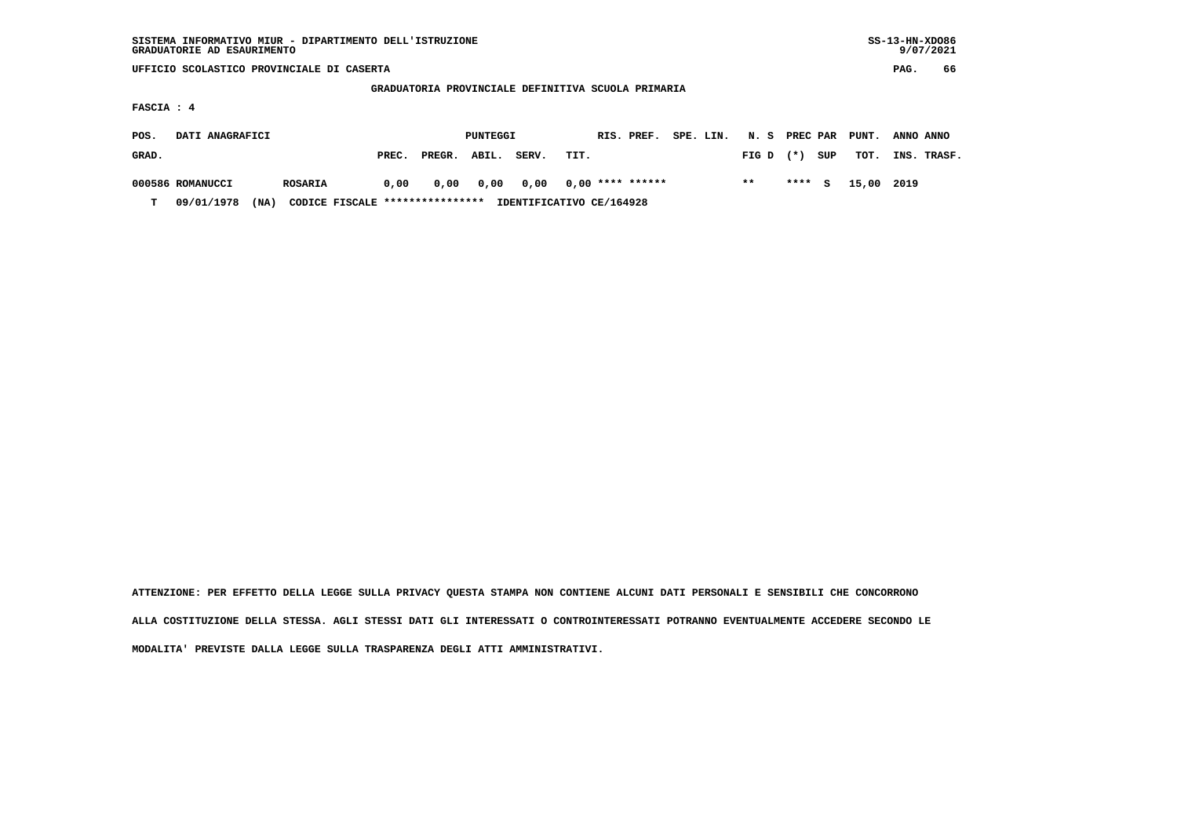SISTEMA INFORMATIVO MIUR - DIPARTIMENTO DELL'ISTRUZIONE
GRADUATORIE AD ESAURIMENTO

UFFICIO SCOLASTICO PROVINCIALE DI CASERTA

GRADUATORIA PROVINCIALE DEFINITIVA SCUOLA PRIMARIA

FASCIA : 4

| POS. GRAD. | DATI ANAGRAFICI | | PUNTEGGI PREC. | PREGR. | ABIL. | SERV. | TIT. | RIS. PREF. | SPE. LIN. | N. S FIG D | PREC PAR (*) | SUP | PUNT. TOT. | ANNO INS. | ANNO TRASF. |
|---|---|---|---|---|---|---|---|---|---|---|---|---|---|---|---|
| 000586 | ROMANUCCI | ROSARIA | 0,00 | 0,00 | 0,00 | 0,00 | 0,00 | **** ****** | | ** | **** | S | 15,00 | 2019 | |
| T | 09/01/1978 (NA) | CODICE FISCALE **************** IDENTIFICATIVO CE/164928 | | | | | | | | | | | | | |

ATTENZIONE: PER EFFETTO DELLA LEGGE SULLA PRIVACY QUESTA STAMPA NON CONTIENE ALCUNI DATI PERSONALI E SENSIBILI CHE CONCORRONO ALLA COSTITUZIONE DELLA STESSA. AGLI STESSI DATI GLI INTERESSATI O CONTROINTERESSATI POTRANNO EVENTUALMENTE ACCEDERE SECONDO LE MODALITA' PREVISTE DALLA LEGGE SULLA TRASPARENZA DEGLI ATTI AMMINISTRATIVI.